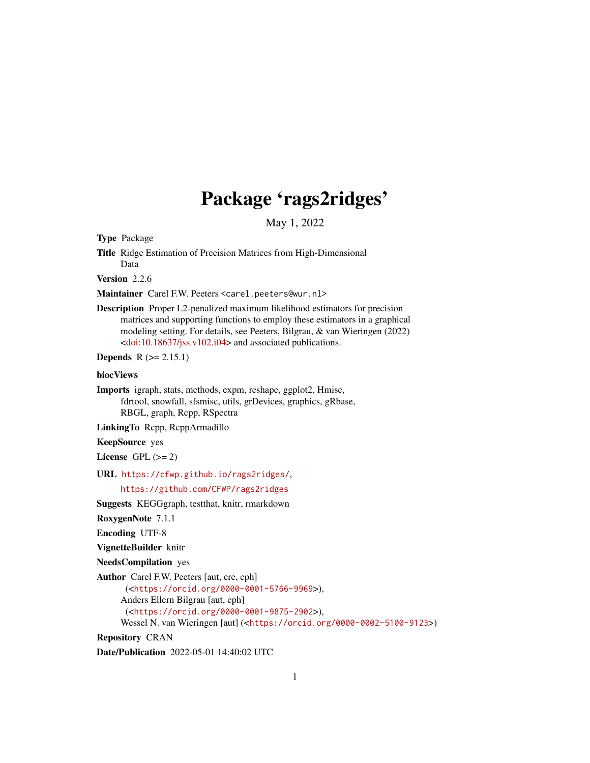# Package 'rags2ridges'

May 1, 2022

**Type** Package

**Title** Ridge Estimation of Precision Matrices from High-Dimensional Data

**Version** 2.2.6

**Maintainer** Carel F.W. Peeters <carel.peeters@wur.nl>

**Description** Proper L2-penalized maximum likelihood estimators for precision matrices and supporting functions to employ these estimators in a graphical modeling setting. For details, see Peeters, Bilgrau, & van Wieringen (2022) <doi:10.18637/jss.v102.i04> and associated publications.

**Depends** R (>= 2.15.1)

**biocViews**

**Imports** igraph, stats, methods, expm, reshape, ggplot2, Hmisc, fdrtool, snowfall, sfsmisc, utils, grDevices, graphics, gRbase, RBGL, graph, Rcpp, RSpectra

**LinkingTo** Rcpp, RcppArmadillo

**KeepSource** yes

**License** GPL (>= 2)

**URL** https://cfwp.github.io/rags2ridges/,
https://github.com/CFWP/rags2ridges

**Suggests** KEGGgraph, testthat, knitr, rmarkdown

**RoxygenNote** 7.1.1

**Encoding** UTF-8

**VignetteBuilder** knitr

**NeedsCompilation** yes

**Author** Carel F.W. Peeters [aut, cre, cph] (<https://orcid.org/0000-0001-5766-9969>),
Anders Ellern Bilgrau [aut, cph] (<https://orcid.org/0000-0001-9875-2902>),
Wessel N. van Wieringen [aut] (<https://orcid.org/0000-0002-5100-9123>)

**Repository** CRAN

**Date/Publication** 2022-05-01 14:40:02 UTC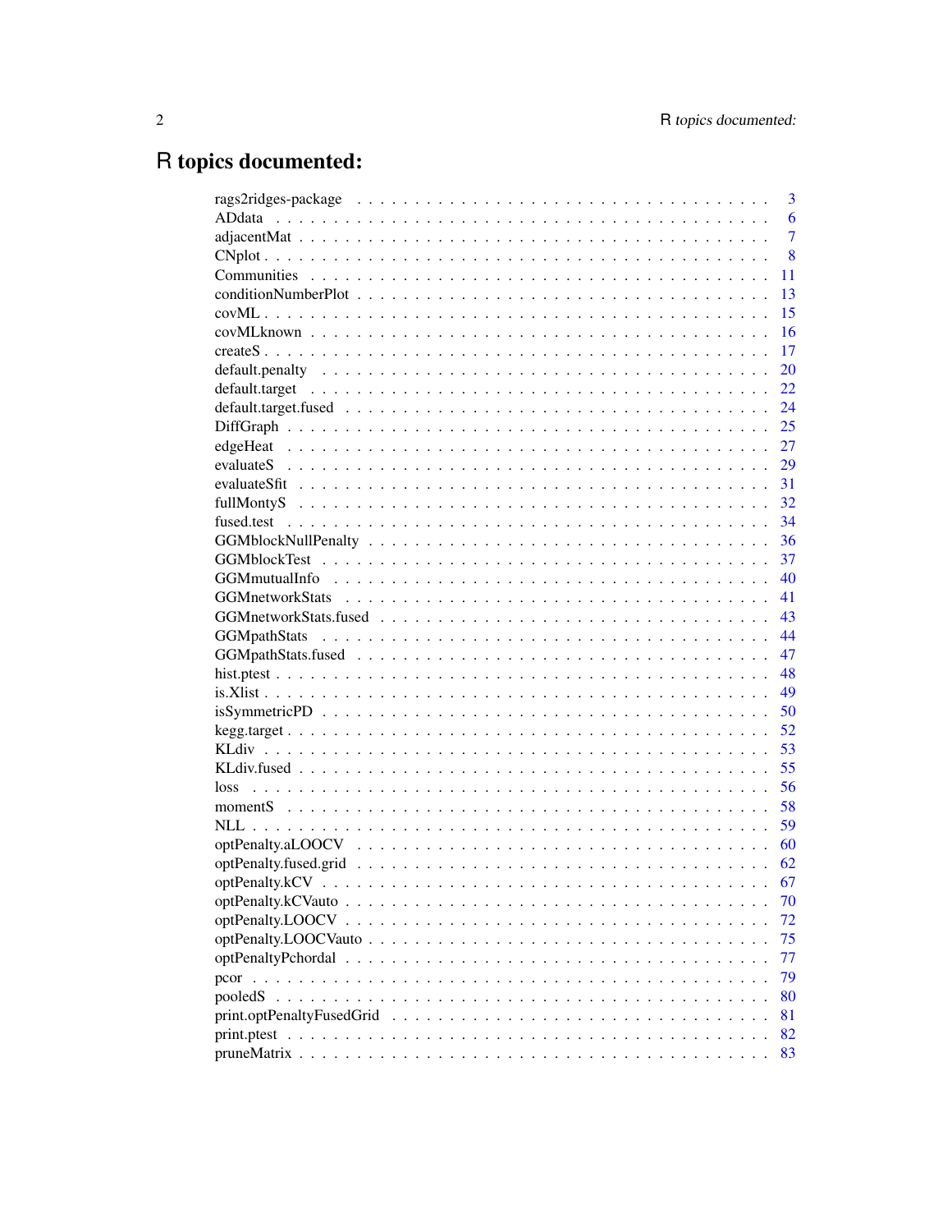# R topics documented:

| | |
|---|---|
| rags2ridges-package | 3 |
| ADdata | 6 |
| adjacentMat | 7 |
| CNplot | 8 |
| Communities | 11 |
| conditionNumberPlot | 13 |
| covML | 15 |
| covMLknown | 16 |
| createS | 17 |
| default.penalty | 20 |
| default.target | 22 |
| default.target.fused | 24 |
| DiffGraph | 25 |
| edgeHeat | 27 |
| evaluateS | 29 |
| evaluateSfit | 31 |
| fullMontyS | 32 |
| fused.test | 34 |
| GGMblockNullPenalty | 36 |
| GGMblockTest | 37 |
| GGMmutualInfo | 40 |
| GGMnetworkStats | 41 |
| GGMnetworkStats.fused | 43 |
| GGMpathStats | 44 |
| GGMpathStats.fused | 47 |
| hist.ptest | 48 |
| is.Xlist | 49 |
| isSymmetricPD | 50 |
| kegg.target | 52 |
| KLdiv | 53 |
| KLdiv.fused | 55 |
| loss | 56 |
| momentS | 58 |
| NLL | 59 |
| optPenalty.aLOOCV | 60 |
| optPenalty.fused.grid | 62 |
| optPenalty.kCV | 67 |
| optPenalty.kCVauto | 70 |
| optPenalty.LOOCV | 72 |
| optPenalty.LOOCVauto | 75 |
| optPenaltyPchordal | 77 |
| pcor | 79 |
| pooledS | 80 |
| print.optPenaltyFusedGrid | 81 |
| print.ptest | 82 |
| pruneMatrix | 83 |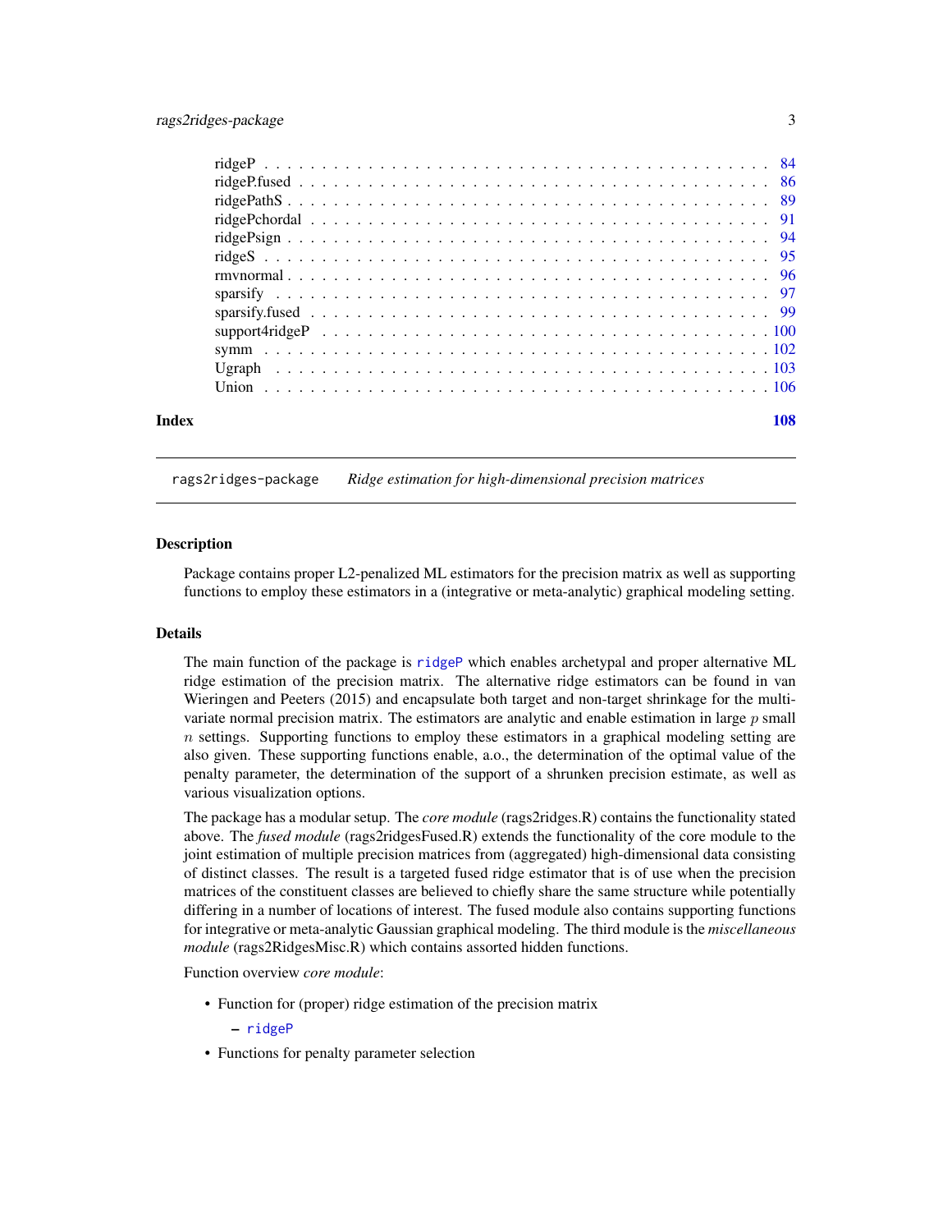ridgeP . . . . . . . . . . . . . . . . . . . . . . . . . . . . . . . . . . . . . . . . . 84
ridgeP.fused . . . . . . . . . . . . . . . . . . . . . . . . . . . . . . . . . . . . . . 86
ridgePathS . . . . . . . . . . . . . . . . . . . . . . . . . . . . . . . . . . . . . . . 89
ridgePchordal . . . . . . . . . . . . . . . . . . . . . . . . . . . . . . . . . . . . . 91
ridgePsign . . . . . . . . . . . . . . . . . . . . . . . . . . . . . . . . . . . . . . . 94
ridgeS . . . . . . . . . . . . . . . . . . . . . . . . . . . . . . . . . . . . . . . . . 95
rmvnormal . . . . . . . . . . . . . . . . . . . . . . . . . . . . . . . . . . . . . . . 96
sparsify . . . . . . . . . . . . . . . . . . . . . . . . . . . . . . . . . . . . . . . . 97
sparsify.fused . . . . . . . . . . . . . . . . . . . . . . . . . . . . . . . . . . . . . 99
support4ridgeP . . . . . . . . . . . . . . . . . . . . . . . . . . . . . . . . . . . . 100
symm . . . . . . . . . . . . . . . . . . . . . . . . . . . . . . . . . . . . . . . . . . 102
Ugraph . . . . . . . . . . . . . . . . . . . . . . . . . . . . . . . . . . . . . . . . . 103
Union . . . . . . . . . . . . . . . . . . . . . . . . . . . . . . . . . . . . . . . . . . 106

**Index** **108**

---

`rags2ridges-package` *Ridge estimation for high-dimensional precision matrices*

---

### Description

Package contains proper L2-penalized ML estimators for the precision matrix as well as supporting functions to employ these estimators in a (integrative or meta-analytic) graphical modeling setting.

### Details

The main function of the package is `ridgeP` which enables archetypal and proper alternative ML ridge estimation of the precision matrix. The alternative ridge estimators can be found in van Wieringen and Peeters (2015) and encapsulate both target and non-target shrinkage for the multivariate normal precision matrix. The estimators are analytic and enable estimation in large $p$ small $n$ settings. Supporting functions to employ these estimators in a graphical modeling setting are also given. These supporting functions enable, a.o., the determination of the optimal value of the penalty parameter, the determination of the support of a shrunken precision estimate, as well as various visualization options.

The package has a modular setup. The *core module* (rags2ridges.R) contains the functionality stated above. The *fused module* (rags2ridgesFused.R) extends the functionality of the core module to the joint estimation of multiple precision matrices from (aggregated) high-dimensional data consisting of distinct classes. The result is a targeted fused ridge estimator that is of use when the precision matrices of the constituent classes are believed to chiefly share the same structure while potentially differing in a number of locations of interest. The fused module also contains supporting functions for integrative or meta-analytic Gaussian graphical modeling. The third module is the *miscellaneous module* (rags2RidgesMisc.R) which contains assorted hidden functions.

Function overview *core module*:

- Function for (proper) ridge estimation of the precision matrix
  - `ridgeP`
- Functions for penalty parameter selection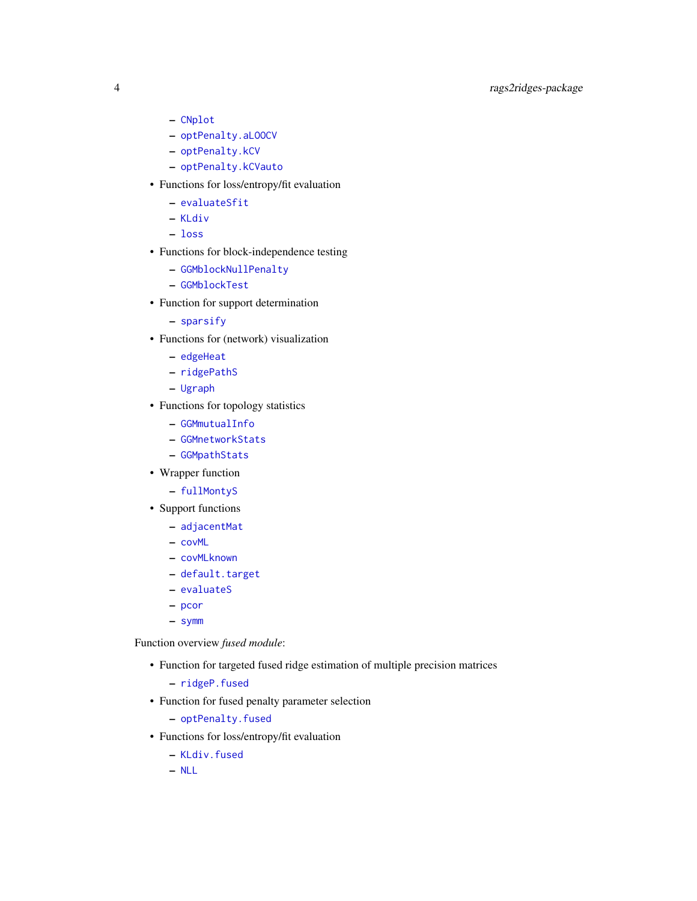- CNplot
  - optPenalty.aLOOCV
  - optPenalty.kCV
  - optPenalty.kCVauto
- Functions for loss/entropy/fit evaluation
  - evaluateSfit
  - KLdiv
  - loss
- Functions for block-independence testing
  - GGMblockNullPenalty
  - GGMblockTest
- Function for support determination
  - sparsify
- Functions for (network) visualization
  - edgeHeat
  - ridgePathS
  - Ugraph
- Functions for topology statistics
  - GGMmutualInfo
  - GGMnetworkStats
  - GGMpathStats
- Wrapper function
  - fullMontyS
- Support functions
  - adjacentMat
  - covML
  - covMLknown
  - default.target
  - evaluateS
  - pcor
  - symm

Function overview *fused module*:

- Function for targeted fused ridge estimation of multiple precision matrices
  - ridgeP.fused
- Function for fused penalty parameter selection
  - optPenalty.fused
- Functions for loss/entropy/fit evaluation
  - KLdiv.fused
  - NLL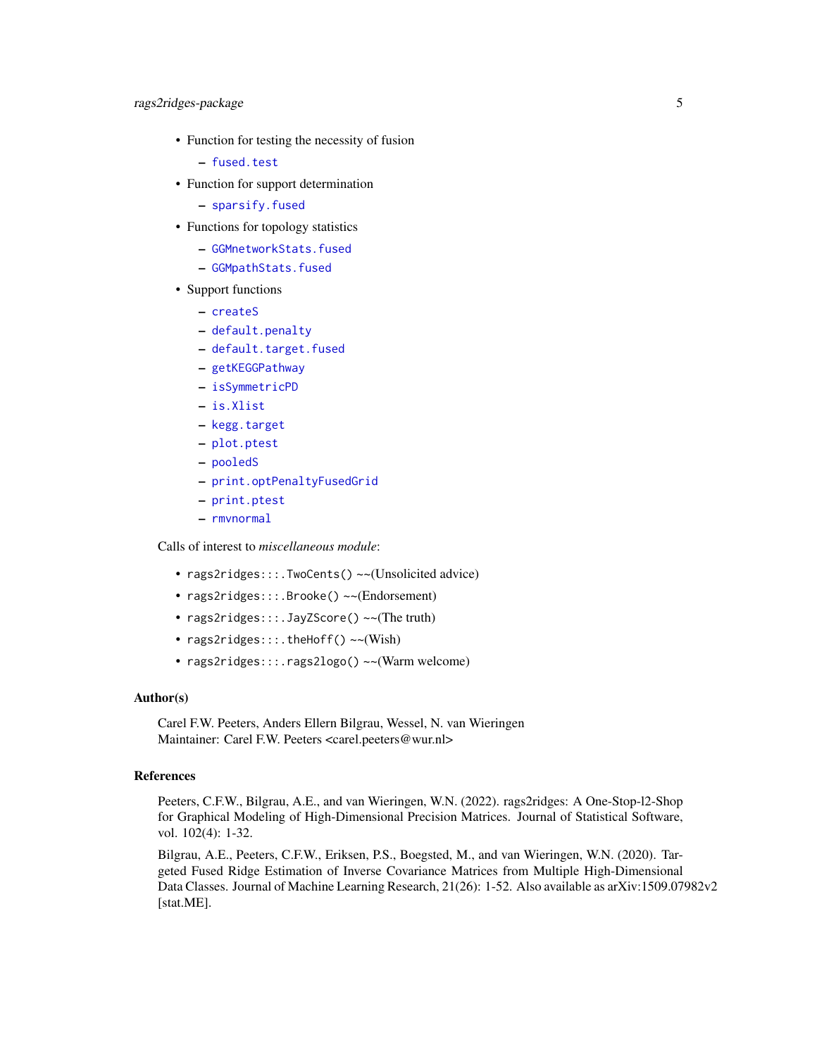- Function for testing the necessity of fusion
  - fused.test
- Function for support determination
  - sparsify.fused
- Functions for topology statistics
  - GGMnetworkStats.fused
  - GGMpathStats.fused
- Support functions
  - createS
  - default.penalty
  - default.target.fused
  - getKEGGPathway
  - isSymmetricPD
  - is.Xlist
  - kegg.target
  - plot.ptest
  - pooledS
  - print.optPenaltyFusedGrid
  - print.ptest
  - rmvnormal

Calls of interest to *miscellaneous module*:

- `rags2ridges:::.TwoCents()` ~~(Unsolicited advice)
- `rags2ridges:::.Brooke()` ~~(Endorsement)
- `rags2ridges:::.JayZScore()` ~~(The truth)
- `rags2ridges:::.theHoff()` ~~(Wish)
- `rags2ridges:::.rags2logo()` ~~(Warm welcome)

### Author(s)

Carel F.W. Peeters, Anders Ellern Bilgrau, Wessel, N. van Wieringen
Maintainer: Carel F.W. Peeters <carel.peeters@wur.nl>

### References

Peeters, C.F.W., Bilgrau, A.E., and van Wieringen, W.N. (2022). rags2ridges: A One-Stop-l2-Shop for Graphical Modeling of High-Dimensional Precision Matrices. Journal of Statistical Software, vol. 102(4): 1-32.

Bilgrau, A.E., Peeters, C.F.W., Eriksen, P.S., Boegsted, M., and van Wieringen, W.N. (2020). Targeted Fused Ridge Estimation of Inverse Covariance Matrices from Multiple High-Dimensional Data Classes. Journal of Machine Learning Research, 21(26): 1-52. Also available as arXiv:1509.07982v2 [stat.ME].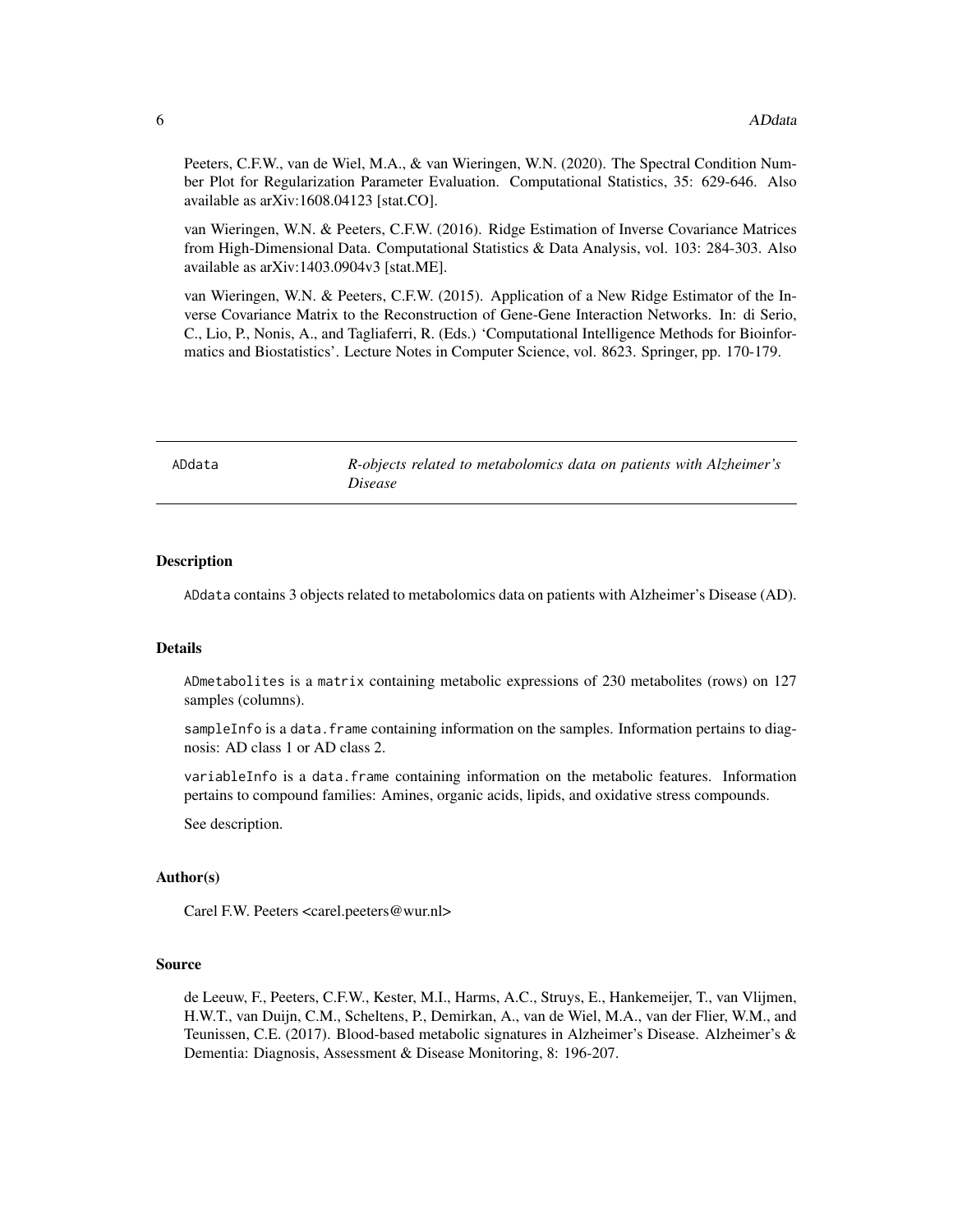Peeters, C.F.W., van de Wiel, M.A., & van Wieringen, W.N. (2020). The Spectral Condition Number Plot for Regularization Parameter Evaluation. Computational Statistics, 35: 629-646. Also available as arXiv:1608.04123 [stat.CO].

van Wieringen, W.N. & Peeters, C.F.W. (2016). Ridge Estimation of Inverse Covariance Matrices from High-Dimensional Data. Computational Statistics & Data Analysis, vol. 103: 284-303. Also available as arXiv:1403.0904v3 [stat.ME].

van Wieringen, W.N. & Peeters, C.F.W. (2015). Application of a New Ridge Estimator of the Inverse Covariance Matrix to the Reconstruction of Gene-Gene Interaction Networks. In: di Serio, C., Lio, P., Nonis, A., and Tagliaferri, R. (Eds.) 'Computational Intelligence Methods for Bioinformatics and Biostatistics'. Lecture Notes in Computer Science, vol. 8623. Springer, pp. 170-179.

---

## `ADdata` — *R-objects related to metabolomics data on patients with Alzheimer's Disease*

### Description

`ADdata` contains 3 objects related to metabolomics data on patients with Alzheimer's Disease (AD).

### Details

`ADmetabolites` is a `matrix` containing metabolic expressions of 230 metabolites (rows) on 127 samples (columns).

`sampleInfo` is a `data.frame` containing information on the samples. Information pertains to diagnosis: AD class 1 or AD class 2.

`variableInfo` is a `data.frame` containing information on the metabolic features. Information pertains to compound families: Amines, organic acids, lipids, and oxidative stress compounds.

See description.

### Author(s)

Carel F.W. Peeters <carel.peeters@wur.nl>

### Source

de Leeuw, F., Peeters, C.F.W., Kester, M.I., Harms, A.C., Struys, E., Hankemeijer, T., van Vlijmen, H.W.T., van Duijn, C.M., Scheltens, P., Demirkan, A., van de Wiel, M.A., van der Flier, W.M., and Teunissen, C.E. (2017). Blood-based metabolic signatures in Alzheimer's Disease. Alzheimer's & Dementia: Diagnosis, Assessment & Disease Monitoring, 8: 196-207.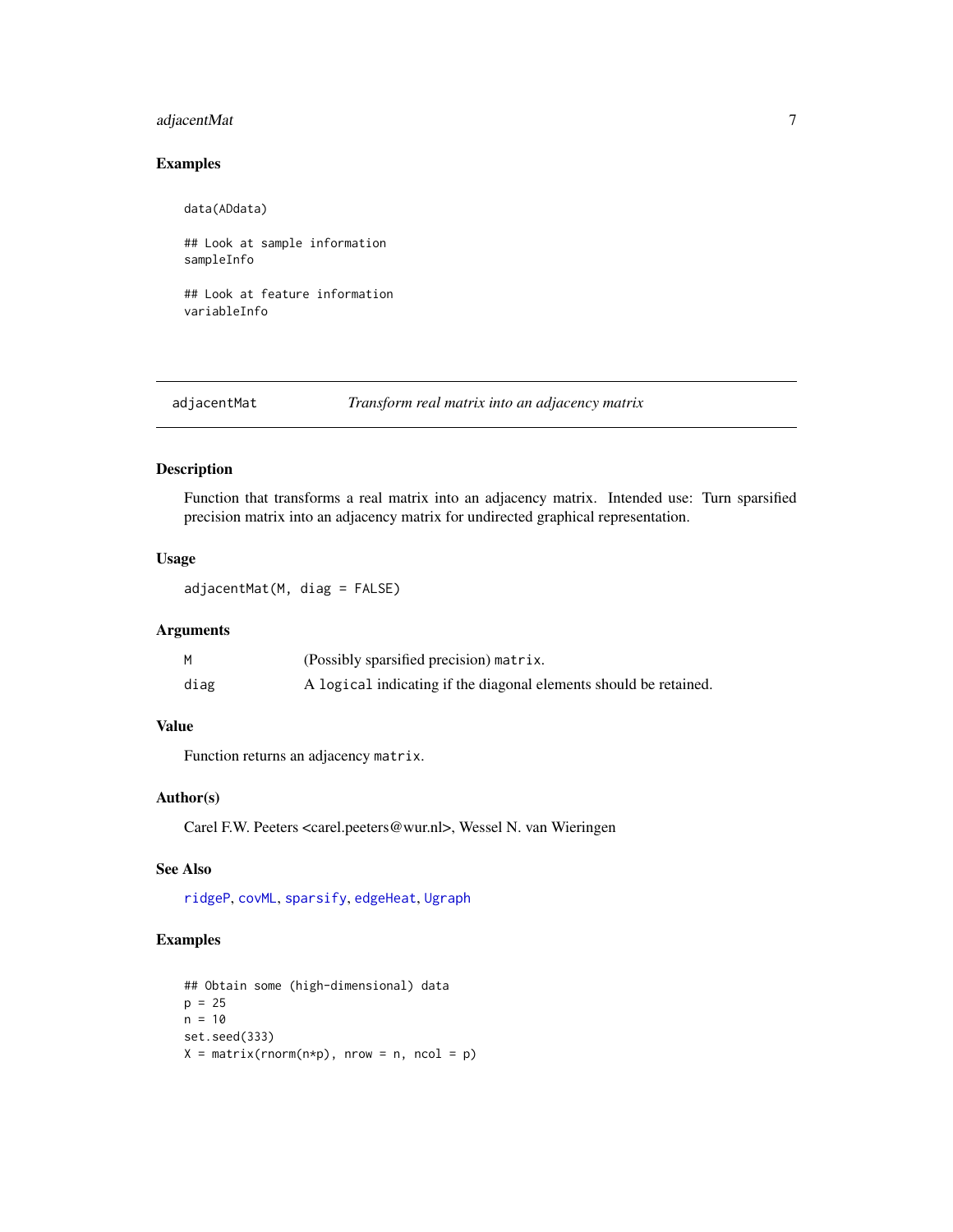### Examples

```
data(ADdata)

## Look at sample information
sampleInfo

## Look at feature information
variableInfo
```

---

## adjacentMat — *Transform real matrix into an adjacency matrix*

---

### Description

Function that transforms a real matrix into an adjacency matrix. Intended use: Turn sparsified precision matrix into an adjacency matrix for undirected graphical representation.

### Usage

```
adjacentMat(M, diag = FALSE)
```

### Arguments

| | |
|---|---|
| M | (Possibly sparsified precision) `matrix`. |
| diag | A `logical` indicating if the diagonal elements should be retained. |

### Value

Function returns an adjacency `matrix`.

### Author(s)

Carel F.W. Peeters <carel.peeters@wur.nl>, Wessel N. van Wieringen

### See Also

ridgeP, covML, sparsify, edgeHeat, Ugraph

### Examples

```
## Obtain some (high-dimensional) data
p = 25
n = 10
set.seed(333)
X = matrix(rnorm(n*p), nrow = n, ncol = p)
```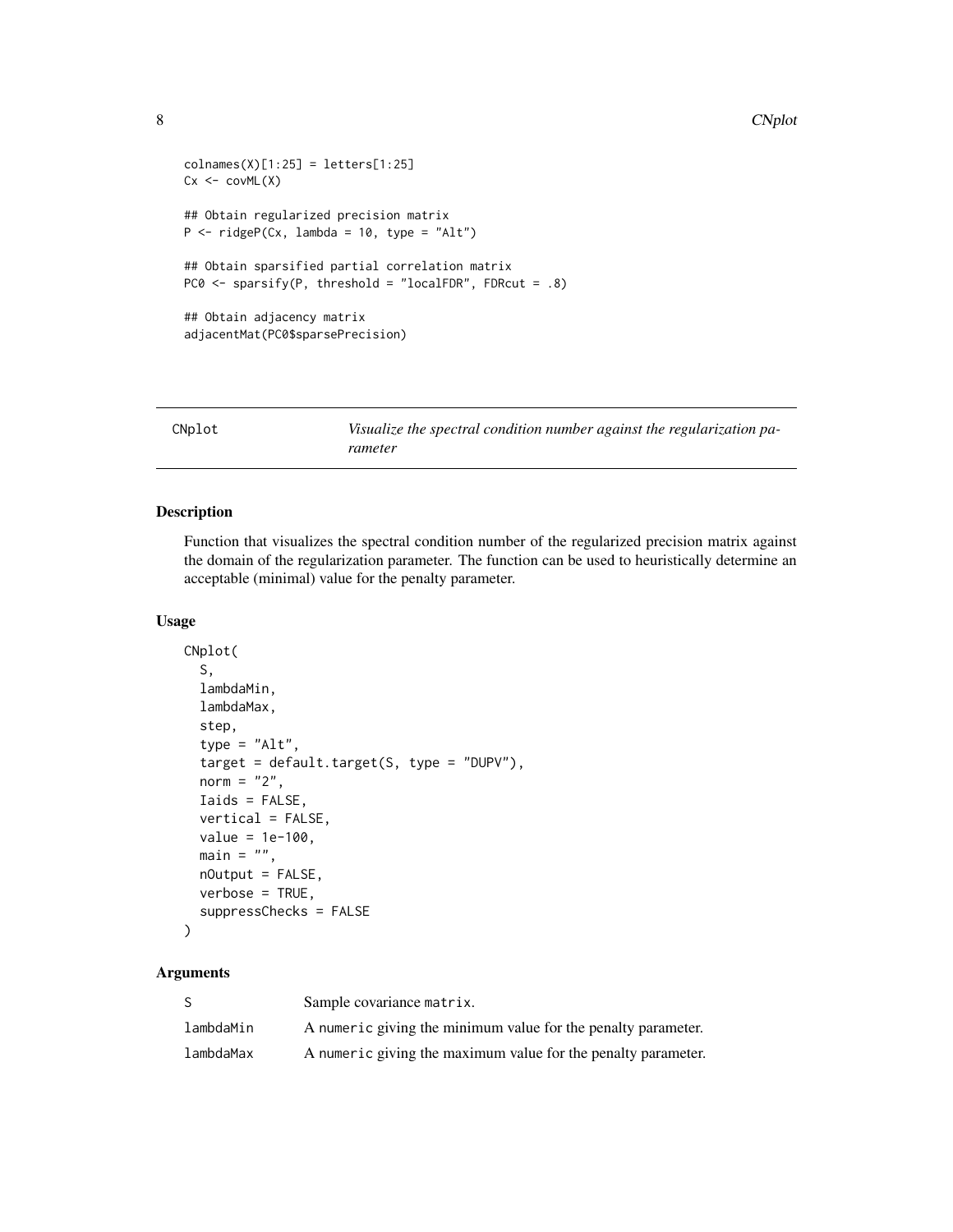```
colnames(X)[1:25] = letters[1:25]
Cx <- covML(X)

## Obtain regularized precision matrix
P <- ridgeP(Cx, lambda = 10, type = "Alt")

## Obtain sparsified partial correlation matrix
PC0 <- sparsify(P, threshold = "localFDR", FDRcut = .8)

## Obtain adjacency matrix
adjacentMat(PC0$sparsePrecision)
```

## CNplot — *Visualize the spectral condition number against the regularization parameter*

### Description

Function that visualizes the spectral condition number of the regularized precision matrix against the domain of the regularization parameter. The function can be used to heuristically determine an acceptable (minimal) value for the penalty parameter.

### Usage

```
CNplot(
  S,
  lambdaMin,
  lambdaMax,
  step,
  type = "Alt",
  target = default.target(S, type = "DUPV"),
  norm = "2",
  Iaids = FALSE,
  vertical = FALSE,
  value = 1e-100,
  main = "",
  nOutput = FALSE,
  verbose = TRUE,
  suppressChecks = FALSE
)
```

### Arguments

| | |
|---|---|
| S | Sample covariance matrix. |
| lambdaMin | A numeric giving the minimum value for the penalty parameter. |
| lambdaMax | A numeric giving the maximum value for the penalty parameter. |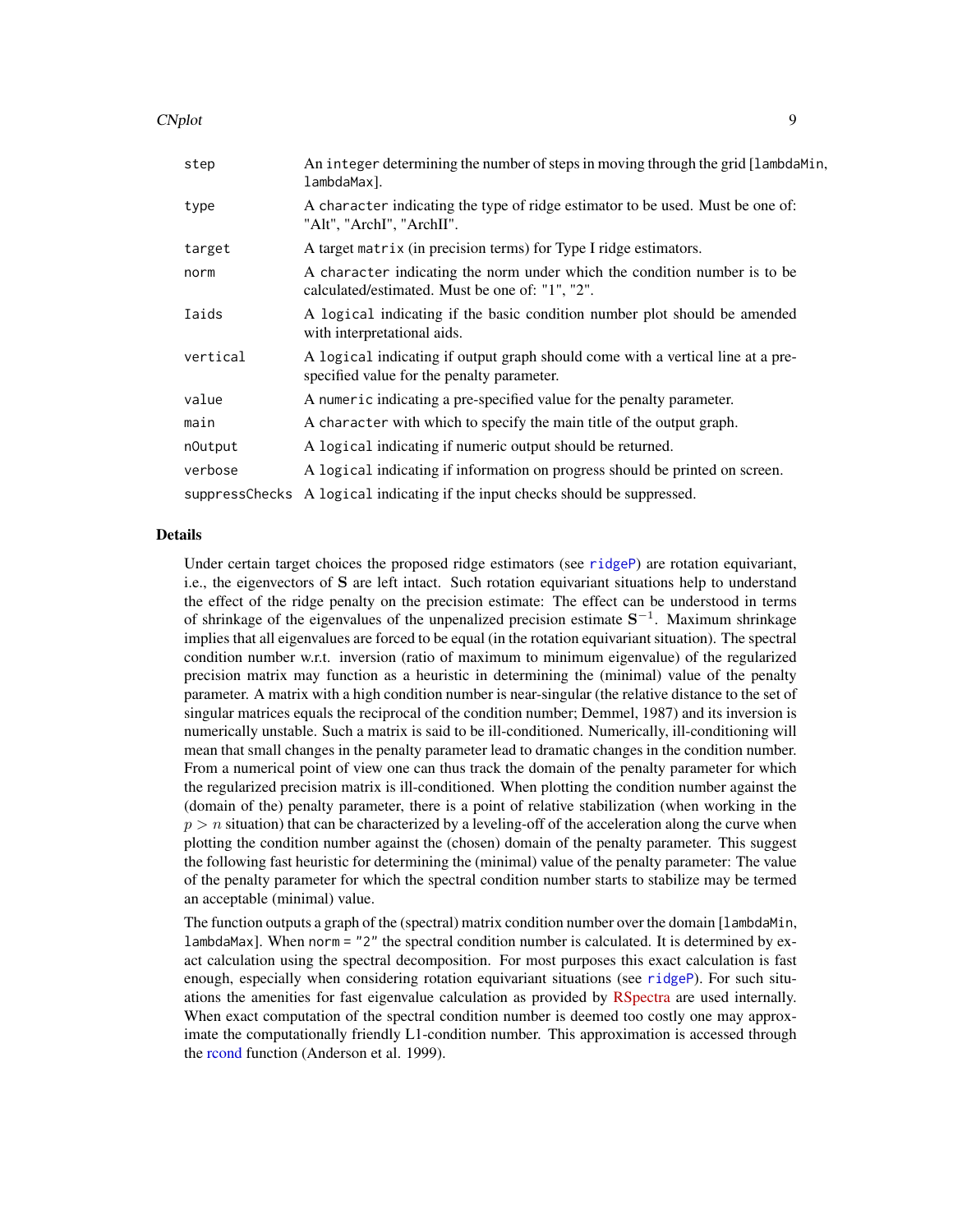| | |
|---|---|
| step | An `integer` determining the number of steps in moving through the grid [`lambdaMin`, `lambdaMax`]. |
| type | A `character` indicating the type of ridge estimator to be used. Must be one of: "Alt", "ArchI", "ArchII". |
| target | A target `matrix` (in precision terms) for Type I ridge estimators. |
| norm | A `character` indicating the norm under which the condition number is to be calculated/estimated. Must be one of: "1", "2". |
| Iaids | A `logical` indicating if the basic condition number plot should be amended with interpretational aids. |
| vertical | A `logical` indicating if output graph should come with a vertical line at a pre-specified value for the penalty parameter. |
| value | A `numeric` indicating a pre-specified value for the penalty parameter. |
| main | A `character` with which to specify the main title of the output graph. |
| nOutput | A `logical` indicating if numeric output should be returned. |
| verbose | A `logical` indicating if information on progress should be printed on screen. |
| suppressChecks | A `logical` indicating if the input checks should be suppressed. |

## Details

Under certain target choices the proposed ridge estimators (see `ridgeP`) are rotation equivariant, i.e., the eigenvectors of $\mathbf{S}$ are left intact. Such rotation equivariant situations help to understand the effect of the ridge penalty on the precision estimate: The effect can be understood in terms of shrinkage of the eigenvalues of the unpenalized precision estimate $\mathbf{S}^{-1}$. Maximum shrinkage implies that all eigenvalues are forced to be equal (in the rotation equivariant situation). The spectral condition number w.r.t. inversion (ratio of maximum to minimum eigenvalue) of the regularized precision matrix may function as a heuristic in determining the (minimal) value of the penalty parameter. A matrix with a high condition number is near-singular (the relative distance to the set of singular matrices equals the reciprocal of the condition number; Demmel, 1987) and its inversion is numerically unstable. Such a matrix is said to be ill-conditioned. Numerically, ill-conditioning will mean that small changes in the penalty parameter lead to dramatic changes in the condition number. From a numerical point of view one can thus track the domain of the penalty parameter for which the regularized precision matrix is ill-conditioned. When plotting the condition number against the (domain of the) penalty parameter, there is a point of relative stabilization (when working in the $p > n$ situation) that can be characterized by a leveling-off of the acceleration along the curve when plotting the condition number against the (chosen) domain of the penalty parameter. This suggest the following fast heuristic for determining the (minimal) value of the penalty parameter: The value of the penalty parameter for which the spectral condition number starts to stabilize may be termed an acceptable (minimal) value.

The function outputs a graph of the (spectral) matrix condition number over the domain [`lambdaMin`, `lambdaMax`]. When `norm = "2"` the spectral condition number is calculated. It is determined by exact calculation using the spectral decomposition. For most purposes this exact calculation is fast enough, especially when considering rotation equivariant situations (see `ridgeP`). For such situations the amenities for fast eigenvalue calculation as provided by RSpectra are used internally. When exact computation of the spectral condition number is deemed too costly one may approximate the computationally friendly L1-condition number. This approximation is accessed through the rcond function (Anderson et al. 1999).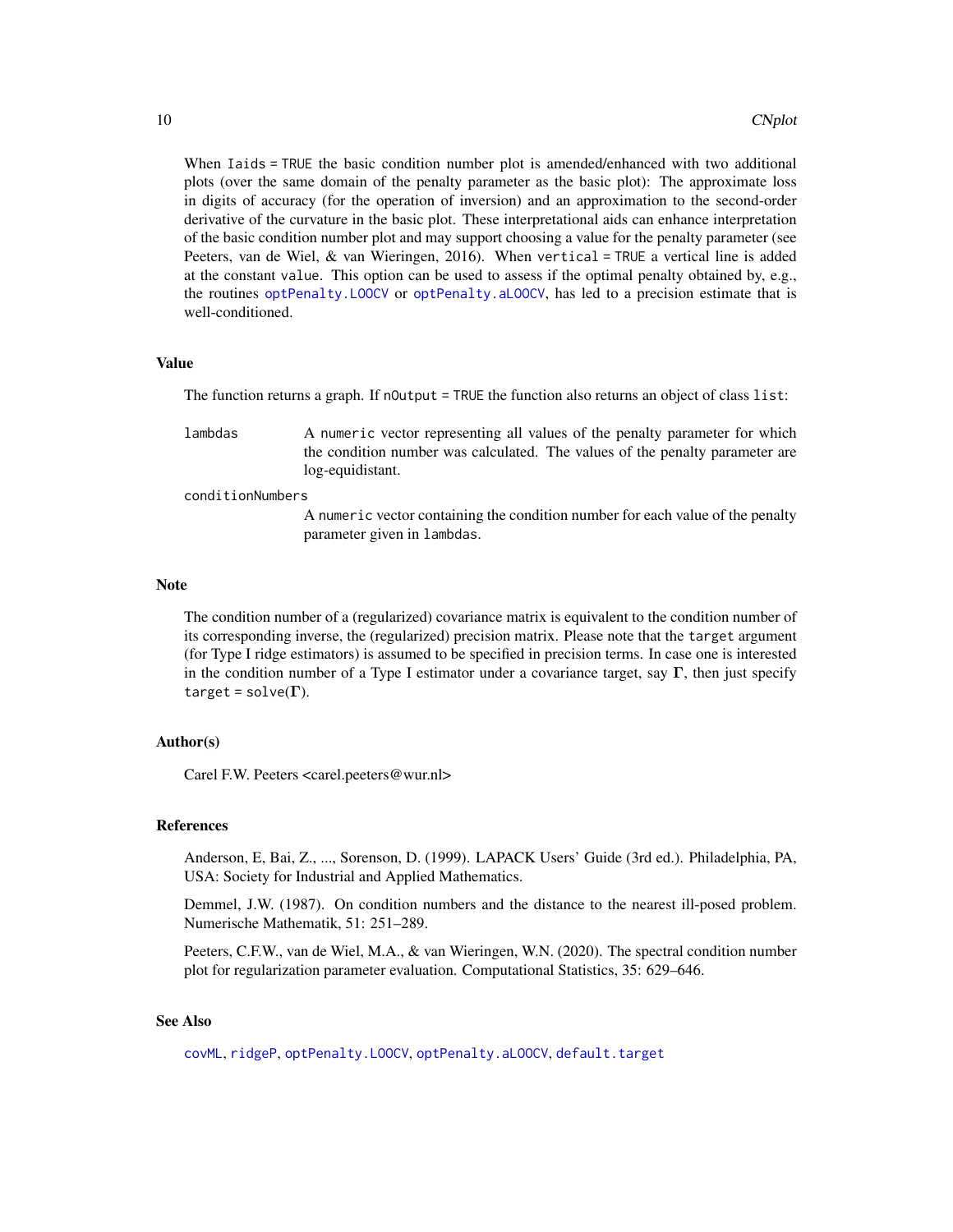When `Iaids = TRUE` the basic condition number plot is amended/enhanced with two additional plots (over the same domain of the penalty parameter as the basic plot): The approximate loss in digits of accuracy (for the operation of inversion) and an approximation to the second-order derivative of the curvature in the basic plot. These interpretational aids can enhance interpretation of the basic condition number plot and may support choosing a value for the penalty parameter (see Peeters, van de Wiel, & van Wieringen, 2016). When `vertical = TRUE` a vertical line is added at the constant `value`. This option can be used to assess if the optimal penalty obtained by, e.g., the routines `optPenalty.LOOCV` or `optPenalty.aLOOCV`, has led to a precision estimate that is well-conditioned.

## Value

The function returns a graph. If `nOutput = TRUE` the function also returns an object of class `list`:

`lambdas` A `numeric` vector representing all values of the penalty parameter for which the condition number was calculated. The values of the penalty parameter are log-equidistant.

`conditionNumbers` A `numeric` vector containing the condition number for each value of the penalty parameter given in `lambdas`.

## Note

The condition number of a (regularized) covariance matrix is equivalent to the condition number of its corresponding inverse, the (regularized) precision matrix. Please note that the `target` argument (for Type I ridge estimators) is assumed to be specified in precision terms. In case one is interested in the condition number of a Type I estimator under a covariance target, say $\mathbf{\Gamma}$, then just specify `target = solve(`$\mathbf{\Gamma}$`)`.

## Author(s)

Carel F.W. Peeters <carel.peeters@wur.nl>

## References

Anderson, E, Bai, Z., ..., Sorenson, D. (1999). LAPACK Users' Guide (3rd ed.). Philadelphia, PA, USA: Society for Industrial and Applied Mathematics.

Demmel, J.W. (1987). On condition numbers and the distance to the nearest ill-posed problem. Numerische Mathematik, 51: 251–289.

Peeters, C.F.W., van de Wiel, M.A., & van Wieringen, W.N. (2020). The spectral condition number plot for regularization parameter evaluation. Computational Statistics, 35: 629–646.

## See Also

`covML`, `ridgeP`, `optPenalty.LOOCV`, `optPenalty.aLOOCV`, `default.target`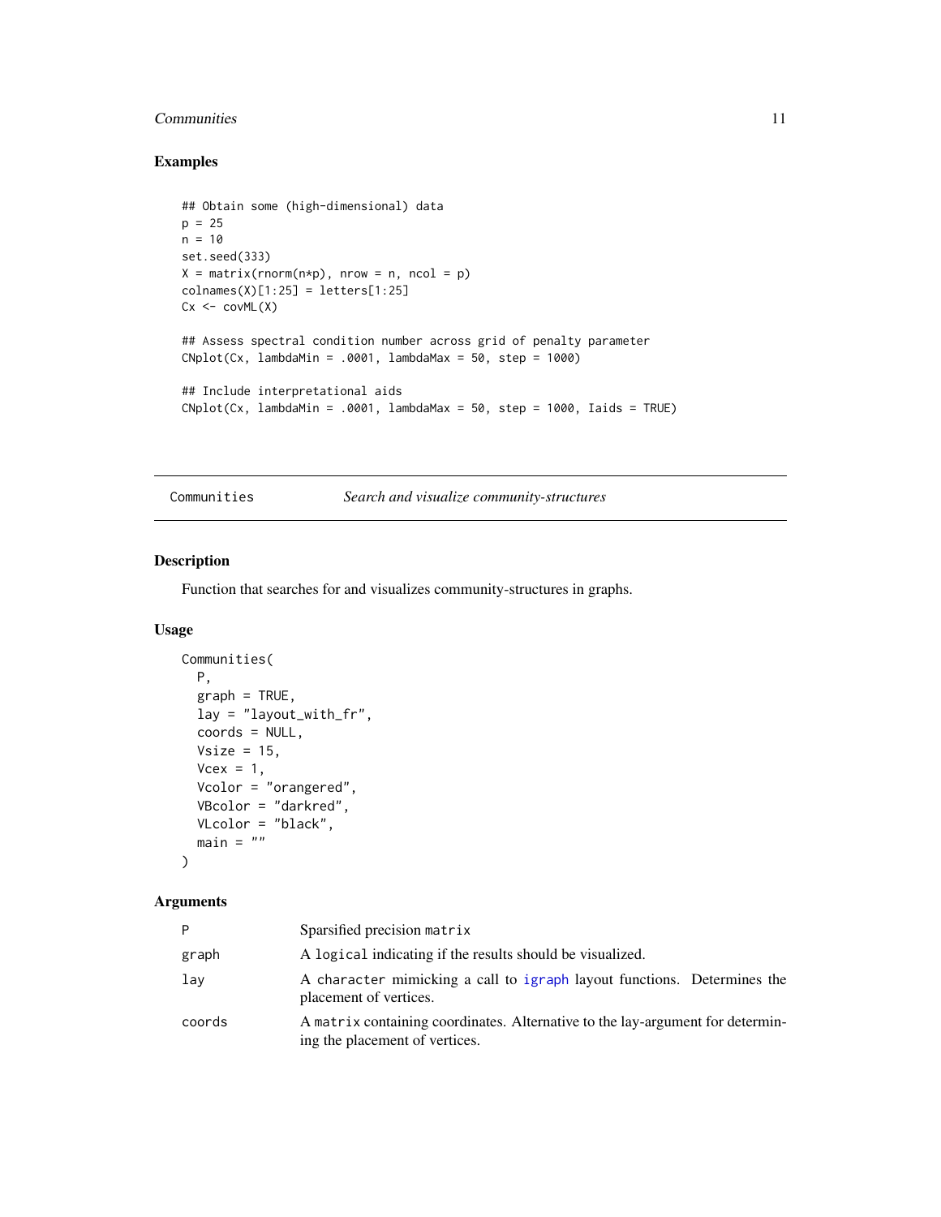## Examples

```
## Obtain some (high-dimensional) data
p = 25
n = 10
set.seed(333)
X = matrix(rnorm(n*p), nrow = n, ncol = p)
colnames(X)[1:25] = letters[1:25]
Cx <- covML(X)

## Assess spectral condition number across grid of penalty parameter
CNplot(Cx, lambdaMin = .0001, lambdaMax = 50, step = 1000)

## Include interpretational aids
CNplot(Cx, lambdaMin = .0001, lambdaMax = 50, step = 1000, Iaids = TRUE)
```

---

# Communities — *Search and visualize community-structures*

---

## Description

Function that searches for and visualizes community-structures in graphs.

## Usage

```
Communities(
  P,
  graph = TRUE,
  lay = "layout_with_fr",
  coords = NULL,
  Vsize = 15,
  Vcex = 1,
  Vcolor = "orangered",
  VBcolor = "darkred",
  VLcolor = "black",
  main = ""
)
```

## Arguments

| | |
|---|---|
| `P` | Sparsified precision `matrix` |
| `graph` | A `logical` indicating if the results should be visualized. |
| `lay` | A `character` mimicking a call to `igraph` layout functions. Determines the placement of vertices. |
| `coords` | A `matrix` containing coordinates. Alternative to the lay-argument for determining the placement of vertices. |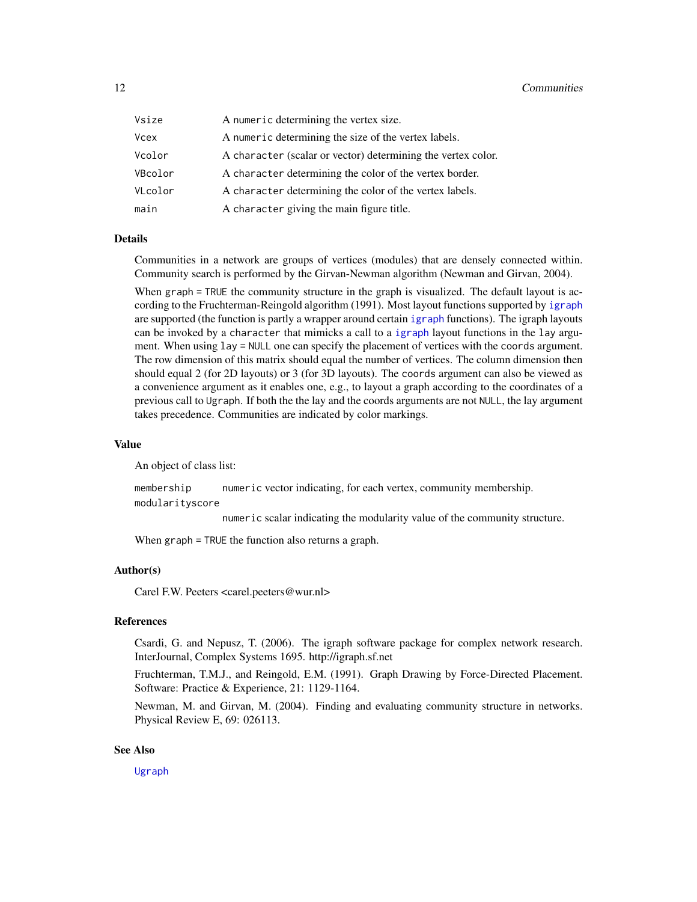| | |
|---|---|
| `Vsize` | A `numeric` determining the vertex size. |
| `Vcex` | A `numeric` determining the size of the vertex labels. |
| `Vcolor` | A `character` (scalar or vector) determining the vertex color. |
| `VBcolor` | A `character` determining the color of the vertex border. |
| `VLcolor` | A `character` determining the color of the vertex labels. |
| `main` | A `character` giving the main figure title. |

### Details

Communities in a network are groups of vertices (modules) that are densely connected within. Community search is performed by the Girvan-Newman algorithm (Newman and Girvan, 2004).

When `graph = TRUE` the community structure in the graph is visualized. The default layout is according to the Fruchterman-Reingold algorithm (1991). Most layout functions supported by `igraph` are supported (the function is partly a wrapper around certain `igraph` functions). The igraph layouts can be invoked by a `character` that mimicks a call to a `igraph` layout functions in the `lay` argument. When using `lay = NULL` one can specify the placement of vertices with the `coords` argument. The row dimension of this matrix should equal the number of vertices. The column dimension then should equal 2 (for 2D layouts) or 3 (for 3D layouts). The `coords` argument can also be viewed as a convenience argument as it enables one, e.g., to layout a graph according to the coordinates of a previous call to `Ugraph`. If both the the `lay` and the `coords` arguments are not `NULL`, the `lay` argument takes precedence. Communities are indicated by color markings.

### Value

An object of class list:

| | |
|---|---|
| `membership` | `numeric` vector indicating, for each vertex, community membership. |
| `modularityscore` | `numeric` scalar indicating the modularity value of the community structure. |

When `graph = TRUE` the function also returns a graph.

### Author(s)

Carel F.W. Peeters <carel.peeters@wur.nl>

### References

Csardi, G. and Nepusz, T. (2006). The igraph software package for complex network research. InterJournal, Complex Systems 1695. http://igraph.sf.net

Fruchterman, T.M.J., and Reingold, E.M. (1991). Graph Drawing by Force-Directed Placement. Software: Practice & Experience, 21: 1129-1164.

Newman, M. and Girvan, M. (2004). Finding and evaluating community structure in networks. Physical Review E, 69: 026113.

### See Also

`Ugraph`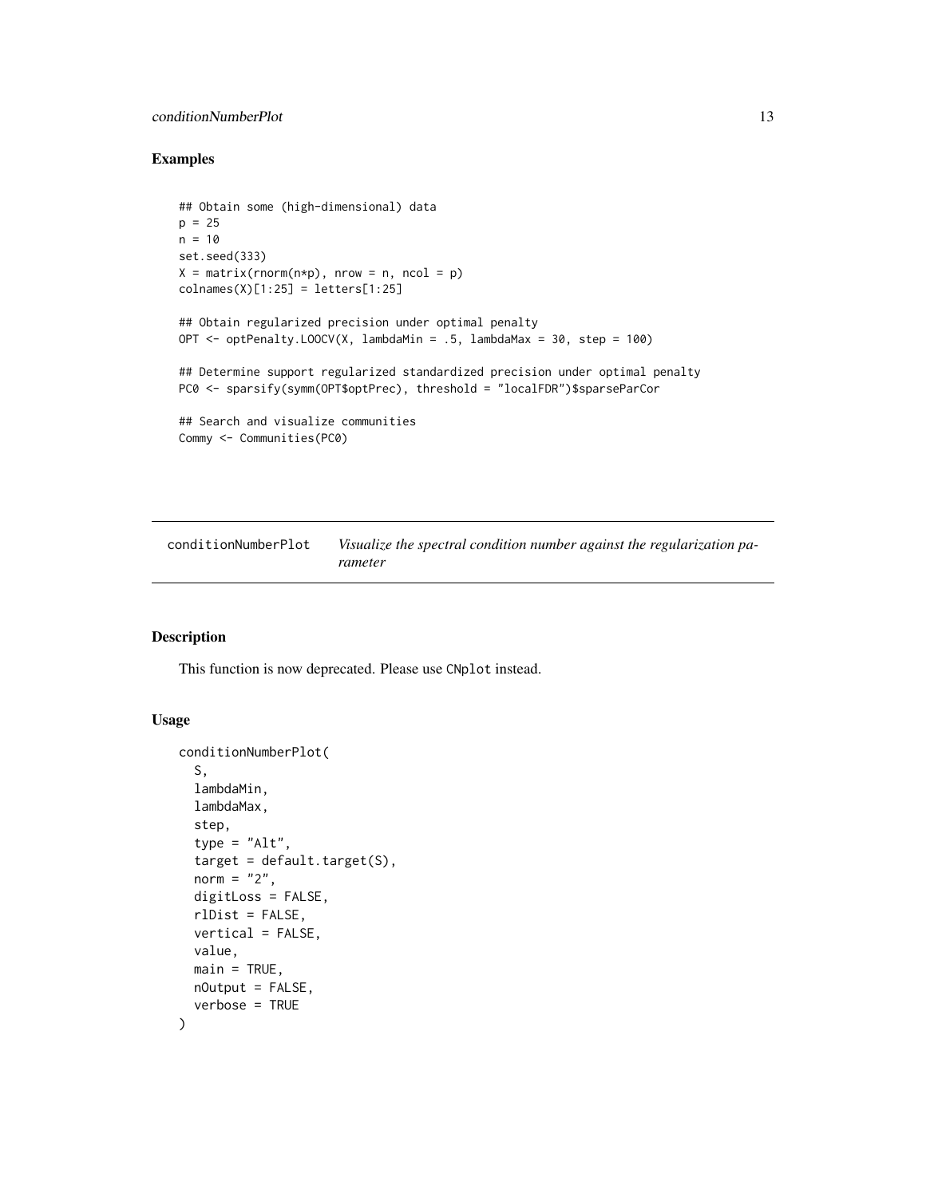## Examples

```
## Obtain some (high-dimensional) data
p = 25
n = 10
set.seed(333)
X = matrix(rnorm(n*p), nrow = n, ncol = p)
colnames(X)[1:25] = letters[1:25]

## Obtain regularized precision under optimal penalty
OPT <- optPenalty.LOOCV(X, lambdaMin = .5, lambdaMax = 30, step = 100)

## Determine support regularized standardized precision under optimal penalty
PC0 <- sparsify(symm(OPT$optPrec), threshold = "localFDR")$sparseParCor

## Search and visualize communities
Commy <- Communities(PC0)
```

---

# conditionNumberPlot — *Visualize the spectral condition number against the regularization parameter*

---

## Description

This function is now deprecated. Please use `CNplot` instead.

## Usage

```
conditionNumberPlot(
  S,
  lambdaMin,
  lambdaMax,
  step,
  type = "Alt",
  target = default.target(S),
  norm = "2",
  digitLoss = FALSE,
  rlDist = FALSE,
  vertical = FALSE,
  value,
  main = TRUE,
  nOutput = FALSE,
  verbose = TRUE
)
```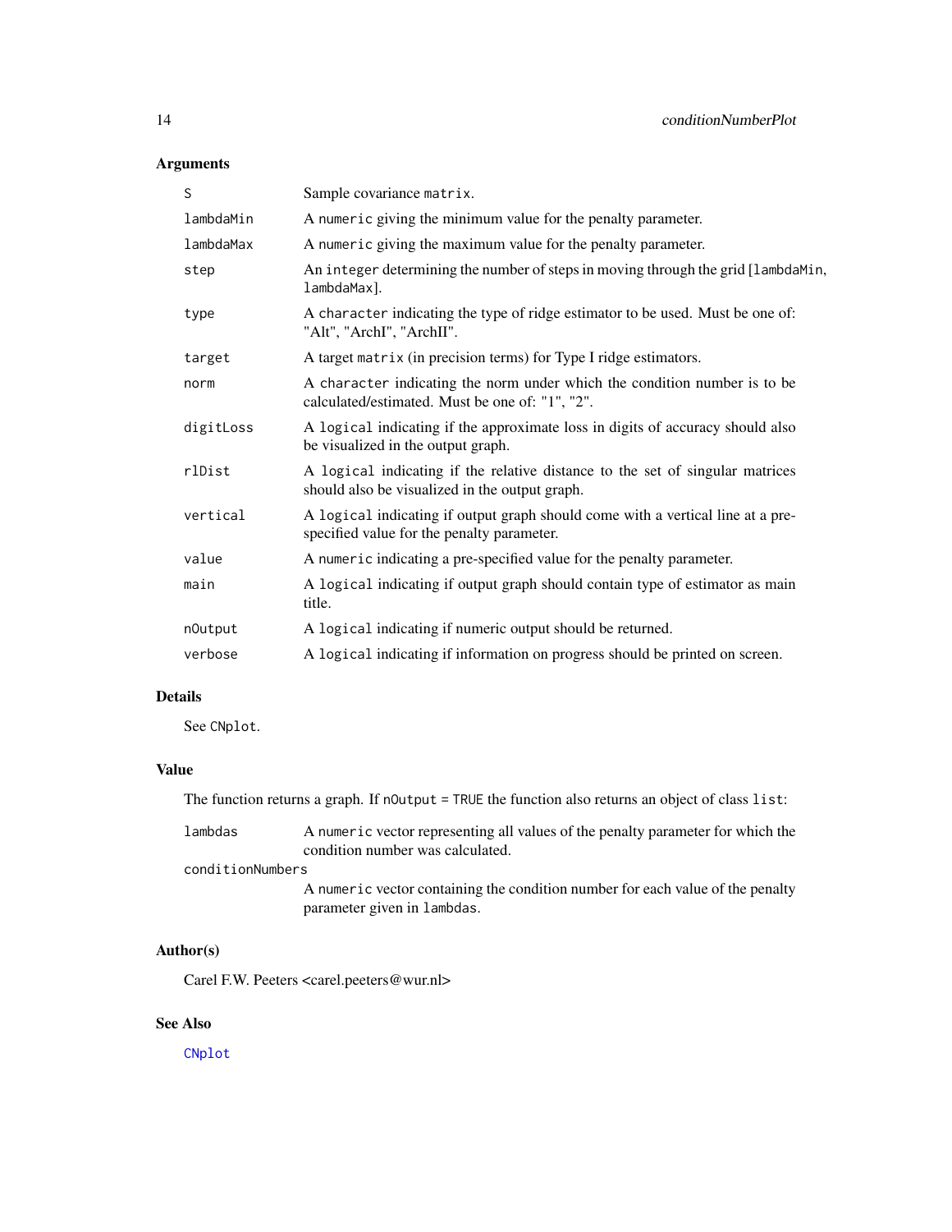## Arguments

| | |
|---|---|
| S | Sample covariance `matrix`. |
| lambdaMin | A `numeric` giving the minimum value for the penalty parameter. |
| lambdaMax | A `numeric` giving the maximum value for the penalty parameter. |
| step | An `integer` determining the number of steps in moving through the grid [`lambdaMin`, `lambdaMax`]. |
| type | A `character` indicating the type of ridge estimator to be used. Must be one of: "Alt", "ArchI", "ArchII". |
| target | A target `matrix` (in precision terms) for Type I ridge estimators. |
| norm | A `character` indicating the norm under which the condition number is to be calculated/estimated. Must be one of: "1", "2". |
| digitLoss | A `logical` indicating if the approximate loss in digits of accuracy should also be visualized in the output graph. |
| rlDist | A `logical` indicating if the relative distance to the set of singular matrices should also be visualized in the output graph. |
| vertical | A `logical` indicating if output graph should come with a vertical line at a pre-specified value for the penalty parameter. |
| value | A `numeric` indicating a pre-specified value for the penalty parameter. |
| main | A `logical` indicating if output graph should contain type of estimator as main title. |
| nOutput | A `logical` indicating if numeric output should be returned. |
| verbose | A `logical` indicating if information on progress should be printed on screen. |

## Details

See `CNplot`.

## Value

The function returns a graph. If `nOutput = TRUE` the function also returns an object of class `list`:

| | |
|---|---|
| lambdas | A `numeric` vector representing all values of the penalty parameter for which the condition number was calculated. |
| conditionNumbers | A `numeric` vector containing the condition number for each value of the penalty parameter given in `lambdas`. |

## Author(s)

Carel F.W. Peeters <carel.peeters@wur.nl>

## See Also

`CNplot`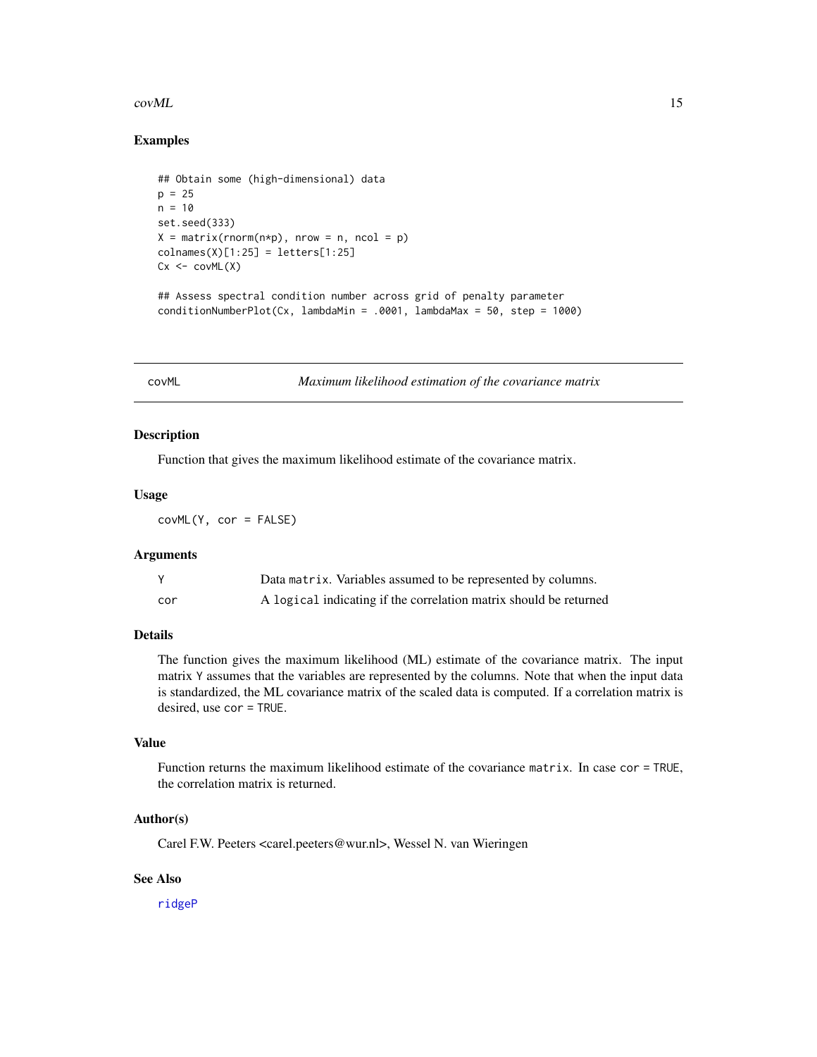## Examples

```
## Obtain some (high-dimensional) data
p = 25
n = 10
set.seed(333)
X = matrix(rnorm(n*p), nrow = n, ncol = p)
colnames(X)[1:25] = letters[1:25]
Cx <- covML(X)

## Assess spectral condition number across grid of penalty parameter
conditionNumberPlot(Cx, lambdaMin = .0001, lambdaMax = 50, step = 1000)
```

---

# covML — *Maximum likelihood estimation of the covariance matrix*

## Description

Function that gives the maximum likelihood estimate of the covariance matrix.

## Usage

```
covML(Y, cor = FALSE)
```

## Arguments

| | |
|---|---|
| Y | Data `matrix`. Variables assumed to be represented by columns. |
| cor | A `logical` indicating if the correlation matrix should be returned |

## Details

The function gives the maximum likelihood (ML) estimate of the covariance matrix. The input matrix `Y` assumes that the variables are represented by the columns. Note that when the input data is standardized, the ML covariance matrix of the scaled data is computed. If a correlation matrix is desired, use `cor = TRUE`.

## Value

Function returns the maximum likelihood estimate of the covariance `matrix`. In case `cor = TRUE`, the correlation matrix is returned.

## Author(s)

Carel F.W. Peeters <carel.peeters@wur.nl>, Wessel N. van Wieringen

## See Also

ridgeP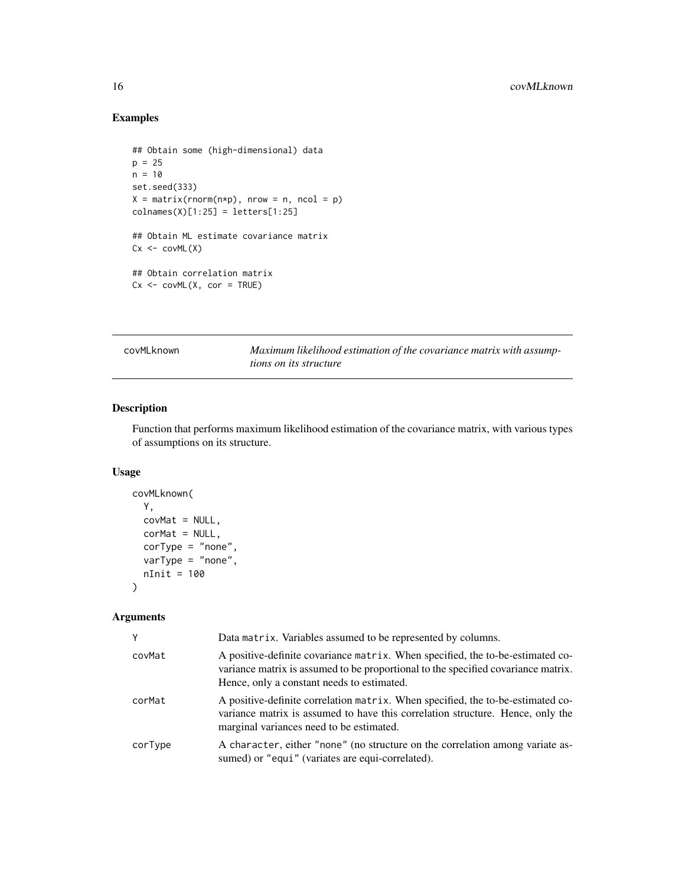## Examples

```
## Obtain some (high-dimensional) data
p = 25
n = 10
set.seed(333)
X = matrix(rnorm(n*p), nrow = n, ncol = p)
colnames(X)[1:25] = letters[1:25]

## Obtain ML estimate covariance matrix
Cx <- covML(X)

## Obtain correlation matrix
Cx <- covML(X, cor = TRUE)
```

---

# covMLknown — *Maximum likelihood estimation of the covariance matrix with assumptions on its structure*

---

## Description

Function that performs maximum likelihood estimation of the covariance matrix, with various types of assumptions on its structure.

## Usage

```
covMLknown(
  Y,
  covMat = NULL,
  corMat = NULL,
  corType = "none",
  varType = "none",
  nInit = 100
)
```

## Arguments

| Argument | Description |
|---|---|
| Y | Data `matrix`. Variables assumed to be represented by columns. |
| covMat | A positive-definite covariance `matrix`. When specified, the to-be-estimated covariance matrix is assumed to be proportional to the specified covariance matrix. Hence, only a constant needs to estimated. |
| corMat | A positive-definite correlation `matrix`. When specified, the to-be-estimated covariance matrix is assumed to have this correlation structure. Hence, only the marginal variances need to be estimated. |
| corType | A `character`, either `"none"` (no structure on the correlation among variate assumed) or `"equi"` (variates are equi-correlated). |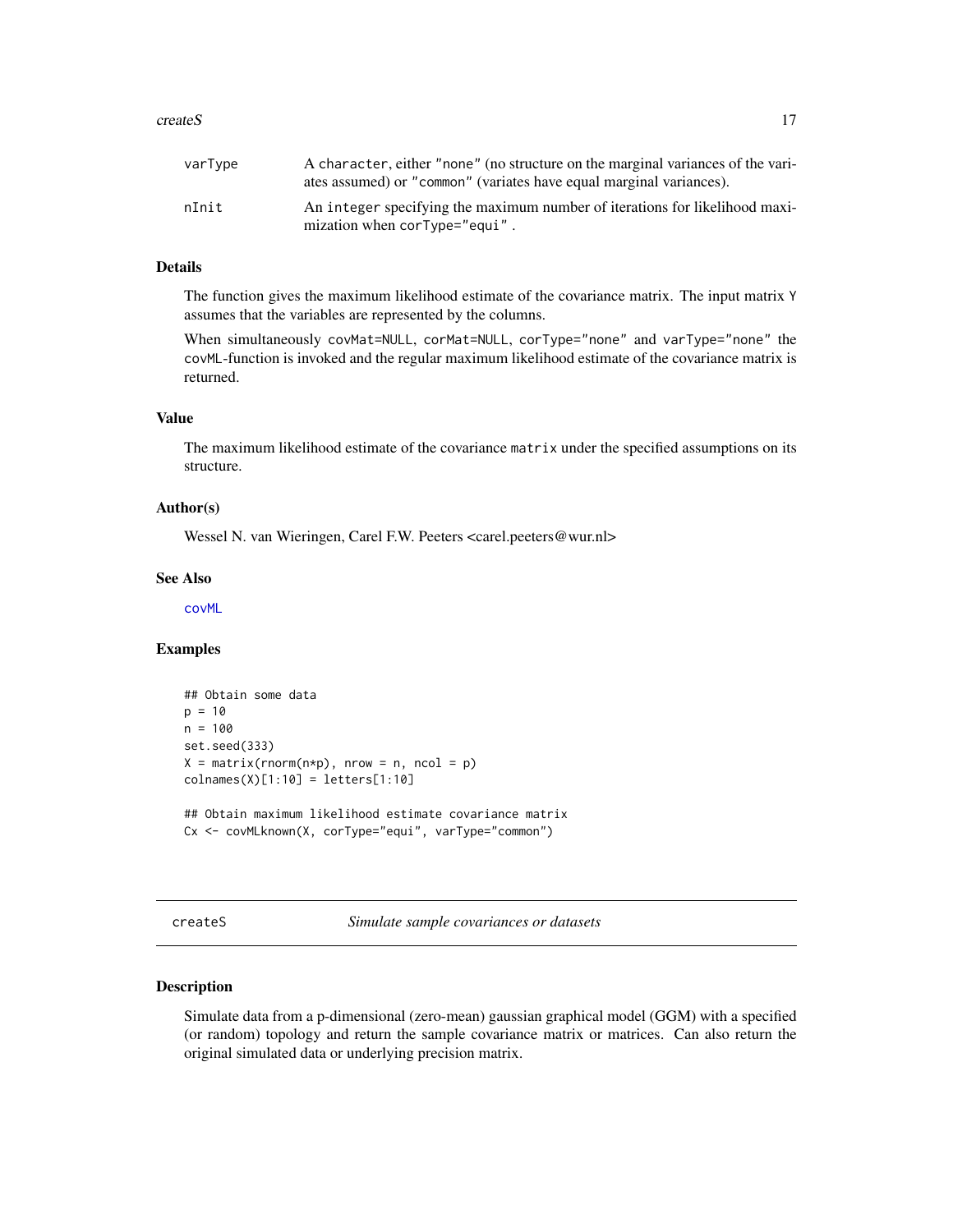| | |
|---|---|
| varType | A character, either "none" (no structure on the marginal variances of the variates assumed) or "common" (variates have equal marginal variances). |
| nInit | An integer specifying the maximum number of iterations for likelihood maximization when corType="equi". |

### Details

The function gives the maximum likelihood estimate of the covariance matrix. The input matrix Y assumes that the variables are represented by the columns.

When simultaneously covMat=NULL, corMat=NULL, corType="none" and varType="none" the covML-function is invoked and the regular maximum likelihood estimate of the covariance matrix is returned.

### Value

The maximum likelihood estimate of the covariance matrix under the specified assumptions on its structure.

### Author(s)

Wessel N. van Wieringen, Carel F.W. Peeters <carel.peeters@wur.nl>

### See Also

covML

### Examples

```
## Obtain some data
p = 10
n = 100
set.seed(333)
X = matrix(rnorm(n*p), nrow = n, ncol = p)
colnames(X)[1:10] = letters[1:10]

## Obtain maximum likelihood estimate covariance matrix
Cx <- covMLknown(X, corType="equi", varType="common")
```

---

## createS &nbsp;&nbsp;&nbsp;&nbsp; *Simulate sample covariances or datasets*

---

### Description

Simulate data from a p-dimensional (zero-mean) gaussian graphical model (GGM) with a specified (or random) topology and return the sample covariance matrix or matrices. Can also return the original simulated data or underlying precision matrix.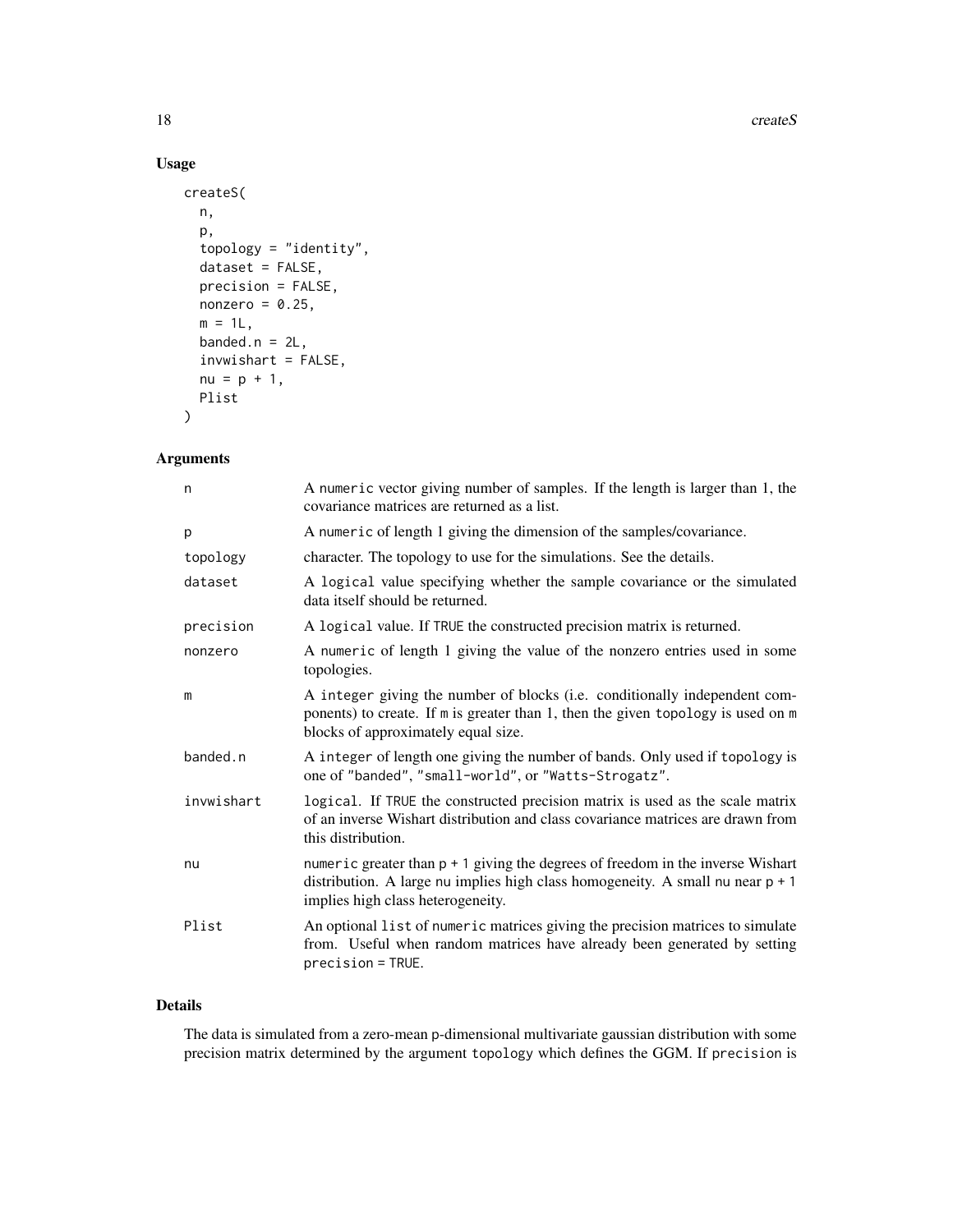## Usage

```
createS(
  n,
  p,
  topology = "identity",
  dataset = FALSE,
  precision = FALSE,
  nonzero = 0.25,
  m = 1L,
  banded.n = 2L,
  invwishart = FALSE,
  nu = p + 1,
  Plist
)
```

## Arguments

| | |
|---|---|
| n | A numeric vector giving number of samples. If the length is larger than 1, the covariance matrices are returned as a list. |
| p | A numeric of length 1 giving the dimension of the samples/covariance. |
| topology | character. The topology to use for the simulations. See the details. |
| dataset | A logical value specifying whether the sample covariance or the simulated data itself should be returned. |
| precision | A logical value. If TRUE the constructed precision matrix is returned. |
| nonzero | A numeric of length 1 giving the value of the nonzero entries used in some topologies. |
| m | A integer giving the number of blocks (i.e. conditionally independent components) to create. If m is greater than 1, then the given topology is used on m blocks of approximately equal size. |
| banded.n | A integer of length one giving the number of bands. Only used if topology is one of "banded", "small-world", or "Watts-Strogatz". |
| invwishart | logical. If TRUE the constructed precision matrix is used as the scale matrix of an inverse Wishart distribution and class covariance matrices are drawn from this distribution. |
| nu | numeric greater than p + 1 giving the degrees of freedom in the inverse Wishart distribution. A large nu implies high class homogeneity. A small nu near p + 1 implies high class heterogeneity. |
| Plist | An optional list of numeric matrices giving the precision matrices to simulate from. Useful when random matrices have already been generated by setting precision = TRUE. |

## Details

The data is simulated from a zero-mean p-dimensional multivariate gaussian distribution with some precision matrix determined by the argument topology which defines the GGM. If precision is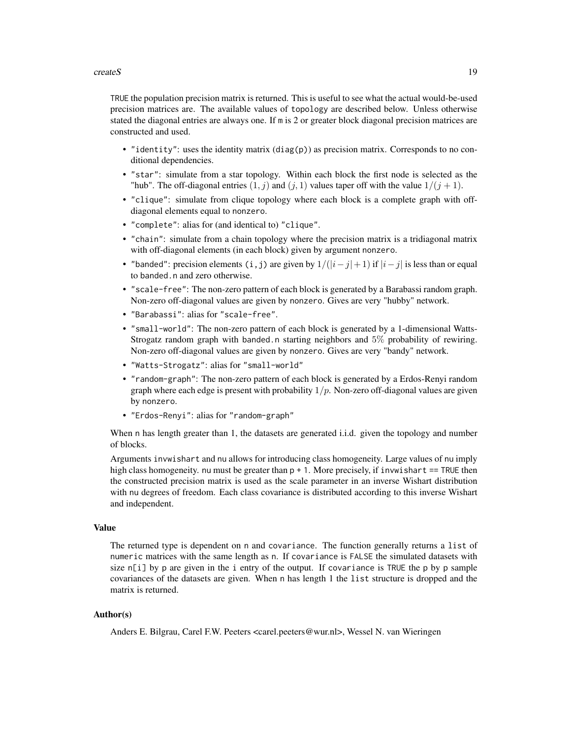TRUE the population precision matrix is returned. This is useful to see what the actual would-be-used precision matrices are. The available values of topology are described below. Unless otherwise stated the diagonal entries are always one. If m is 2 or greater block diagonal precision matrices are constructed and used.

- "identity": uses the identity matrix (diag(p)) as precision matrix. Corresponds to no conditional dependencies.
- "star": simulate from a star topology. Within each block the first node is selected as the "hub". The off-diagonal entries $(1, j)$ and $(j, 1)$ values taper off with the value $1/(j + 1)$.
- "clique": simulate from clique topology where each block is a complete graph with off-diagonal elements equal to nonzero.
- "complete": alias for (and identical to) "clique".
- "chain": simulate from a chain topology where the precision matrix is a tridiagonal matrix with off-diagonal elements (in each block) given by argument nonzero.
- "banded": precision elements (i,j) are given by $1/(|i-j|+1)$ if $|i-j|$ is less than or equal to banded.n and zero otherwise.
- "scale-free": The non-zero pattern of each block is generated by a Barabassi random graph. Non-zero off-diagonal values are given by nonzero. Gives are very "hubby" network.
- "Barabassi": alias for "scale-free".
- "small-world": The non-zero pattern of each block is generated by a 1-dimensional Watts-Strogatz random graph with banded.n starting neighbors and $5\%$ probability of rewiring. Non-zero off-diagonal values are given by nonzero. Gives are very "bandy" network.
- "Watts-Strogatz": alias for "small-world"
- "random-graph": The non-zero pattern of each block is generated by a Erdos-Renyi random graph where each edge is present with probability $1/p$. Non-zero off-diagonal values are given by nonzero.
- "Erdos-Renyi": alias for "random-graph"

When n has length greater than 1, the datasets are generated i.i.d. given the topology and number of blocks.

Arguments invwishart and nu allows for introducing class homogeneity. Large values of nu imply high class homogeneity. nu must be greater than p + 1. More precisely, if invwishart == TRUE then the constructed precision matrix is used as the scale parameter in an inverse Wishart distribution with nu degrees of freedom. Each class covariance is distributed according to this inverse Wishart and independent.

### Value

The returned type is dependent on n and covariance. The function generally returns a list of numeric matrices with the same length as n. If covariance is FALSE the simulated datasets with size n[i] by p are given in the i entry of the output. If covariance is TRUE the p by p sample covariances of the datasets are given. When n has length 1 the list structure is dropped and the matrix is returned.

### Author(s)

Anders E. Bilgrau, Carel F.W. Peeters <carel.peeters@wur.nl>, Wessel N. van Wieringen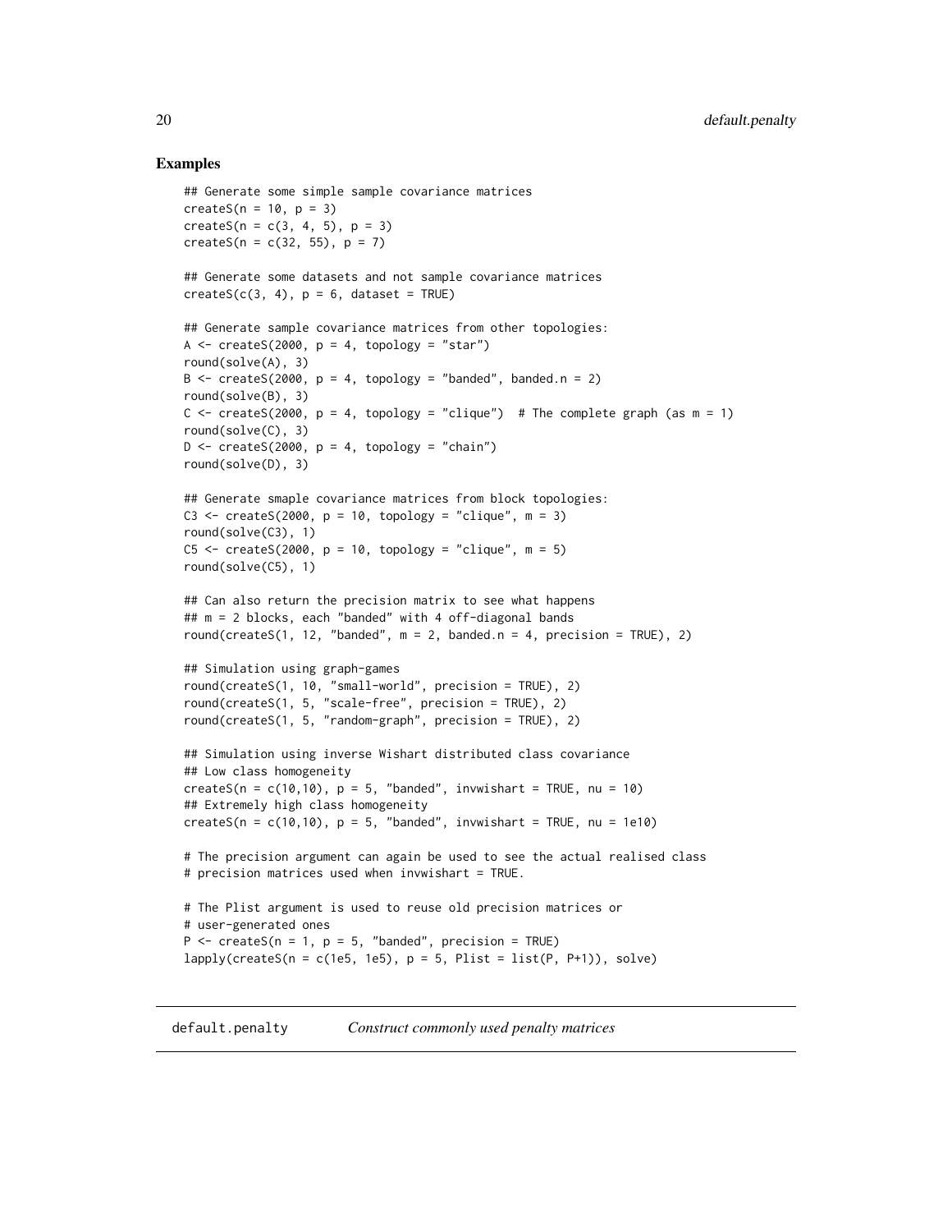### Examples

```
## Generate some simple sample covariance matrices
createS(n = 10, p = 3)
createS(n = c(3, 4, 5), p = 3)
createS(n = c(32, 55), p = 7)

## Generate some datasets and not sample covariance matrices
createS(c(3, 4), p = 6, dataset = TRUE)

## Generate sample covariance matrices from other topologies:
A <- createS(2000, p = 4, topology = "star")
round(solve(A), 3)
B <- createS(2000, p = 4, topology = "banded", banded.n = 2)
round(solve(B), 3)
C <- createS(2000, p = 4, topology = "clique")  # The complete graph (as m = 1)
round(solve(C), 3)
D <- createS(2000, p = 4, topology = "chain")
round(solve(D), 3)

## Generate smaple covariance matrices from block topologies:
C3 <- createS(2000, p = 10, topology = "clique", m = 3)
round(solve(C3), 1)
C5 <- createS(2000, p = 10, topology = "clique", m = 5)
round(solve(C5), 1)

## Can also return the precision matrix to see what happens
## m = 2 blocks, each "banded" with 4 off-diagonal bands
round(createS(1, 12, "banded", m = 2, banded.n = 4, precision = TRUE), 2)

## Simulation using graph-games
round(createS(1, 10, "small-world", precision = TRUE), 2)
round(createS(1, 5, "scale-free", precision = TRUE), 2)
round(createS(1, 5, "random-graph", precision = TRUE), 2)

## Simulation using inverse Wishart distributed class covariance
## Low class homogeneity
createS(n = c(10,10), p = 5, "banded", invwishart = TRUE, nu = 10)
## Extremely high class homogeneity
createS(n = c(10,10), p = 5, "banded", invwishart = TRUE, nu = 1e10)

# The precision argument can again be used to see the actual realised class
# precision matrices used when invwishart = TRUE.

# The Plist argument is used to reuse old precision matrices or
# user-generated ones
P <- createS(n = 1, p = 5, "banded", precision = TRUE)
lapply(createS(n = c(1e5, 1e5), p = 5, Plist = list(P, P+1)), solve)
```

---

## default.penalty — *Construct commonly used penalty matrices*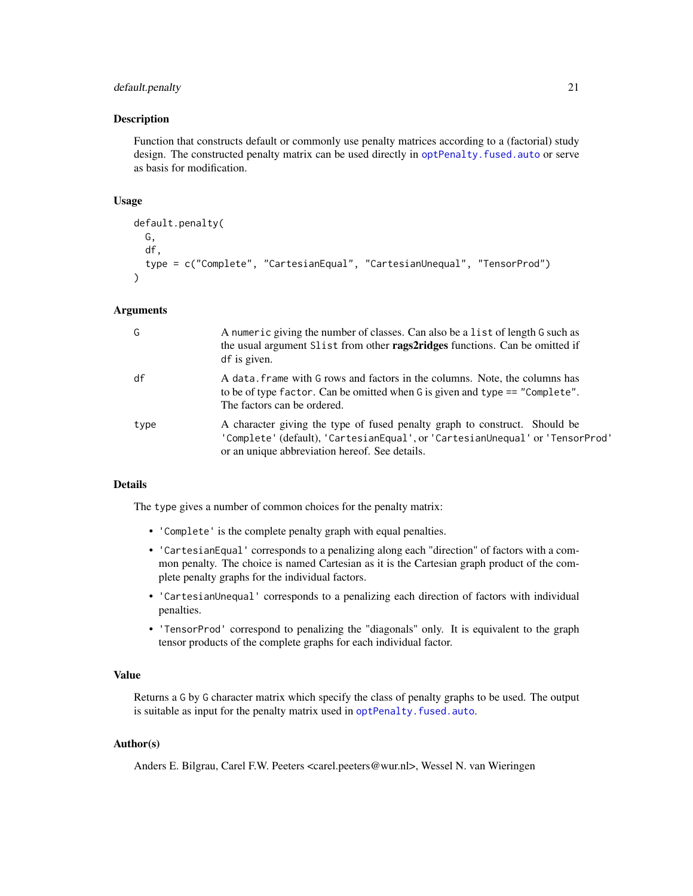## Description

Function that constructs default or commonly use penalty matrices according to a (factorial) study design. The constructed penalty matrix can be used directly in `optPenalty.fused.auto` or serve as basis for modification.

## Usage

```
default.penalty(
  G,
  df,
  type = c("Complete", "CartesianEqual", "CartesianUnequal", "TensorProd")
)
```

## Arguments

| | |
|---|---|
| G | A `numeric` giving the number of classes. Can also be a `list` of length G such as the usual argument `Slist` from other **rags2ridges** functions. Can be omitted if `df` is given. |
| df | A `data.frame` with G rows and factors in the columns. Note, the columns has to be of type `factor`. Can be omitted when G is given and `type == "Complete"`. The factors can be ordered. |
| type | A character giving the type of fused penalty graph to construct. Should be `'Complete'` (default), `'CartesianEqual'`, or `'CartesianUnequal'` or `'TensorProd'` or an unique abbreviation hereof. See details. |

## Details

The `type` gives a number of common choices for the penalty matrix:

- `'Complete'` is the complete penalty graph with equal penalties.
- `'CartesianEqual'` corresponds to a penalizing along each "direction" of factors with a common penalty. The choice is named Cartesian as it is the Cartesian graph product of the complete penalty graphs for the individual factors.
- `'CartesianUnequal'` corresponds to a penalizing each direction of factors with individual penalties.
- `'TensorProd'` correspond to penalizing the "diagonals" only. It is equivalent to the graph tensor products of the complete graphs for each individual factor.

## Value

Returns a G by G character matrix which specify the class of penalty graphs to be used. The output is suitable as input for the penalty matrix used in `optPenalty.fused.auto`.

## Author(s)

Anders E. Bilgrau, Carel F.W. Peeters <carel.peeters@wur.nl>, Wessel N. van Wieringen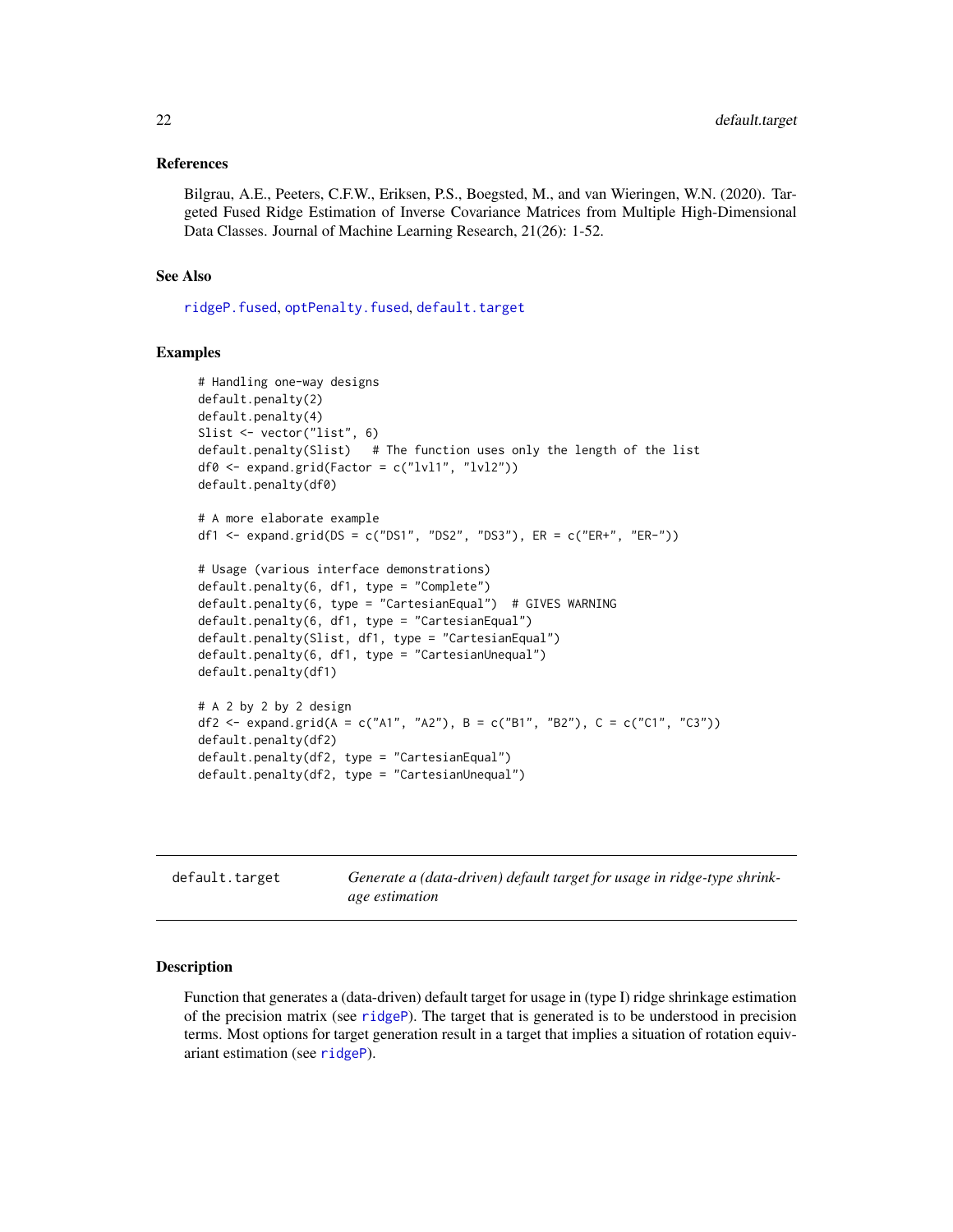### References

Bilgrau, A.E., Peeters, C.F.W., Eriksen, P.S., Boegsted, M., and van Wieringen, W.N. (2020). Targeted Fused Ridge Estimation of Inverse Covariance Matrices from Multiple High-Dimensional Data Classes. Journal of Machine Learning Research, 21(26): 1-52.

### See Also

ridgeP.fused, optPenalty.fused, default.target

### Examples

```
# Handling one-way designs
default.penalty(2)
default.penalty(4)
Slist <- vector("list", 6)
default.penalty(Slist)   # The function uses only the length of the list
df0 <- expand.grid(Factor = c("lvl1", "lvl2"))
default.penalty(df0)

# A more elaborate example
df1 <- expand.grid(DS = c("DS1", "DS2", "DS3"), ER = c("ER+", "ER-"))

# Usage (various interface demonstrations)
default.penalty(6, df1, type = "Complete")
default.penalty(6, type = "CartesianEqual")  # GIVES WARNING
default.penalty(6, df1, type = "CartesianEqual")
default.penalty(Slist, df1, type = "CartesianEqual")
default.penalty(6, df1, type = "CartesianUnequal")
default.penalty(df1)

# A 2 by 2 by 2 design
df2 <- expand.grid(A = c("A1", "A2"), B = c("B1", "B2"), C = c("C1", "C3"))
default.penalty(df2)
default.penalty(df2, type = "CartesianEqual")
default.penalty(df2, type = "CartesianUnequal")
```

---

## default.target — *Generate a (data-driven) default target for usage in ridge-type shrinkage estimation*

### Description

Function that generates a (data-driven) default target for usage in (type I) ridge shrinkage estimation of the precision matrix (see ridgeP). The target that is generated is to be understood in precision terms. Most options for target generation result in a target that implies a situation of rotation equivariant estimation (see ridgeP).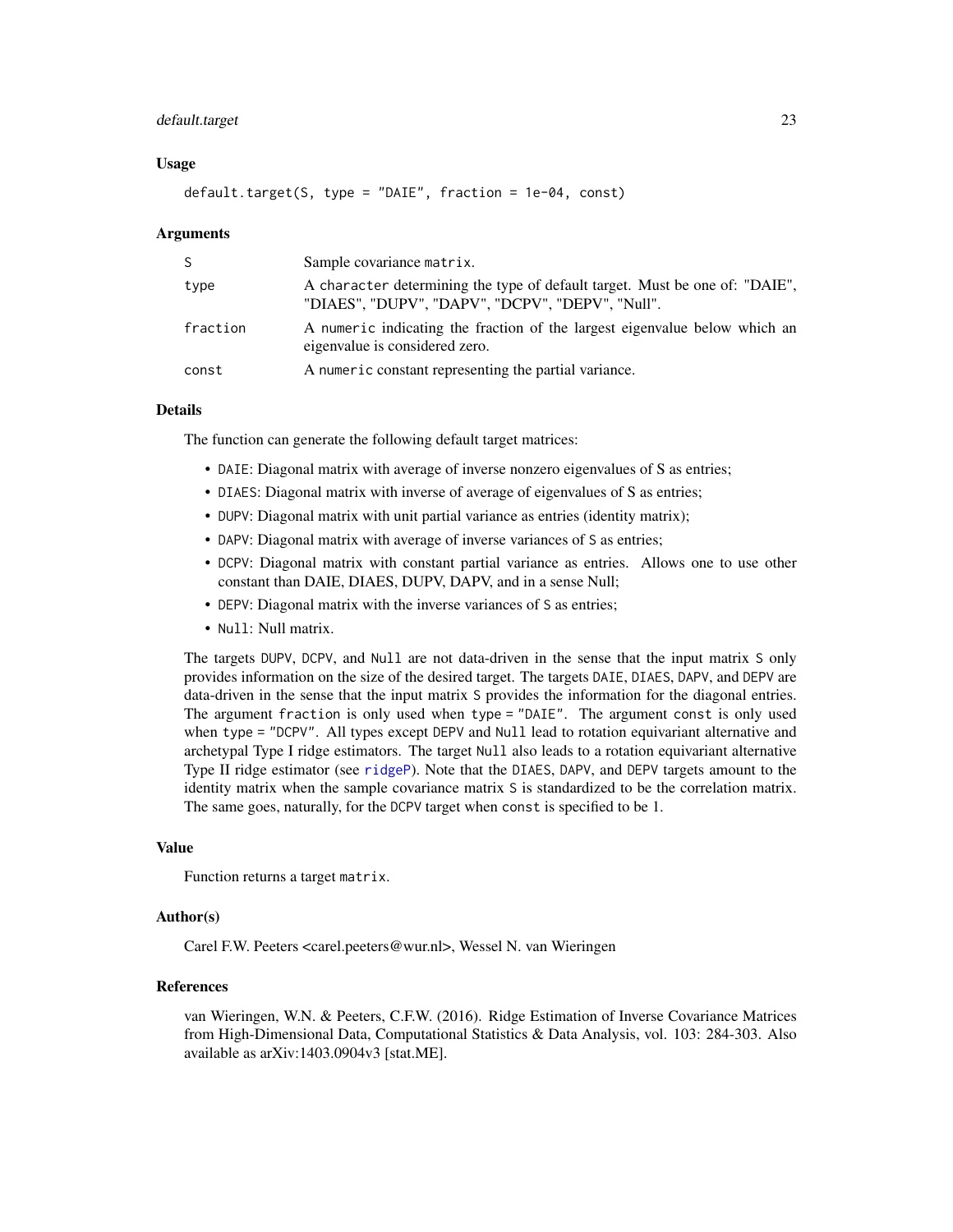### Usage

```
default.target(S, type = "DAIE", fraction = 1e-04, const)
```

### Arguments

| | |
|---|---|
| S | Sample covariance matrix. |
| type | A character determining the type of default target. Must be one of: "DAIE", "DIAES", "DUPV", "DAPV", "DCPV", "DEPV", "Null". |
| fraction | A numeric indicating the fraction of the largest eigenvalue below which an eigenvalue is considered zero. |
| const | A numeric constant representing the partial variance. |

### Details

The function can generate the following default target matrices:

- DAIE: Diagonal matrix with average of inverse nonzero eigenvalues of S as entries;
- DIAES: Diagonal matrix with inverse of average of eigenvalues of S as entries;
- DUPV: Diagonal matrix with unit partial variance as entries (identity matrix);
- DAPV: Diagonal matrix with average of inverse variances of S as entries;
- DCPV: Diagonal matrix with constant partial variance as entries. Allows one to use other constant than DAIE, DIAES, DUPV, DAPV, and in a sense Null;
- DEPV: Diagonal matrix with the inverse variances of S as entries;
- Null: Null matrix.

The targets DUPV, DCPV, and Null are not data-driven in the sense that the input matrix S only provides information on the size of the desired target. The targets DAIE, DIAES, DAPV, and DEPV are data-driven in the sense that the input matrix S provides the information for the diagonal entries. The argument fraction is only used when type = "DAIE". The argument const is only used when type = "DCPV". All types except DEPV and Null lead to rotation equivariant alternative and archetypal Type I ridge estimators. The target Null also leads to a rotation equivariant alternative Type II ridge estimator (see ridgeP). Note that the DIAES, DAPV, and DEPV targets amount to the identity matrix when the sample covariance matrix S is standardized to be the correlation matrix. The same goes, naturally, for the DCPV target when const is specified to be 1.

### Value

Function returns a target matrix.

### Author(s)

Carel F.W. Peeters <carel.peeters@wur.nl>, Wessel N. van Wieringen

### References

van Wieringen, W.N. & Peeters, C.F.W. (2016). Ridge Estimation of Inverse Covariance Matrices from High-Dimensional Data, Computational Statistics & Data Analysis, vol. 103: 284-303. Also available as arXiv:1403.0904v3 [stat.ME].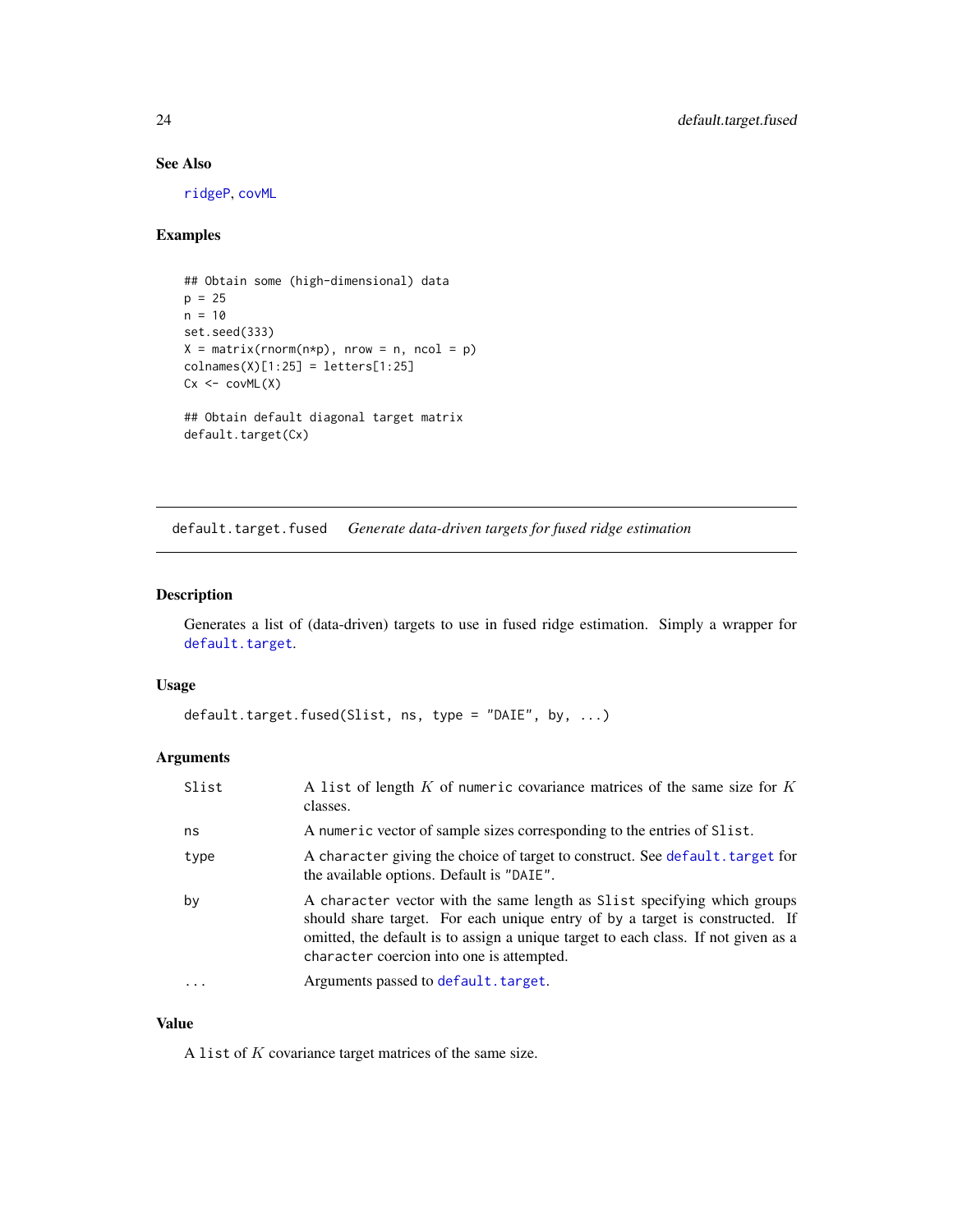### See Also

ridgeP, covML

### Examples

```
## Obtain some (high-dimensional) data
p = 25
n = 10
set.seed(333)
X = matrix(rnorm(n*p), nrow = n, ncol = p)
colnames(X)[1:25] = letters[1:25]
Cx <- covML(X)

## Obtain default diagonal target matrix
default.target(Cx)
```

---

## default.target.fused &nbsp;&nbsp;&nbsp; *Generate data-driven targets for fused ridge estimation*

---

### Description

Generates a list of (data-driven) targets to use in fused ridge estimation. Simply a wrapper for default.target.

### Usage

```
default.target.fused(Slist, ns, type = "DAIE", by, ...)
```

### Arguments

| | |
|---|---|
| Slist | A list of length $K$ of numeric covariance matrices of the same size for $K$ classes. |
| ns | A numeric vector of sample sizes corresponding to the entries of Slist. |
| type | A character giving the choice of target to construct. See default.target for the available options. Default is "DAIE". |
| by | A character vector with the same length as Slist specifying which groups should share target. For each unique entry of by a target is constructed. If omitted, the default is to assign a unique target to each class. If not given as a character coercion into one is attempted. |
| ... | Arguments passed to default.target. |

### Value

A list of $K$ covariance target matrices of the same size.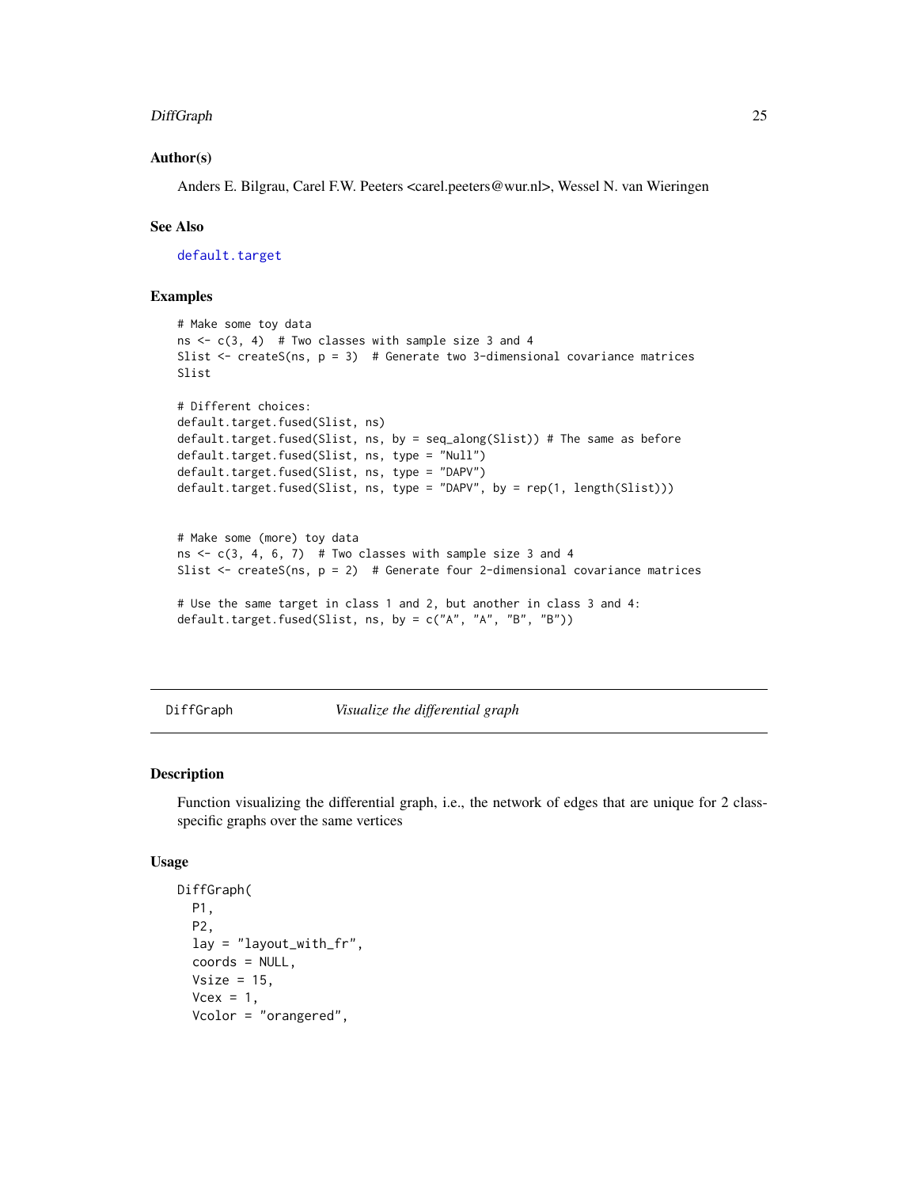### Author(s)

Anders E. Bilgrau, Carel F.W. Peeters <carel.peeters@wur.nl>, Wessel N. van Wieringen

### See Also

default.target

### Examples

```
# Make some toy data
ns <- c(3, 4)  # Two classes with sample size 3 and 4
Slist <- createS(ns, p = 3)  # Generate two 3-dimensional covariance matrices
Slist

# Different choices:
default.target.fused(Slist, ns)
default.target.fused(Slist, ns, by = seq_along(Slist)) # The same as before
default.target.fused(Slist, ns, type = "Null")
default.target.fused(Slist, ns, type = "DAPV")
default.target.fused(Slist, ns, type = "DAPV", by = rep(1, length(Slist)))


# Make some (more) toy data
ns <- c(3, 4, 6, 7)  # Two classes with sample size 3 and 4
Slist <- createS(ns, p = 2)  # Generate four 2-dimensional covariance matrices

# Use the same target in class 1 and 2, but another in class 3 and 4:
default.target.fused(Slist, ns, by = c("A", "A", "B", "B"))
```

---

## DiffGraph &nbsp;&nbsp;&nbsp;&nbsp; *Visualize the differential graph*

### Description

Function visualizing the differential graph, i.e., the network of edges that are unique for 2 class-specific graphs over the same vertices

### Usage

```
DiffGraph(
  P1,
  P2,
  lay = "layout_with_fr",
  coords = NULL,
  Vsize = 15,
  Vcex = 1,
  Vcolor = "orangered",
```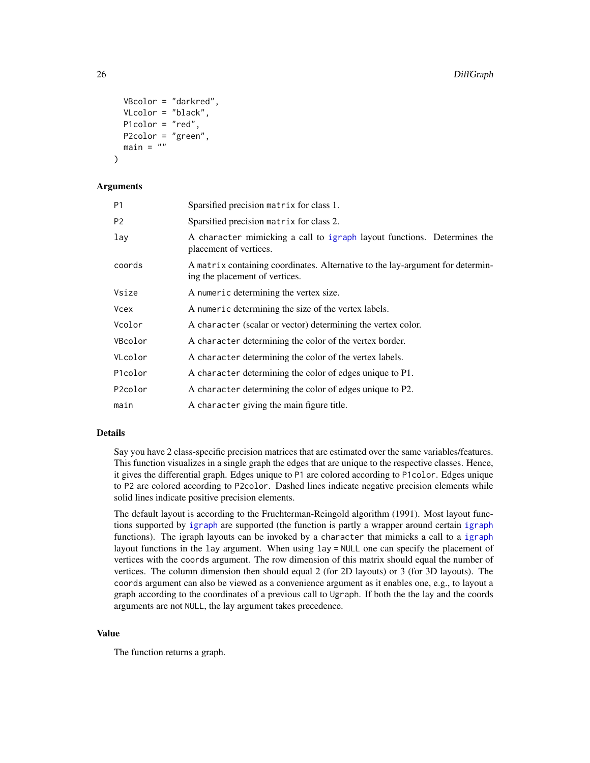```
  VBcolor = "darkred",
  VLcolor = "black",
  P1color = "red",
  P2color = "green",
  main = ""
)
```

### Arguments

| | |
|---|---|
| P1 | Sparsified precision matrix for class 1. |
| P2 | Sparsified precision matrix for class 2. |
| lay | A character mimicking a call to igraph layout functions. Determines the placement of vertices. |
| coords | A matrix containing coordinates. Alternative to the lay-argument for determining the placement of vertices. |
| Vsize | A numeric determining the vertex size. |
| Vcex | A numeric determining the size of the vertex labels. |
| Vcolor | A character (scalar or vector) determining the vertex color. |
| VBcolor | A character determining the color of the vertex border. |
| VLcolor | A character determining the color of the vertex labels. |
| P1color | A character determining the color of edges unique to P1. |
| P2color | A character determining the color of edges unique to P2. |
| main | A character giving the main figure title. |

### Details

Say you have 2 class-specific precision matrices that are estimated over the same variables/features. This function visualizes in a single graph the edges that are unique to the respective classes. Hence, it gives the differential graph. Edges unique to P1 are colored according to P1color. Edges unique to P2 are colored according to P2color. Dashed lines indicate negative precision elements while solid lines indicate positive precision elements.

The default layout is according to the Fruchterman-Reingold algorithm (1991). Most layout functions supported by igraph are supported (the function is partly a wrapper around certain igraph functions). The igraph layouts can be invoked by a character that mimicks a call to a igraph layout functions in the lay argument. When using lay = NULL one can specify the placement of vertices with the coords argument. The row dimension of this matrix should equal the number of vertices. The column dimension then should equal 2 (for 2D layouts) or 3 (for 3D layouts). The coords argument can also be viewed as a convenience argument as it enables one, e.g., to layout a graph according to the coordinates of a previous call to Ugraph. If both the the lay and the coords arguments are not NULL, the lay argument takes precedence.

### Value

The function returns a graph.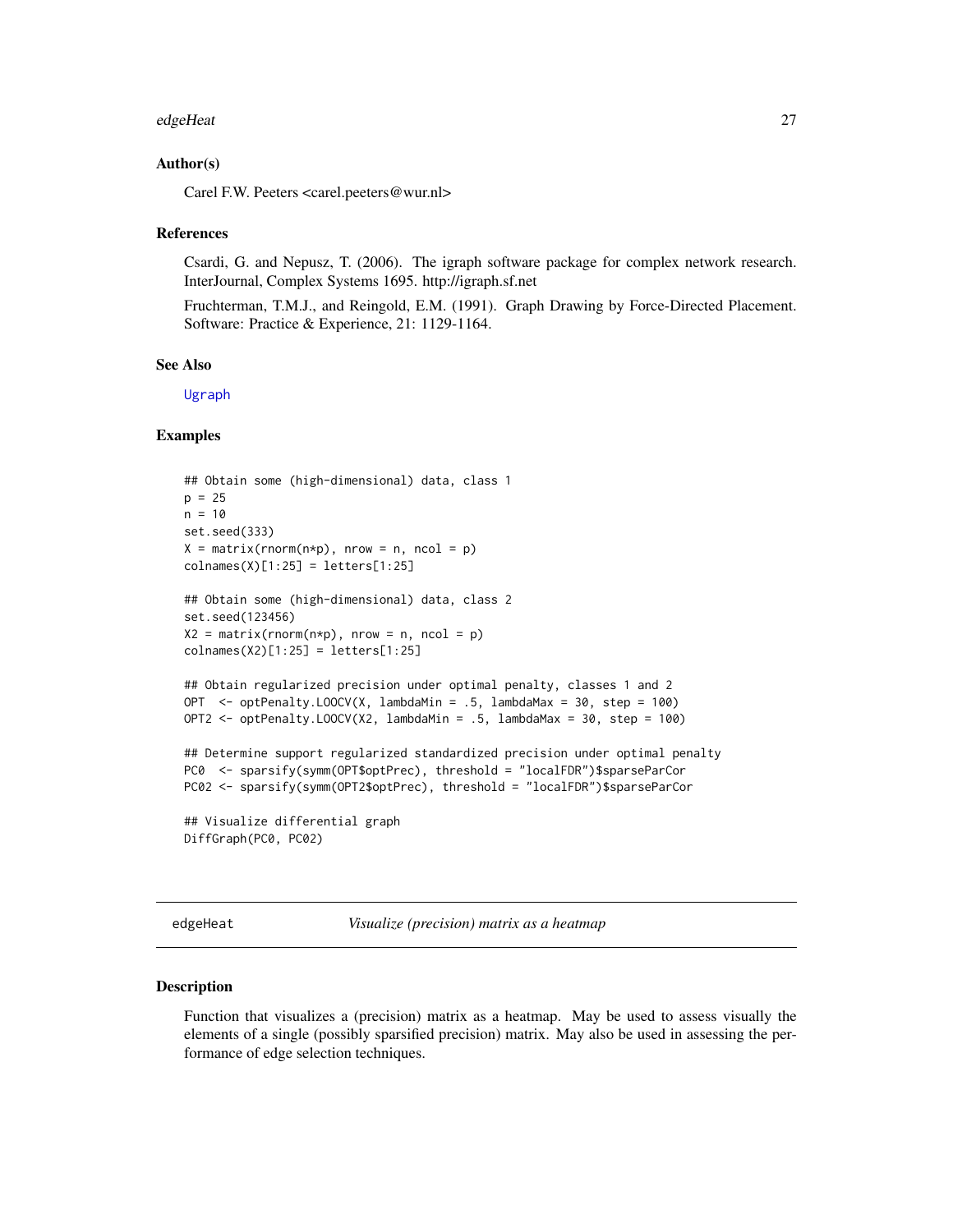### Author(s)

Carel F.W. Peeters <carel.peeters@wur.nl>

### References

Csardi, G. and Nepusz, T. (2006). The igraph software package for complex network research. InterJournal, Complex Systems 1695. http://igraph.sf.net

Fruchterman, T.M.J., and Reingold, E.M. (1991). Graph Drawing by Force-Directed Placement. Software: Practice & Experience, 21: 1129-1164.

### See Also

Ugraph

### Examples

```
## Obtain some (high-dimensional) data, class 1
p = 25
n = 10
set.seed(333)
X = matrix(rnorm(n*p), nrow = n, ncol = p)
colnames(X)[1:25] = letters[1:25]

## Obtain some (high-dimensional) data, class 2
set.seed(123456)
X2 = matrix(rnorm(n*p), nrow = n, ncol = p)
colnames(X2)[1:25] = letters[1:25]

## Obtain regularized precision under optimal penalty, classes 1 and 2
OPT  <- optPenalty.LOOCV(X, lambdaMin = .5, lambdaMax = 30, step = 100)
OPT2 <- optPenalty.LOOCV(X2, lambdaMin = .5, lambdaMax = 30, step = 100)

## Determine support regularized standardized precision under optimal penalty
PC0  <- sparsify(symm(OPT$optPrec), threshold = "localFDR")$sparseParCor
PC02 <- sparsify(symm(OPT2$optPrec), threshold = "localFDR")$sparseParCor

## Visualize differential graph
DiffGraph(PC0, PC02)
```

---

## edgeHeat — *Visualize (precision) matrix as a heatmap*

### Description

Function that visualizes a (precision) matrix as a heatmap. May be used to assess visually the elements of a single (possibly sparsified precision) matrix. May also be used in assessing the performance of edge selection techniques.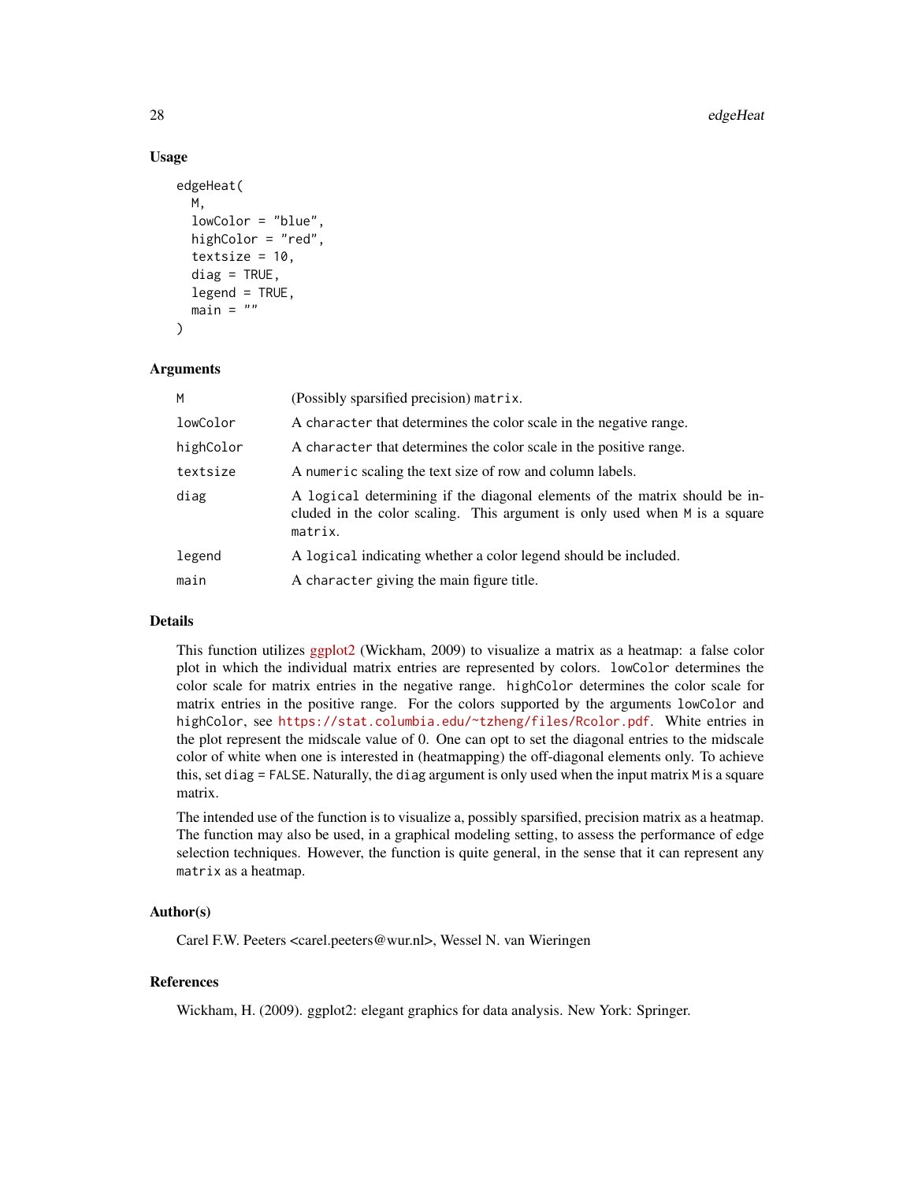### Usage

```
edgeHeat(
  M,
  lowColor = "blue",
  highColor = "red",
  textsize = 10,
  diag = TRUE,
  legend = TRUE,
  main = ""
)
```

### Arguments

| | |
|---|---|
| M | (Possibly sparsified precision) matrix. |
| lowColor | A character that determines the color scale in the negative range. |
| highColor | A character that determines the color scale in the positive range. |
| textsize | A numeric scaling the text size of row and column labels. |
| diag | A logical determining if the diagonal elements of the matrix should be included in the color scaling. This argument is only used when M is a square matrix. |
| legend | A logical indicating whether a color legend should be included. |
| main | A character giving the main figure title. |

### Details

This function utilizes ggplot2 (Wickham, 2009) to visualize a matrix as a heatmap: a false color plot in which the individual matrix entries are represented by colors. lowColor determines the color scale for matrix entries in the negative range. highColor determines the color scale for matrix entries in the positive range. For the colors supported by the arguments lowColor and highColor, see https://stat.columbia.edu/~tzheng/files/Rcolor.pdf. White entries in the plot represent the midscale value of 0. One can opt to set the diagonal entries to the midscale color of white when one is interested in (heatmapping) the off-diagonal elements only. To achieve this, set diag = FALSE. Naturally, the diag argument is only used when the input matrix M is a square matrix.

The intended use of the function is to visualize a, possibly sparsified, precision matrix as a heatmap. The function may also be used, in a graphical modeling setting, to assess the performance of edge selection techniques. However, the function is quite general, in the sense that it can represent any matrix as a heatmap.

### Author(s)

Carel F.W. Peeters <carel.peeters@wur.nl>, Wessel N. van Wieringen

### References

Wickham, H. (2009). ggplot2: elegant graphics for data analysis. New York: Springer.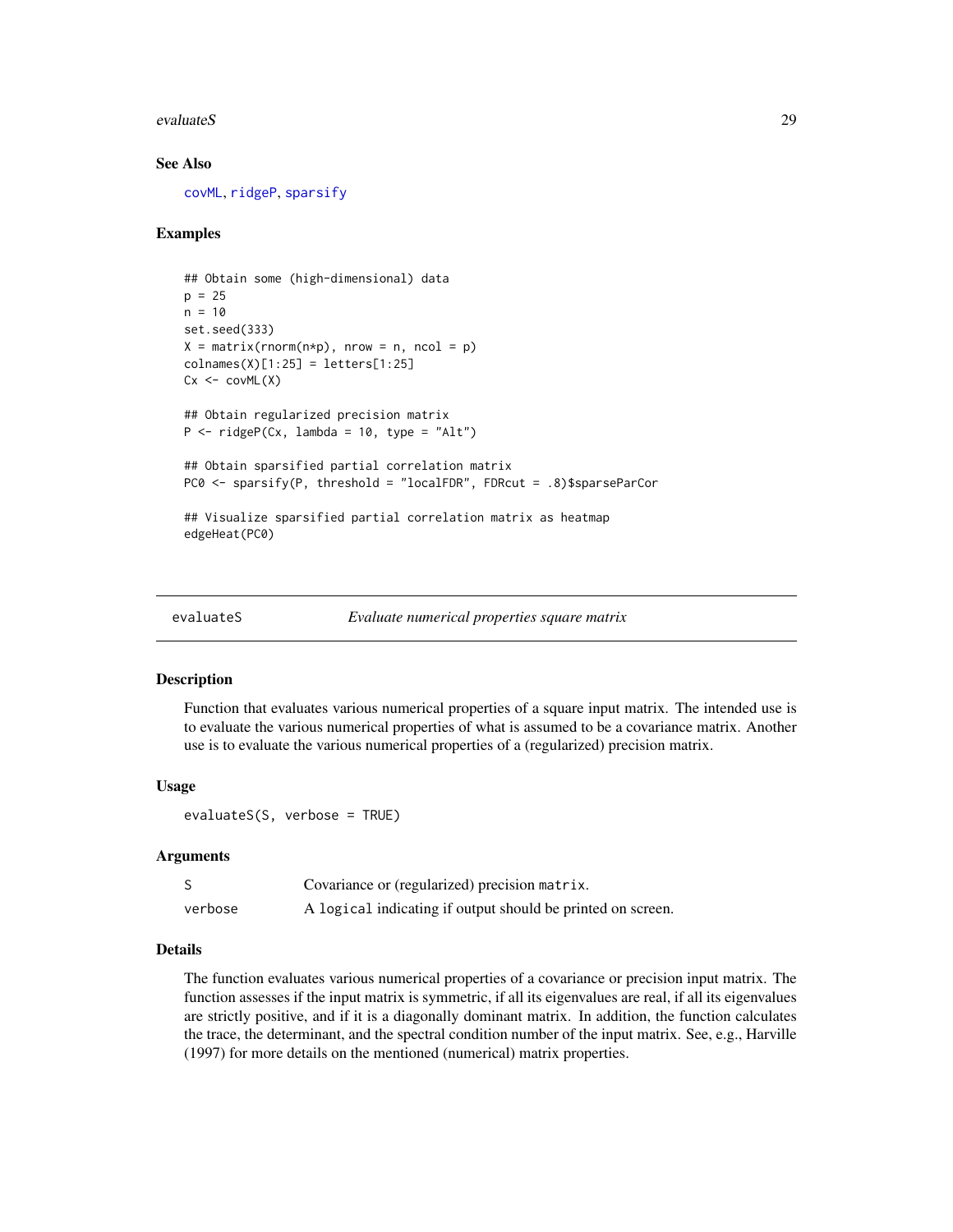### See Also

covML, ridgeP, sparsify

### Examples

```
## Obtain some (high-dimensional) data
p = 25
n = 10
set.seed(333)
X = matrix(rnorm(n*p), nrow = n, ncol = p)
colnames(X)[1:25] = letters[1:25]
Cx <- covML(X)

## Obtain regularized precision matrix
P <- ridgeP(Cx, lambda = 10, type = "Alt")

## Obtain sparsified partial correlation matrix
PC0 <- sparsify(P, threshold = "localFDR", FDRcut = .8)$sparseParCor

## Visualize sparsified partial correlation matrix as heatmap
edgeHeat(PC0)
```

---

## evaluateS — *Evaluate numerical properties square matrix*

### Description

Function that evaluates various numerical properties of a square input matrix. The intended use is to evaluate the various numerical properties of what is assumed to be a covariance matrix. Another use is to evaluate the various numerical properties of a (regularized) precision matrix.

### Usage

```
evaluateS(S, verbose = TRUE)
```

### Arguments

| | |
|---|---|
| S | Covariance or (regularized) precision `matrix`. |
| verbose | A `logical` indicating if output should be printed on screen. |

### Details

The function evaluates various numerical properties of a covariance or precision input matrix. The function assesses if the input matrix is symmetric, if all its eigenvalues are real, if all its eigenvalues are strictly positive, and if it is a diagonally dominant matrix. In addition, the function calculates the trace, the determinant, and the spectral condition number of the input matrix. See, e.g., Harville (1997) for more details on the mentioned (numerical) matrix properties.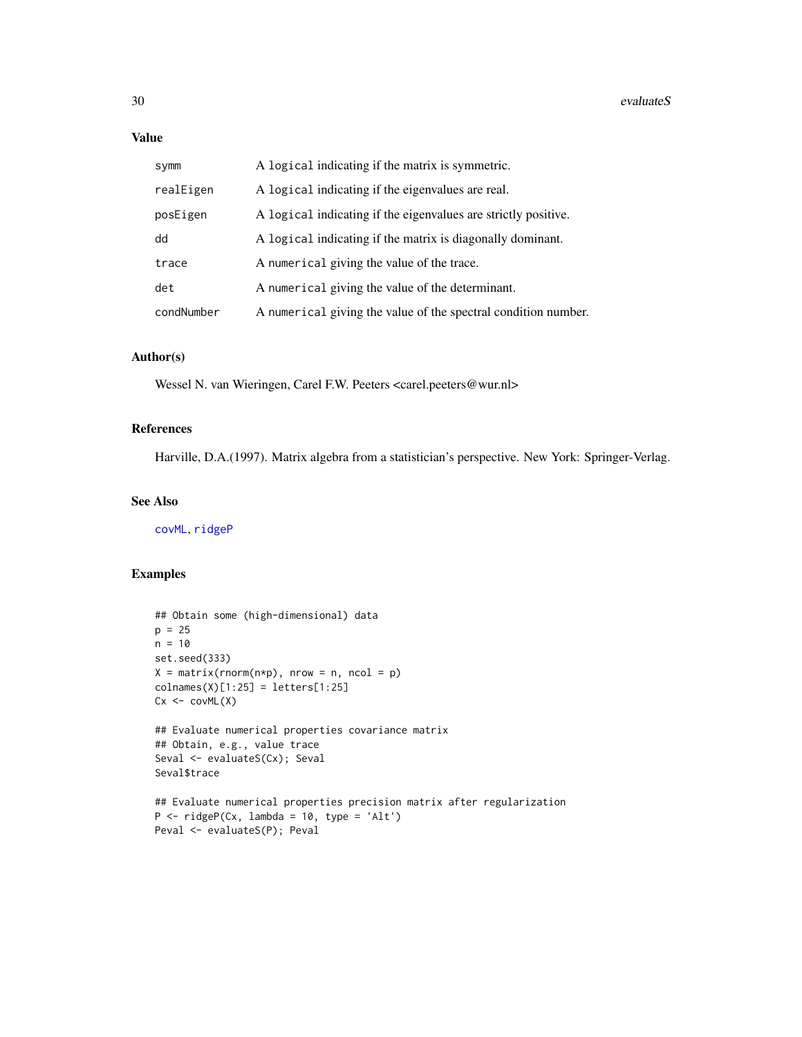## Value

| | |
|---|---|
| symm | A `logical` indicating if the matrix is symmetric. |
| realEigen | A `logical` indicating if the eigenvalues are real. |
| posEigen | A `logical` indicating if the eigenvalues are strictly positive. |
| dd | A `logical` indicating if the matrix is diagonally dominant. |
| trace | A `numerical` giving the value of the trace. |
| det | A `numerical` giving the value of the determinant. |
| condNumber | A `numerical` giving the value of the spectral condition number. |

## Author(s)

Wessel N. van Wieringen, Carel F.W. Peeters <carel.peeters@wur.nl>

## References

Harville, D.A.(1997). Matrix algebra from a statistician's perspective. New York: Springer-Verlag.

## See Also

covML, ridgeP

## Examples

```
## Obtain some (high-dimensional) data
p = 25
n = 10
set.seed(333)
X = matrix(rnorm(n*p), nrow = n, ncol = p)
colnames(X)[1:25] = letters[1:25]
Cx <- covML(X)

## Evaluate numerical properties covariance matrix
## Obtain, e.g., value trace
Seval <- evaluateS(Cx); Seval
Seval$trace

## Evaluate numerical properties precision matrix after regularization
P <- ridgeP(Cx, lambda = 10, type = 'Alt')
Peval <- evaluateS(P); Peval
```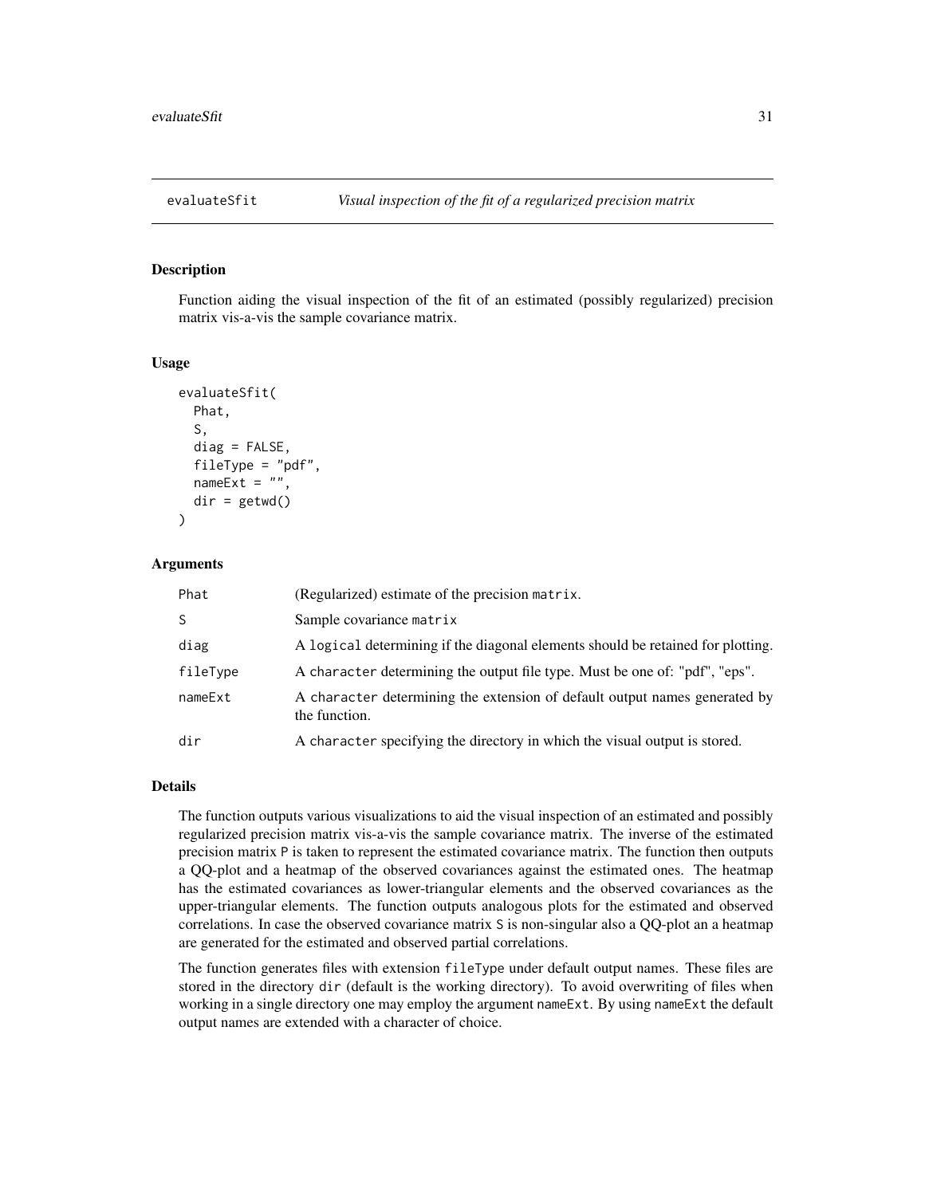## evaluateSfit — *Visual inspection of the fit of a regularized precision matrix*

### Description

Function aiding the visual inspection of the fit of an estimated (possibly regularized) precision matrix vis-a-vis the sample covariance matrix.

### Usage

```
evaluateSfit(
  Phat,
  S,
  diag = FALSE,
  fileType = "pdf",
  nameExt = "",
  dir = getwd()
)
```

### Arguments

| | |
|---|---|
| Phat | (Regularized) estimate of the precision `matrix`. |
| S | Sample covariance `matrix` |
| diag | A `logical` determining if the diagonal elements should be retained for plotting. |
| fileType | A `character` determining the output file type. Must be one of: "pdf", "eps". |
| nameExt | A `character` determining the extension of default output names generated by the function. |
| dir | A `character` specifying the directory in which the visual output is stored. |

### Details

The function outputs various visualizations to aid the visual inspection of an estimated and possibly regularized precision matrix vis-a-vis the sample covariance matrix. The inverse of the estimated precision matrix `P` is taken to represent the estimated covariance matrix. The function then outputs a QQ-plot and a heatmap of the observed covariances against the estimated ones. The heatmap has the estimated covariances as lower-triangular elements and the observed covariances as the upper-triangular elements. The function outputs analogous plots for the estimated and observed correlations. In case the observed covariance matrix `S` is non-singular also a QQ-plot an a heatmap are generated for the estimated and observed partial correlations.

The function generates files with extension `fileType` under default output names. These files are stored in the directory `dir` (default is the working directory). To avoid overwriting of files when working in a single directory one may employ the argument `nameExt`. By using `nameExt` the default output names are extended with a character of choice.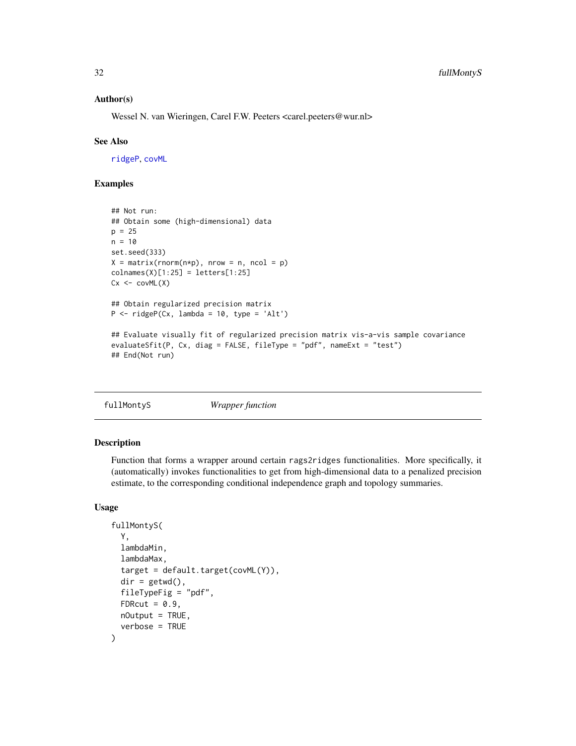### Author(s)

Wessel N. van Wieringen, Carel F.W. Peeters <carel.peeters@wur.nl>

### See Also

ridgeP, covML

### Examples

```
## Not run:
## Obtain some (high-dimensional) data
p = 25
n = 10
set.seed(333)
X = matrix(rnorm(n*p), nrow = n, ncol = p)
colnames(X)[1:25] = letters[1:25]
Cx <- covML(X)

## Obtain regularized precision matrix
P <- ridgeP(Cx, lambda = 10, type = 'Alt')

## Evaluate visually fit of regularized precision matrix vis-a-vis sample covariance
evaluateSfit(P, Cx, diag = FALSE, fileType = "pdf", nameExt = "test")
## End(Not run)
```

---

## fullMontyS *Wrapper function*

---

### Description

Function that forms a wrapper around certain rags2ridges functionalities. More specifically, it (automatically) invokes functionalities to get from high-dimensional data to a penalized precision estimate, to the corresponding conditional independence graph and topology summaries.

### Usage

```
fullMontyS(
  Y,
  lambdaMin,
  lambdaMax,
  target = default.target(covML(Y)),
  dir = getwd(),
  fileTypeFig = "pdf",
  FDRcut = 0.9,
  nOutput = TRUE,
  verbose = TRUE
)
```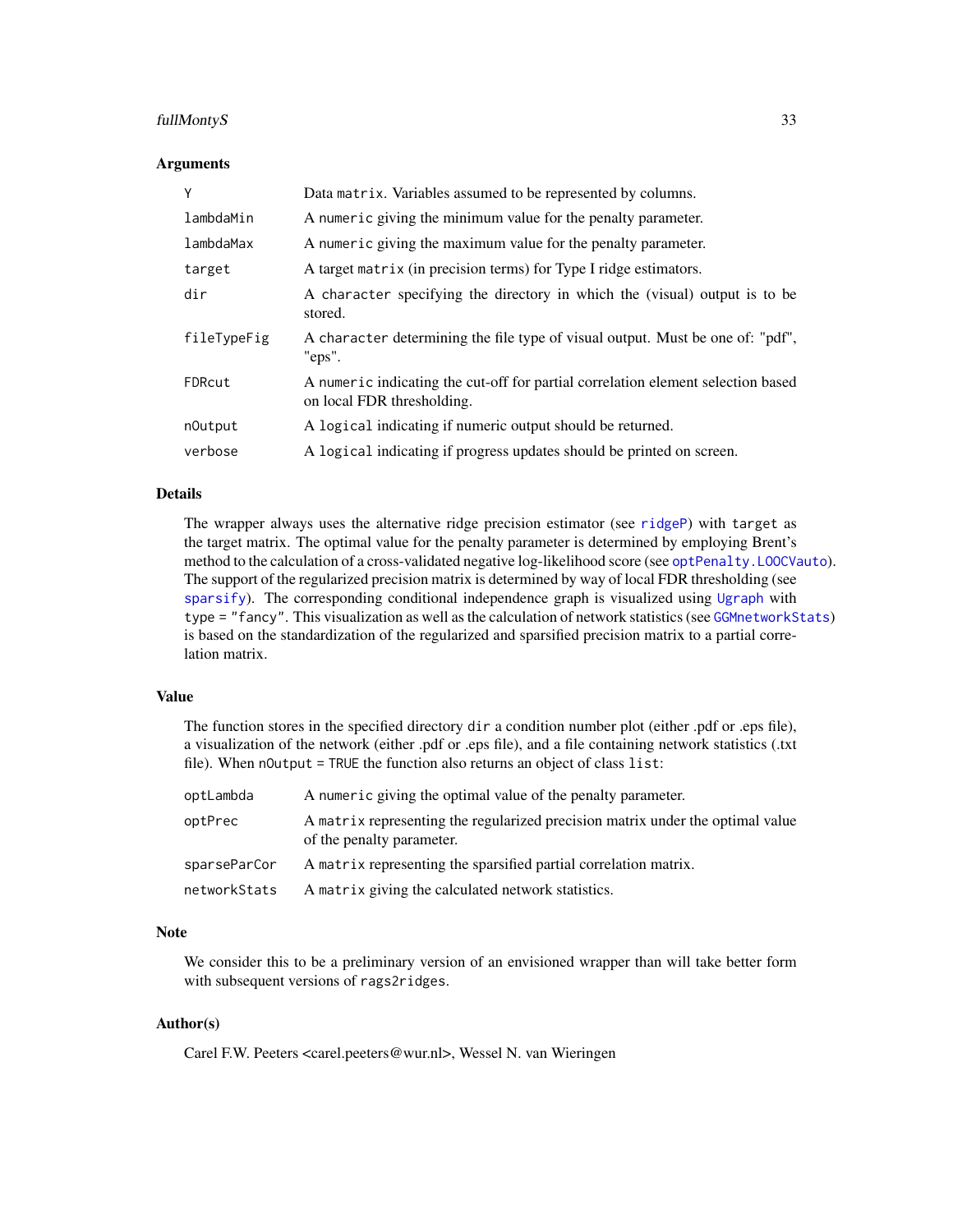### Arguments

| | |
|---|---|
| `Y` | Data `matrix`. Variables assumed to be represented by columns. |
| `lambdaMin` | A `numeric` giving the minimum value for the penalty parameter. |
| `lambdaMax` | A `numeric` giving the maximum value for the penalty parameter. |
| `target` | A target `matrix` (in precision terms) for Type I ridge estimators. |
| `dir` | A `character` specifying the directory in which the (visual) output is to be stored. |
| `fileTypeFig` | A `character` determining the file type of visual output. Must be one of: "pdf", "eps". |
| `FDRcut` | A `numeric` indicating the cut-off for partial correlation element selection based on local FDR thresholding. |
| `nOutput` | A `logical` indicating if numeric output should be returned. |
| `verbose` | A `logical` indicating if progress updates should be printed on screen. |

### Details

The wrapper always uses the alternative ridge precision estimator (see `ridgeP`) with `target` as the target matrix. The optimal value for the penalty parameter is determined by employing Brent's method to the calculation of a cross-validated negative log-likelihood score (see `optPenalty.LOOCVauto`). The support of the regularized precision matrix is determined by way of local FDR thresholding (see `sparsify`). The corresponding conditional independence graph is visualized using `Ugraph` with `type = "fancy"`. This visualization as well as the calculation of network statistics (see `GGMnetworkStats`) is based on the standardization of the regularized and sparsified precision matrix to a partial correlation matrix.

### Value

The function stores in the specified directory `dir` a condition number plot (either .pdf or .eps file), a visualization of the network (either .pdf or .eps file), and a file containing network statistics (.txt file). When `nOutput = TRUE` the function also returns an object of class `list`:

| | |
|---|---|
| `optLambda` | A `numeric` giving the optimal value of the penalty parameter. |
| `optPrec` | A `matrix` representing the regularized precision matrix under the optimal value of the penalty parameter. |
| `sparseParCor` | A `matrix` representing the sparsified partial correlation matrix. |
| `networkStats` | A `matrix` giving the calculated network statistics. |

### Note

We consider this to be a preliminary version of an envisioned wrapper than will take better form with subsequent versions of `rags2ridges`.

### Author(s)

Carel F.W. Peeters <carel.peeters@wur.nl>, Wessel N. van Wieringen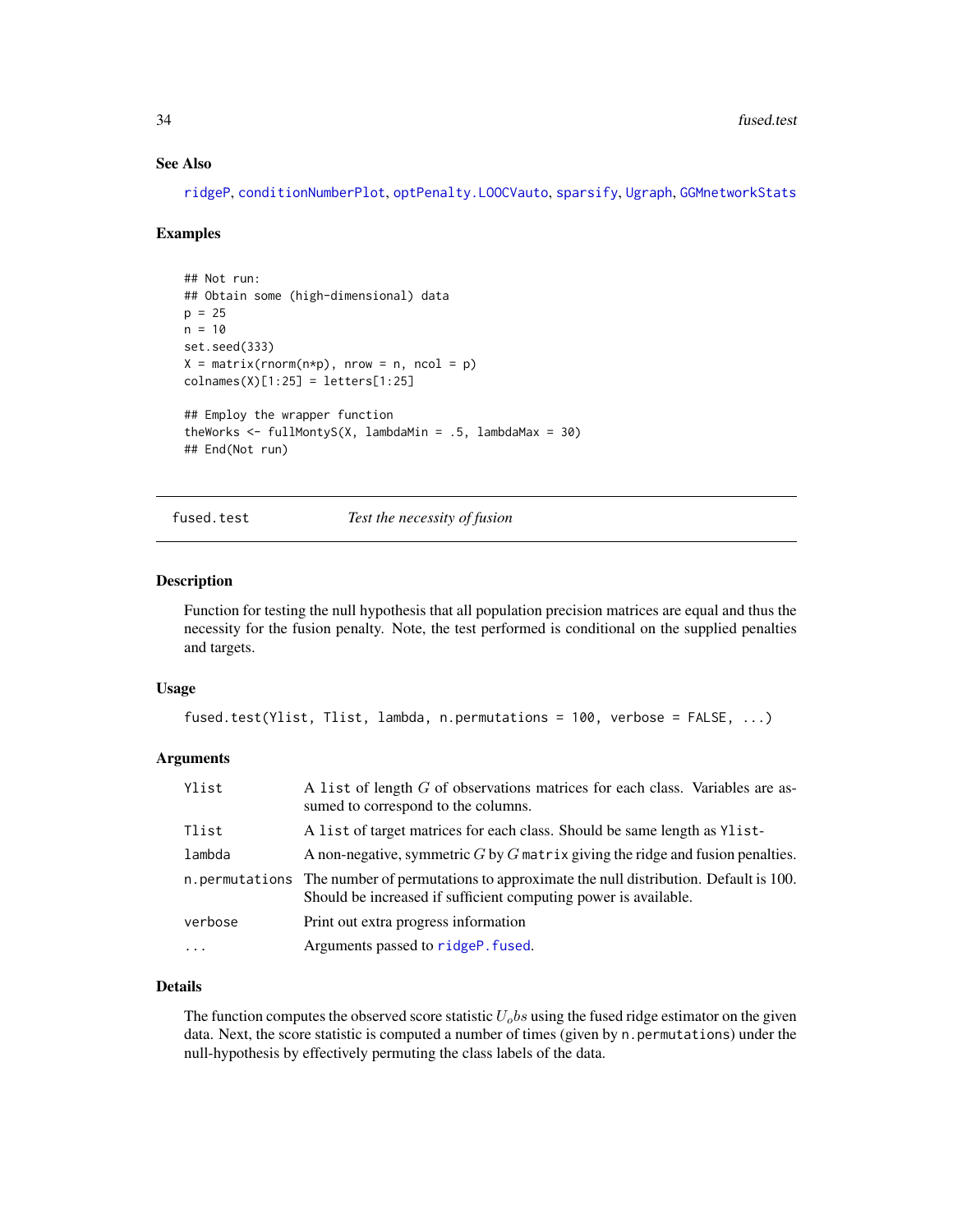### See Also

ridgeP, conditionNumberPlot, optPenalty.LOOCVauto, sparsify, Ugraph, GGMnetworkStats

### Examples

```
## Not run:
## Obtain some (high-dimensional) data
p = 25
n = 10
set.seed(333)
X = matrix(rnorm(n*p), nrow = n, ncol = p)
colnames(X)[1:25] = letters[1:25]

## Employ the wrapper function
theWorks <- fullMontyS(X, lambdaMin = .5, lambdaMax = 30)
## End(Not run)
```

---

## fused.test — *Test the necessity of fusion*

### Description

Function for testing the null hypothesis that all population precision matrices are equal and thus the necessity for the fusion penalty. Note, the test performed is conditional on the supplied penalties and targets.

### Usage

```
fused.test(Ylist, Tlist, lambda, n.permutations = 100, verbose = FALSE, ...)
```

### Arguments

| | |
|---|---|
| Ylist | A list of length $G$ of observations matrices for each class. Variables are assumed to correspond to the columns. |
| Tlist | A list of target matrices for each class. Should be same length as Ylist- |
| lambda | A non-negative, symmetric $G$ by $G$ matrix giving the ridge and fusion penalties. |
| n.permutations | The number of permutations to approximate the null distribution. Default is 100. Should be increased if sufficient computing power is available. |
| verbose | Print out extra progress information |
| ... | Arguments passed to ridgeP.fused. |

### Details

The function computes the observed score statistic $U_obs$ using the fused ridge estimator on the given data. Next, the score statistic is computed a number of times (given by n.permutations) under the null-hypothesis by effectively permuting the class labels of the data.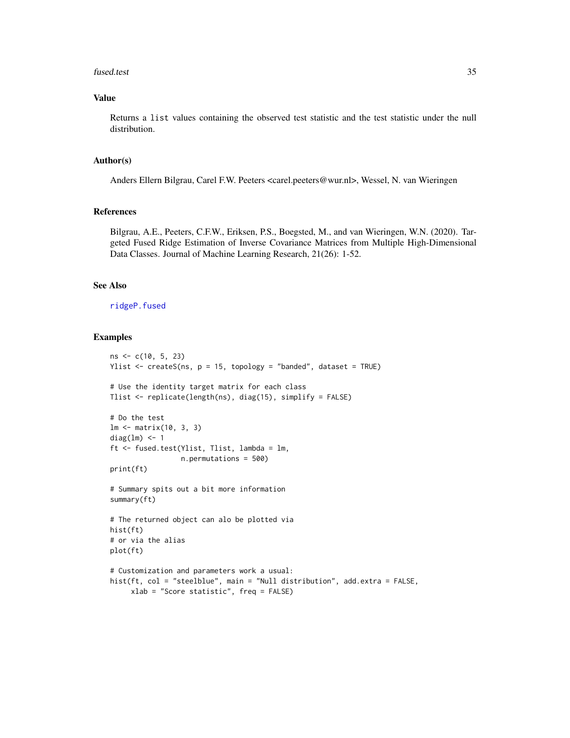## Value

Returns a list values containing the observed test statistic and the test statistic under the null distribution.

## Author(s)

Anders Ellern Bilgrau, Carel F.W. Peeters <carel.peeters@wur.nl>, Wessel, N. van Wieringen

## References

Bilgrau, A.E., Peeters, C.F.W., Eriksen, P.S., Boegsted, M., and van Wieringen, W.N. (2020). Targeted Fused Ridge Estimation of Inverse Covariance Matrices from Multiple High-Dimensional Data Classes. Journal of Machine Learning Research, 21(26): 1-52.

## See Also

ridgeP.fused

## Examples

```
ns <- c(10, 5, 23)
Ylist <- createS(ns, p = 15, topology = "banded", dataset = TRUE)

# Use the identity target matrix for each class
Tlist <- replicate(length(ns), diag(15), simplify = FALSE)

# Do the test
lm <- matrix(10, 3, 3)
diag(lm) <- 1
ft <- fused.test(Ylist, Tlist, lambda = lm,
                 n.permutations = 500)
print(ft)

# Summary spits out a bit more information
summary(ft)

# The returned object can alo be plotted via
hist(ft)
# or via the alias
plot(ft)

# Customization and parameters work a usual:
hist(ft, col = "steelblue", main = "Null distribution", add.extra = FALSE,
     xlab = "Score statistic", freq = FALSE)
```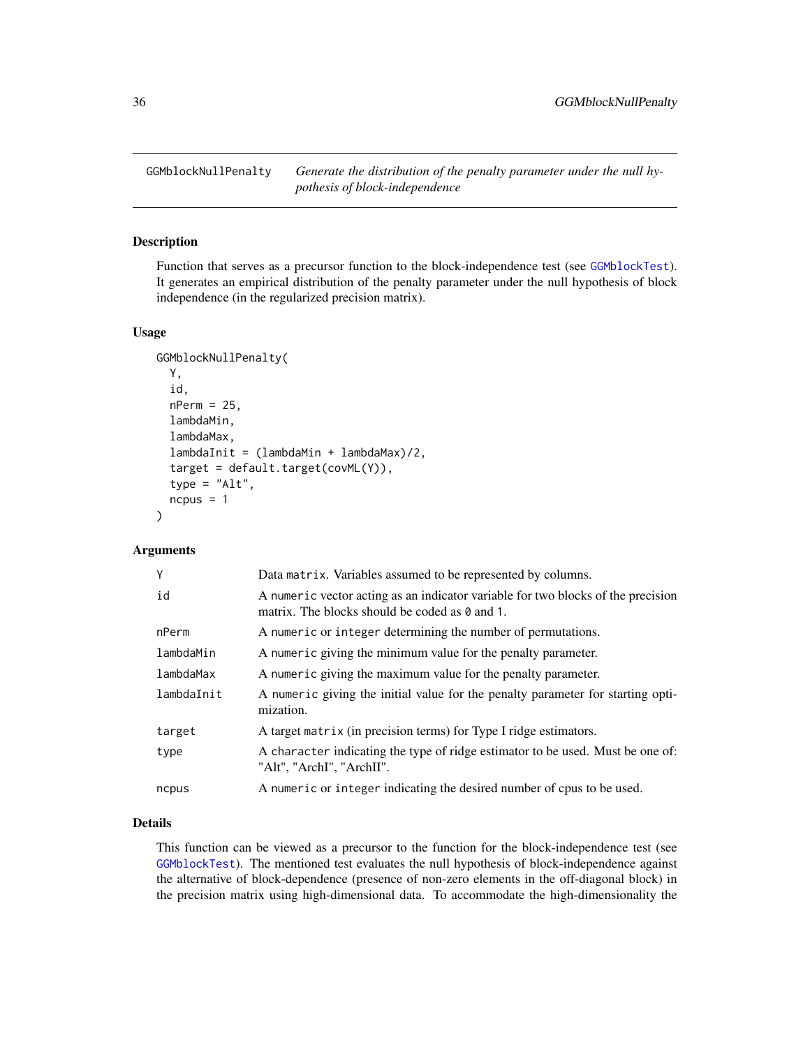## GGMblockNullPenalty — *Generate the distribution of the penalty parameter under the null hypothesis of block-independence*

### Description

Function that serves as a precursor function to the block-independence test (see GGMblockTest). It generates an empirical distribution of the penalty parameter under the null hypothesis of block independence (in the regularized precision matrix).

### Usage

```
GGMblockNullPenalty(
  Y,
  id,
  nPerm = 25,
  lambdaMin,
  lambdaMax,
  lambdaInit = (lambdaMin + lambdaMax)/2,
  target = default.target(covML(Y)),
  type = "Alt",
  ncpus = 1
)
```

### Arguments

| Argument | Description |
|---|---|
| Y | Data matrix. Variables assumed to be represented by columns. |
| id | A numeric vector acting as an indicator variable for two blocks of the precision matrix. The blocks should be coded as 0 and 1. |
| nPerm | A numeric or integer determining the number of permutations. |
| lambdaMin | A numeric giving the minimum value for the penalty parameter. |
| lambdaMax | A numeric giving the maximum value for the penalty parameter. |
| lambdaInit | A numeric giving the initial value for the penalty parameter for starting optimization. |
| target | A target matrix (in precision terms) for Type I ridge estimators. |
| type | A character indicating the type of ridge estimator to be used. Must be one of: "Alt", "ArchI", "ArchII". |
| ncpus | A numeric or integer indicating the desired number of cpus to be used. |

### Details

This function can be viewed as a precursor to the function for the block-independence test (see GGMblockTest). The mentioned test evaluates the null hypothesis of block-independence against the alternative of block-dependence (presence of non-zero elements in the off-diagonal block) in the precision matrix using high-dimensional data. To accommodate the high-dimensionality the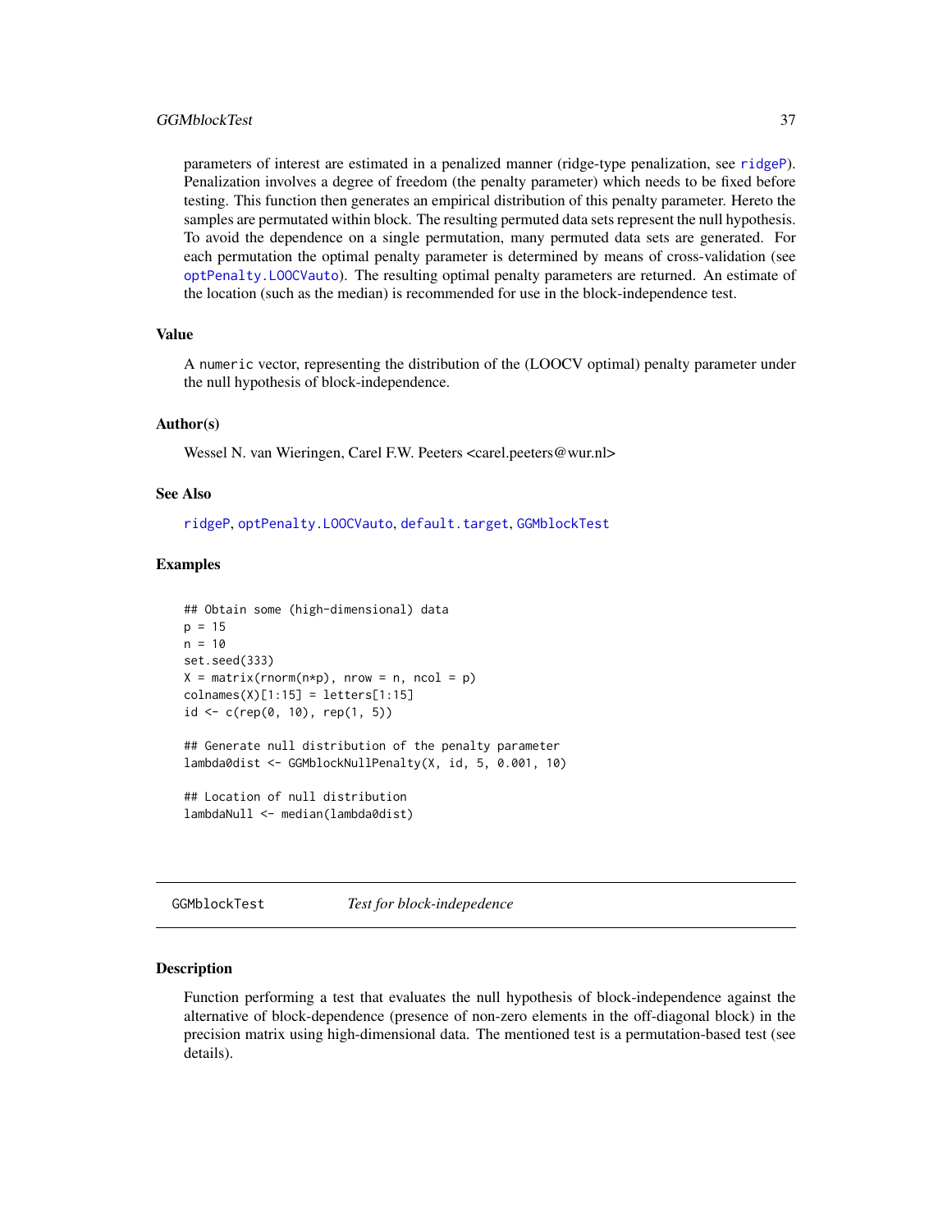parameters of interest are estimated in a penalized manner (ridge-type penalization, see ridgeP). Penalization involves a degree of freedom (the penalty parameter) which needs to be fixed before testing. This function then generates an empirical distribution of this penalty parameter. Hereto the samples are permutated within block. The resulting permuted data sets represent the null hypothesis. To avoid the dependence on a single permutation, many permuted data sets are generated. For each permutation the optimal penalty parameter is determined by means of cross-validation (see optPenalty.LOOCVauto). The resulting optimal penalty parameters are returned. An estimate of the location (such as the median) is recommended for use in the block-independence test.

### Value

A numeric vector, representing the distribution of the (LOOCV optimal) penalty parameter under the null hypothesis of block-independence.

### Author(s)

Wessel N. van Wieringen, Carel F.W. Peeters <carel.peeters@wur.nl>

### See Also

ridgeP, optPenalty.LOOCVauto, default.target, GGMblockTest

### Examples

```
## Obtain some (high-dimensional) data
p = 15
n = 10
set.seed(333)
X = matrix(rnorm(n*p), nrow = n, ncol = p)
colnames(X)[1:15] = letters[1:15]
id <- c(rep(0, 10), rep(1, 5))

## Generate null distribution of the penalty parameter
lambda0dist <- GGMblockNullPenalty(X, id, 5, 0.001, 10)

## Location of null distribution
lambdaNull <- median(lambda0dist)
```

---

## GGMblockTest *Test for block-indepedence*

### Description

Function performing a test that evaluates the null hypothesis of block-independence against the alternative of block-dependence (presence of non-zero elements in the off-diagonal block) in the precision matrix using high-dimensional data. The mentioned test is a permutation-based test (see details).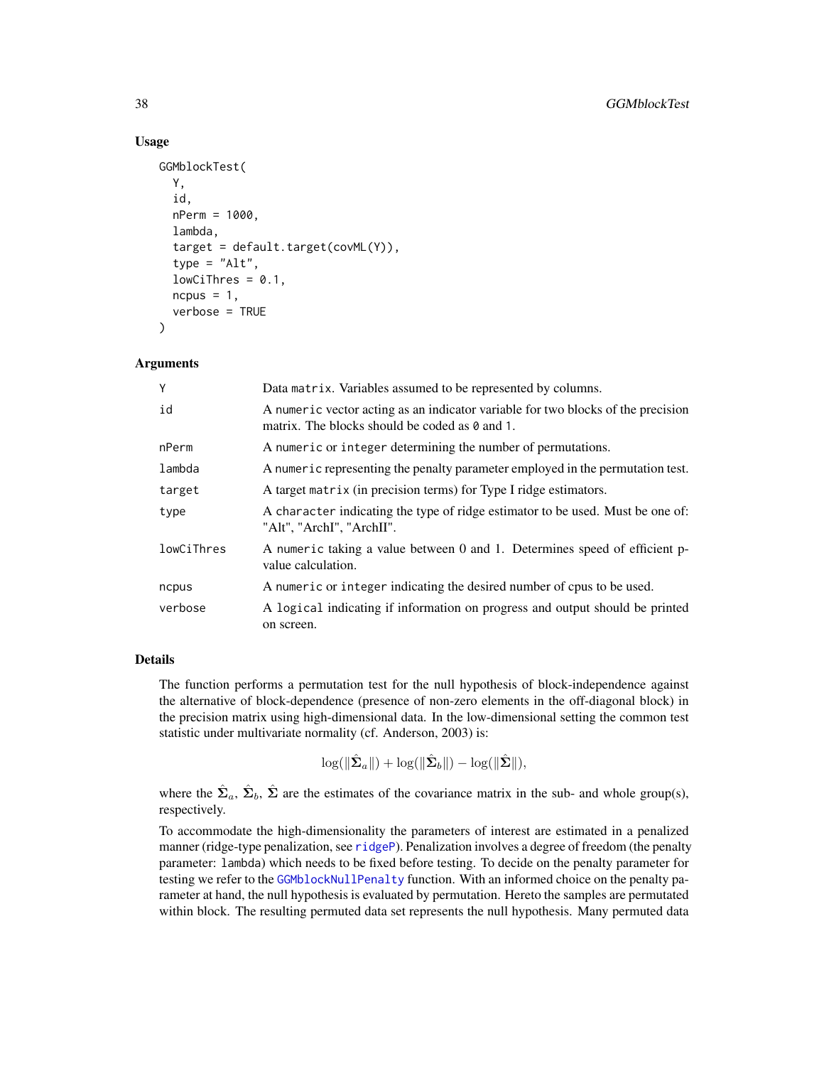## Usage

```
GGMblockTest(
  Y,
  id,
  nPerm = 1000,
  lambda,
  target = default.target(covML(Y)),
  type = "Alt",
  lowCiThres = 0.1,
  ncpus = 1,
  verbose = TRUE
)
```

## Arguments

| | |
|---|---|
| Y | Data matrix. Variables assumed to be represented by columns. |
| id | A numeric vector acting as an indicator variable for two blocks of the precision matrix. The blocks should be coded as 0 and 1. |
| nPerm | A numeric or integer determining the number of permutations. |
| lambda | A numeric representing the penalty parameter employed in the permutation test. |
| target | A target matrix (in precision terms) for Type I ridge estimators. |
| type | A character indicating the type of ridge estimator to be used. Must be one of: "Alt", "ArchI", "ArchII". |
| lowCiThres | A numeric taking a value between 0 and 1. Determines speed of efficient p-value calculation. |
| ncpus | A numeric or integer indicating the desired number of cpus to be used. |
| verbose | A logical indicating if information on progress and output should be printed on screen. |

## Details

The function performs a permutation test for the null hypothesis of block-independence against the alternative of block-dependence (presence of non-zero elements in the off-diagonal block) in the precision matrix using high-dimensional data. In the low-dimensional setting the common test statistic under multivariate normality (cf. Anderson, 2003) is:

$$\log(\|\hat{\mathbf{\Sigma}}_a\|) + \log(\|\hat{\mathbf{\Sigma}}_b\|) - \log(\|\hat{\mathbf{\Sigma}}\|),$$

where the $\hat{\mathbf{\Sigma}}_a$, $\hat{\mathbf{\Sigma}}_b$, $\hat{\mathbf{\Sigma}}$ are the estimates of the covariance matrix in the sub- and whole group(s), respectively.

To accommodate the high-dimensionality the parameters of interest are estimated in a penalized manner (ridge-type penalization, see ridgeP). Penalization involves a degree of freedom (the penalty parameter: lambda) which needs to be fixed before testing. To decide on the penalty parameter for testing we refer to the GGMblockNullPenalty function. With an informed choice on the penalty parameter at hand, the null hypothesis is evaluated by permutation. Hereto the samples are permutated within block. The resulting permuted data set represents the null hypothesis. Many permuted data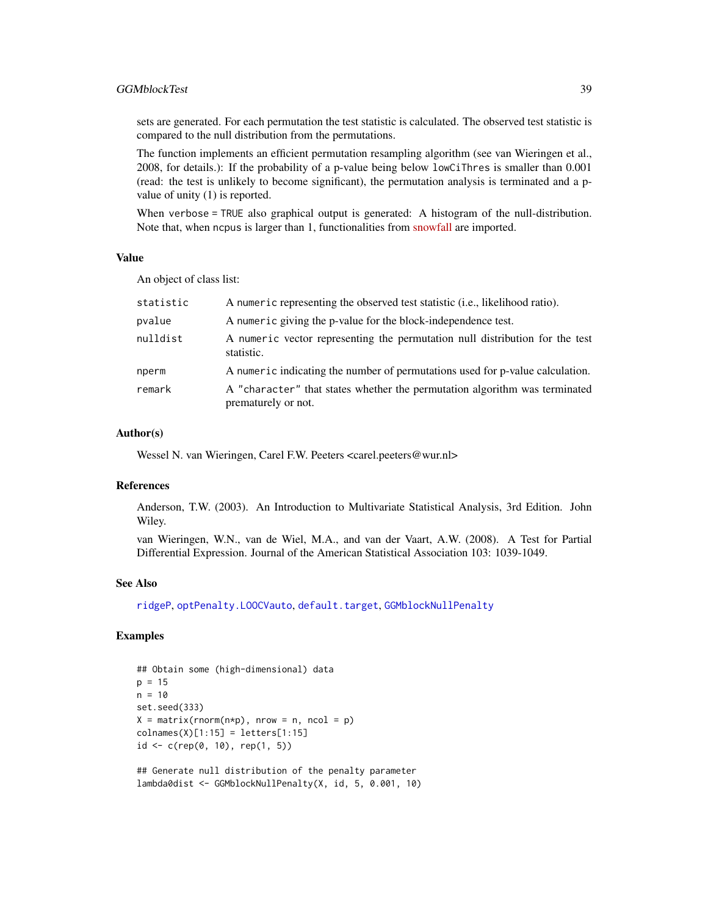sets are generated. For each permutation the test statistic is calculated. The observed test statistic is compared to the null distribution from the permutations.

The function implements an efficient permutation resampling algorithm (see van Wieringen et al., 2008, for details.): If the probability of a p-value being below `lowCiThres` is smaller than 0.001 (read: the test is unlikely to become significant), the permutation analysis is terminated and a p-value of unity (1) is reported.

When `verbose = TRUE` also graphical output is generated: A histogram of the null-distribution. Note that, when `ncpus` is larger than 1, functionalities from snowfall are imported.

### Value

An object of class list:

| | |
|---|---|
| `statistic` | A `numeric` representing the observed test statistic (i.e., likelihood ratio). |
| `pvalue` | A `numeric` giving the p-value for the block-independence test. |
| `nulldist` | A `numeric` vector representing the permutation null distribution for the test statistic. |
| `nperm` | A `numeric` indicating the number of permutations used for p-value calculation. |
| `remark` | A `"character"` that states whether the permutation algorithm was terminated prematurely or not. |

### Author(s)

Wessel N. van Wieringen, Carel F.W. Peeters <carel.peeters@wur.nl>

### References

Anderson, T.W. (2003). An Introduction to Multivariate Statistical Analysis, 3rd Edition. John Wiley.

van Wieringen, W.N., van de Wiel, M.A., and van der Vaart, A.W. (2008). A Test for Partial Differential Expression. Journal of the American Statistical Association 103: 1039-1049.

### See Also

`ridgeP`, `optPenalty.LOOCVauto`, `default.target`, `GGMblockNullPenalty`

### Examples

```
## Obtain some (high-dimensional) data
p = 15
n = 10
set.seed(333)
X = matrix(rnorm(n*p), nrow = n, ncol = p)
colnames(X)[1:15] = letters[1:15]
id <- c(rep(0, 10), rep(1, 5))

## Generate null distribution of the penalty parameter
lambda0dist <- GGMblockNullPenalty(X, id, 5, 0.001, 10)
```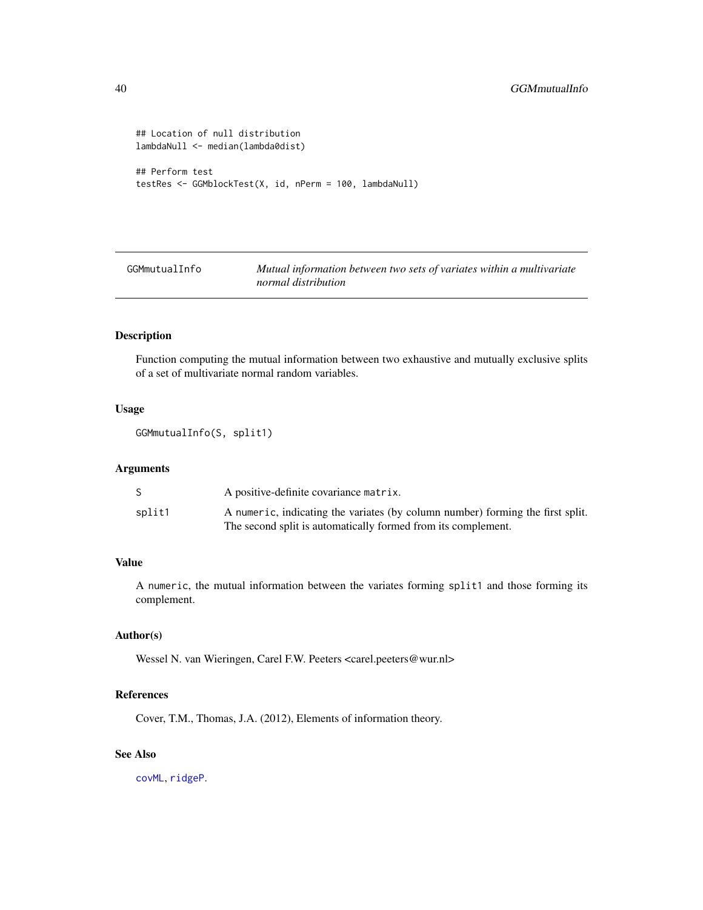```
## Location of null distribution
lambdaNull <- median(lambda0dist)

## Perform test
testRes <- GGMblockTest(X, id, nPerm = 100, lambdaNull)
```

## GGMmutualInfo — *Mutual information between two sets of variates within a multivariate normal distribution*

### Description

Function computing the mutual information between two exhaustive and mutually exclusive splits of a set of multivariate normal random variables.

### Usage

```
GGMmutualInfo(S, split1)
```

### Arguments

| | |
|---|---|
| `S` | A positive-definite covariance `matrix`. |
| `split1` | A `numeric`, indicating the variates (by column number) forming the first split. The second split is automatically formed from its complement. |

### Value

A `numeric`, the mutual information between the variates forming `split1` and those forming its complement.

### Author(s)

Wessel N. van Wieringen, Carel F.W. Peeters <carel.peeters@wur.nl>

### References

Cover, T.M., Thomas, J.A. (2012), Elements of information theory.

### See Also

`covML`, `ridgeP`.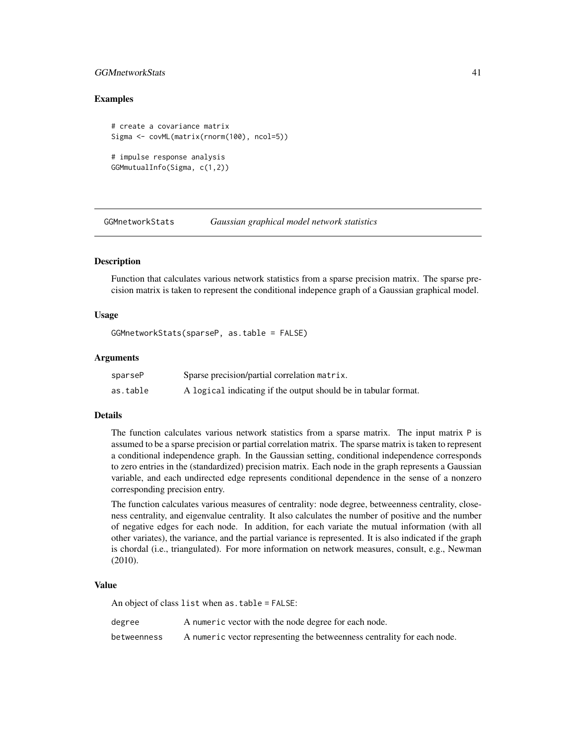### Examples

```
# create a covariance matrix
Sigma <- covML(matrix(rnorm(100), ncol=5))

# impulse response analysis
GGMmutualInfo(Sigma, c(1,2))
```

---

## GGMnetworkStats *Gaussian graphical model network statistics*

---

### Description

Function that calculates various network statistics from a sparse precision matrix. The sparse precision matrix is taken to represent the conditional indepence graph of a Gaussian graphical model.

### Usage

```
GGMnetworkStats(sparseP, as.table = FALSE)
```

### Arguments

| | |
|---|---|
| sparseP | Sparse precision/partial correlation `matrix`. |
| as.table | A `logical` indicating if the output should be in tabular format. |

### Details

The function calculates various network statistics from a sparse matrix. The input matrix `P` is assumed to be a sparse precision or partial correlation matrix. The sparse matrix is taken to represent a conditional independence graph. In the Gaussian setting, conditional independence corresponds to zero entries in the (standardized) precision matrix. Each node in the graph represents a Gaussian variable, and each undirected edge represents conditional dependence in the sense of a nonzero corresponding precision entry.

The function calculates various measures of centrality: node degree, betweenness centrality, closeness centrality, and eigenvalue centrality. It also calculates the number of positive and the number of negative edges for each node. In addition, for each variate the mutual information (with all other variates), the variance, and the partial variance is represented. It is also indicated if the graph is chordal (i.e., triangulated). For more information on network measures, consult, e.g., Newman (2010).

### Value

An object of class `list` when `as.table = FALSE`:

| | |
|---|---|
| degree | A `numeric` vector with the node degree for each node. |
| betweenness | A `numeric` vector representing the betweenness centrality for each node. |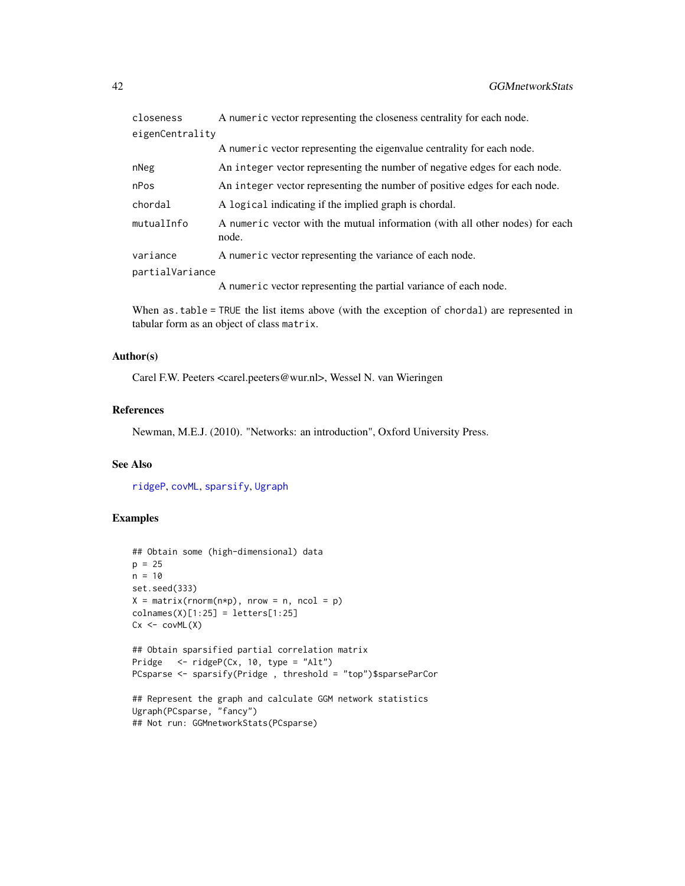| | |
|---|---|
| `closeness` | A `numeric` vector representing the closeness centrality for each node. |
| `eigenCentrality` | A `numeric` vector representing the eigenvalue centrality for each node. |
| `nNeg` | An `integer` vector representing the number of negative edges for each node. |
| `nPos` | An `integer` vector representing the number of positive edges for each node. |
| `chordal` | A `logical` indicating if the implied graph is chordal. |
| `mutualInfo` | A `numeric` vector with the mutual information (with all other nodes) for each node. |
| `variance` | A `numeric` vector representing the variance of each node. |
| `partialVariance` | A `numeric` vector representing the partial variance of each node. |

When `as.table = TRUE` the list items above (with the exception of `chordal`) are represented in tabular form as an object of class `matrix`.

### Author(s)

Carel F.W. Peeters <carel.peeters@wur.nl>, Wessel N. van Wieringen

### References

Newman, M.E.J. (2010). "Networks: an introduction", Oxford University Press.

### See Also

`ridgeP`, `covML`, `sparsify`, `Ugraph`

### Examples

```
## Obtain some (high-dimensional) data
p = 25
n = 10
set.seed(333)
X = matrix(rnorm(n*p), nrow = n, ncol = p)
colnames(X)[1:25] = letters[1:25]
Cx <- covML(X)

## Obtain sparsified partial correlation matrix
Pridge   <- ridgeP(Cx, 10, type = "Alt")
PCsparse <- sparsify(Pridge , threshold = "top")$sparseParCor

## Represent the graph and calculate GGM network statistics
Ugraph(PCsparse, "fancy")
## Not run: GGMnetworkStats(PCsparse)
```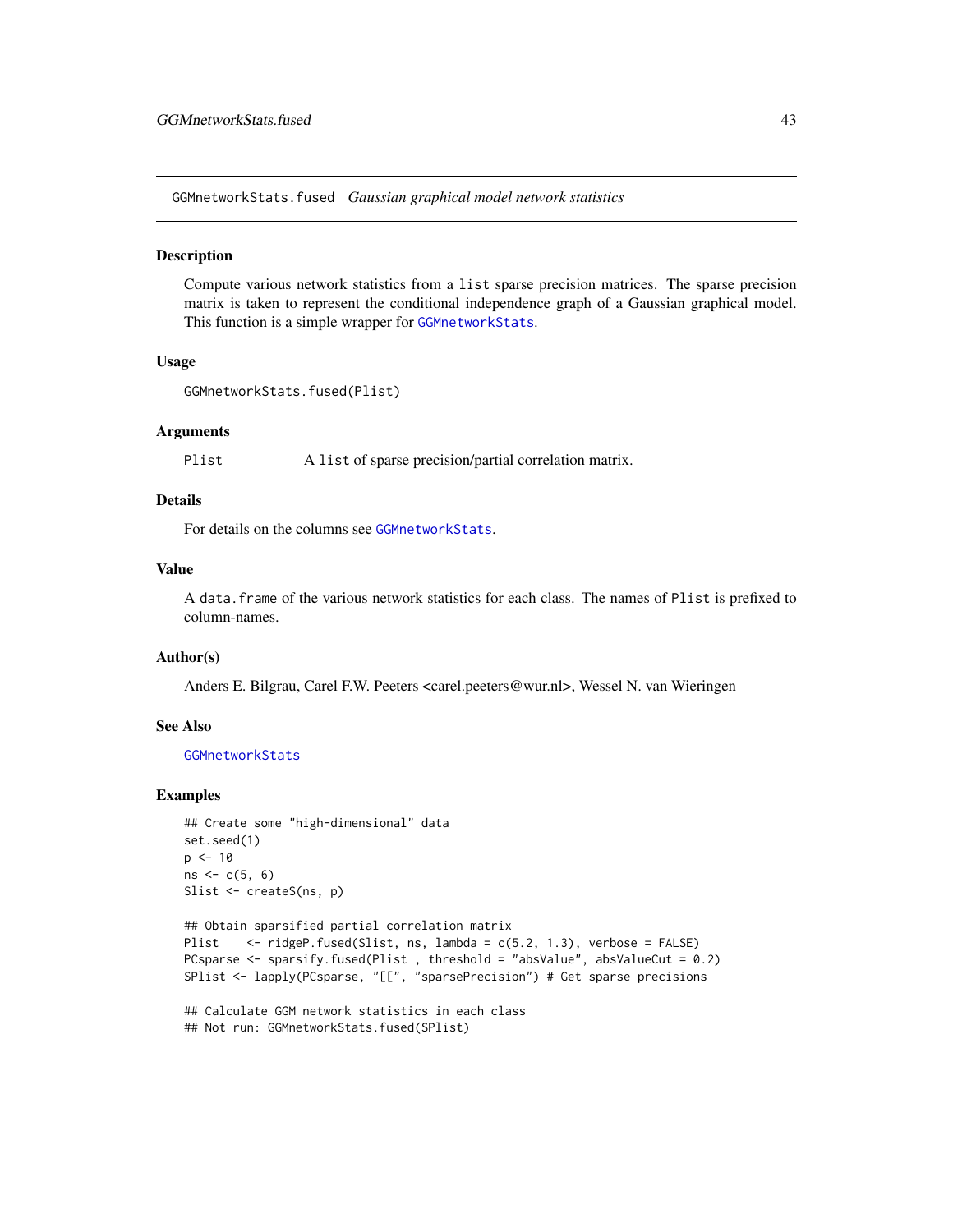GGMnetworkStats.fused *Gaussian graphical model network statistics*

## Description

Compute various network statistics from a `list` sparse precision matrices. The sparse precision matrix is taken to represent the conditional independence graph of a Gaussian graphical model. This function is a simple wrapper for `GGMnetworkStats`.

## Usage

```
GGMnetworkStats.fused(Plist)
```

## Arguments

| | |
|---|---|
| `Plist` | A `list` of sparse precision/partial correlation matrix. |

## Details

For details on the columns see `GGMnetworkStats`.

## Value

A `data.frame` of the various network statistics for each class. The names of `Plist` is prefixed to column-names.

## Author(s)

Anders E. Bilgrau, Carel F.W. Peeters <carel.peeters@wur.nl>, Wessel N. van Wieringen

## See Also

`GGMnetworkStats`

## Examples

```
## Create some "high-dimensional" data
set.seed(1)
p <- 10
ns <- c(5, 6)
Slist <- createS(ns, p)

## Obtain sparsified partial correlation matrix
Plist    <- ridgeP.fused(Slist, ns, lambda = c(5.2, 1.3), verbose = FALSE)
PCsparse <- sparsify.fused(Plist , threshold = "absValue", absValueCut = 0.2)
SPlist <- lapply(PCsparse, "[[", "sparsePrecision") # Get sparse precisions

## Calculate GGM network statistics in each class
## Not run: GGMnetworkStats.fused(SPlist)
```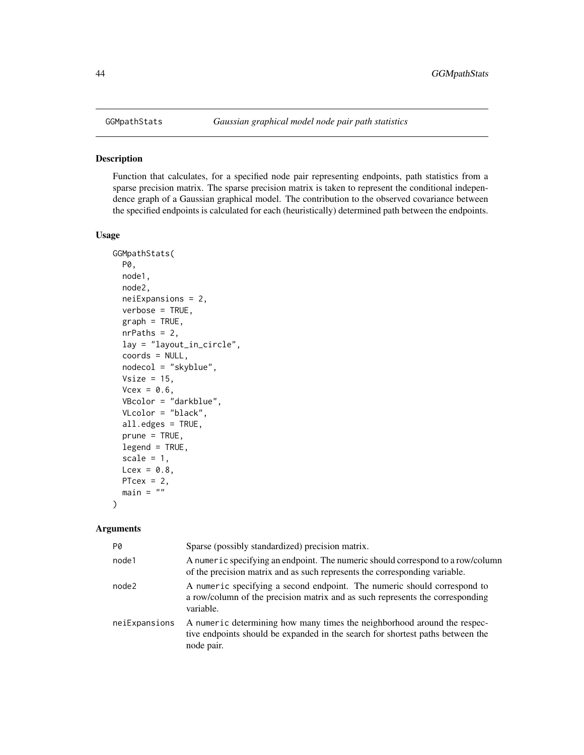GGMpathStats *Gaussian graphical model node pair path statistics*

## Description

Function that calculates, for a specified node pair representing endpoints, path statistics from a sparse precision matrix. The sparse precision matrix is taken to represent the conditional independence graph of a Gaussian graphical model. The contribution to the observed covariance between the specified endpoints is calculated for each (heuristically) determined path between the endpoints.

## Usage

```
GGMpathStats(
  P0,
  node1,
  node2,
  neiExpansions = 2,
  verbose = TRUE,
  graph = TRUE,
  nrPaths = 2,
  lay = "layout_in_circle",
  coords = NULL,
  nodecol = "skyblue",
  Vsize = 15,
  Vcex = 0.6,
  VBcolor = "darkblue",
  VLcolor = "black",
  all.edges = TRUE,
  prune = TRUE,
  legend = TRUE,
  scale = 1,
  Lcex = 0.8,
  PTcex = 2,
  main = ""
)
```

## Arguments

| | |
|---|---|
| P0 | Sparse (possibly standardized) precision matrix. |
| node1 | A `numeric` specifying an endpoint. The numeric should correspond to a row/column of the precision matrix and as such represents the corresponding variable. |
| node2 | A `numeric` specifying a second endpoint. The numeric should correspond to a row/column of the precision matrix and as such represents the corresponding variable. |
| neiExpansions | A `numeric` determining how many times the neighborhood around the respective endpoints should be expanded in the search for shortest paths between the node pair. |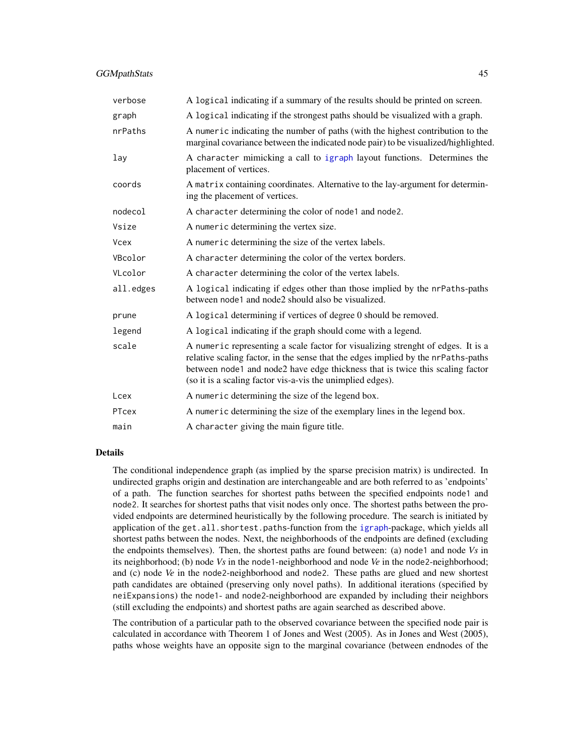| | |
|---|---|
| `verbose` | A `logical` indicating if a summary of the results should be printed on screen. |
| `graph` | A `logical` indicating if the strongest paths should be visualized with a graph. |
| `nrPaths` | A `numeric` indicating the number of paths (with the highest contribution to the marginal covariance between the indicated node pair) to be visualized/highlighted. |
| `lay` | A `character` mimicking a call to `igraph` layout functions. Determines the placement of vertices. |
| `coords` | A `matrix` containing coordinates. Alternative to the lay-argument for determining the placement of vertices. |
| `nodecol` | A `character` determining the color of `node1` and `node2`. |
| `Vsize` | A `numeric` determining the vertex size. |
| `Vcex` | A `numeric` determining the size of the vertex labels. |
| `VBcolor` | A `character` determining the color of the vertex borders. |
| `VLcolor` | A `character` determining the color of the vertex labels. |
| `all.edges` | A `logical` indicating if edges other than those implied by the `nrPaths`-paths between `node1` and `node2` should also be visualized. |
| `prune` | A `logical` determining if vertices of degree 0 should be removed. |
| `legend` | A `logical` indicating if the graph should come with a legend. |
| `scale` | A `numeric` representing a scale factor for visualizing strenght of edges. It is a relative scaling factor, in the sense that the edges implied by the `nrPaths`-paths between `node1` and `node2` have edge thickness that is twice this scaling factor (so it is a scaling factor vis-a-vis the unimplied edges). |
| `Lcex` | A `numeric` determining the size of the legend box. |
| `PTcex` | A `numeric` determining the size of the exemplary lines in the legend box. |
| `main` | A `character` giving the main figure title. |

## Details

The conditional independence graph (as implied by the sparse precision matrix) is undirected. In undirected graphs origin and destination are interchangeable and are both referred to as 'endpoints' of a path. The function searches for shortest paths between the specified endpoints `node1` and `node2`. It searches for shortest paths that visit nodes only once. The shortest paths between the provided endpoints are determined heuristically by the following procedure. The search is initiated by application of the `get.all.shortest.paths`-function from the `igraph`-package, which yields all shortest paths between the nodes. Next, the neighborhoods of the endpoints are defined (excluding the endpoints themselves). Then, the shortest paths are found between: (a) `node1` and node *Vs* in its neighborhood; (b) node *Vs* in the `node1`-neighborhood and node *Ve* in the `node2`-neighborhood; and (c) node *Ve* in the `node2`-neighborhood and `node2`. These paths are glued and new shortest path candidates are obtained (preserving only novel paths). In additional iterations (specified by `neiExpansions`) the `node1`- and `node2`-neighborhood are expanded by including their neighbors (still excluding the endpoints) and shortest paths are again searched as described above.

The contribution of a particular path to the observed covariance between the specified node pair is calculated in accordance with Theorem 1 of Jones and West (2005). As in Jones and West (2005), paths whose weights have an opposite sign to the marginal covariance (between endnodes of the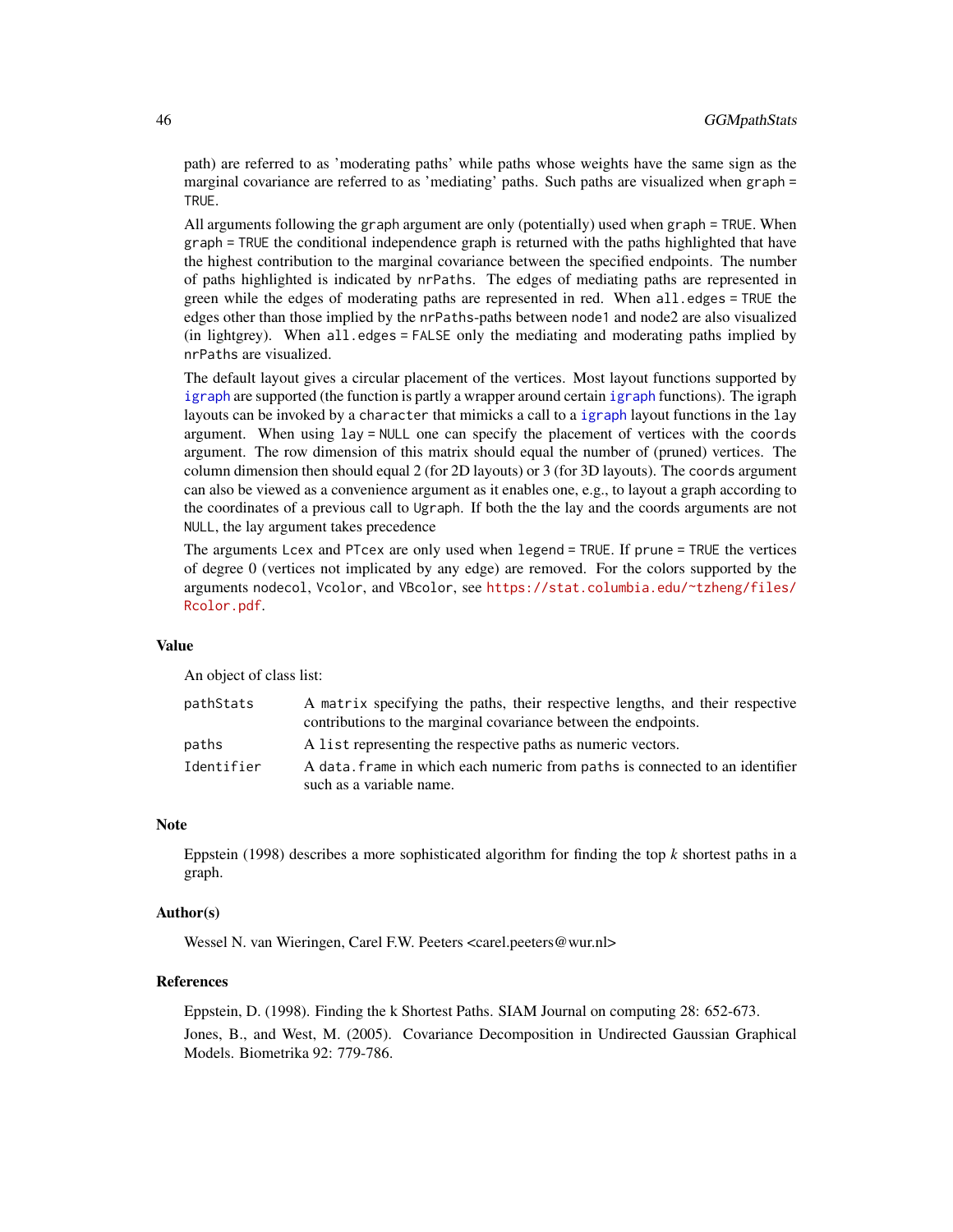path) are referred to as 'moderating paths' while paths whose weights have the same sign as the marginal covariance are referred to as 'mediating' paths. Such paths are visualized when `graph = TRUE`.

All arguments following the `graph` argument are only (potentially) used when `graph = TRUE`. When `graph = TRUE` the conditional independence graph is returned with the paths highlighted that have the highest contribution to the marginal covariance between the specified endpoints. The number of paths highlighted is indicated by `nrPaths`. The edges of mediating paths are represented in green while the edges of moderating paths are represented in red. When `all.edges = TRUE` the edges other than those implied by the `nrPaths`-paths between `node1` and node2 are also visualized (in lightgrey). When `all.edges = FALSE` only the mediating and moderating paths implied by `nrPaths` are visualized.

The default layout gives a circular placement of the vertices. Most layout functions supported by `igraph` are supported (the function is partly a wrapper around certain `igraph` functions). The igraph layouts can be invoked by a `character` that mimicks a call to a `igraph` layout functions in the `lay` argument. When using `lay = NULL` one can specify the placement of vertices with the `coords` argument. The row dimension of this matrix should equal the number of (pruned) vertices. The column dimension then should equal 2 (for 2D layouts) or 3 (for 3D layouts). The `coords` argument can also be viewed as a convenience argument as it enables one, e.g., to layout a graph according to the coordinates of a previous call to `Ugraph`. If both the the lay and the coords arguments are not `NULL`, the lay argument takes precedence

The arguments `Lcex` and `PTcex` are only used when `legend = TRUE`. If `prune = TRUE` the vertices of degree 0 (vertices not implicated by any edge) are removed. For the colors supported by the arguments `nodecol`, `Vcolor`, and `VBcolor`, see https://stat.columbia.edu/~tzheng/files/Rcolor.pdf.

### Value

An object of class list:

| | |
|---|---|
| `pathStats` | A `matrix` specifying the paths, their respective lengths, and their respective contributions to the marginal covariance between the endpoints. |
| `paths` | A `list` representing the respective paths as numeric vectors. |
| `Identifier` | A `data.frame` in which each numeric from `paths` is connected to an identifier such as a variable name. |

### Note

Eppstein (1998) describes a more sophisticated algorithm for finding the top *k* shortest paths in a graph.

### Author(s)

Wessel N. van Wieringen, Carel F.W. Peeters <carel.peeters@wur.nl>

### References

Eppstein, D. (1998). Finding the k Shortest Paths. SIAM Journal on computing 28: 652-673.

Jones, B., and West, M. (2005). Covariance Decomposition in Undirected Gaussian Graphical Models. Biometrika 92: 779-786.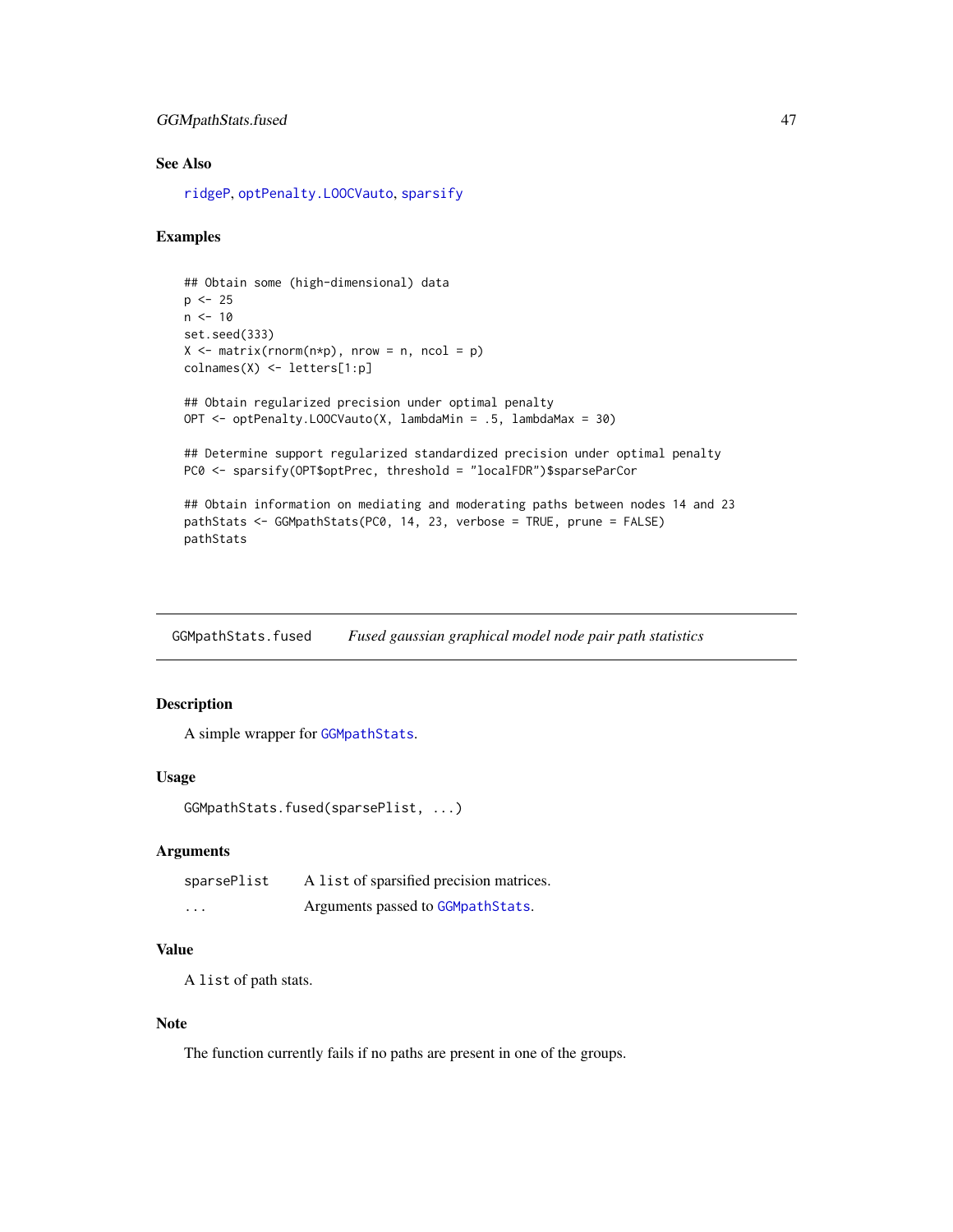### See Also

ridgeP, optPenalty.LOOCVauto, sparsify

### Examples

```
## Obtain some (high-dimensional) data
p <- 25
n <- 10
set.seed(333)
X <- matrix(rnorm(n*p), nrow = n, ncol = p)
colnames(X) <- letters[1:p]

## Obtain regularized precision under optimal penalty
OPT <- optPenalty.LOOCVauto(X, lambdaMin = .5, lambdaMax = 30)

## Determine support regularized standardized precision under optimal penalty
PC0 <- sparsify(OPT$optPrec, threshold = "localFDR")$sparseParCor

## Obtain information on mediating and moderating paths between nodes 14 and 23
pathStats <- GGMpathStats(PC0, 14, 23, verbose = TRUE, prune = FALSE)
pathStats
```

---

## GGMpathStats.fused — *Fused gaussian graphical model node pair path statistics*

---

### Description

A simple wrapper for GGMpathStats.

### Usage

```
GGMpathStats.fused(sparsePlist, ...)
```

### Arguments

| | |
|---|---|
| sparsePlist | A list of sparsified precision matrices. |
| ... | Arguments passed to GGMpathStats. |

### Value

A list of path stats.

### Note

The function currently fails if no paths are present in one of the groups.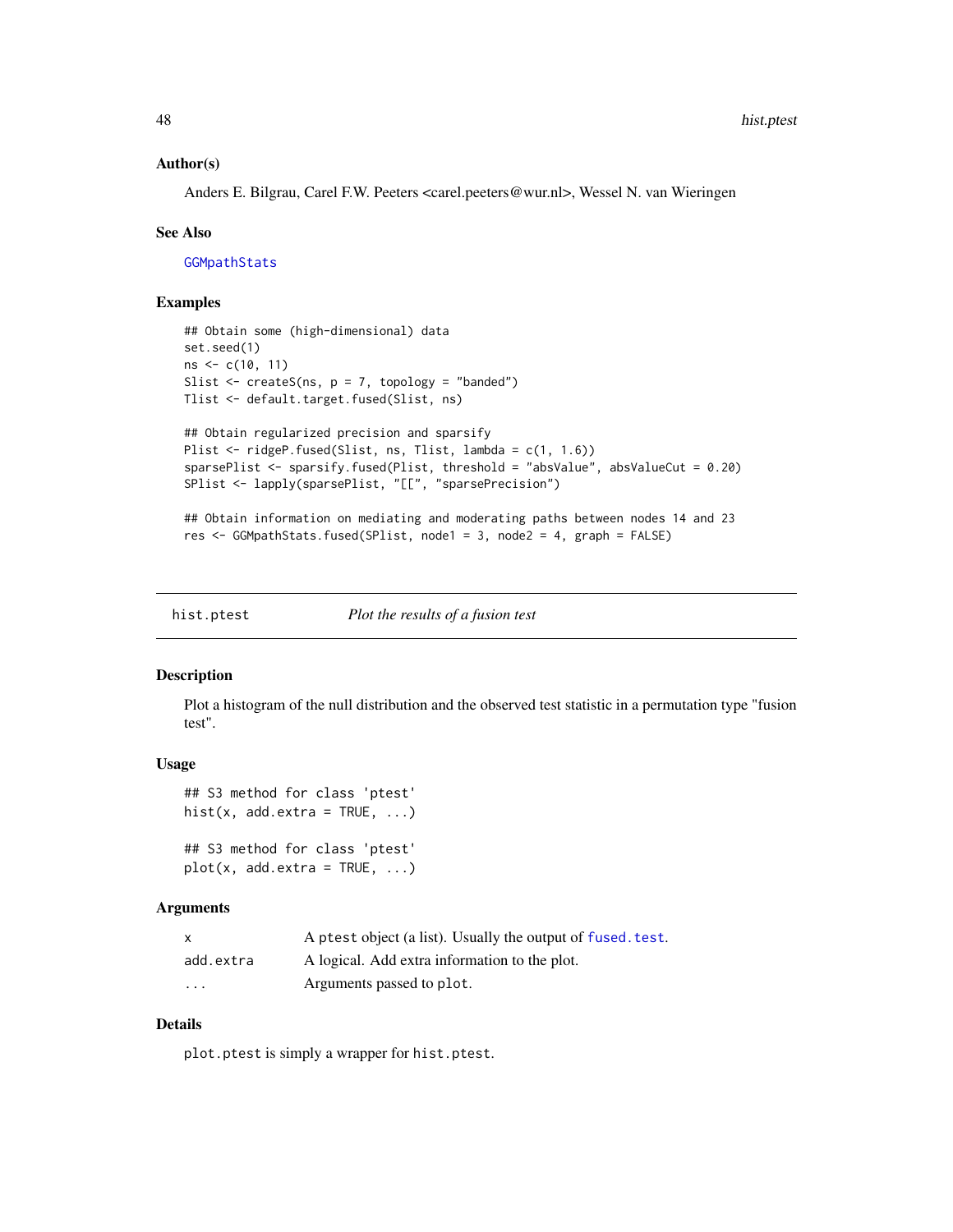### Author(s)

Anders E. Bilgrau, Carel F.W. Peeters <carel.peeters@wur.nl>, Wessel N. van Wieringen

### See Also

GGMpathStats

### Examples

```
## Obtain some (high-dimensional) data
set.seed(1)
ns <- c(10, 11)
Slist <- createS(ns, p = 7, topology = "banded")
Tlist <- default.target.fused(Slist, ns)

## Obtain regularized precision and sparsify
Plist <- ridgeP.fused(Slist, ns, Tlist, lambda = c(1, 1.6))
sparsePlist <- sparsify.fused(Plist, threshold = "absValue", absValueCut = 0.20)
SPlist <- lapply(sparsePlist, "[[", "sparsePrecision")

## Obtain information on mediating and moderating paths between nodes 14 and 23
res <- GGMpathStats.fused(SPlist, node1 = 3, node2 = 4, graph = FALSE)
```

---

## hist.ptest — *Plot the results of a fusion test*

### Description

Plot a histogram of the null distribution and the observed test statistic in a permutation type "fusion test".

### Usage

```
## S3 method for class 'ptest'
hist(x, add.extra = TRUE, ...)

## S3 method for class 'ptest'
plot(x, add.extra = TRUE, ...)
```

### Arguments

| | |
|---|---|
| x | A ptest object (a list). Usually the output of fused.test. |
| add.extra | A logical. Add extra information to the plot. |
| ... | Arguments passed to plot. |

### Details

plot.ptest is simply a wrapper for hist.ptest.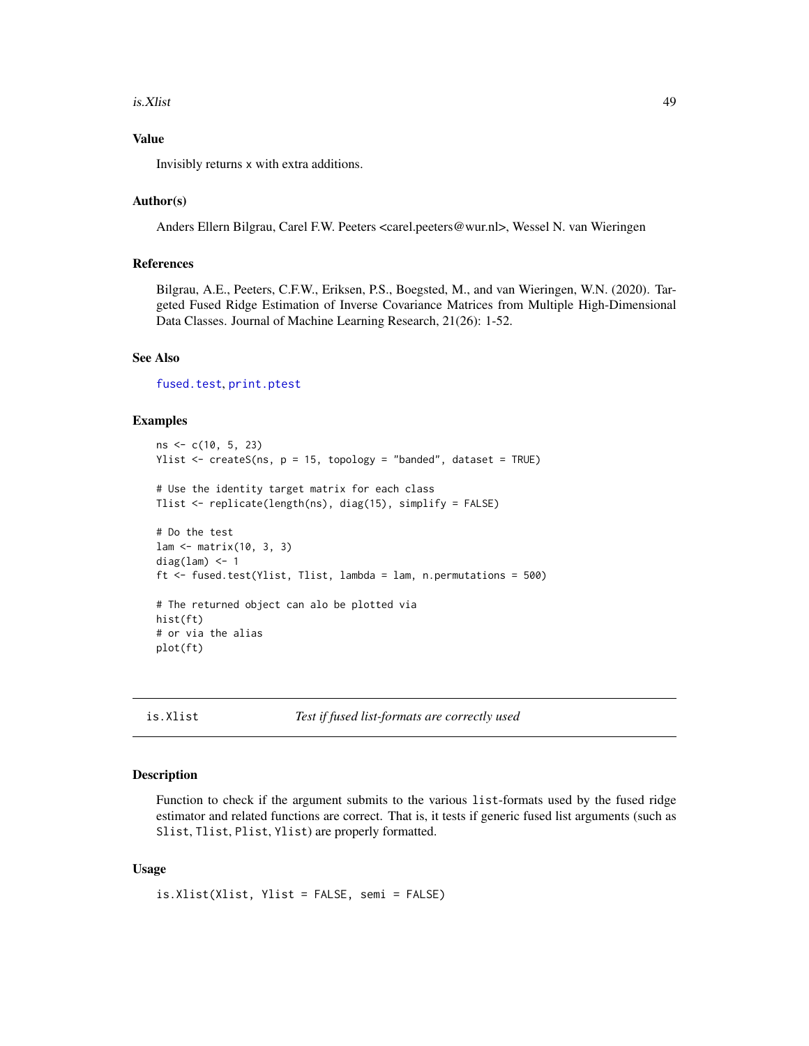## Value

Invisibly returns x with extra additions.

## Author(s)

Anders Ellern Bilgrau, Carel F.W. Peeters <carel.peeters@wur.nl>, Wessel N. van Wieringen

## References

Bilgrau, A.E., Peeters, C.F.W., Eriksen, P.S., Boegsted, M., and van Wieringen, W.N. (2020). Targeted Fused Ridge Estimation of Inverse Covariance Matrices from Multiple High-Dimensional Data Classes. Journal of Machine Learning Research, 21(26): 1-52.

## See Also

fused.test, print.ptest

## Examples

```
ns <- c(10, 5, 23)
Ylist <- createS(ns, p = 15, topology = "banded", dataset = TRUE)

# Use the identity target matrix for each class
Tlist <- replicate(length(ns), diag(15), simplify = FALSE)

# Do the test
lam <- matrix(10, 3, 3)
diag(lam) <- 1
ft <- fused.test(Ylist, Tlist, lambda = lam, n.permutations = 500)

# The returned object can alo be plotted via
hist(ft)
# or via the alias
plot(ft)
```

---

# is.Xlist — *Test if fused list-formats are correctly used*

## Description

Function to check if the argument submits to the various list-formats used by the fused ridge estimator and related functions are correct. That is, it tests if generic fused list arguments (such as Slist, Tlist, Plist, Ylist) are properly formatted.

## Usage

```
is.Xlist(Xlist, Ylist = FALSE, semi = FALSE)
```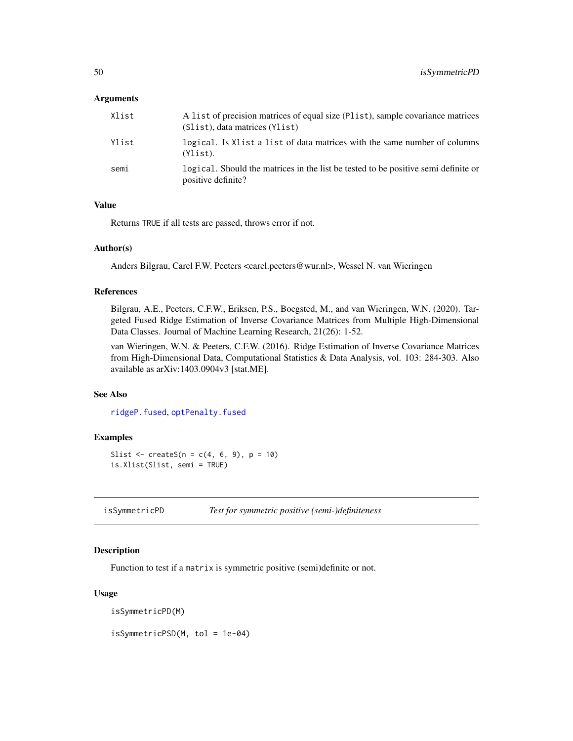### Arguments

| | |
|---|---|
| Xlist | A `list` of precision matrices of equal size (`Plist`), sample covariance matrices (`Slist`), data matrices (`Ylist`) |
| Ylist | `logical`. Is `Xlist` a `list` of data matrices with the same number of columns (`Ylist`). |
| semi | `logical`. Should the matrices in the list be tested to be positive semi definite or positive definite? |

### Value

Returns `TRUE` if all tests are passed, throws error if not.

### Author(s)

Anders Bilgrau, Carel F.W. Peeters <carel.peeters@wur.nl>, Wessel N. van Wieringen

### References

Bilgrau, A.E., Peeters, C.F.W., Eriksen, P.S., Boegsted, M., and van Wieringen, W.N. (2020). Targeted Fused Ridge Estimation of Inverse Covariance Matrices from Multiple High-Dimensional Data Classes. Journal of Machine Learning Research, 21(26): 1-52.

van Wieringen, W.N. & Peeters, C.F.W. (2016). Ridge Estimation of Inverse Covariance Matrices from High-Dimensional Data, Computational Statistics & Data Analysis, vol. 103: 284-303. Also available as arXiv:1403.0904v3 [stat.ME].

### See Also

`ridgeP.fused`, `optPenalty.fused`

### Examples

```
Slist <- createS(n = c(4, 6, 9), p = 10)
is.Xlist(Slist, semi = TRUE)
```

---

## isSymmetricPD *Test for symmetric positive (semi-)definiteness*

### Description

Function to test if a `matrix` is symmetric positive (semi)definite or not.

### Usage

```
isSymmetricPD(M)

isSymmetricPSD(M, tol = 1e-04)
```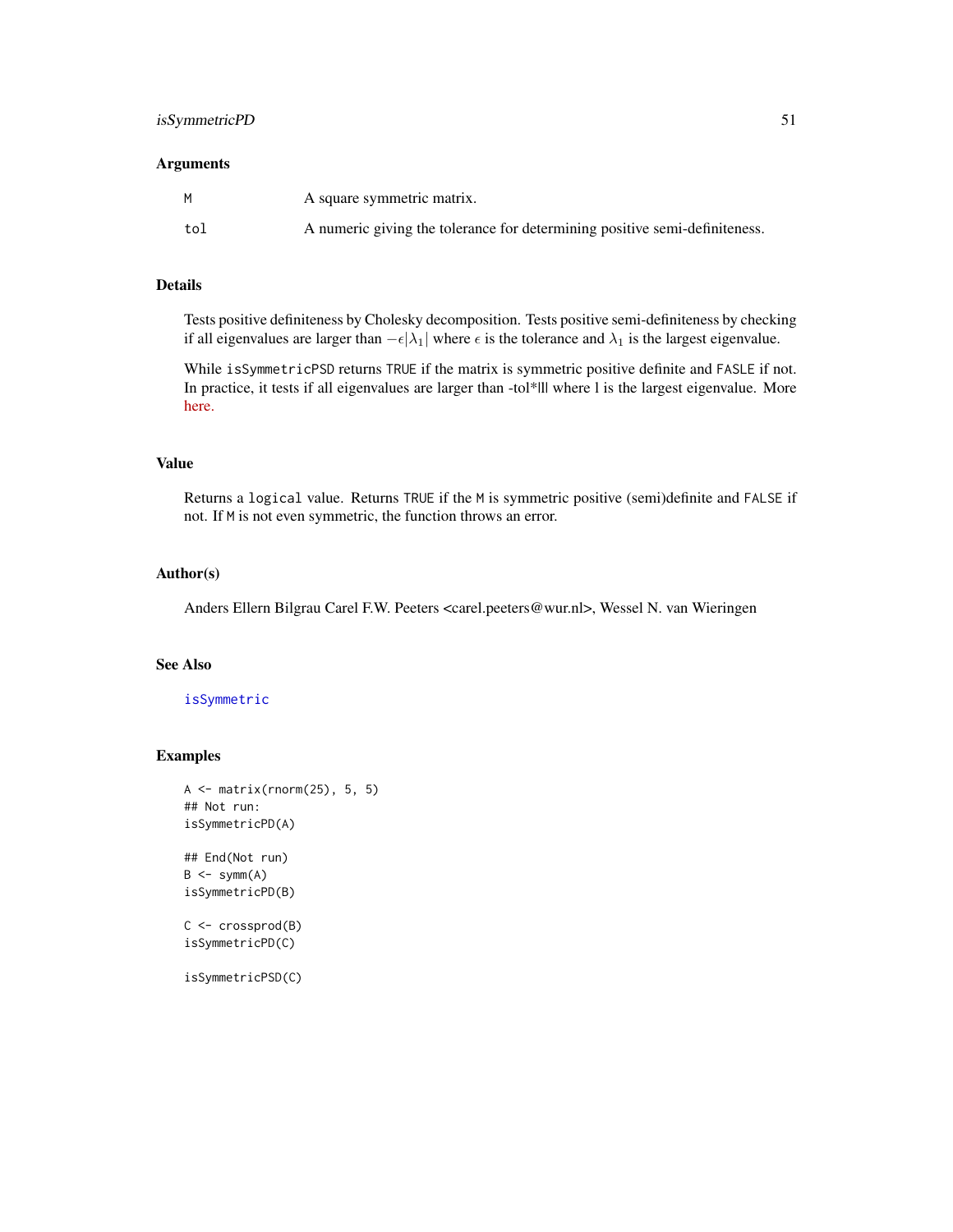## Arguments

| | |
|---|---|
| M | A square symmetric matrix. |
| tol | A numeric giving the tolerance for determining positive semi-definiteness. |

## Details

Tests positive definiteness by Cholesky decomposition. Tests positive semi-definiteness by checking if all eigenvalues are larger than $-\epsilon|\lambda_1|$ where $\epsilon$ is the tolerance and $\lambda_1$ is the largest eigenvalue.

While isSymmetricPSD returns TRUE if the matrix is symmetric positive definite and FASLE if not. In practice, it tests if all eigenvalues are larger than -tol*|l| where l is the largest eigenvalue. More here.

## Value

Returns a logical value. Returns TRUE if the M is symmetric positive (semi)definite and FALSE if not. If M is not even symmetric, the function throws an error.

## Author(s)

Anders Ellern Bilgrau Carel F.W. Peeters <carel.peeters@wur.nl>, Wessel N. van Wieringen

## See Also

isSymmetric

## Examples

```
A <- matrix(rnorm(25), 5, 5)
## Not run:
isSymmetricPD(A)

## End(Not run)
B <- symm(A)
isSymmetricPD(B)

C <- crossprod(B)
isSymmetricPD(C)

isSymmetricPSD(C)
```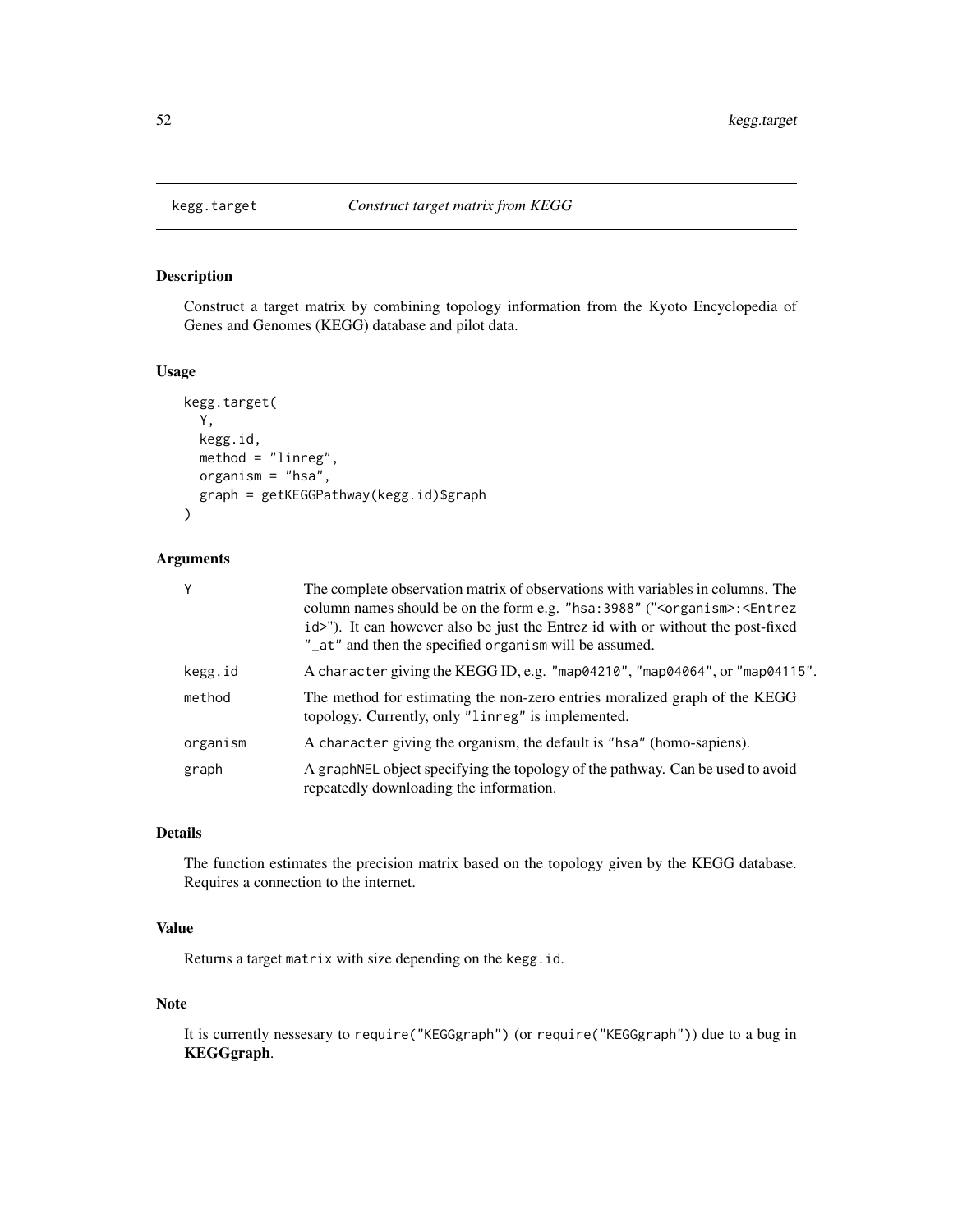# kegg.target *Construct target matrix from KEGG*

## Description

Construct a target matrix by combining topology information from the Kyoto Encyclopedia of Genes and Genomes (KEGG) database and pilot data.

## Usage

```
kegg.target(
  Y,
  kegg.id,
  method = "linreg",
  organism = "hsa",
  graph = getKEGGPathway(kegg.id)$graph
)
```

## Arguments

| | |
|---|---|
| Y | The complete observation matrix of observations with variables in columns. The column names should be on the form e.g. "hsa:3988" ("<organism>:<Entrez id>"). It can however also be just the Entrez id with or without the post-fixed "_at" and then the specified organism will be assumed. |
| kegg.id | A character giving the KEGG ID, e.g. "map04210", "map04064", or "map04115". |
| method | The method for estimating the non-zero entries moralized graph of the KEGG topology. Currently, only "linreg" is implemented. |
| organism | A character giving the organism, the default is "hsa" (homo-sapiens). |
| graph | A graphNEL object specifying the topology of the pathway. Can be used to avoid repeatedly downloading the information. |

## Details

The function estimates the precision matrix based on the topology given by the KEGG database. Requires a connection to the internet.

## Value

Returns a target matrix with size depending on the kegg.id.

## Note

It is currently nessesary to require("KEGGgraph") (or require("KEGGgraph")) due to a bug in **KEGGgraph**.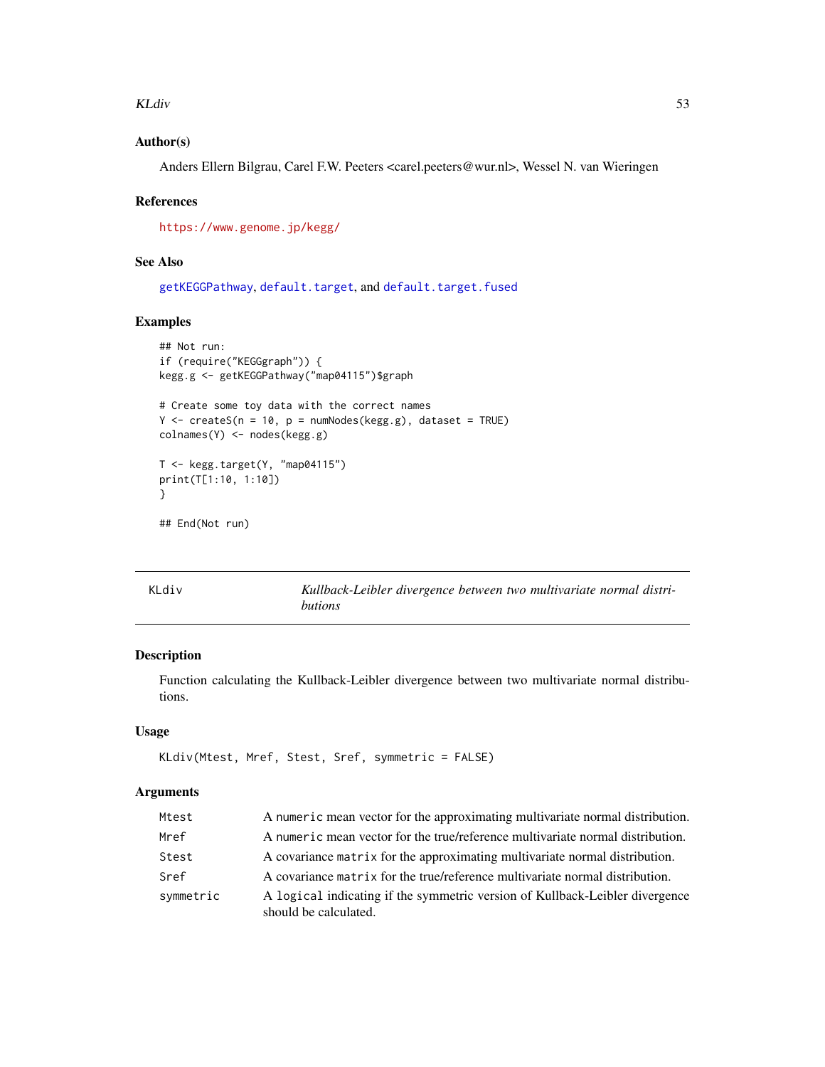### Author(s)

Anders Ellern Bilgrau, Carel F.W. Peeters <carel.peeters@wur.nl>, Wessel N. van Wieringen

### References

https://www.genome.jp/kegg/

### See Also

getKEGGPathway, default.target, and default.target.fused

### Examples

```
## Not run:
if (require("KEGGgraph")) {
kegg.g <- getKEGGPathway("map04115")$graph

# Create some toy data with the correct names
Y <- createS(n = 10, p = numNodes(kegg.g), dataset = TRUE)
colnames(Y) <- nodes(kegg.g)

T <- kegg.target(Y, "map04115")
print(T[1:10, 1:10])
}

## End(Not run)
```

---

## KLdiv *Kullback-Leibler divergence between two multivariate normal distributions*

### Description

Function calculating the Kullback-Leibler divergence between two multivariate normal distributions.

### Usage

```
KLdiv(Mtest, Mref, Stest, Sref, symmetric = FALSE)
```

### Arguments

| | |
|---|---|
| Mtest | A `numeric` mean vector for the approximating multivariate normal distribution. |
| Mref | A `numeric` mean vector for the true/reference multivariate normal distribution. |
| Stest | A covariance `matrix` for the approximating multivariate normal distribution. |
| Sref | A covariance `matrix` for the true/reference multivariate normal distribution. |
| symmetric | A `logical` indicating if the symmetric version of Kullback-Leibler divergence should be calculated. |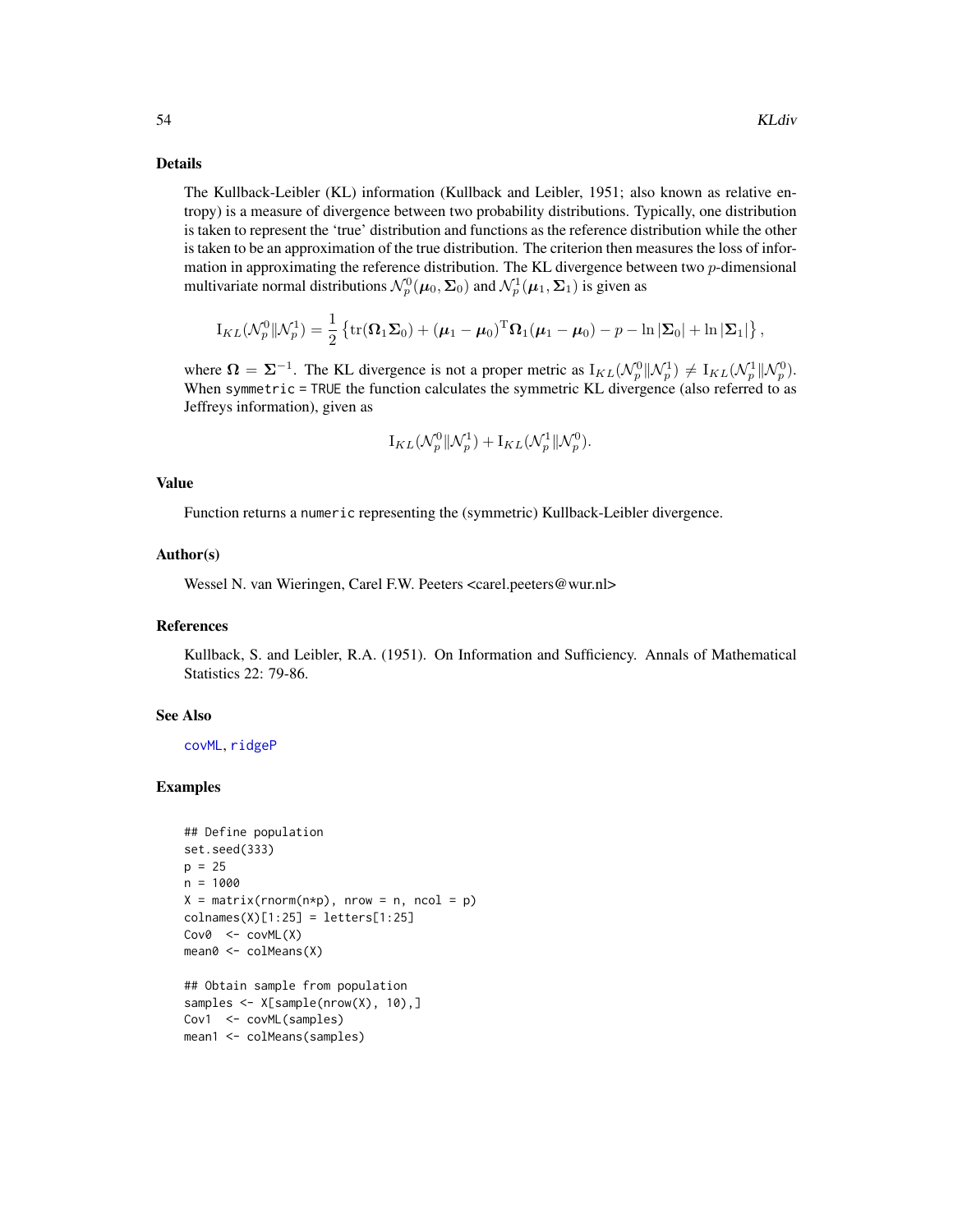## Details

The Kullback-Leibler (KL) information (Kullback and Leibler, 1951; also known as relative entropy) is a measure of divergence between two probability distributions. Typically, one distribution is taken to represent the 'true' distribution and functions as the reference distribution while the other is taken to be an approximation of the true distribution. The criterion then measures the loss of information in approximating the reference distribution. The KL divergence between two $p$-dimensional multivariate normal distributions $\mathcal{N}_p^0(\boldsymbol{\mu}_0, \boldsymbol{\Sigma}_0)$ and $\mathcal{N}_p^1(\boldsymbol{\mu}_1, \boldsymbol{\Sigma}_1)$ is given as

$$\mathrm{I}_{KL}(\mathcal{N}_p^0 \| \mathcal{N}_p^1) = \frac{1}{2} \left\{ \mathrm{tr}(\boldsymbol{\Omega}_1 \boldsymbol{\Sigma}_0) + (\boldsymbol{\mu}_1 - \boldsymbol{\mu}_0)^{\mathrm{T}} \boldsymbol{\Omega}_1 (\boldsymbol{\mu}_1 - \boldsymbol{\mu}_0) - p - \ln |\boldsymbol{\Sigma}_0| + \ln |\boldsymbol{\Sigma}_1| \right\},$$

where $\boldsymbol{\Omega} = \boldsymbol{\Sigma}^{-1}$. The KL divergence is not a proper metric as $\mathrm{I}_{KL}(\mathcal{N}_p^0 \| \mathcal{N}_p^1) \neq \mathrm{I}_{KL}(\mathcal{N}_p^1 \| \mathcal{N}_p^0)$. When `symmetric = TRUE` the function calculates the symmetric KL divergence (also referred to as Jeffreys information), given as

$$\mathrm{I}_{KL}(\mathcal{N}_p^0 \| \mathcal{N}_p^1) + \mathrm{I}_{KL}(\mathcal{N}_p^1 \| \mathcal{N}_p^0).$$

## Value

Function returns a `numeric` representing the (symmetric) Kullback-Leibler divergence.

## Author(s)

Wessel N. van Wieringen, Carel F.W. Peeters <carel.peeters@wur.nl>

## References

Kullback, S. and Leibler, R.A. (1951). On Information and Sufficiency. Annals of Mathematical Statistics 22: 79-86.

## See Also

covML, ridgeP

## Examples

```
## Define population
set.seed(333)
p = 25
n = 1000
X = matrix(rnorm(n*p), nrow = n, ncol = p)
colnames(X)[1:25] = letters[1:25]
Cov0  <- covML(X)
mean0 <- colMeans(X)

## Obtain sample from population
samples <- X[sample(nrow(X), 10),]
Cov1  <- covML(samples)
mean1 <- colMeans(samples)
```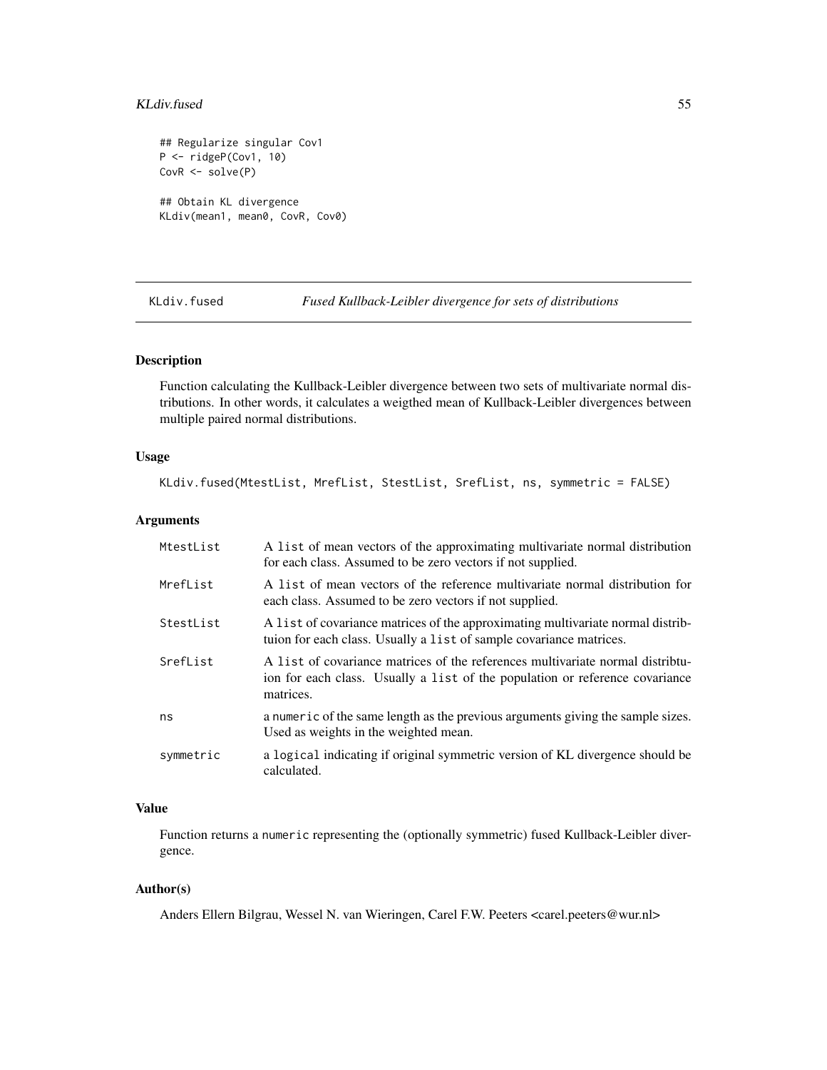```
## Regularize singular Cov1
P <- ridgeP(Cov1, 10)
CovR <- solve(P)

## Obtain KL divergence
KLdiv(mean1, mean0, CovR, Cov0)
```

---

## KLdiv.fused — *Fused Kullback-Leibler divergence for sets of distributions*

---

### Description

Function calculating the Kullback-Leibler divergence between two sets of multivariate normal distributions. In other words, it calculates a weigthed mean of Kullback-Leibler divergences between multiple paired normal distributions.

### Usage

```
KLdiv.fused(MtestList, MrefList, StestList, SrefList, ns, symmetric = FALSE)
```

### Arguments

| | |
|---|---|
| MtestList | A `list` of mean vectors of the approximating multivariate normal distribution for each class. Assumed to be zero vectors if not supplied. |
| MrefList | A `list` of mean vectors of the reference multivariate normal distribution for each class. Assumed to be zero vectors if not supplied. |
| StestList | A `list` of covariance matrices of the approximating multivariate normal distribtuion for each class. Usually a `list` of sample covariance matrices. |
| SrefList | A `list` of covariance matrices of the references multivariate normal distribtuion for each class. Usually a `list` of the population or reference covariance matrices. |
| ns | a `numeric` of the same length as the previous arguments giving the sample sizes. Used as weights in the weighted mean. |
| symmetric | a `logical` indicating if original symmetric version of KL divergence should be calculated. |

### Value

Function returns a `numeric` representing the (optionally symmetric) fused Kullback-Leibler divergence.

### Author(s)

Anders Ellern Bilgrau, Wessel N. van Wieringen, Carel F.W. Peeters <carel.peeters@wur.nl>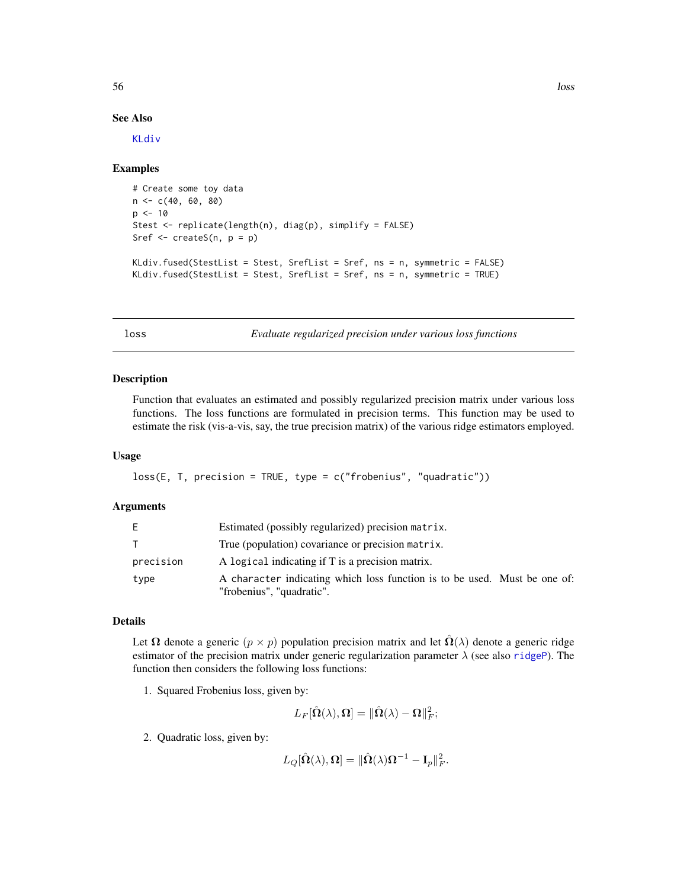### See Also

KLdiv

### Examples

```
# Create some toy data
n <- c(40, 60, 80)
p <- 10
Stest <- replicate(length(n), diag(p), simplify = FALSE)
Sref <- createS(n, p = p)

KLdiv.fused(StestList = Stest, SrefList = Sref, ns = n, symmetric = FALSE)
KLdiv.fused(StestList = Stest, SrefList = Sref, ns = n, symmetric = TRUE)
```

---

## loss — *Evaluate regularized precision under various loss functions*

### Description

Function that evaluates an estimated and possibly regularized precision matrix under various loss functions. The loss functions are formulated in precision terms. This function may be used to estimate the risk (vis-a-vis, say, the true precision matrix) of the various ridge estimators employed.

### Usage

```
loss(E, T, precision = TRUE, type = c("frobenius", "quadratic"))
```

### Arguments

| | |
|---|---|
| E | Estimated (possibly regularized) precision `matrix`. |
| T | True (population) covariance or precision `matrix`. |
| precision | A `logical` indicating if T is a precision matrix. |
| type | A `character` indicating which loss function is to be used. Must be one of: "frobenius", "quadratic". |

### Details

Let $\mathbf{\Omega}$ denote a generic $(p \times p)$ population precision matrix and let $\hat{\mathbf{\Omega}}(\lambda)$ denote a generic ridge estimator of the precision matrix under generic regularization parameter $\lambda$ (see also ridgeP). The function then considers the following loss functions:

1. Squared Frobenius loss, given by:
$$L_F[\hat{\mathbf{\Omega}}(\lambda), \mathbf{\Omega}] = \|\hat{\mathbf{\Omega}}(\lambda) - \mathbf{\Omega}\|_F^2;$$
2. Quadratic loss, given by:
$$L_Q[\hat{\mathbf{\Omega}}(\lambda), \mathbf{\Omega}] = \|\hat{\mathbf{\Omega}}(\lambda)\mathbf{\Omega}^{-1} - \mathbf{I}_p\|_F^2.$$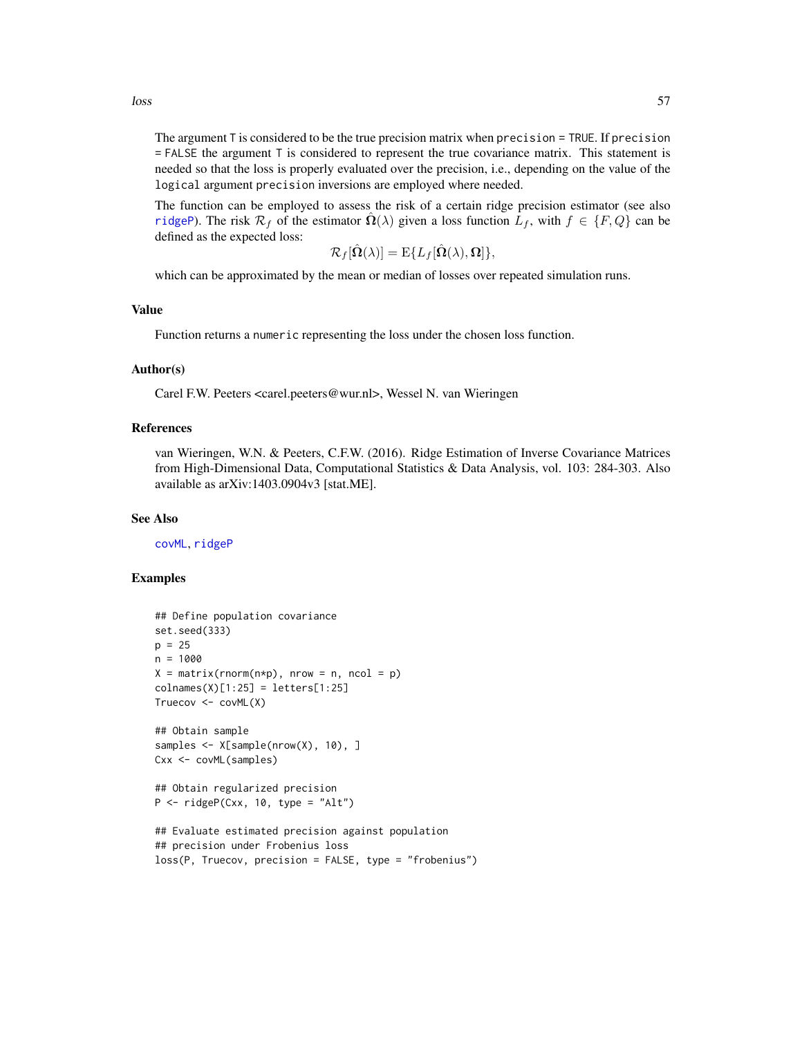The argument `T` is considered to be the true precision matrix when `precision = TRUE`. If `precision = FALSE` the argument `T` is considered to represent the true covariance matrix. This statement is needed so that the loss is properly evaluated over the precision, i.e., depending on the value of the `logical` argument `precision` inversions are employed where needed.

The function can be employed to assess the risk of a certain ridge precision estimator (see also `ridgeP`). The risk $\mathcal{R}_f$ of the estimator $\hat{\mathbf{\Omega}}(\lambda)$ given a loss function $L_f$, with $f \in \{F, Q\}$ can be defined as the expected loss:

$$\mathcal{R}_f[\hat{\mathbf{\Omega}}(\lambda)] = \mathrm{E}\{L_f[\hat{\mathbf{\Omega}}(\lambda), \mathbf{\Omega}]\},$$

which can be approximated by the mean or median of losses over repeated simulation runs.

## Value

Function returns a `numeric` representing the loss under the chosen loss function.

## Author(s)

Carel F.W. Peeters <carel.peeters@wur.nl>, Wessel N. van Wieringen

## References

van Wieringen, W.N. & Peeters, C.F.W. (2016). Ridge Estimation of Inverse Covariance Matrices from High-Dimensional Data, Computational Statistics & Data Analysis, vol. 103: 284-303. Also available as arXiv:1403.0904v3 [stat.ME].

## See Also

`covML`, `ridgeP`

## Examples

```
## Define population covariance
set.seed(333)
p = 25
n = 1000
X = matrix(rnorm(n*p), nrow = n, ncol = p)
colnames(X)[1:25] = letters[1:25]
Truecov <- covML(X)

## Obtain sample
samples <- X[sample(nrow(X), 10), ]
Cxx <- covML(samples)

## Obtain regularized precision
P <- ridgeP(Cxx, 10, type = "Alt")

## Evaluate estimated precision against population
## precision under Frobenius loss
loss(P, Truecov, precision = FALSE, type = "frobenius")
```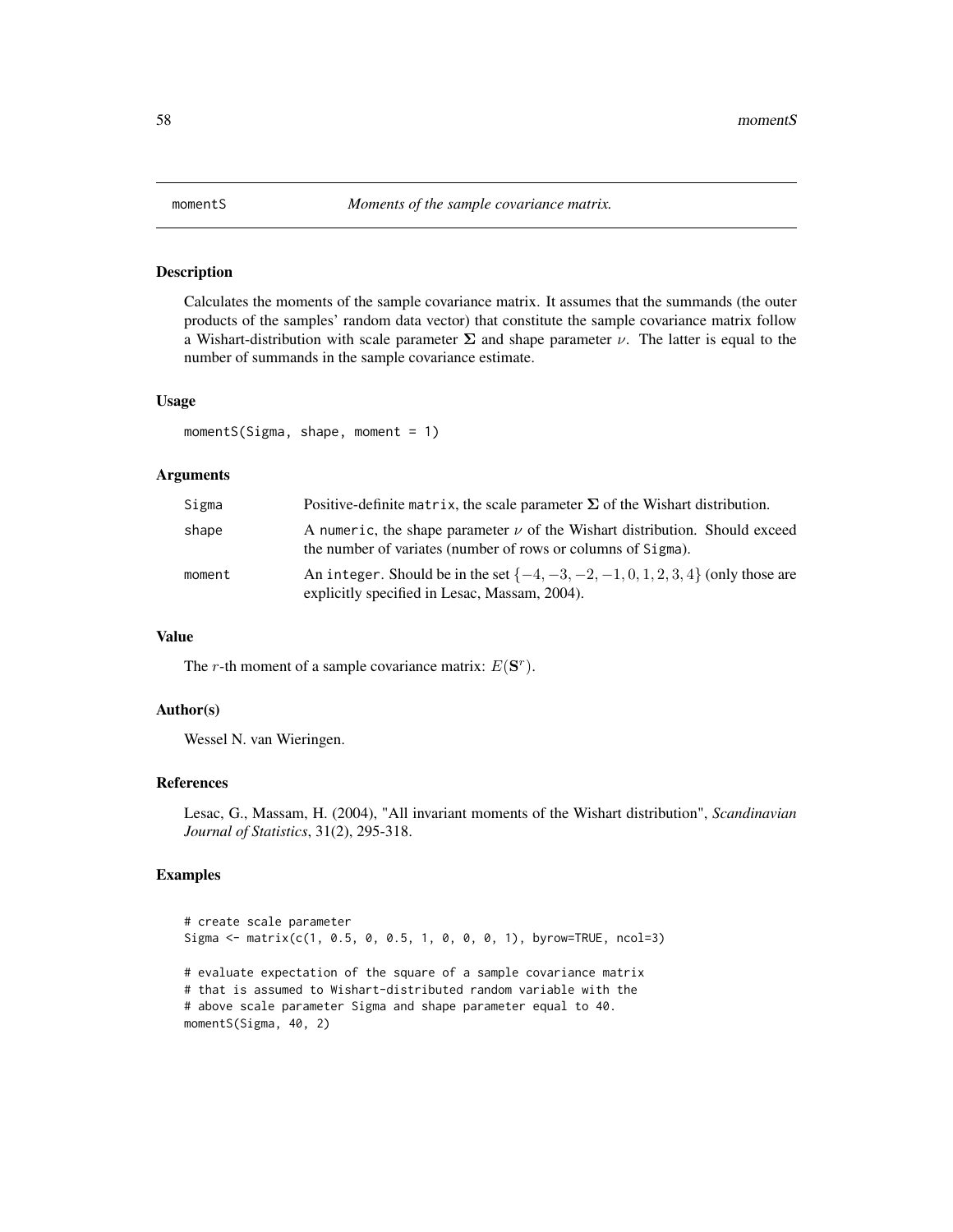# momentS — *Moments of the sample covariance matrix.*

## Description

Calculates the moments of the sample covariance matrix. It assumes that the summands (the outer products of the samples' random data vector) that constitute the sample covariance matrix follow a Wishart-distribution with scale parameter $\mathbf{\Sigma}$ and shape parameter $\nu$. The latter is equal to the number of summands in the sample covariance estimate.

## Usage

```
momentS(Sigma, shape, moment = 1)
```

## Arguments

| | |
|---|---|
| Sigma | Positive-definite matrix, the scale parameter $\mathbf{\Sigma}$ of the Wishart distribution. |
| shape | A numeric, the shape parameter $\nu$ of the Wishart distribution. Should exceed the number of variates (number of rows or columns of Sigma). |
| moment | An integer. Should be in the set $\{-4, -3, -2, -1, 0, 1, 2, 3, 4\}$ (only those are explicitly specified in Lesac, Massam, 2004). |

## Value

The $r$-th moment of a sample covariance matrix: $E(\mathbf{S}^r)$.

## Author(s)

Wessel N. van Wieringen.

## References

Lesac, G., Massam, H. (2004), "All invariant moments of the Wishart distribution", *Scandinavian Journal of Statistics*, 31(2), 295-318.

## Examples

```
# create scale parameter
Sigma <- matrix(c(1, 0.5, 0, 0.5, 1, 0, 0, 0, 1), byrow=TRUE, ncol=3)

# evaluate expectation of the square of a sample covariance matrix
# that is assumed to Wishart-distributed random variable with the
# above scale parameter Sigma and shape parameter equal to 40.
momentS(Sigma, 40, 2)
```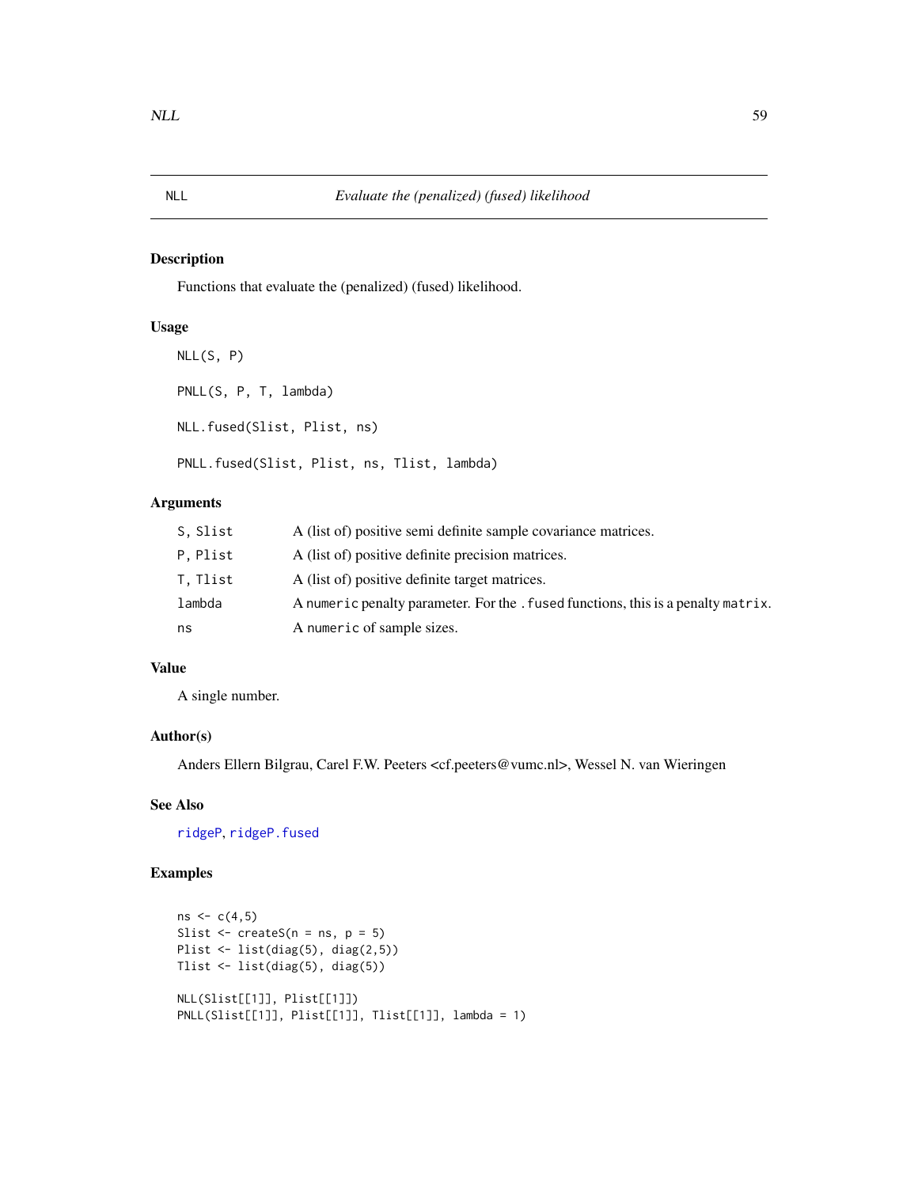# NLL — Evaluate the (penalized) (fused) likelihood

## Description

Functions that evaluate the (penalized) (fused) likelihood.

## Usage

```
NLL(S, P)

PNLL(S, P, T, lambda)

NLL.fused(Slist, Plist, ns)

PNLL.fused(Slist, Plist, ns, Tlist, lambda)
```

## Arguments

| | |
|---|---|
| S, Slist | A (list of) positive semi definite sample covariance matrices. |
| P, Plist | A (list of) positive definite precision matrices. |
| T, Tlist | A (list of) positive definite target matrices. |
| lambda | A numeric penalty parameter. For the .fused functions, this is a penalty matrix. |
| ns | A numeric of sample sizes. |

## Value

A single number.

## Author(s)

Anders Ellern Bilgrau, Carel F.W. Peeters <cf.peeters@vumc.nl>, Wessel N. van Wieringen

## See Also

ridgeP, ridgeP.fused

## Examples

```
ns <- c(4,5)
Slist <- createS(n = ns, p = 5)
Plist <- list(diag(5), diag(2,5))
Tlist <- list(diag(5), diag(5))

NLL(Slist[[1]], Plist[[1]])
PNLL(Slist[[1]], Plist[[1]], Tlist[[1]], lambda = 1)
```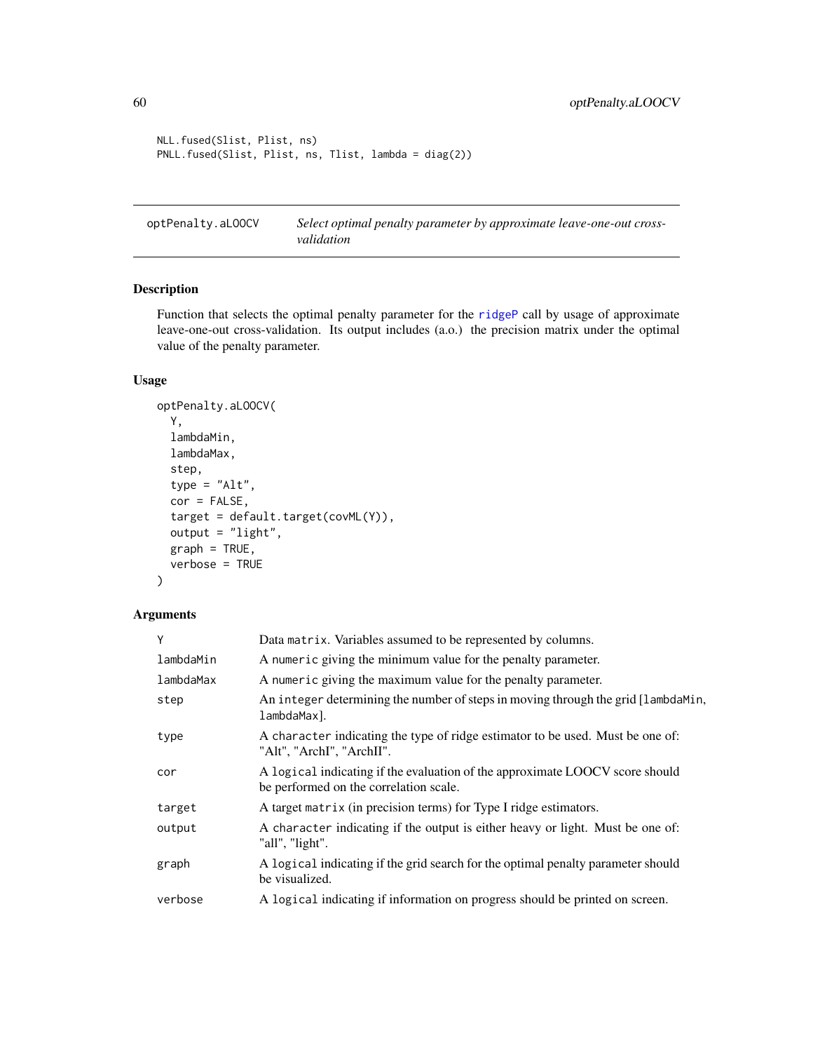```
NLL.fused(Slist, Plist, ns)
PNLL.fused(Slist, Plist, ns, Tlist, lambda = diag(2))
```

## optPenalty.aLOOCV — *Select optimal penalty parameter by approximate leave-one-out cross-validation*

### Description

Function that selects the optimal penalty parameter for the ridgeP call by usage of approximate leave-one-out cross-validation. Its output includes (a.o.) the precision matrix under the optimal value of the penalty parameter.

### Usage

```
optPenalty.aLOOCV(
  Y,
  lambdaMin,
  lambdaMax,
  step,
  type = "Alt",
  cor = FALSE,
  target = default.target(covML(Y)),
  output = "light",
  graph = TRUE,
  verbose = TRUE
)
```

### Arguments

| | |
|---|---|
| Y | Data matrix. Variables assumed to be represented by columns. |
| lambdaMin | A numeric giving the minimum value for the penalty parameter. |
| lambdaMax | A numeric giving the maximum value for the penalty parameter. |
| step | An integer determining the number of steps in moving through the grid [lambdaMin, lambdaMax]. |
| type | A character indicating the type of ridge estimator to be used. Must be one of: "Alt", "ArchI", "ArchII". |
| cor | A logical indicating if the evaluation of the approximate LOOCV score should be performed on the correlation scale. |
| target | A target matrix (in precision terms) for Type I ridge estimators. |
| output | A character indicating if the output is either heavy or light. Must be one of: "all", "light". |
| graph | A logical indicating if the grid search for the optimal penalty parameter should be visualized. |
| verbose | A logical indicating if information on progress should be printed on screen. |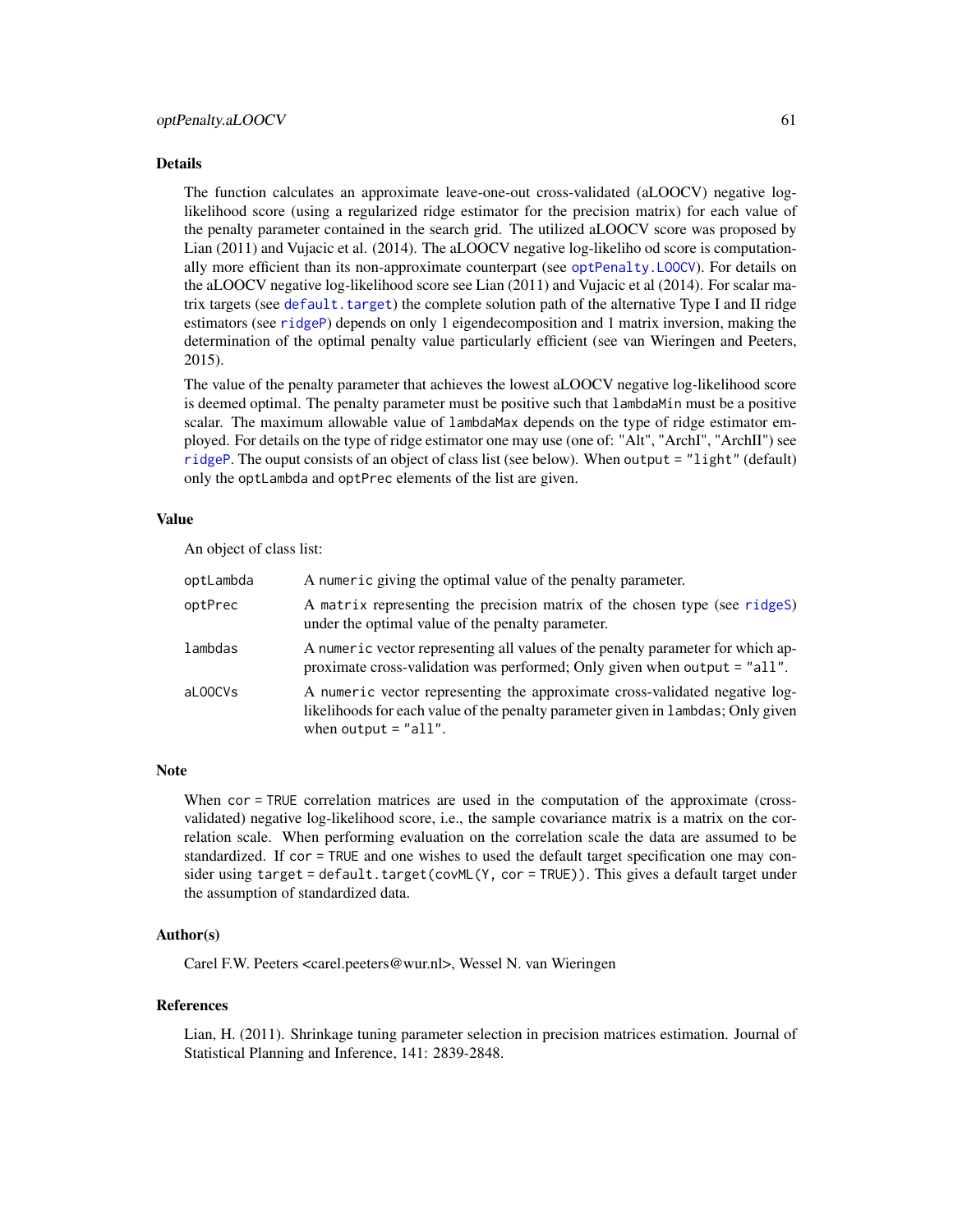## Details

The function calculates an approximate leave-one-out cross-validated (aLOOCV) negative log-likelihood score (using a regularized ridge estimator for the precision matrix) for each value of the penalty parameter contained in the search grid. The utilized aLOOCV score was proposed by Lian (2011) and Vujacic et al. (2014). The aLOOCV negative log-likeliho od score is computationally more efficient than its non-approximate counterpart (see `optPenalty.LOOCV`). For details on the aLOOCV negative log-likelihood score see Lian (2011) and Vujacic et al (2014). For scalar matrix targets (see `default.target`) the complete solution path of the alternative Type I and II ridge estimators (see `ridgeP`) depends on only 1 eigendecomposition and 1 matrix inversion, making the determination of the optimal penalty value particularly efficient (see van Wieringen and Peeters, 2015).

The value of the penalty parameter that achieves the lowest aLOOCV negative log-likelihood score is deemed optimal. The penalty parameter must be positive such that `lambdaMin` must be a positive scalar. The maximum allowable value of `lambdaMax` depends on the type of ridge estimator employed. For details on the type of ridge estimator one may use (one of: "Alt", "ArchI", "ArchII") see `ridgeP`. The ouput consists of an object of class list (see below). When `output = "light"` (default) only the `optLambda` and `optPrec` elements of the list are given.

## Value

An object of class list:

| | |
|---|---|
| `optLambda` | A `numeric` giving the optimal value of the penalty parameter. |
| `optPrec` | A `matrix` representing the precision matrix of the chosen type (see `ridgeS`) under the optimal value of the penalty parameter. |
| `lambdas` | A `numeric` vector representing all values of the penalty parameter for which approximate cross-validation was performed; Only given when `output = "all"`. |
| `aLOOCVs` | A `numeric` vector representing the approximate cross-validated negative log-likelihoods for each value of the penalty parameter given in `lambdas`; Only given when `output = "all"`. |

## Note

When `cor = TRUE` correlation matrices are used in the computation of the approximate (cross-validated) negative log-likelihood score, i.e., the sample covariance matrix is a matrix on the correlation scale. When performing evaluation on the correlation scale the data are assumed to be standardized. If `cor = TRUE` and one wishes to used the default target specification one may consider using `target = default.target(covML(Y, cor = TRUE))`. This gives a default target under the assumption of standardized data.

## Author(s)

Carel F.W. Peeters <carel.peeters@wur.nl>, Wessel N. van Wieringen

## References

Lian, H. (2011). Shrinkage tuning parameter selection in precision matrices estimation. Journal of Statistical Planning and Inference, 141: 2839-2848.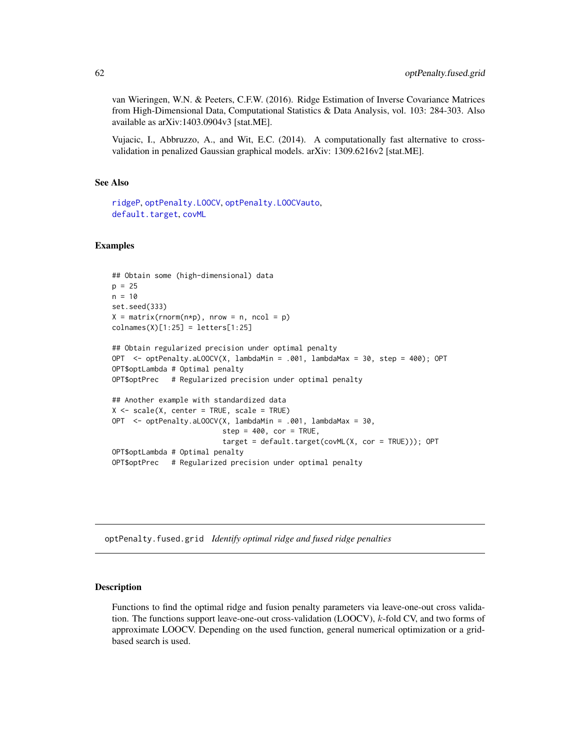van Wieringen, W.N. & Peeters, C.F.W. (2016). Ridge Estimation of Inverse Covariance Matrices from High-Dimensional Data, Computational Statistics & Data Analysis, vol. 103: 284-303. Also available as arXiv:1403.0904v3 [stat.ME].

Vujacic, I., Abbruzzo, A., and Wit, E.C. (2014). A computationally fast alternative to cross-validation in penalized Gaussian graphical models. arXiv: 1309.6216v2 [stat.ME].

### See Also

ridgeP, optPenalty.LOOCV, optPenalty.LOOCVauto, default.target, covML

### Examples

```
## Obtain some (high-dimensional) data
p = 25
n = 10
set.seed(333)
X = matrix(rnorm(n*p), nrow = n, ncol = p)
colnames(X)[1:25] = letters[1:25]

## Obtain regularized precision under optimal penalty
OPT  <- optPenalty.aLOOCV(X, lambdaMin = .001, lambdaMax = 30, step = 400); OPT
OPT$optLambda # Optimal penalty
OPT$optPrec   # Regularized precision under optimal penalty

## Another example with standardized data
X <- scale(X, center = TRUE, scale = TRUE)
OPT  <- optPenalty.aLOOCV(X, lambdaMin = .001, lambdaMax = 30,
                          step = 400, cor = TRUE,
                          target = default.target(covML(X, cor = TRUE))); OPT
OPT$optLambda # Optimal penalty
OPT$optPrec   # Regularized precision under optimal penalty
```

---

## optPenalty.fused.grid *Identify optimal ridge and fused ridge penalties*

### Description

Functions to find the optimal ridge and fusion penalty parameters via leave-one-out cross validation. The functions support leave-one-out cross-validation (LOOCV), $k$-fold CV, and two forms of approximate LOOCV. Depending on the used function, general numerical optimization or a grid-based search is used.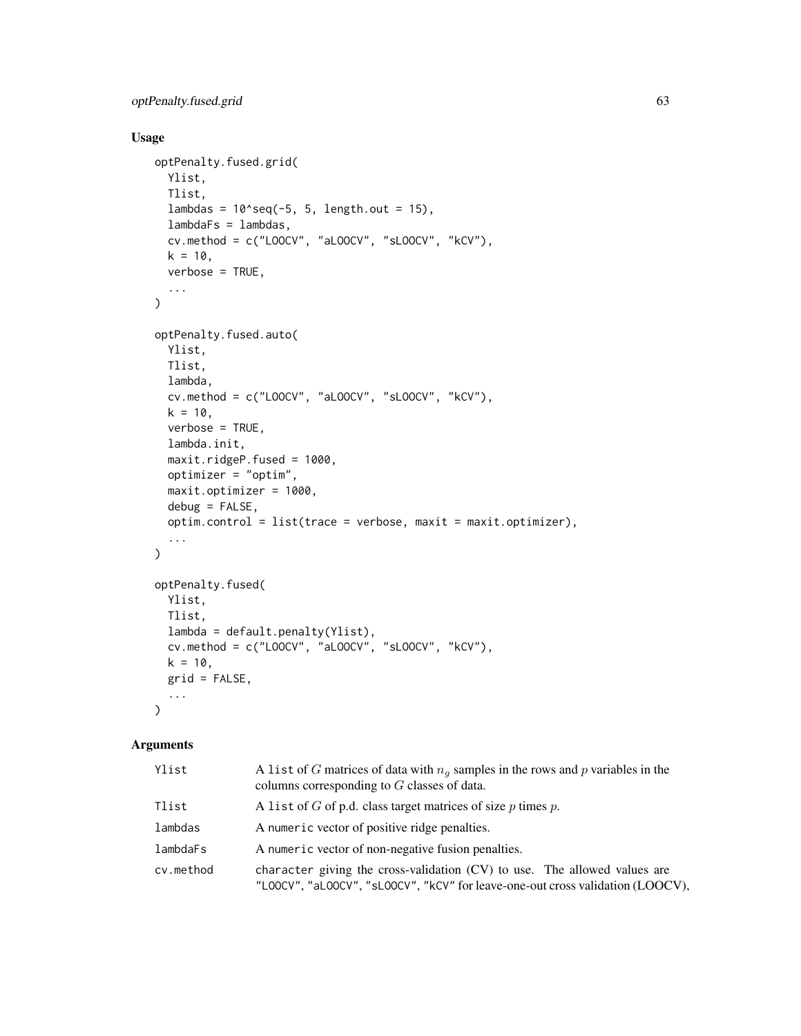## Usage

```
optPenalty.fused.grid(
  Ylist,
  Tlist,
  lambdas = 10^seq(-5, 5, length.out = 15),
  lambdaFs = lambdas,
  cv.method = c("LOOCV", "aLOOCV", "sLOOCV", "kCV"),
  k = 10,
  verbose = TRUE,
  ...
)

optPenalty.fused.auto(
  Ylist,
  Tlist,
  lambda,
  cv.method = c("LOOCV", "aLOOCV", "sLOOCV", "kCV"),
  k = 10,
  verbose = TRUE,
  lambda.init,
  maxit.ridgeP.fused = 1000,
  optimizer = "optim",
  maxit.optimizer = 1000,
  debug = FALSE,
  optim.control = list(trace = verbose, maxit = maxit.optimizer),
  ...
)

optPenalty.fused(
  Ylist,
  Tlist,
  lambda = default.penalty(Ylist),
  cv.method = c("LOOCV", "aLOOCV", "sLOOCV", "kCV"),
  k = 10,
  grid = FALSE,
  ...
)
```

## Arguments

| | |
|---|---|
| `Ylist` | A `list` of $G$ matrices of data with $n_g$ samples in the rows and $p$ variables in the columns corresponding to $G$ classes of data. |
| `Tlist` | A `list` of $G$ of p.d. class target matrices of size $p$ times $p$. |
| `lambdas` | A `numeric` vector of positive ridge penalties. |
| `lambdaFs` | A `numeric` vector of non-negative fusion penalties. |
| `cv.method` | `character` giving the cross-validation (CV) to use. The allowed values are `"LOOCV"`, `"aLOOCV"`, `"sLOOCV"`, `"kCV"` for leave-one-out cross validation (LOOCV), |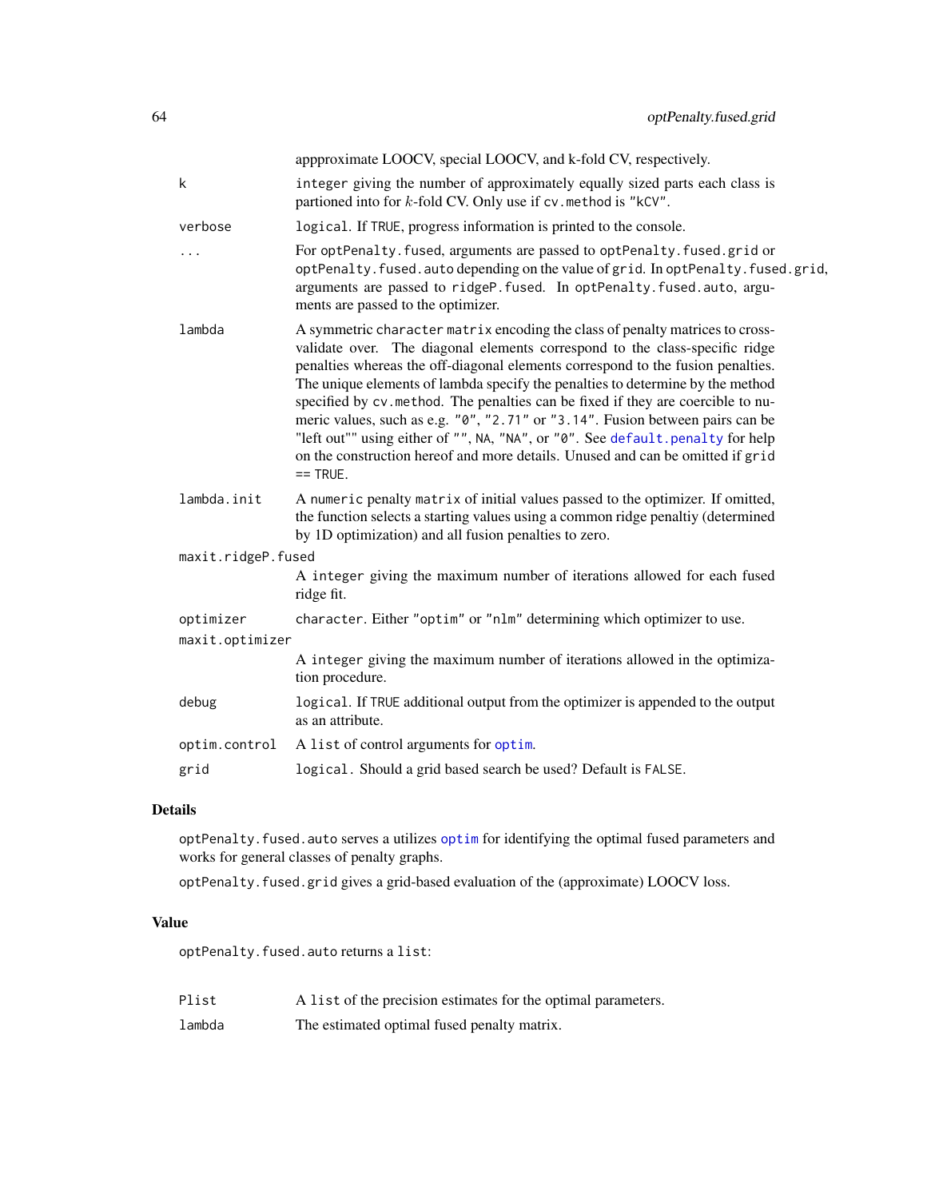appproximate LOOCV, special LOOCV, and k-fold CV, respectively.

| | |
|---|---|
| `k` | `integer` giving the number of approximately equally sized parts each class is partioned into for $k$-fold CV. Only use if `cv.method` is `"kCV"`. |
| `verbose` | `logical`. If `TRUE`, progress information is printed to the console. |
| `...` | For `optPenalty.fused`, arguments are passed to `optPenalty.fused.grid` or `optPenalty.fused.auto` depending on the value of `grid`. In `optPenalty.fused.grid`, arguments are passed to `ridgeP.fused`. In `optPenalty.fused.auto`, arguments are passed to the optimizer. |
| `lambda` | A symmetric `character matrix` encoding the class of penalty matrices to cross-validate over. The diagonal elements correspond to the class-specific ridge penalties whereas the off-diagonal elements correspond to the fusion penalties. The unique elements of lambda specify the penalties to determine by the method specified by `cv.method`. The penalties can be fixed if they are coercible to numeric values, such as e.g. `"0"`, `"2.71"` or `"3.14"`. Fusion between pairs can be "left out"" using either of `""`, `NA`, `"NA"`, or `"0"`. See `default.penalty` for help on the construction hereof and more details. Unused and can be omitted if `grid == TRUE`. |
| `lambda.init` | A `numeric` penalty `matrix` of initial values passed to the optimizer. If omitted, the function selects a starting values using a common ridge penaltiy (determined by 1D optimization) and all fusion penalties to zero. |
| `maxit.ridgeP.fused` | A `integer` giving the maximum number of iterations allowed for each fused ridge fit. |
| `optimizer` | `character`. Either `"optim"` or `"nlm"` determining which optimizer to use. |
| `maxit.optimizer` | A `integer` giving the maximum number of iterations allowed in the optimization procedure. |
| `debug` | `logical`. If `TRUE` additional output from the optimizer is appended to the output as an attribute. |
| `optim.control` | A `list` of control arguments for `optim`. |
| `grid` | `logical`. Should a grid based search be used? Default is `FALSE`. |

## Details

`optPenalty.fused.auto` serves a utilizes `optim` for identifying the optimal fused parameters and works for general classes of penalty graphs.

`optPenalty.fused.grid` gives a grid-based evaluation of the (approximate) LOOCV loss.

## Value

`optPenalty.fused.auto` returns a `list`:

| | |
|---|---|
| `Plist` | A `list` of the precision estimates for the optimal parameters. |
| `lambda` | The estimated optimal fused penalty matrix. |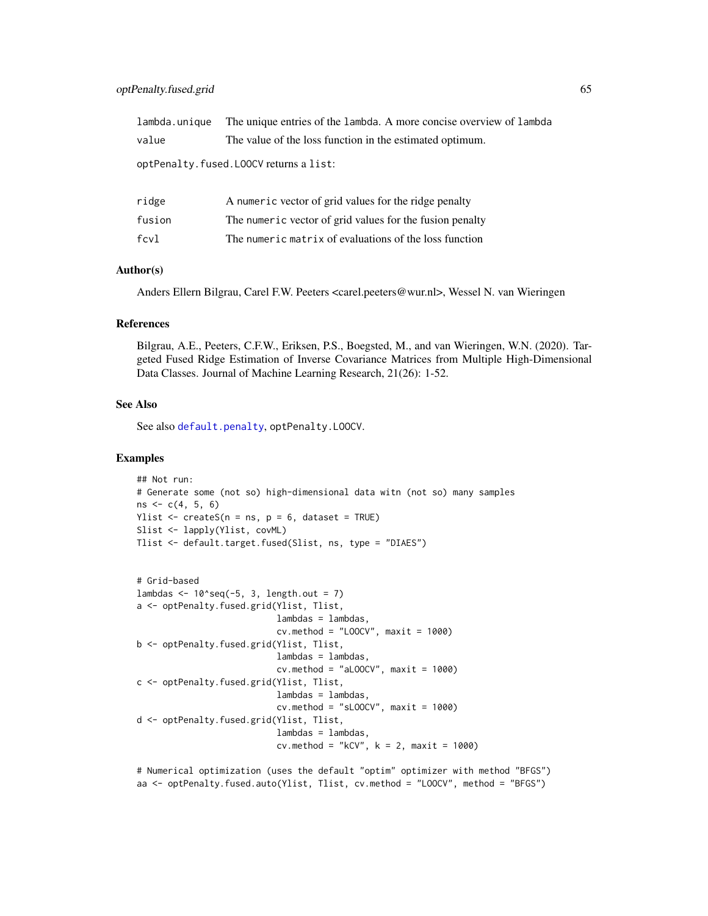| | |
|---|---|
| lambda.unique | The unique entries of the lambda. A more concise overview of lambda |
| value | The value of the loss function in the estimated optimum. |

optPenalty.fused.LOOCV returns a list:

| | |
|---|---|
| ridge | A numeric vector of grid values for the ridge penalty |
| fusion | The numeric vector of grid values for the fusion penalty |
| fcvl | The numeric matrix of evaluations of the loss function |

### Author(s)

Anders Ellern Bilgrau, Carel F.W. Peeters <carel.peeters@wur.nl>, Wessel N. van Wieringen

### References

Bilgrau, A.E., Peeters, C.F.W., Eriksen, P.S., Boegsted, M., and van Wieringen, W.N. (2020). Targeted Fused Ridge Estimation of Inverse Covariance Matrices from Multiple High-Dimensional Data Classes. Journal of Machine Learning Research, 21(26): 1-52.

### See Also

See also default.penalty, optPenalty.LOOCV.

### Examples

```
## Not run:
# Generate some (not so) high-dimensional data witn (not so) many samples
ns <- c(4, 5, 6)
Ylist <- createS(n = ns, p = 6, dataset = TRUE)
Slist <- lapply(Ylist, covML)
Tlist <- default.target.fused(Slist, ns, type = "DIAES")


# Grid-based
lambdas <- 10^seq(-5, 3, length.out = 7)
a <- optPenalty.fused.grid(Ylist, Tlist,
                           lambdas = lambdas,
                           cv.method = "LOOCV", maxit = 1000)
b <- optPenalty.fused.grid(Ylist, Tlist,
                           lambdas = lambdas,
                           cv.method = "aLOOCV", maxit = 1000)
c <- optPenalty.fused.grid(Ylist, Tlist,
                           lambdas = lambdas,
                           cv.method = "sLOOCV", maxit = 1000)
d <- optPenalty.fused.grid(Ylist, Tlist,
                           lambdas = lambdas,
                           cv.method = "kCV", k = 2, maxit = 1000)

# Numerical optimization (uses the default "optim" optimizer with method "BFGS")
aa <- optPenalty.fused.auto(Ylist, Tlist, cv.method = "LOOCV", method = "BFGS")
```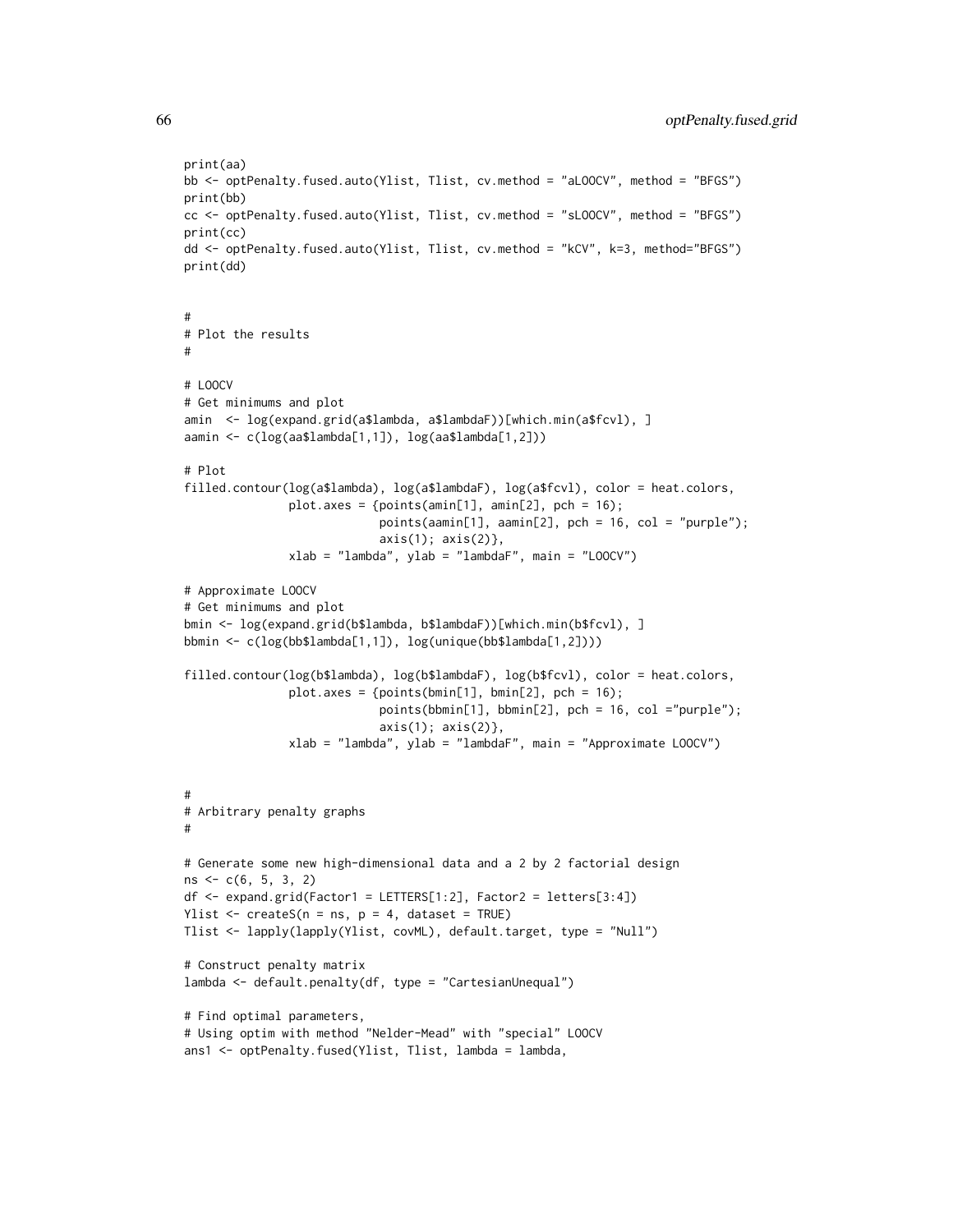```
print(aa)
bb <- optPenalty.fused.auto(Ylist, Tlist, cv.method = "aLOOCV", method = "BFGS")
print(bb)
cc <- optPenalty.fused.auto(Ylist, Tlist, cv.method = "sLOOCV", method = "BFGS")
print(cc)
dd <- optPenalty.fused.auto(Ylist, Tlist, cv.method = "kCV", k=3, method="BFGS")
print(dd)


#
# Plot the results
#

# LOOCV
# Get minimums and plot
amin  <- log(expand.grid(a$lambda, a$lambdaF))[which.min(a$fcvl), ]
aamin <- c(log(aa$lambda[1,1]), log(aa$lambda[1,2]))

# Plot
filled.contour(log(a$lambda), log(a$lambdaF), log(a$fcvl), color = heat.colors,
               plot.axes = {points(amin[1], amin[2], pch = 16);
                            points(aamin[1], aamin[2], pch = 16, col = "purple");
                            axis(1); axis(2)},
               xlab = "lambda", ylab = "lambdaF", main = "LOOCV")

# Approximate LOOCV
# Get minimums and plot
bmin <- log(expand.grid(b$lambda, b$lambdaF))[which.min(b$fcvl), ]
bbmin <- c(log(bb$lambda[1,1]), log(unique(bb$lambda[1,2])))

filled.contour(log(b$lambda), log(b$lambdaF), log(b$fcvl), color = heat.colors,
               plot.axes = {points(bmin[1], bmin[2], pch = 16);
                            points(bbmin[1], bbmin[2], pch = 16, col ="purple");
                            axis(1); axis(2)},
               xlab = "lambda", ylab = "lambdaF", main = "Approximate LOOCV")


#
# Arbitrary penalty graphs
#

# Generate some new high-dimensional data and a 2 by 2 factorial design
ns <- c(6, 5, 3, 2)
df <- expand.grid(Factor1 = LETTERS[1:2], Factor2 = letters[3:4])
Ylist <- createS(n = ns, p = 4, dataset = TRUE)
Tlist <- lapply(lapply(Ylist, covML), default.target, type = "Null")

# Construct penalty matrix
lambda <- default.penalty(df, type = "CartesianUnequal")

# Find optimal parameters,
# Using optim with method "Nelder-Mead" with "special" LOOCV
ans1 <- optPenalty.fused(Ylist, Tlist, lambda = lambda,
```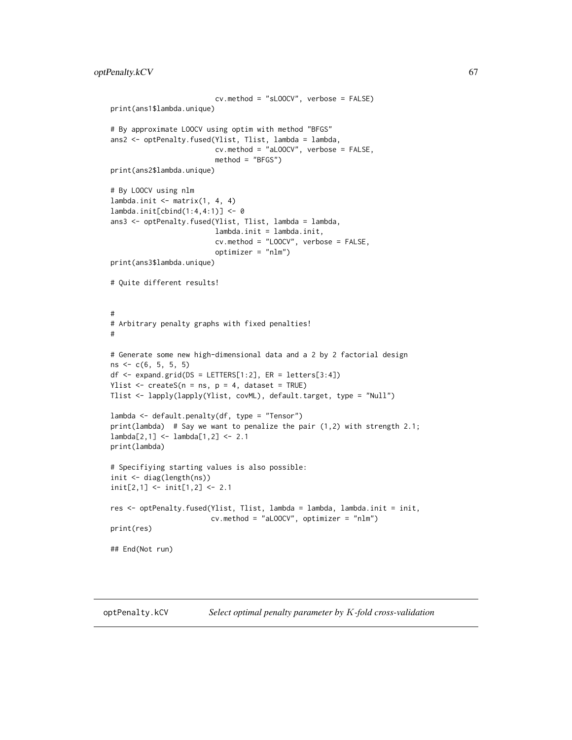```
                         cv.method = "sLOOCV", verbose = FALSE)
print(ans1$lambda.unique)

# By approximate LOOCV using optim with method "BFGS"
ans2 <- optPenalty.fused(Ylist, Tlist, lambda = lambda,
                         cv.method = "aLOOCV", verbose = FALSE,
                         method = "BFGS")
print(ans2$lambda.unique)

# By LOOCV using nlm
lambda.init <- matrix(1, 4, 4)
lambda.init[cbind(1:4,4:1)] <- 0
ans3 <- optPenalty.fused(Ylist, Tlist, lambda = lambda,
                         lambda.init = lambda.init,
                         cv.method = "LOOCV", verbose = FALSE,
                         optimizer = "nlm")
print(ans3$lambda.unique)

# Quite different results!


#
# Arbitrary penalty graphs with fixed penalties!
#

# Generate some new high-dimensional data and a 2 by 2 factorial design
ns <- c(6, 5, 5, 5)
df <- expand.grid(DS = LETTERS[1:2], ER = letters[3:4])
Ylist <- createS(n = ns, p = 4, dataset = TRUE)
Tlist <- lapply(lapply(Ylist, covML), default.target, type = "Null")

lambda <- default.penalty(df, type = "Tensor")
print(lambda)  # Say we want to penalize the pair (1,2) with strength 2.1;
lambda[2,1] <- lambda[1,2] <- 2.1
print(lambda)

# Specifiying starting values is also possible:
init <- diag(length(ns))
init[2,1] <- init[1,2] <- 2.1

res <- optPenalty.fused(Ylist, Tlist, lambda = lambda, lambda.init = init,
                        cv.method = "aLOOCV", optimizer = "nlm")
print(res)

## End(Not run)
```

## optPenalty.kCV *Select optimal penalty parameter by $K$-fold cross-validation*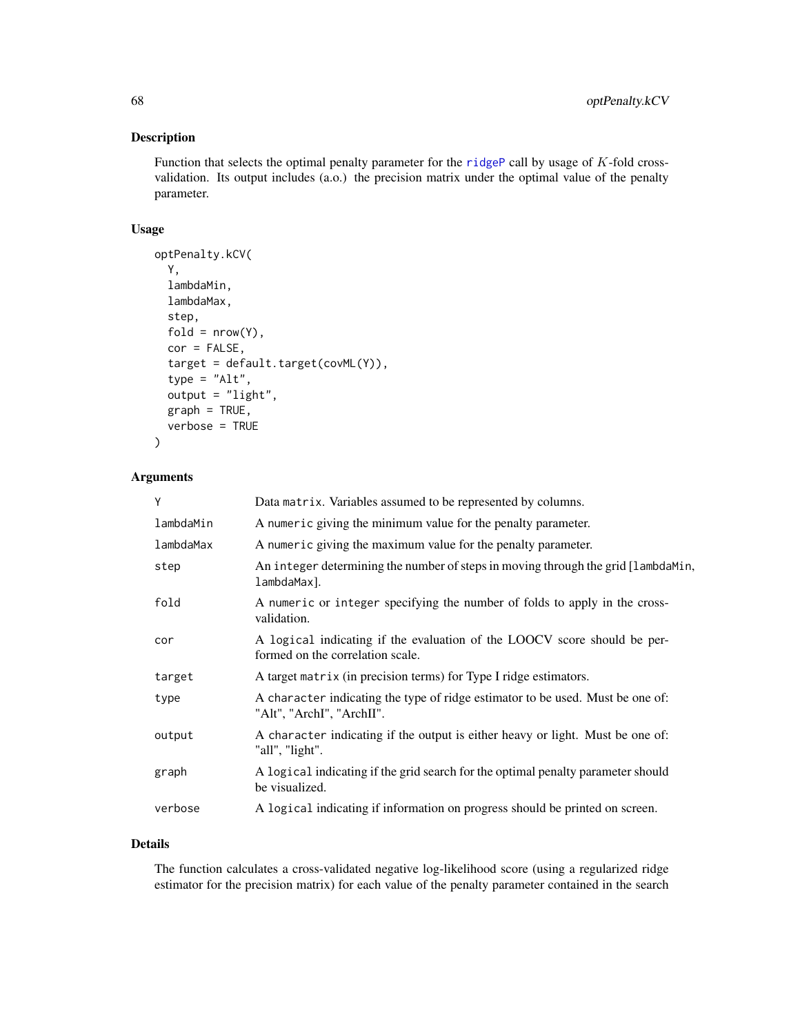## Description

Function that selects the optimal penalty parameter for the ridgeP call by usage of $K$-fold cross-validation. Its output includes (a.o.) the precision matrix under the optimal value of the penalty parameter.

## Usage

```
optPenalty.kCV(
  Y,
  lambdaMin,
  lambdaMax,
  step,
  fold = nrow(Y),
  cor = FALSE,
  target = default.target(covML(Y)),
  type = "Alt",
  output = "light",
  graph = TRUE,
  verbose = TRUE
)
```

## Arguments

| | |
|---|---|
| Y | Data matrix. Variables assumed to be represented by columns. |
| lambdaMin | A numeric giving the minimum value for the penalty parameter. |
| lambdaMax | A numeric giving the maximum value for the penalty parameter. |
| step | An integer determining the number of steps in moving through the grid [lambdaMin, lambdaMax]. |
| fold | A numeric or integer specifying the number of folds to apply in the cross-validation. |
| cor | A logical indicating if the evaluation of the LOOCV score should be performed on the correlation scale. |
| target | A target matrix (in precision terms) for Type I ridge estimators. |
| type | A character indicating the type of ridge estimator to be used. Must be one of: "Alt", "ArchI", "ArchII". |
| output | A character indicating if the output is either heavy or light. Must be one of: "all", "light". |
| graph | A logical indicating if the grid search for the optimal penalty parameter should be visualized. |
| verbose | A logical indicating if information on progress should be printed on screen. |

## Details

The function calculates a cross-validated negative log-likelihood score (using a regularized ridge estimator for the precision matrix) for each value of the penalty parameter contained in the search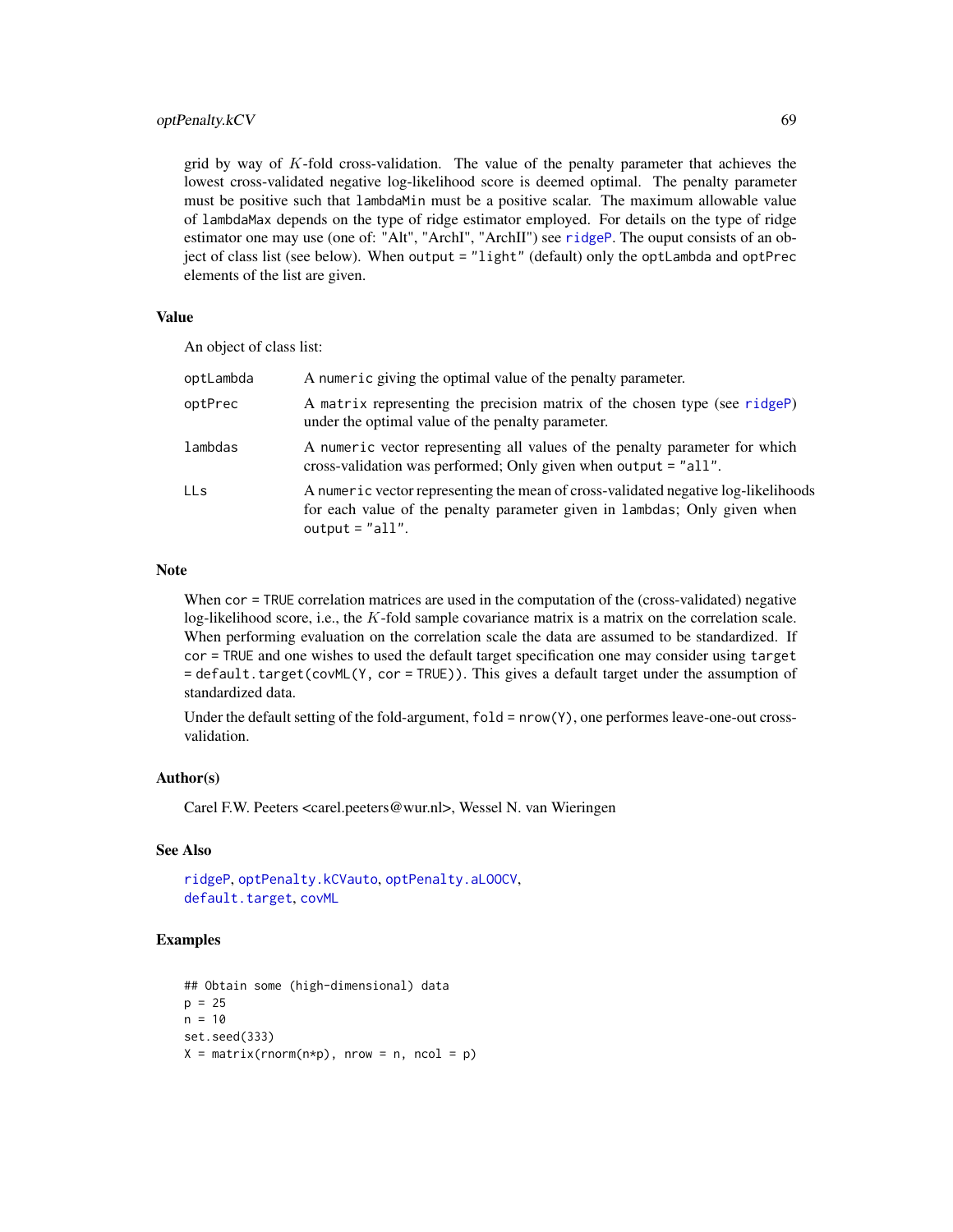grid by way of $K$-fold cross-validation. The value of the penalty parameter that achieves the lowest cross-validated negative log-likelihood score is deemed optimal. The penalty parameter must be positive such that `lambdaMin` must be a positive scalar. The maximum allowable value of `lambdaMax` depends on the type of ridge estimator employed. For details on the type of ridge estimator one may use (one of: "Alt", "ArchI", "ArchII") see `ridgeP`. The ouput consists of an object of class list (see below). When `output = "light"` (default) only the `optLambda` and `optPrec` elements of the list are given.

### Value

An object of class list:

| | |
|---|---|
| `optLambda` | A `numeric` giving the optimal value of the penalty parameter. |
| `optPrec` | A `matrix` representing the precision matrix of the chosen type (see `ridgeP`) under the optimal value of the penalty parameter. |
| `lambdas` | A `numeric` vector representing all values of the penalty parameter for which cross-validation was performed; Only given when `output = "all"`. |
| `LLs` | A `numeric` vector representing the mean of cross-validated negative log-likelihoods for each value of the penalty parameter given in `lambdas`; Only given when `output = "all"`. |

### Note

When `cor = TRUE` correlation matrices are used in the computation of the (cross-validated) negative log-likelihood score, i.e., the $K$-fold sample covariance matrix is a matrix on the correlation scale. When performing evaluation on the correlation scale the data are assumed to be standardized. If `cor = TRUE` and one wishes to used the default target specification one may consider using `target = default.target(covML(Y, cor = TRUE))`. This gives a default target under the assumption of standardized data.

Under the default setting of the fold-argument, `fold = nrow(Y)`, one performes leave-one-out cross-validation.

### Author(s)

Carel F.W. Peeters <carel.peeters@wur.nl>, Wessel N. van Wieringen

### See Also

`ridgeP`, `optPenalty.kCVauto`, `optPenalty.aLOOCV`, `default.target`, `covML`

### Examples

```
## Obtain some (high-dimensional) data
p = 25
n = 10
set.seed(333)
X = matrix(rnorm(n*p), nrow = n, ncol = p)
```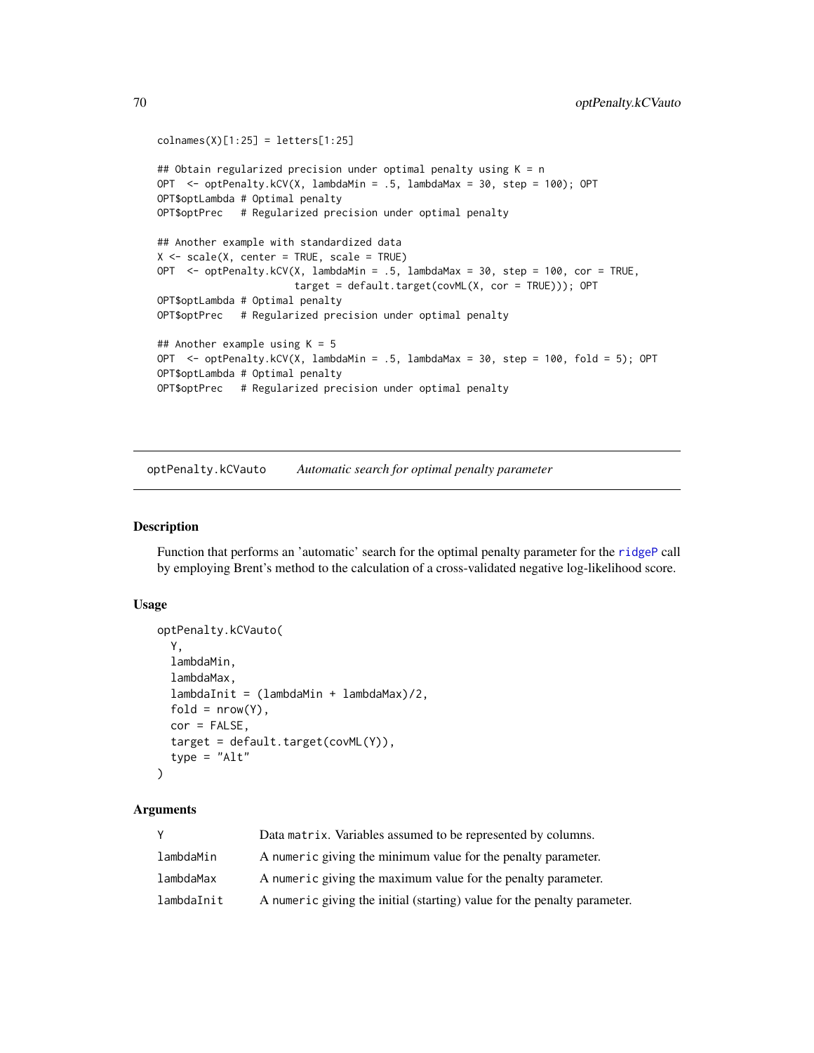```
colnames(X)[1:25] = letters[1:25]

## Obtain regularized precision under optimal penalty using K = n
OPT  <- optPenalty.kCV(X, lambdaMin = .5, lambdaMax = 30, step = 100); OPT
OPT$optLambda # Optimal penalty
OPT$optPrec   # Regularized precision under optimal penalty

## Another example with standardized data
X <- scale(X, center = TRUE, scale = TRUE)
OPT  <- optPenalty.kCV(X, lambdaMin = .5, lambdaMax = 30, step = 100, cor = TRUE,
                       target = default.target(covML(X, cor = TRUE))); OPT
OPT$optLambda # Optimal penalty
OPT$optPrec   # Regularized precision under optimal penalty

## Another example using K = 5
OPT  <- optPenalty.kCV(X, lambdaMin = .5, lambdaMax = 30, step = 100, fold = 5); OPT
OPT$optLambda # Optimal penalty
OPT$optPrec   # Regularized precision under optimal penalty
```

---

## optPenalty.kCVauto — *Automatic search for optimal penalty parameter*

### Description

Function that performs an 'automatic' search for the optimal penalty parameter for the ridgeP call by employing Brent's method to the calculation of a cross-validated negative log-likelihood score.

### Usage

```
optPenalty.kCVauto(
  Y,
  lambdaMin,
  lambdaMax,
  lambdaInit = (lambdaMin + lambdaMax)/2,
  fold = nrow(Y),
  cor = FALSE,
  target = default.target(covML(Y)),
  type = "Alt"
)
```

### Arguments

| | |
|---|---|
| Y | Data matrix. Variables assumed to be represented by columns. |
| lambdaMin | A numeric giving the minimum value for the penalty parameter. |
| lambdaMax | A numeric giving the maximum value for the penalty parameter. |
| lambdaInit | A numeric giving the initial (starting) value for the penalty parameter. |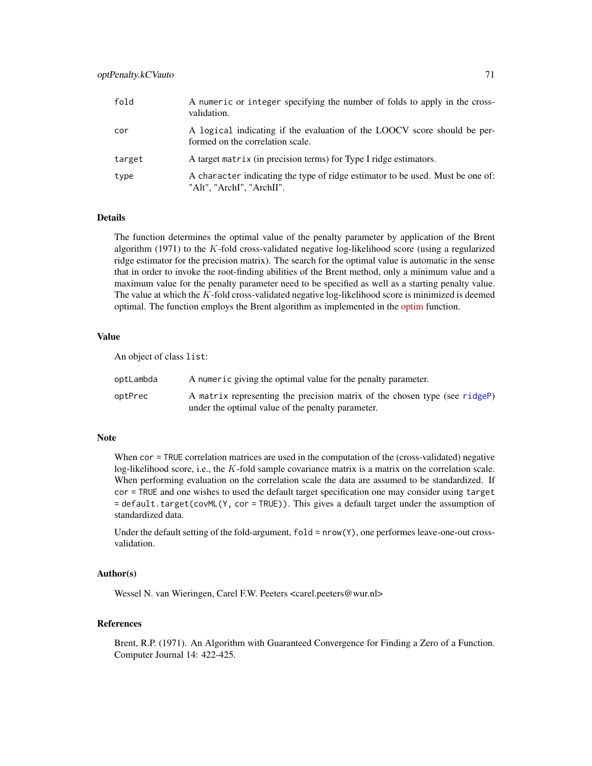| | |
|---|---|
| fold | A numeric or integer specifying the number of folds to apply in the cross-validation. |
| cor | A logical indicating if the evaluation of the LOOCV score should be performed on the correlation scale. |
| target | A target matrix (in precision terms) for Type I ridge estimators. |
| type | A character indicating the type of ridge estimator to be used. Must be one of: "Alt", "ArchI", "ArchII". |

## Details

The function determines the optimal value of the penalty parameter by application of the Brent algorithm (1971) to the $K$-fold cross-validated negative log-likelihood score (using a regularized ridge estimator for the precision matrix). The search for the optimal value is automatic in the sense that in order to invoke the root-finding abilities of the Brent method, only a minimum value and a maximum value for the penalty parameter need to be specified as well as a starting penalty value. The value at which the $K$-fold cross-validated negative log-likelihood score is minimized is deemed optimal. The function employs the Brent algorithm as implemented in the optim function.

## Value

An object of class list:

| | |
|---|---|
| optLambda | A numeric giving the optimal value for the penalty parameter. |
| optPrec | A matrix representing the precision matrix of the chosen type (see ridgeP) under the optimal value of the penalty parameter. |

## Note

When cor = TRUE correlation matrices are used in the computation of the (cross-validated) negative log-likelihood score, i.e., the $K$-fold sample covariance matrix is a matrix on the correlation scale. When performing evaluation on the correlation scale the data are assumed to be standardized. If cor = TRUE and one wishes to used the default target specification one may consider using target = default.target(covML(Y, cor = TRUE)). This gives a default target under the assumption of standardized data.

Under the default setting of the fold-argument, fold = nrow(Y), one performes leave-one-out cross-validation.

## Author(s)

Wessel N. van Wieringen, Carel F.W. Peeters <carel.peeters@wur.nl>

## References

Brent, R.P. (1971). An Algorithm with Guaranteed Convergence for Finding a Zero of a Function. Computer Journal 14: 422-425.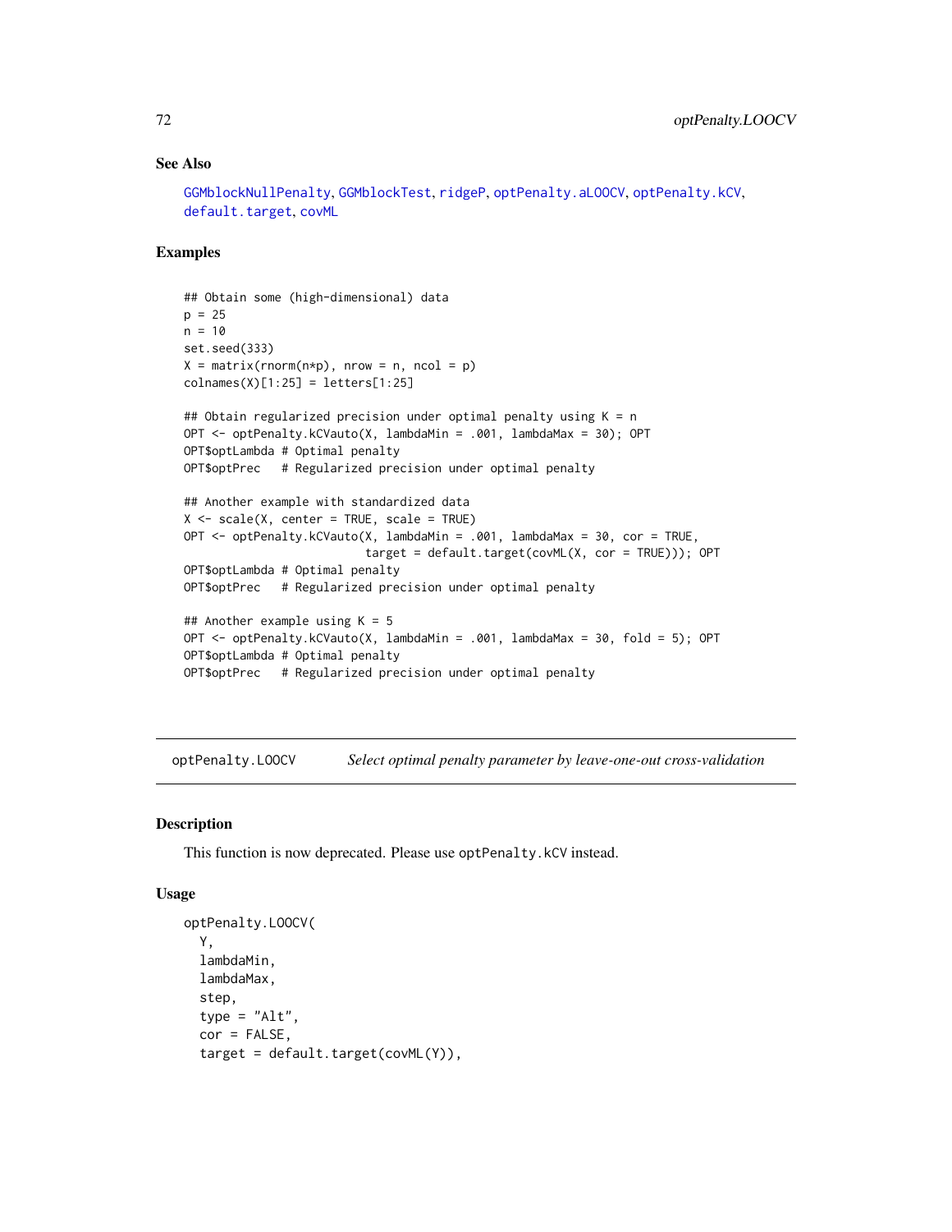### See Also

GGMblockNullPenalty, GGMblockTest, ridgeP, optPenalty.aLOOCV, optPenalty.kCV, default.target, covML

### Examples

```
## Obtain some (high-dimensional) data
p = 25
n = 10
set.seed(333)
X = matrix(rnorm(n*p), nrow = n, ncol = p)
colnames(X)[1:25] = letters[1:25]

## Obtain regularized precision under optimal penalty using K = n
OPT <- optPenalty.kCVauto(X, lambdaMin = .001, lambdaMax = 30); OPT
OPT$optLambda # Optimal penalty
OPT$optPrec   # Regularized precision under optimal penalty

## Another example with standardized data
X <- scale(X, center = TRUE, scale = TRUE)
OPT <- optPenalty.kCVauto(X, lambdaMin = .001, lambdaMax = 30, cor = TRUE,
                          target = default.target(covML(X, cor = TRUE))); OPT
OPT$optLambda # Optimal penalty
OPT$optPrec   # Regularized precision under optimal penalty

## Another example using K = 5
OPT <- optPenalty.kCVauto(X, lambdaMin = .001, lambdaMax = 30, fold = 5); OPT
OPT$optLambda # Optimal penalty
OPT$optPrec   # Regularized precision under optimal penalty
```

---

## optPenalty.LOOCV — *Select optimal penalty parameter by leave-one-out cross-validation*

### Description

This function is now deprecated. Please use `optPenalty.kCV` instead.

### Usage

```
optPenalty.LOOCV(
  Y,
  lambdaMin,
  lambdaMax,
  step,
  type = "Alt",
  cor = FALSE,
  target = default.target(covML(Y)),
```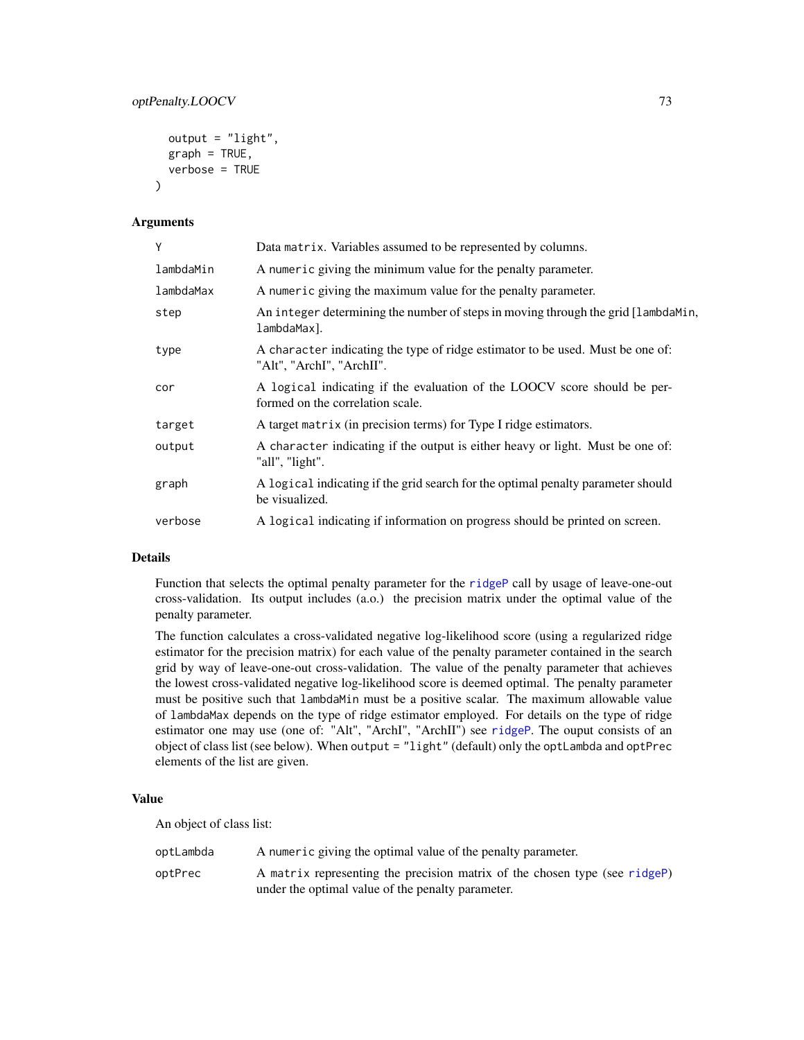```
  output = "light",
  graph = TRUE,
  verbose = TRUE
)
```

## Arguments

| | |
|---|---|
| `Y` | Data `matrix`. Variables assumed to be represented by columns. |
| `lambdaMin` | A `numeric` giving the minimum value for the penalty parameter. |
| `lambdaMax` | A `numeric` giving the maximum value for the penalty parameter. |
| `step` | An `integer` determining the number of steps in moving through the grid [`lambdaMin`, `lambdaMax`]. |
| `type` | A `character` indicating the type of ridge estimator to be used. Must be one of: "Alt", "ArchI", "ArchII". |
| `cor` | A `logical` indicating if the evaluation of the LOOCV score should be performed on the correlation scale. |
| `target` | A target `matrix` (in precision terms) for Type I ridge estimators. |
| `output` | A `character` indicating if the output is either heavy or light. Must be one of: "all", "light". |
| `graph` | A `logical` indicating if the grid search for the optimal penalty parameter should be visualized. |
| `verbose` | A `logical` indicating if information on progress should be printed on screen. |

## Details

Function that selects the optimal penalty parameter for the `ridgeP` call by usage of leave-one-out cross-validation. Its output includes (a.o.) the precision matrix under the optimal value of the penalty parameter.

The function calculates a cross-validated negative log-likelihood score (using a regularized ridge estimator for the precision matrix) for each value of the penalty parameter contained in the search grid by way of leave-one-out cross-validation. The value of the penalty parameter that achieves the lowest cross-validated negative log-likelihood score is deemed optimal. The penalty parameter must be positive such that `lambdaMin` must be a positive scalar. The maximum allowable value of `lambdaMax` depends on the type of ridge estimator employed. For details on the type of ridge estimator one may use (one of: "Alt", "ArchI", "ArchII") see `ridgeP`. The ouput consists of an object of class list (see below). When `output = "light"` (default) only the `optLambda` and `optPrec` elements of the list are given.

## Value

An object of class list:

| | |
|---|---|
| `optLambda` | A `numeric` giving the optimal value of the penalty parameter. |
| `optPrec` | A `matrix` representing the precision matrix of the chosen type (see `ridgeP`) under the optimal value of the penalty parameter. |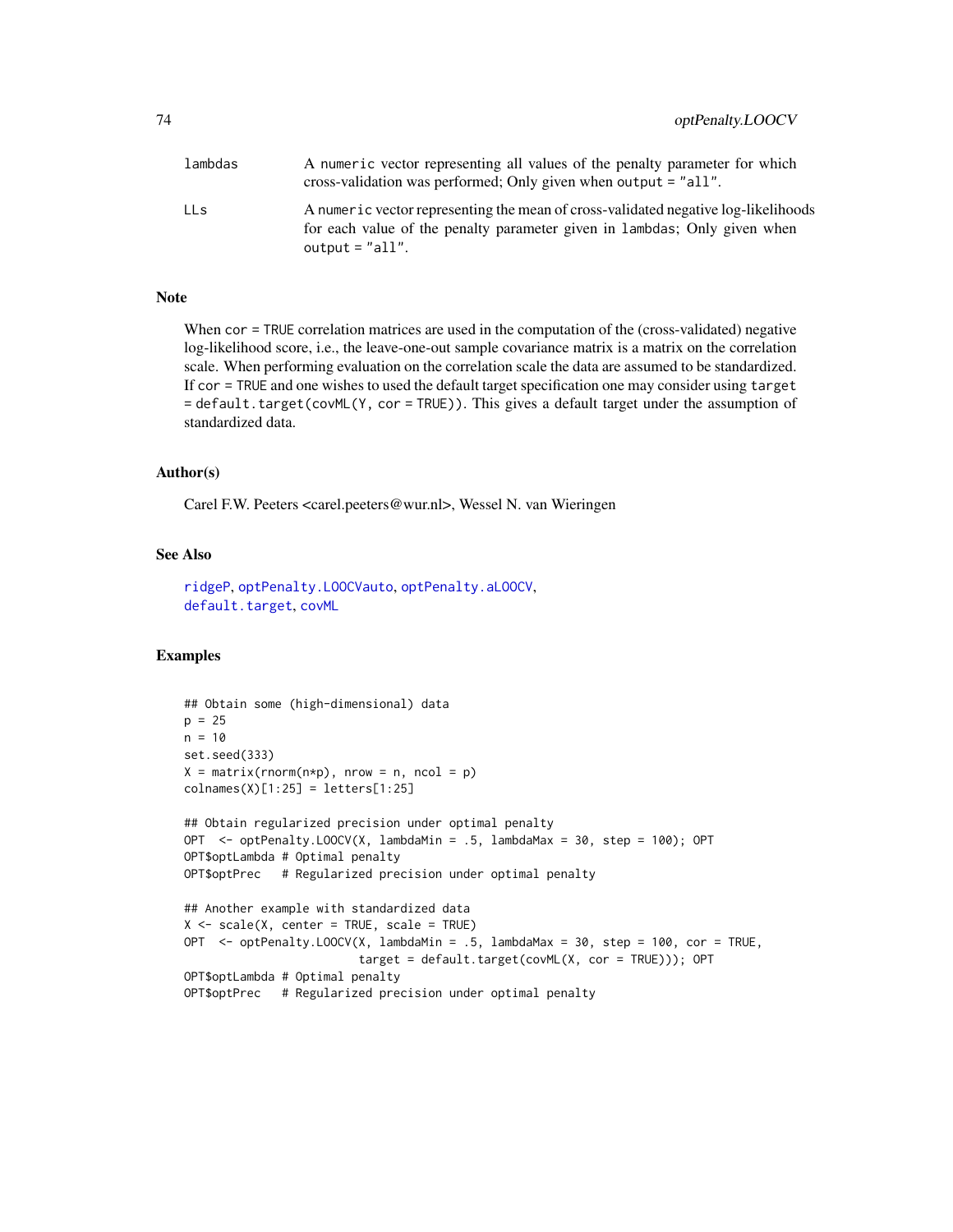| | |
|---|---|
| lambdas | A numeric vector representing all values of the penalty parameter for which cross-validation was performed; Only given when output = "all". |
| LLs | A numeric vector representing the mean of cross-validated negative log-likelihoods for each value of the penalty parameter given in lambdas; Only given when output = "all". |

### Note

When cor = TRUE correlation matrices are used in the computation of the (cross-validated) negative log-likelihood score, i.e., the leave-one-out sample covariance matrix is a matrix on the correlation scale. When performing evaluation on the correlation scale the data are assumed to be standardized. If cor = TRUE and one wishes to used the default target specification one may consider using target = default.target(covML(Y, cor = TRUE)). This gives a default target under the assumption of standardized data.

### Author(s)

Carel F.W. Peeters <carel.peeters@wur.nl>, Wessel N. van Wieringen

### See Also

ridgeP, optPenalty.LOOCVauto, optPenalty.aLOOCV, default.target, covML

### Examples

```
## Obtain some (high-dimensional) data
p = 25
n = 10
set.seed(333)
X = matrix(rnorm(n*p), nrow = n, ncol = p)
colnames(X)[1:25] = letters[1:25]

## Obtain regularized precision under optimal penalty
OPT  <- optPenalty.LOOCV(X, lambdaMin = .5, lambdaMax = 30, step = 100); OPT
OPT$optLambda # Optimal penalty
OPT$optPrec   # Regularized precision under optimal penalty

## Another example with standardized data
X <- scale(X, center = TRUE, scale = TRUE)
OPT  <- optPenalty.LOOCV(X, lambdaMin = .5, lambdaMax = 30, step = 100, cor = TRUE,
                         target = default.target(covML(X, cor = TRUE))); OPT
OPT$optLambda # Optimal penalty
OPT$optPrec   # Regularized precision under optimal penalty
```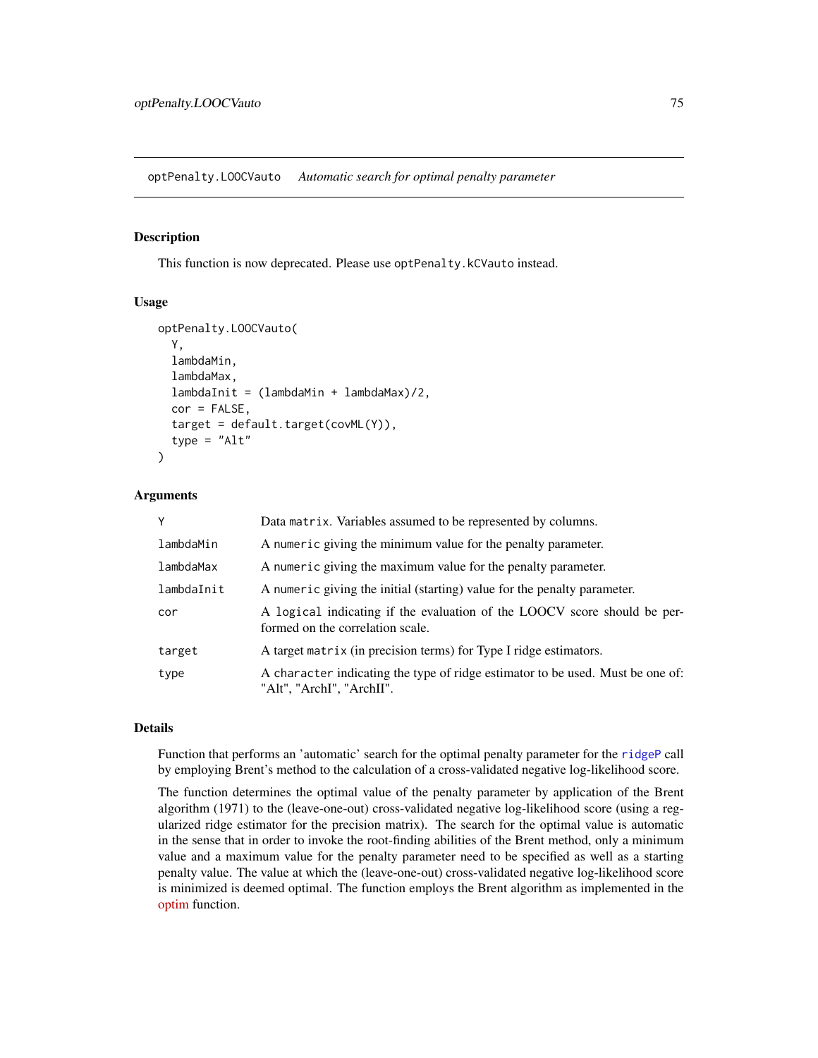## optPenalty.LOOCVauto *Automatic search for optimal penalty parameter*

### Description

This function is now deprecated. Please use `optPenalty.kCVauto` instead.

### Usage

```
optPenalty.LOOCVauto(
  Y,
  lambdaMin,
  lambdaMax,
  lambdaInit = (lambdaMin + lambdaMax)/2,
  cor = FALSE,
  target = default.target(covML(Y)),
  type = "Alt"
)
```

### Arguments

| | |
|---|---|
| `Y` | Data `matrix`. Variables assumed to be represented by columns. |
| `lambdaMin` | A `numeric` giving the minimum value for the penalty parameter. |
| `lambdaMax` | A `numeric` giving the maximum value for the penalty parameter. |
| `lambdaInit` | A `numeric` giving the initial (starting) value for the penalty parameter. |
| `cor` | A `logical` indicating if the evaluation of the LOOCV score should be performed on the correlation scale. |
| `target` | A target `matrix` (in precision terms) for Type I ridge estimators. |
| `type` | A `character` indicating the type of ridge estimator to be used. Must be one of: "Alt", "ArchI", "ArchII". |

### Details

Function that performs an 'automatic' search for the optimal penalty parameter for the `ridgeP` call by employing Brent's method to the calculation of a cross-validated negative log-likelihood score.

The function determines the optimal value of the penalty parameter by application of the Brent algorithm (1971) to the (leave-one-out) cross-validated negative log-likelihood score (using a regularized ridge estimator for the precision matrix). The search for the optimal value is automatic in the sense that in order to invoke the root-finding abilities of the Brent method, only a minimum value and a maximum value for the penalty parameter need to be specified as well as a starting penalty value. The value at which the (leave-one-out) cross-validated negative log-likelihood score is minimized is deemed optimal. The function employs the Brent algorithm as implemented in the optim function.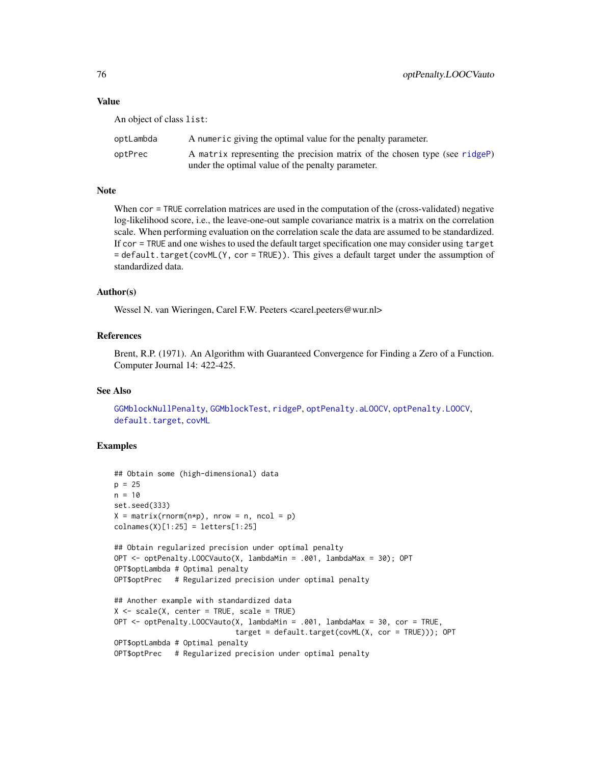### Value

An object of class `list`:

| | |
|---|---|
| `optLambda` | A `numeric` giving the optimal value for the penalty parameter. |
| `optPrec` | A `matrix` representing the precision matrix of the chosen type (see `ridgeP`) under the optimal value of the penalty parameter. |

### Note

When `cor = TRUE` correlation matrices are used in the computation of the (cross-validated) negative log-likelihood score, i.e., the leave-one-out sample covariance matrix is a matrix on the correlation scale. When performing evaluation on the correlation scale the data are assumed to be standardized. If `cor = TRUE` and one wishes to used the default target specification one may consider using `target = default.target(covML(Y, cor = TRUE))`. This gives a default target under the assumption of standardized data.

### Author(s)

Wessel N. van Wieringen, Carel F.W. Peeters <carel.peeters@wur.nl>

### References

Brent, R.P. (1971). An Algorithm with Guaranteed Convergence for Finding a Zero of a Function. Computer Journal 14: 422-425.

### See Also

`GGMblockNullPenalty`, `GGMblockTest`, `ridgeP`, `optPenalty.aLOOCV`, `optPenalty.LOOCV`, `default.target`, `covML`

### Examples

```
## Obtain some (high-dimensional) data
p = 25
n = 10
set.seed(333)
X = matrix(rnorm(n*p), nrow = n, ncol = p)
colnames(X)[1:25] = letters[1:25]

## Obtain regularized precision under optimal penalty
OPT <- optPenalty.LOOCVauto(X, lambdaMin = .001, lambdaMax = 30); OPT
OPT$optLambda # Optimal penalty
OPT$optPrec   # Regularized precision under optimal penalty

## Another example with standardized data
X <- scale(X, center = TRUE, scale = TRUE)
OPT <- optPenalty.LOOCVauto(X, lambdaMin = .001, lambdaMax = 30, cor = TRUE,
                            target = default.target(covML(X, cor = TRUE))); OPT
OPT$optLambda # Optimal penalty
OPT$optPrec   # Regularized precision under optimal penalty
```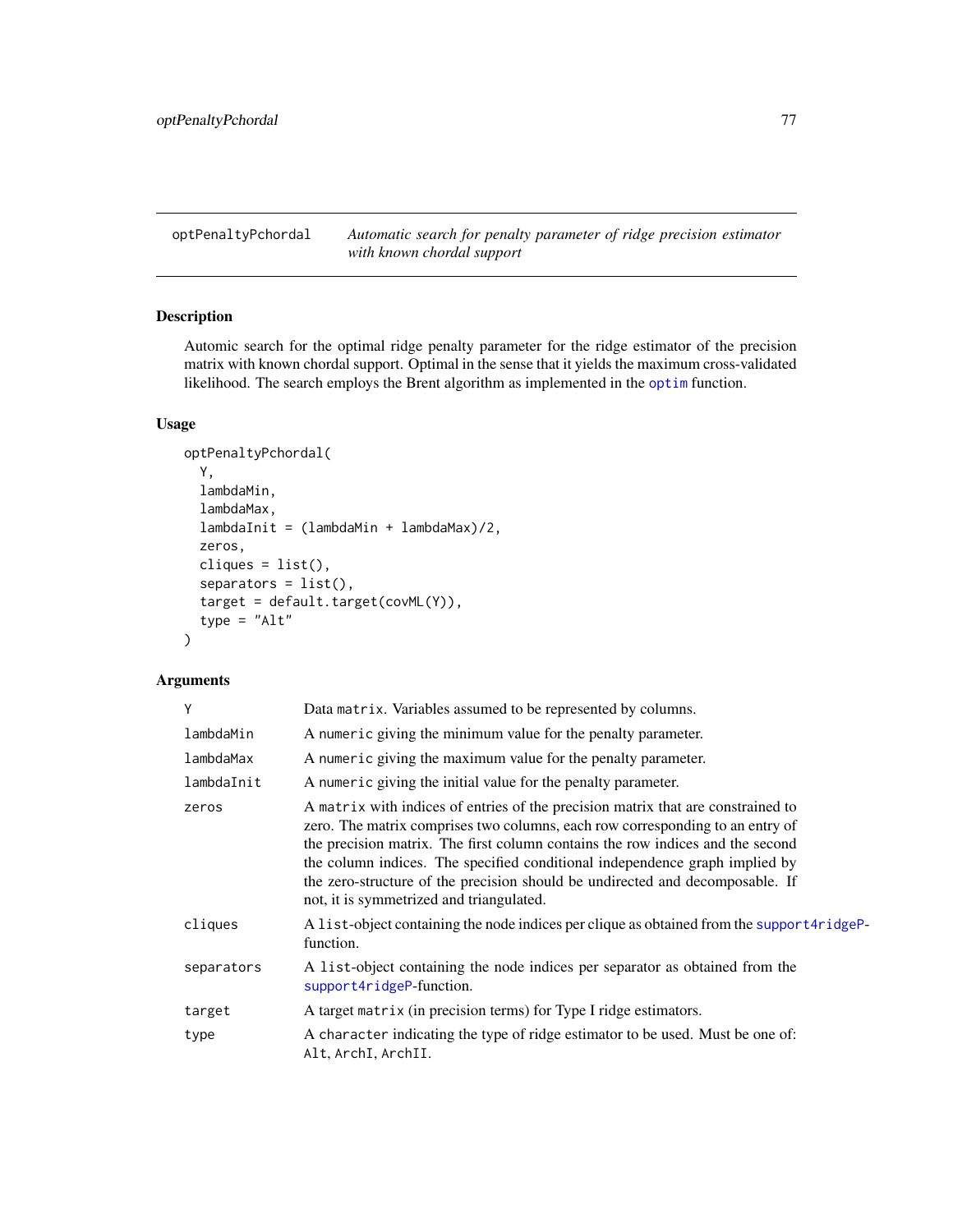# optPenaltyPchordal

*Automatic search for penalty parameter of ridge precision estimator with known chordal support*

## Description

Automic search for the optimal ridge penalty parameter for the ridge estimator of the precision matrix with known chordal support. Optimal in the sense that it yields the maximum cross-validated likelihood. The search employs the Brent algorithm as implemented in the optim function.

## Usage

```
optPenaltyPchordal(
  Y,
  lambdaMin,
  lambdaMax,
  lambdaInit = (lambdaMin + lambdaMax)/2,
  zeros,
  cliques = list(),
  separators = list(),
  target = default.target(covML(Y)),
  type = "Alt"
)
```

## Arguments

| | |
|---|---|
| Y | Data `matrix`. Variables assumed to be represented by columns. |
| lambdaMin | A `numeric` giving the minimum value for the penalty parameter. |
| lambdaMax | A `numeric` giving the maximum value for the penalty parameter. |
| lambdaInit | A `numeric` giving the initial value for the penalty parameter. |
| zeros | A `matrix` with indices of entries of the precision matrix that are constrained to zero. The matrix comprises two columns, each row corresponding to an entry of the precision matrix. The first column contains the row indices and the second the column indices. The specified conditional independence graph implied by the zero-structure of the precision should be undirected and decomposable. If not, it is symmetrized and triangulated. |
| cliques | A `list`-object containing the node indices per clique as obtained from the support4ridgeP-function. |
| separators | A `list`-object containing the node indices per separator as obtained from the support4ridgeP-function. |
| target | A target `matrix` (in precision terms) for Type I ridge estimators. |
| type | A `character` indicating the type of ridge estimator to be used. Must be one of: `Alt`, `ArchI`, `ArchII`. |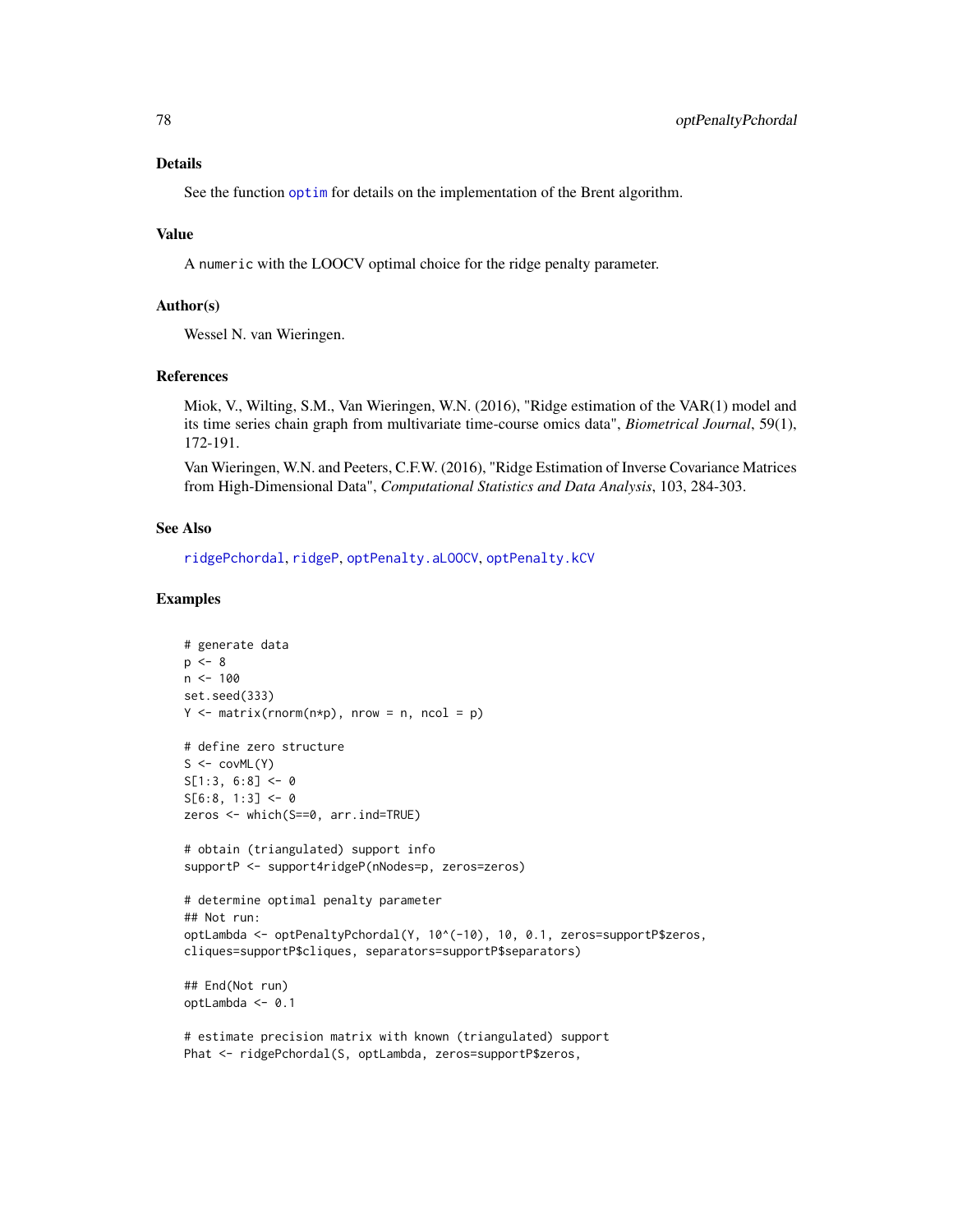### Details

See the function optim for details on the implementation of the Brent algorithm.

### Value

A numeric with the LOOCV optimal choice for the ridge penalty parameter.

### Author(s)

Wessel N. van Wieringen.

### References

Miok, V., Wilting, S.M., Van Wieringen, W.N. (2016), "Ridge estimation of the VAR(1) model and its time series chain graph from multivariate time-course omics data", *Biometrical Journal*, 59(1), 172-191.

Van Wieringen, W.N. and Peeters, C.F.W. (2016), "Ridge Estimation of Inverse Covariance Matrices from High-Dimensional Data", *Computational Statistics and Data Analysis*, 103, 284-303.

### See Also

ridgePchordal, ridgeP, optPenalty.aLOOCV, optPenalty.kCV

### Examples

```
# generate data
p <- 8
n <- 100
set.seed(333)
Y <- matrix(rnorm(n*p), nrow = n, ncol = p)

# define zero structure
S <- covML(Y)
S[1:3, 6:8] <- 0
S[6:8, 1:3] <- 0
zeros <- which(S==0, arr.ind=TRUE)

# obtain (triangulated) support info
supportP <- support4ridgeP(nNodes=p, zeros=zeros)

# determine optimal penalty parameter
## Not run:
optLambda <- optPenaltyPchordal(Y, 10^(-10), 10, 0.1, zeros=supportP$zeros,
cliques=supportP$cliques, separators=supportP$separators)

## End(Not run)
optLambda <- 0.1

# estimate precision matrix with known (triangulated) support
Phat <- ridgePchordal(S, optLambda, zeros=supportP$zeros,
```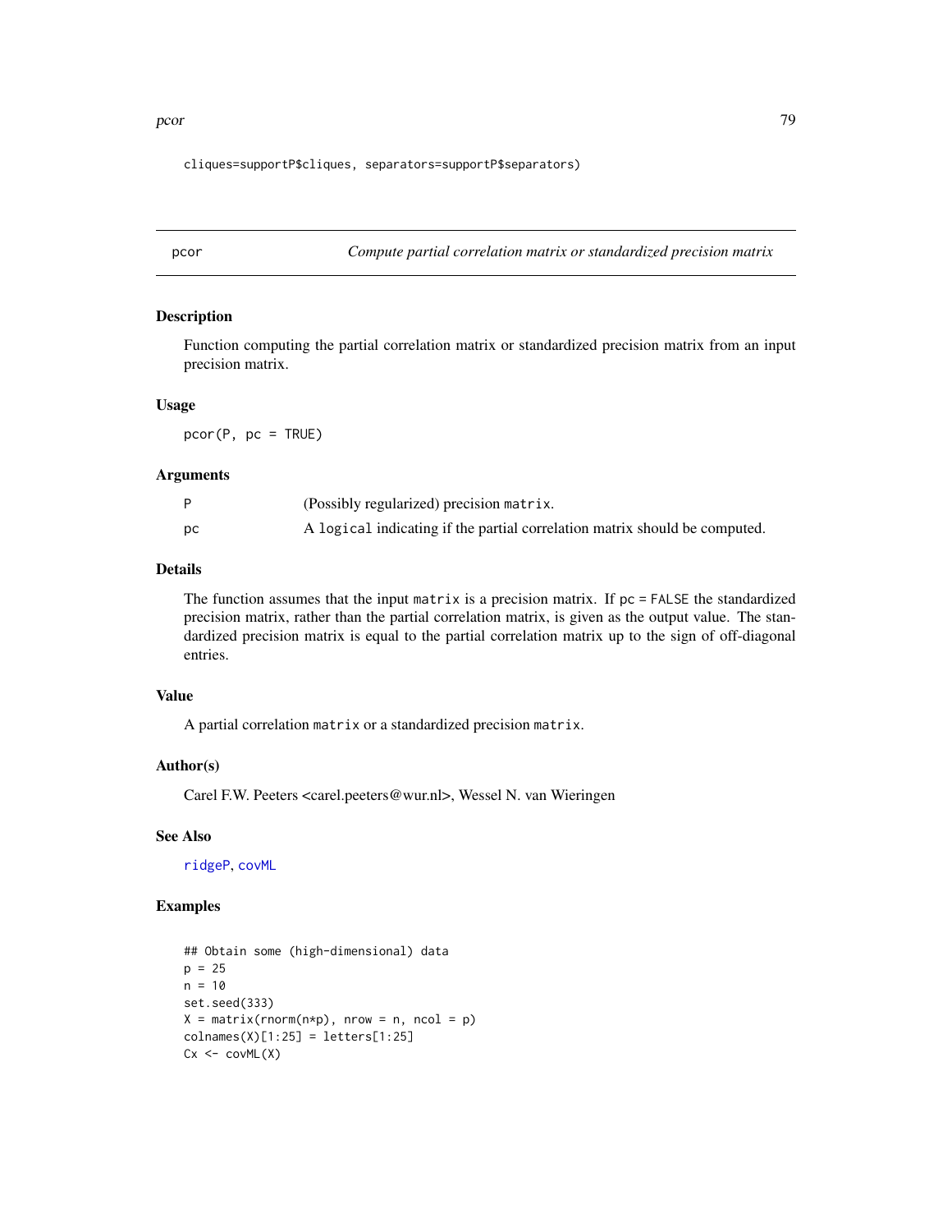```
cliques=supportP$cliques, separators=supportP$separators)
```

## pcor — *Compute partial correlation matrix or standardized precision matrix*

### Description

Function computing the partial correlation matrix or standardized precision matrix from an input precision matrix.

### Usage

```
pcor(P, pc = TRUE)
```

### Arguments

| | |
|---|---|
| P | (Possibly regularized) precision `matrix`. |
| pc | A `logical` indicating if the partial correlation matrix should be computed. |

### Details

The function assumes that the input `matrix` is a precision matrix. If `pc = FALSE` the standardized precision matrix, rather than the partial correlation matrix, is given as the output value. The standardized precision matrix is equal to the partial correlation matrix up to the sign of off-diagonal entries.

### Value

A partial correlation `matrix` or a standardized precision `matrix`.

### Author(s)

Carel F.W. Peeters <carel.peeters@wur.nl>, Wessel N. van Wieringen

### See Also

ridgeP, covML

### Examples

```
## Obtain some (high-dimensional) data
p = 25
n = 10
set.seed(333)
X = matrix(rnorm(n*p), nrow = n, ncol = p)
colnames(X)[1:25] = letters[1:25]
Cx <- covML(X)
```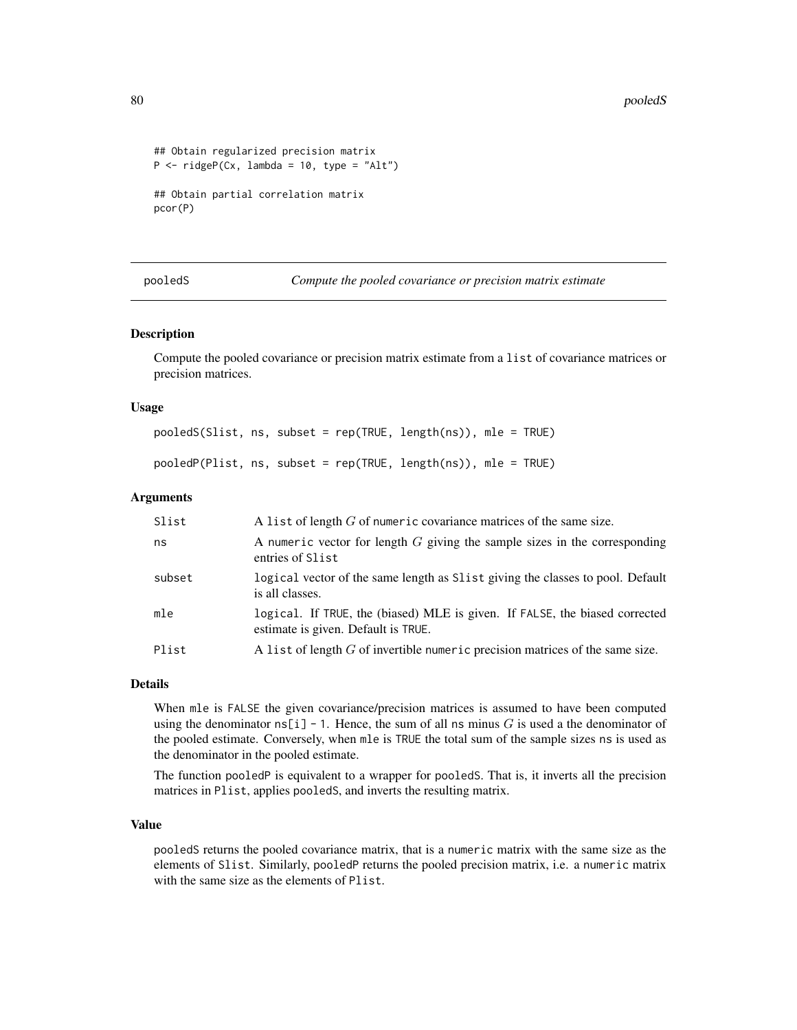```
## Obtain regularized precision matrix
P <- ridgeP(Cx, lambda = 10, type = "Alt")

## Obtain partial correlation matrix
pcor(P)
```

## pooledS — *Compute the pooled covariance or precision matrix estimate*

### Description

Compute the pooled covariance or precision matrix estimate from a `list` of covariance matrices or precision matrices.

### Usage

```
pooledS(Slist, ns, subset = rep(TRUE, length(ns)), mle = TRUE)

pooledP(Plist, ns, subset = rep(TRUE, length(ns)), mle = TRUE)
```

### Arguments

| | |
|---|---|
| `Slist` | A `list` of length $G$ of `numeric` covariance matrices of the same size. |
| `ns` | A `numeric` vector for length $G$ giving the sample sizes in the corresponding entries of `Slist` |
| `subset` | `logical` vector of the same length as `Slist` giving the classes to pool. Default is all classes. |
| `mle` | `logical`. If `TRUE`, the (biased) MLE is given. If `FALSE`, the biased corrected estimate is given. Default is `TRUE`. |
| `Plist` | A `list` of length $G$ of invertible `numeric` precision matrices of the same size. |

### Details

When `mle` is `FALSE` the given covariance/precision matrices is assumed to have been computed using the denominator `ns[i] - 1`. Hence, the sum of all `ns` minus $G$ is used a the denominator of the pooled estimate. Conversely, when `mle` is `TRUE` the total sum of the sample sizes `ns` is used as the denominator in the pooled estimate.

The function `pooledP` is equivalent to a wrapper for `pooledS`. That is, it inverts all the precision matrices in `Plist`, applies `pooledS`, and inverts the resulting matrix.

### Value

`pooledS` returns the pooled covariance matrix, that is a `numeric` matrix with the same size as the elements of `Slist`. Similarly, `pooledP` returns the pooled precision matrix, i.e. a `numeric` matrix with the same size as the elements of `Plist`.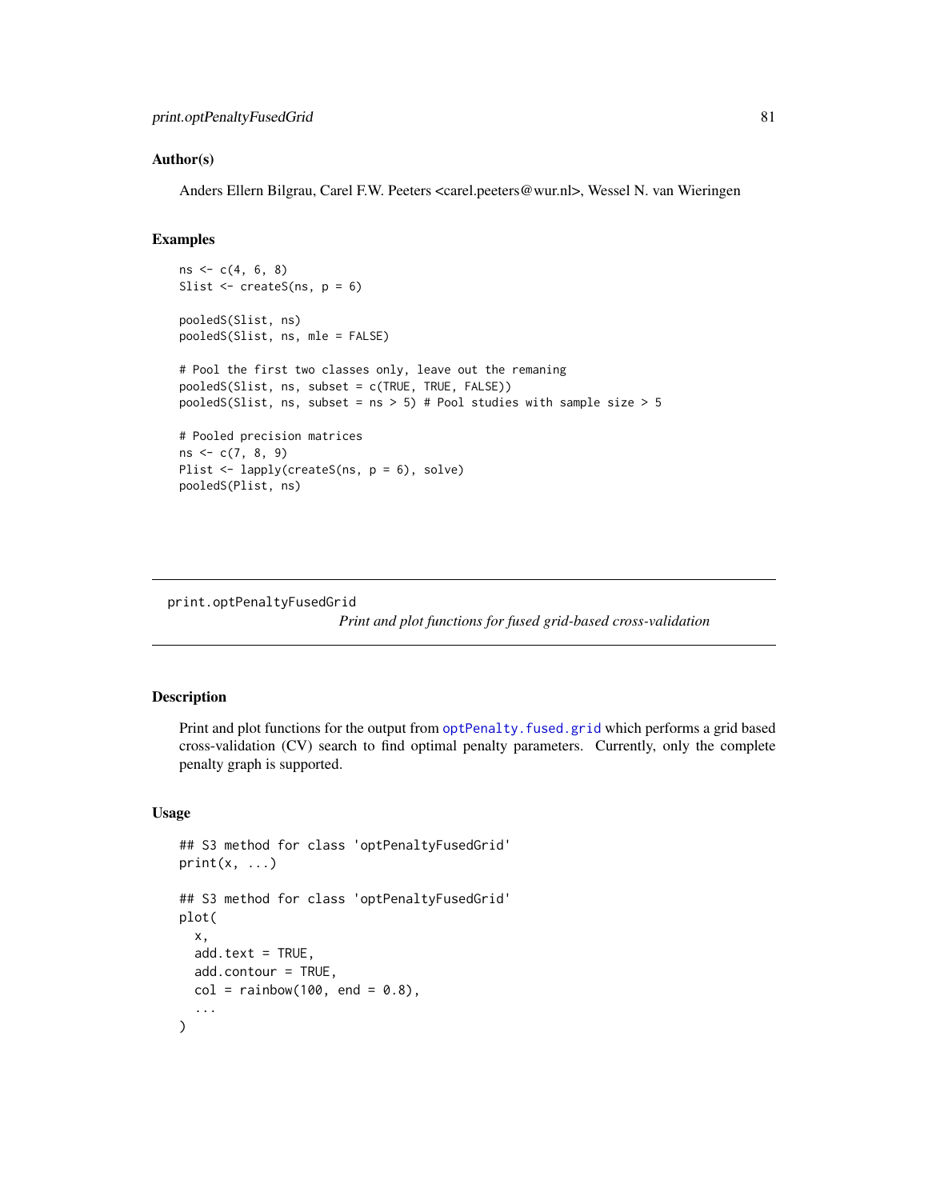### Author(s)

Anders Ellern Bilgrau, Carel F.W. Peeters <carel.peeters@wur.nl>, Wessel N. van Wieringen

### Examples

```
ns <- c(4, 6, 8)
Slist <- createS(ns, p = 6)

pooledS(Slist, ns)
pooledS(Slist, ns, mle = FALSE)

# Pool the first two classes only, leave out the remaning
pooledS(Slist, ns, subset = c(TRUE, TRUE, FALSE))
pooledS(Slist, ns, subset = ns > 5) # Pool studies with sample size > 5

# Pooled precision matrices
ns <- c(7, 8, 9)
Plist <- lapply(createS(ns, p = 6), solve)
pooledS(Plist, ns)
```

---

## print.optPenaltyFusedGrid

*Print and plot functions for fused grid-based cross-validation*

---

### Description

Print and plot functions for the output from optPenalty.fused.grid which performs a grid based cross-validation (CV) search to find optimal penalty parameters. Currently, only the complete penalty graph is supported.

### Usage

```
## S3 method for class 'optPenaltyFusedGrid'
print(x, ...)

## S3 method for class 'optPenaltyFusedGrid'
plot(
  x,
  add.text = TRUE,
  add.contour = TRUE,
  col = rainbow(100, end = 0.8),
  ...
)
```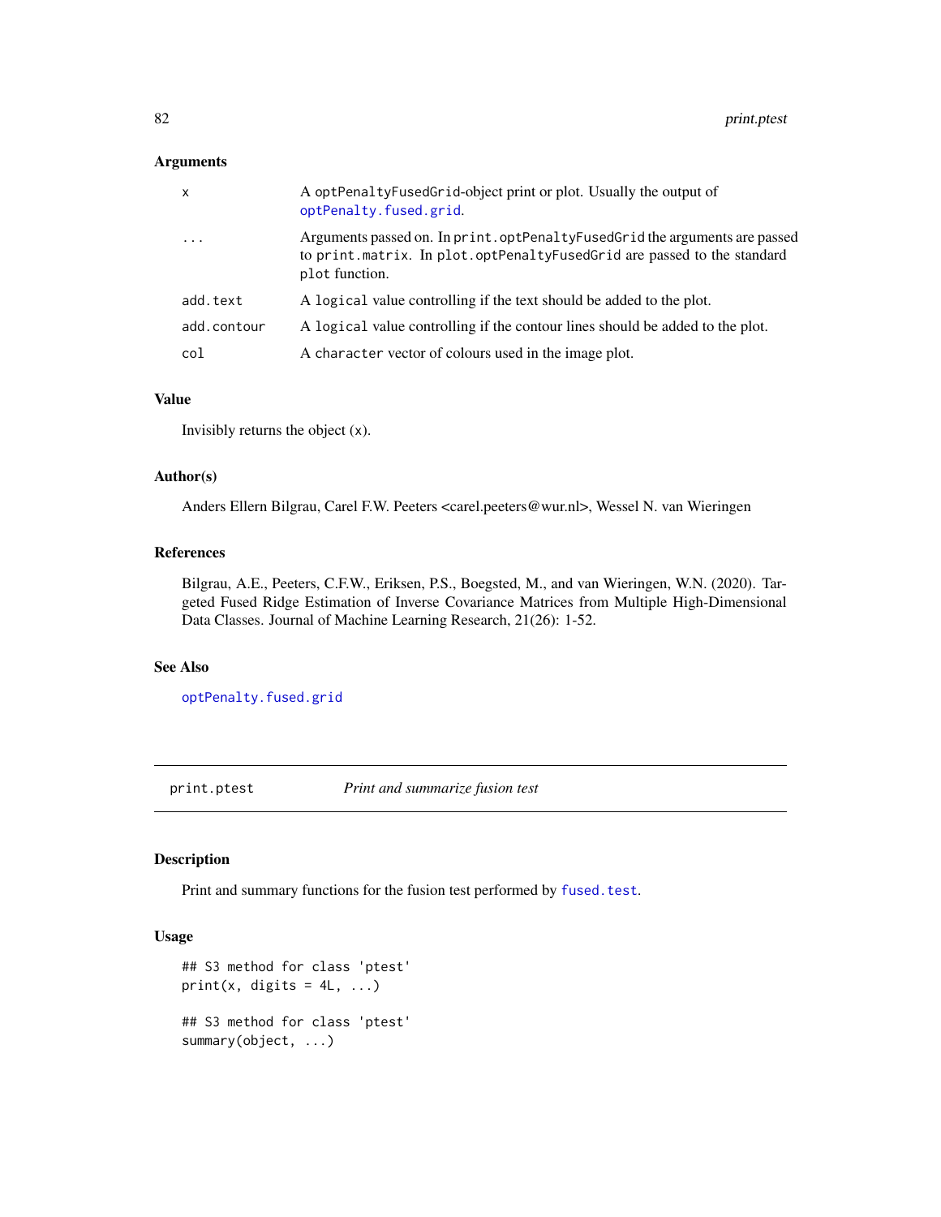### Arguments

| | |
|---|---|
| `x` | A `optPenaltyFusedGrid`-object print or plot. Usually the output of `optPenalty.fused.grid`. |
| `...` | Arguments passed on. In `print.optPenaltyFusedGrid` the arguments are passed to `print.matrix`. In `plot.optPenaltyFusedGrid` are passed to the standard `plot` function. |
| `add.text` | A `logical` value controlling if the text should be added to the plot. |
| `add.contour` | A `logical` value controlling if the contour lines should be added to the plot. |
| `col` | A `character` vector of colours used in the image plot. |

### Value

Invisibly returns the object (`x`).

### Author(s)

Anders Ellern Bilgrau, Carel F.W. Peeters <carel.peeters@wur.nl>, Wessel N. van Wieringen

### References

Bilgrau, A.E., Peeters, C.F.W., Eriksen, P.S., Boegsted, M., and van Wieringen, W.N. (2020). Targeted Fused Ridge Estimation of Inverse Covariance Matrices from Multiple High-Dimensional Data Classes. Journal of Machine Learning Research, 21(26): 1-52.

### See Also

`optPenalty.fused.grid`

---

## print.ptest — *Print and summarize fusion test*

### Description

Print and summary functions for the fusion test performed by `fused.test`.

### Usage

```
## S3 method for class 'ptest'
print(x, digits = 4L, ...)

## S3 method for class 'ptest'
summary(object, ...)
```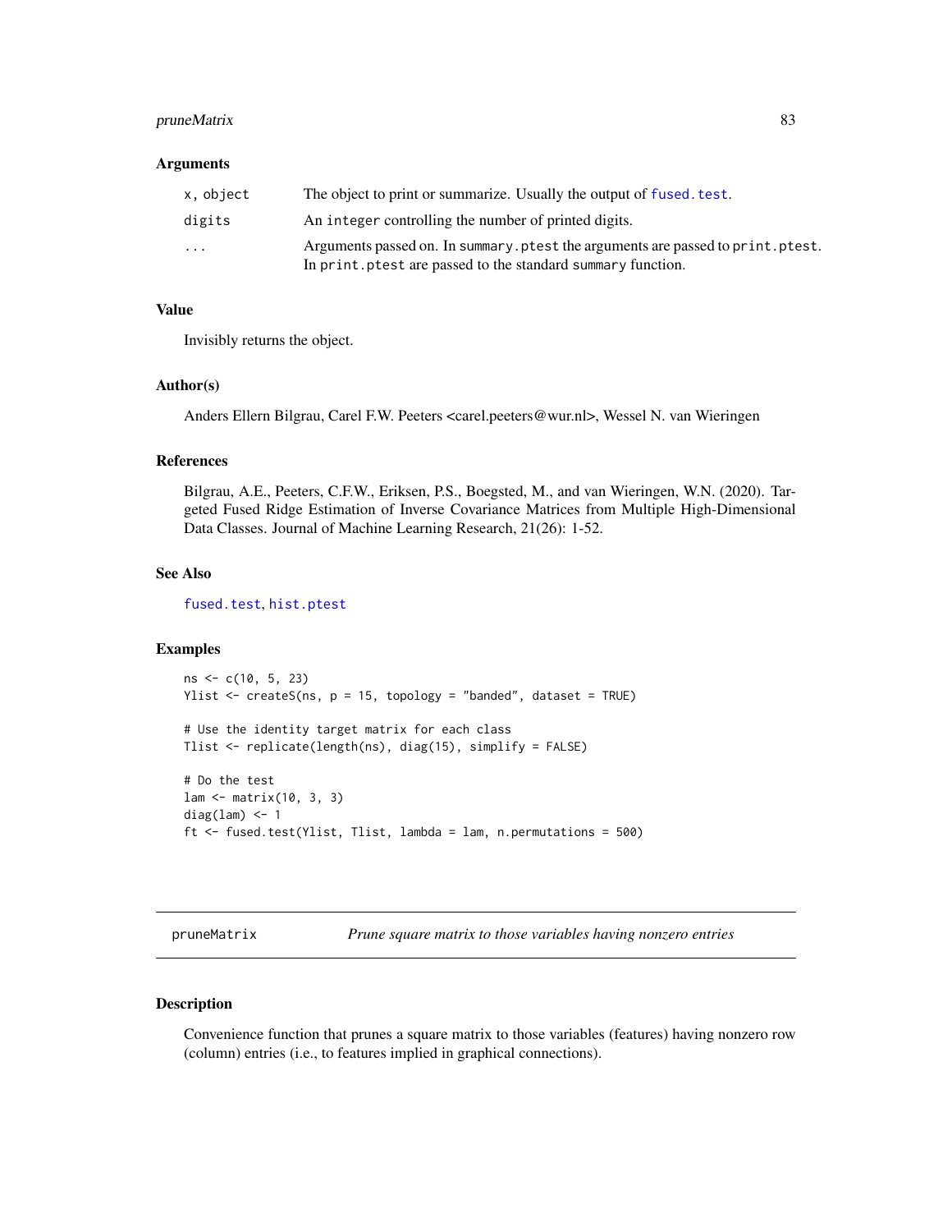### Arguments

| | |
|---|---|
| `x, object` | The object to print or summarize. Usually the output of `fused.test`. |
| `digits` | An `integer` controlling the number of printed digits. |
| `...` | Arguments passed on. In `summary.ptest` the arguments are passed to `print.ptest`. In `print.ptest` are passed to the standard `summary` function. |

### Value

Invisibly returns the object.

### Author(s)

Anders Ellern Bilgrau, Carel F.W. Peeters <carel.peeters@wur.nl>, Wessel N. van Wieringen

### References

Bilgrau, A.E., Peeters, C.F.W., Eriksen, P.S., Boegsted, M., and van Wieringen, W.N. (2020). Targeted Fused Ridge Estimation of Inverse Covariance Matrices from Multiple High-Dimensional Data Classes. Journal of Machine Learning Research, 21(26): 1-52.

### See Also

`fused.test`, `hist.ptest`

### Examples

```
ns <- c(10, 5, 23)
Ylist <- createS(ns, p = 15, topology = "banded", dataset = TRUE)

# Use the identity target matrix for each class
Tlist <- replicate(length(ns), diag(15), simplify = FALSE)

# Do the test
lam <- matrix(10, 3, 3)
diag(lam) <- 1
ft <- fused.test(Ylist, Tlist, lambda = lam, n.permutations = 500)
```

---

## pruneMatrix — *Prune square matrix to those variables having nonzero entries*

### Description

Convenience function that prunes a square matrix to those variables (features) having nonzero row (column) entries (i.e., to features implied in graphical connections).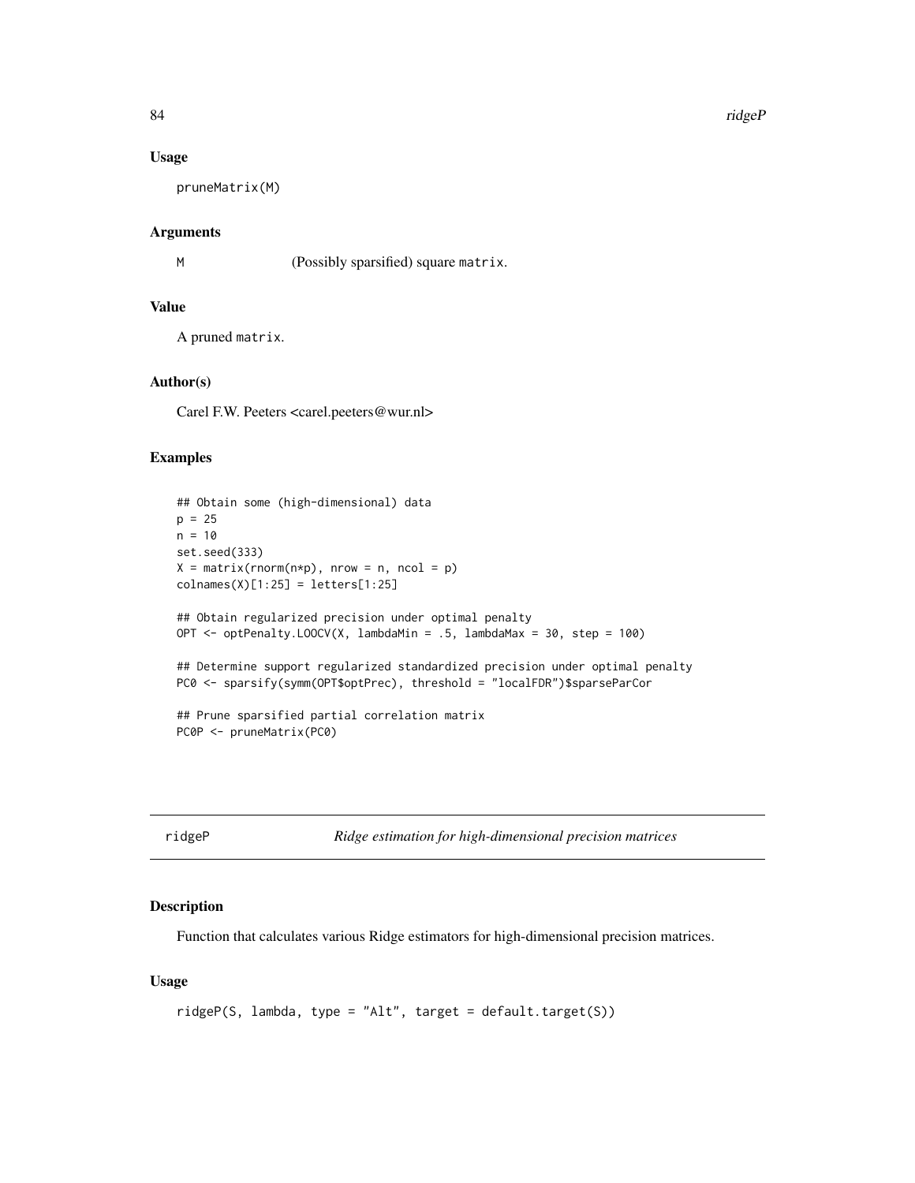### Usage

```
pruneMatrix(M)
```

### Arguments

| | |
|---|---|
| M | (Possibly sparsified) square matrix. |

### Value

A pruned matrix.

### Author(s)

Carel F.W. Peeters <carel.peeters@wur.nl>

### Examples

```
## Obtain some (high-dimensional) data
p = 25
n = 10
set.seed(333)
X = matrix(rnorm(n*p), nrow = n, ncol = p)
colnames(X)[1:25] = letters[1:25]

## Obtain regularized precision under optimal penalty
OPT <- optPenalty.LOOCV(X, lambdaMin = .5, lambdaMax = 30, step = 100)

## Determine support regularized standardized precision under optimal penalty
PC0 <- sparsify(symm(OPT$optPrec), threshold = "localFDR")$sparseParCor

## Prune sparsified partial correlation matrix
PC0P <- pruneMatrix(PC0)
```

---

## ridgeP *Ridge estimation for high-dimensional precision matrices*

### Description

Function that calculates various Ridge estimators for high-dimensional precision matrices.

### Usage

```
ridgeP(S, lambda, type = "Alt", target = default.target(S))
```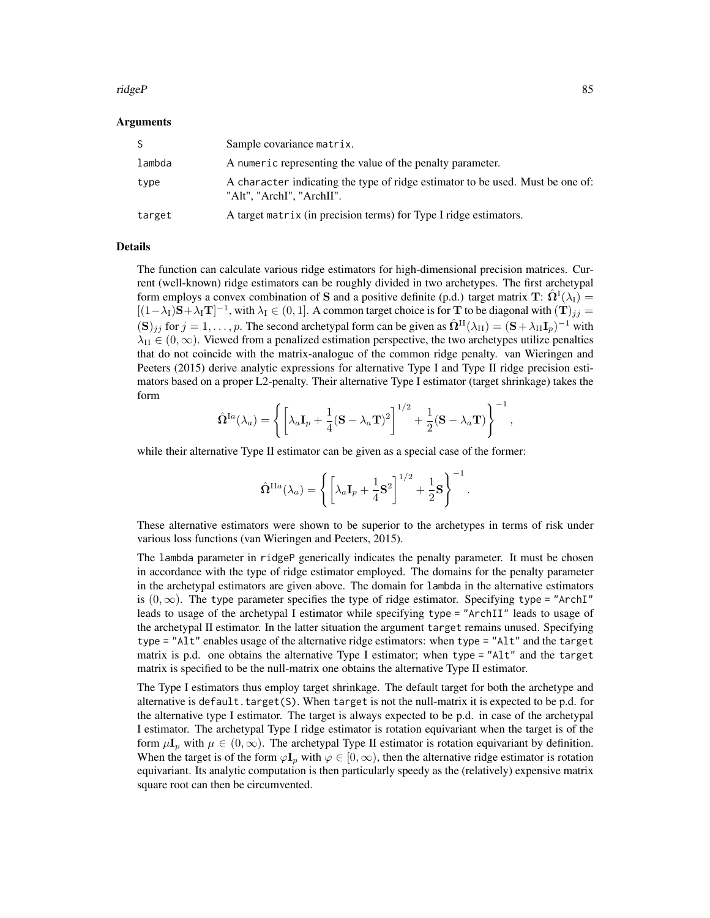## Arguments

| | |
|---|---|
| S | Sample covariance matrix. |
| lambda | A numeric representing the value of the penalty parameter. |
| type | A character indicating the type of ridge estimator to be used. Must be one of: "Alt", "ArchI", "ArchII". |
| target | A target matrix (in precision terms) for Type I ridge estimators. |

## Details

The function can calculate various ridge estimators for high-dimensional precision matrices. Current (well-known) ridge estimators can be roughly divided in two archetypes. The first archetypal form employs a convex combination of $\mathbf{S}$ and a positive definite (p.d.) target matrix $\mathbf{T}$: $\hat{\mathbf{\Omega}}^{\mathrm{I}}(\lambda_{\mathrm{I}}) = [(1-\lambda_{\mathrm{I}})\mathbf{S}+\lambda_{\mathrm{I}}\mathbf{T}]^{-1}$, with $\lambda_{\mathrm{I}} \in (0, 1]$. A common target choice is for $\mathbf{T}$ to be diagonal with $(\mathbf{T})_{jj} = (\mathbf{S})_{jj}$ for $j = 1, \ldots, p$. The second archetypal form can be given as $\hat{\mathbf{\Omega}}^{\mathrm{II}}(\lambda_{\mathrm{II}}) = (\mathbf{S} + \lambda_{\mathrm{II}}\mathbf{I}_p)^{-1}$ with $\lambda_{\mathrm{II}} \in (0, \infty)$. Viewed from a penalized estimation perspective, the two archetypes utilize penalties that do not coincide with the matrix-analogue of the common ridge penalty. van Wieringen and Peeters (2015) derive analytic expressions for alternative Type I and Type II ridge precision estimators based on a proper L2-penalty. Their alternative Type I estimator (target shrinkage) takes the form

$$\hat{\mathbf{\Omega}}^{\mathrm{I}a}(\lambda_a) = \left\{ \left[\lambda_a \mathbf{I}_p + \frac{1}{4}(\mathbf{S} - \lambda_a \mathbf{T})^2\right]^{1/2} + \frac{1}{2}(\mathbf{S} - \lambda_a \mathbf{T}) \right\}^{-1},$$

while their alternative Type II estimator can be given as a special case of the former:

$$\hat{\mathbf{\Omega}}^{\mathrm{II}a}(\lambda_a) = \left\{ \left[\lambda_a \mathbf{I}_p + \frac{1}{4}\mathbf{S}^2\right]^{1/2} + \frac{1}{2}\mathbf{S} \right\}^{-1}.$$

These alternative estimators were shown to be superior to the archetypes in terms of risk under various loss functions (van Wieringen and Peeters, 2015).

The lambda parameter in ridgeP generically indicates the penalty parameter. It must be chosen in accordance with the type of ridge estimator employed. The domains for the penalty parameter in the archetypal estimators are given above. The domain for lambda in the alternative estimators is $(0, \infty)$. The type parameter specifies the type of ridge estimator. Specifying type = "ArchI" leads to usage of the archetypal I estimator while specifying type = "ArchII" leads to usage of the archetypal II estimator. In the latter situation the argument target remains unused. Specifying type = "Alt" enables usage of the alternative ridge estimators: when type = "Alt" and the target matrix is p.d. one obtains the alternative Type I estimator; when type = "Alt" and the target matrix is specified to be the null-matrix one obtains the alternative Type II estimator.

The Type I estimators thus employ target shrinkage. The default target for both the archetype and alternative is default.target(S). When target is not the null-matrix it is expected to be p.d. for the alternative type I estimator. The target is always expected to be p.d. in case of the archetypal I estimator. The archetypal Type I ridge estimator is rotation equivariant when the target is of the form $\mu\mathbf{I}_p$ with $\mu \in (0, \infty)$. The archetypal Type II estimator is rotation equivariant by definition. When the target is of the form $\varphi\mathbf{I}_p$ with $\varphi \in [0, \infty)$, then the alternative ridge estimator is rotation equivariant. Its analytic computation is then particularly speedy as the (relatively) expensive matrix square root can then be circumvented.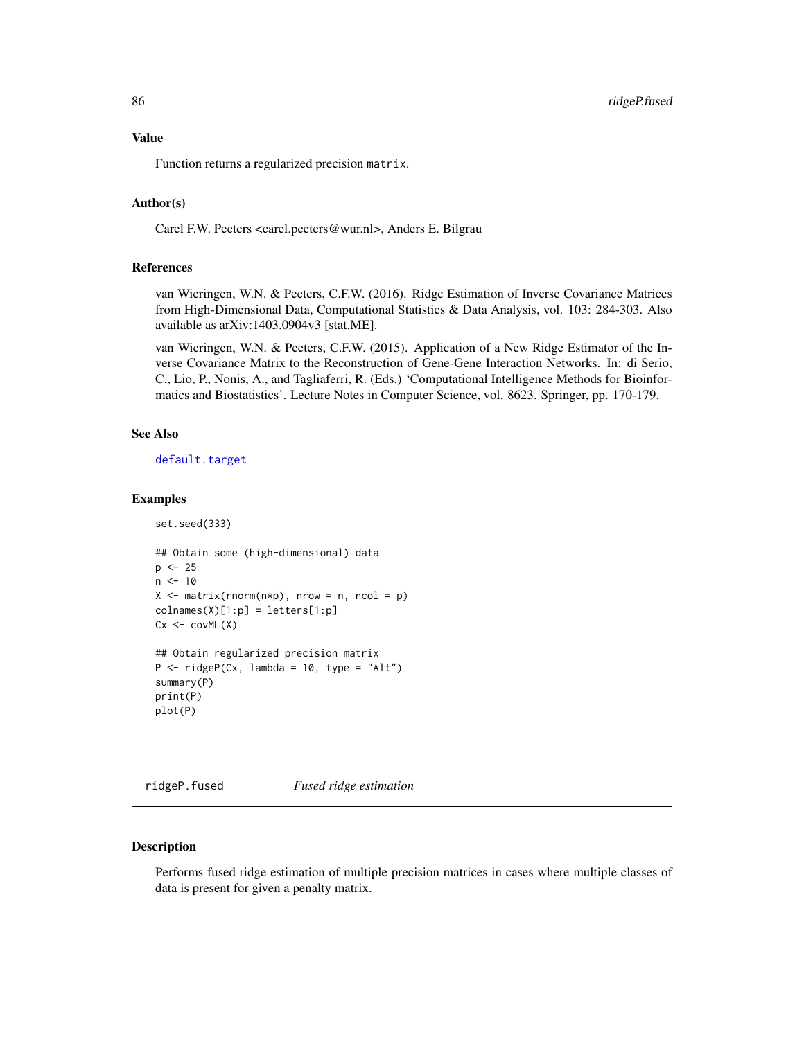### Value

Function returns a regularized precision matrix.

### Author(s)

Carel F.W. Peeters <carel.peeters@wur.nl>, Anders E. Bilgrau

### References

van Wieringen, W.N. & Peeters, C.F.W. (2016). Ridge Estimation of Inverse Covariance Matrices from High-Dimensional Data, Computational Statistics & Data Analysis, vol. 103: 284-303. Also available as arXiv:1403.0904v3 [stat.ME].

van Wieringen, W.N. & Peeters, C.F.W. (2015). Application of a New Ridge Estimator of the Inverse Covariance Matrix to the Reconstruction of Gene-Gene Interaction Networks. In: di Serio, C., Lio, P., Nonis, A., and Tagliaferri, R. (Eds.) 'Computational Intelligence Methods for Bioinformatics and Biostatistics'. Lecture Notes in Computer Science, vol. 8623. Springer, pp. 170-179.

### See Also

default.target

### Examples

```
set.seed(333)

## Obtain some (high-dimensional) data
p <- 25
n <- 10
X <- matrix(rnorm(n*p), nrow = n, ncol = p)
colnames(X)[1:p] = letters[1:p]
Cx <- covML(X)

## Obtain regularized precision matrix
P <- ridgeP(Cx, lambda = 10, type = "Alt")
summary(P)
print(P)
plot(P)
```

## ridgeP.fused — *Fused ridge estimation*

### Description

Performs fused ridge estimation of multiple precision matrices in cases where multiple classes of data is present for given a penalty matrix.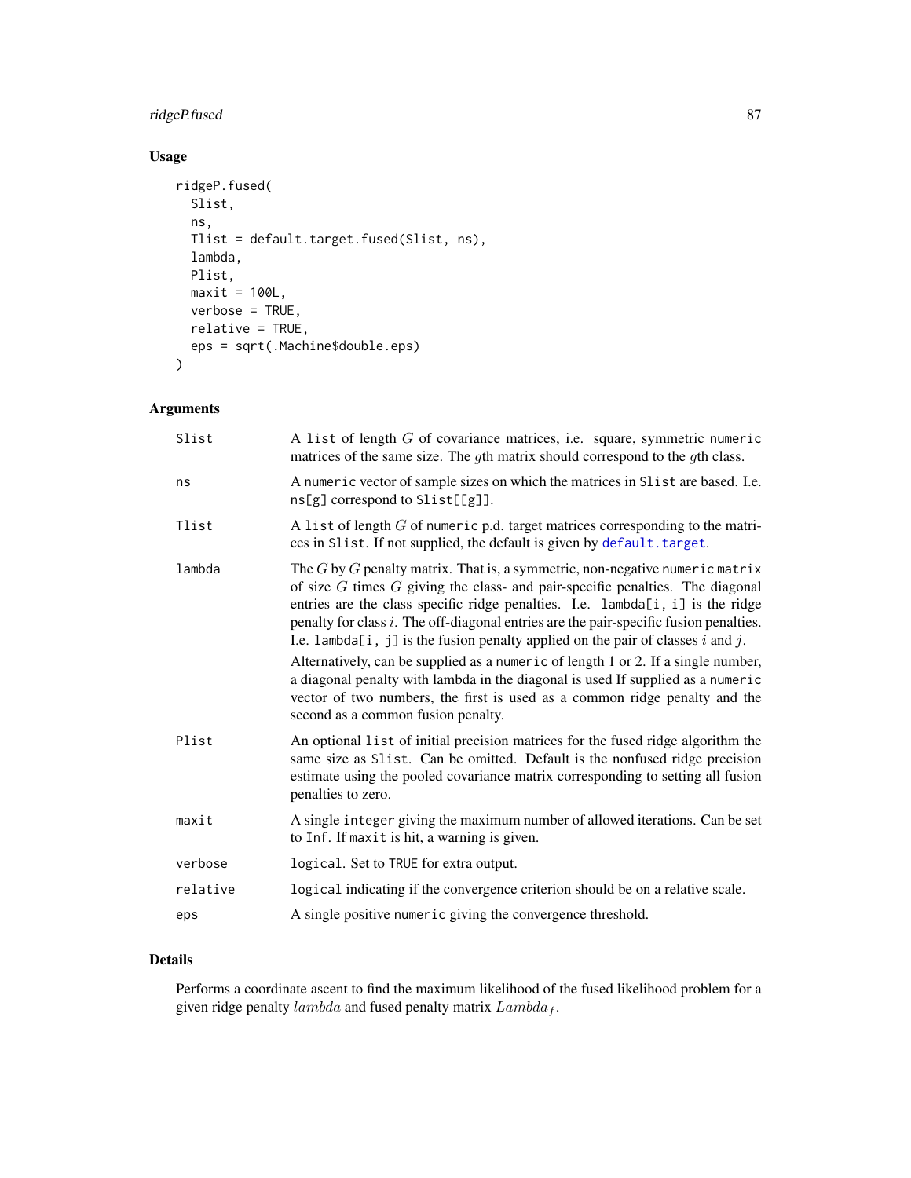## Usage

```
ridgeP.fused(
  Slist,
  ns,
  Tlist = default.target.fused(Slist, ns),
  lambda,
  Plist,
  maxit = 100L,
  verbose = TRUE,
  relative = TRUE,
  eps = sqrt(.Machine$double.eps)
)
```

## Arguments

| Argument | Description |
|---|---|
| Slist | A list of length $G$ of covariance matrices, i.e. square, symmetric numeric matrices of the same size. The $g$th matrix should correspond to the $g$th class. |
| ns | A numeric vector of sample sizes on which the matrices in Slist are based. I.e. ns[g] correspond to Slist[[g]]. |
| Tlist | A list of length $G$ of numeric p.d. target matrices corresponding to the matrices in Slist. If not supplied, the default is given by default.target. |
| lambda | The $G$ by $G$ penalty matrix. That is, a symmetric, non-negative numeric matrix of size $G$ times $G$ giving the class- and pair-specific penalties. The diagonal entries are the class specific ridge penalties. I.e. lambda[i, i] is the ridge penalty for class $i$. The off-diagonal entries are the pair-specific fusion penalties. I.e. lambda[i, j] is the fusion penalty applied on the pair of classes $i$ and $j$. Alternatively, can be supplied as a numeric of length 1 or 2. If a single number, a diagonal penalty with lambda in the diagonal is used If supplied as a numeric vector of two numbers, the first is used as a common ridge penalty and the second as a common fusion penalty. |
| Plist | An optional list of initial precision matrices for the fused ridge algorithm the same size as Slist. Can be omitted. Default is the nonfused ridge precision estimate using the pooled covariance matrix corresponding to setting all fusion penalties to zero. |
| maxit | A single integer giving the maximum number of allowed iterations. Can be set to Inf. If maxit is hit, a warning is given. |
| verbose | logical. Set to TRUE for extra output. |
| relative | logical indicating if the convergence criterion should be on a relative scale. |
| eps | A single positive numeric giving the convergence threshold. |

## Details

Performs a coordinate ascent to find the maximum likelihood of the fused likelihood problem for a given ridge penalty $lambda$ and fused penalty matrix $Lambda_f$.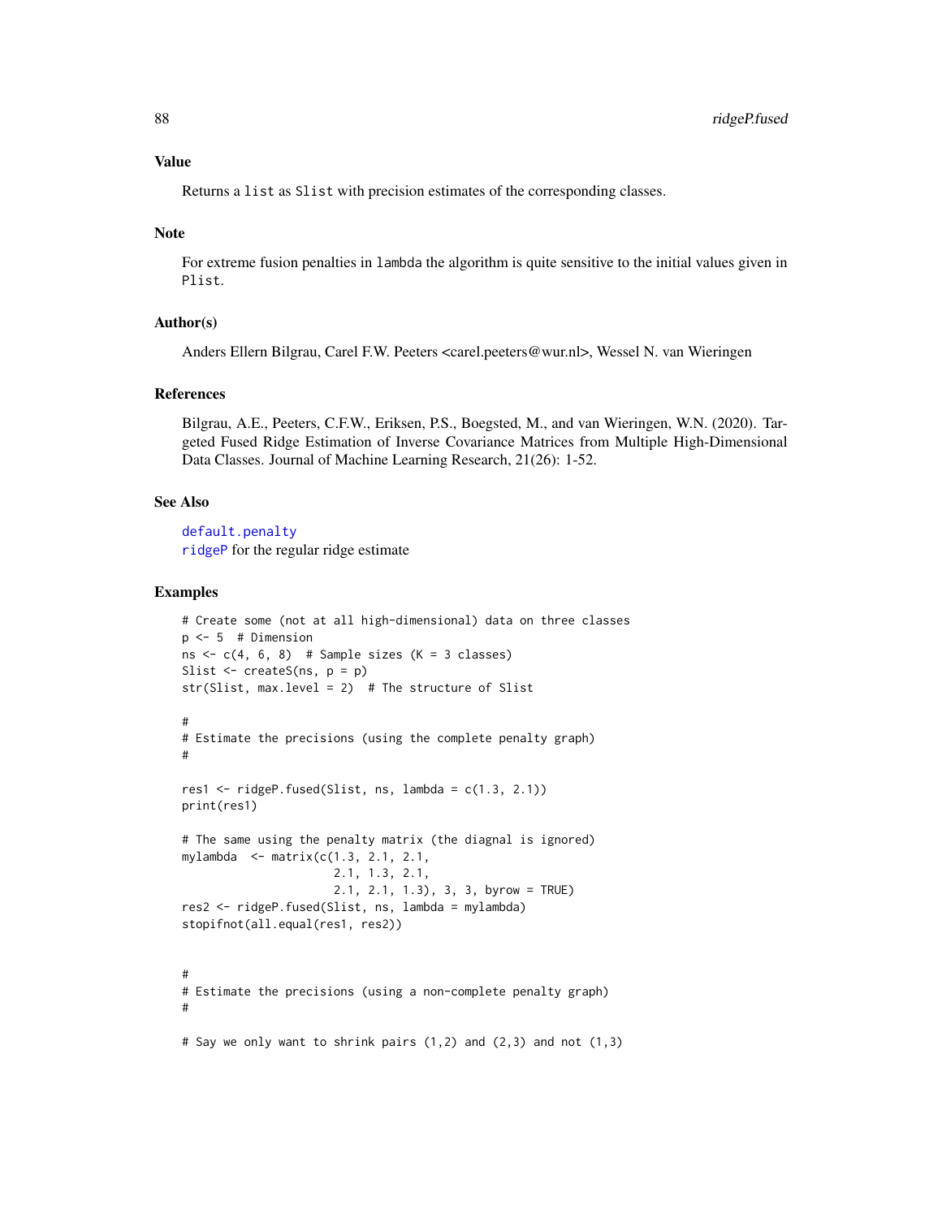## Value

Returns a `list` as `Slist` with precision estimates of the corresponding classes.

## Note

For extreme fusion penalties in `lambda` the algorithm is quite sensitive to the initial values given in `Plist`.

## Author(s)

Anders Ellern Bilgrau, Carel F.W. Peeters <carel.peeters@wur.nl>, Wessel N. van Wieringen

## References

Bilgrau, A.E., Peeters, C.F.W., Eriksen, P.S., Boegsted, M., and van Wieringen, W.N. (2020). Targeted Fused Ridge Estimation of Inverse Covariance Matrices from Multiple High-Dimensional Data Classes. Journal of Machine Learning Research, 21(26): 1-52.

## See Also

`default.penalty`
`ridgeP` for the regular ridge estimate

## Examples

```
# Create some (not at all high-dimensional) data on three classes
p <- 5  # Dimension
ns <- c(4, 6, 8)  # Sample sizes (K = 3 classes)
Slist <- createS(ns, p = p)
str(Slist, max.level = 2)  # The structure of Slist

#
# Estimate the precisions (using the complete penalty graph)
#

res1 <- ridgeP.fused(Slist, ns, lambda = c(1.3, 2.1))
print(res1)

# The same using the penalty matrix (the diagnal is ignored)
mylambda  <- matrix(c(1.3, 2.1, 2.1,
                      2.1, 1.3, 2.1,
                      2.1, 2.1, 1.3), 3, 3, byrow = TRUE)
res2 <- ridgeP.fused(Slist, ns, lambda = mylambda)
stopifnot(all.equal(res1, res2))


#
# Estimate the precisions (using a non-complete penalty graph)
#

# Say we only want to shrink pairs (1,2) and (2,3) and not (1,3)
```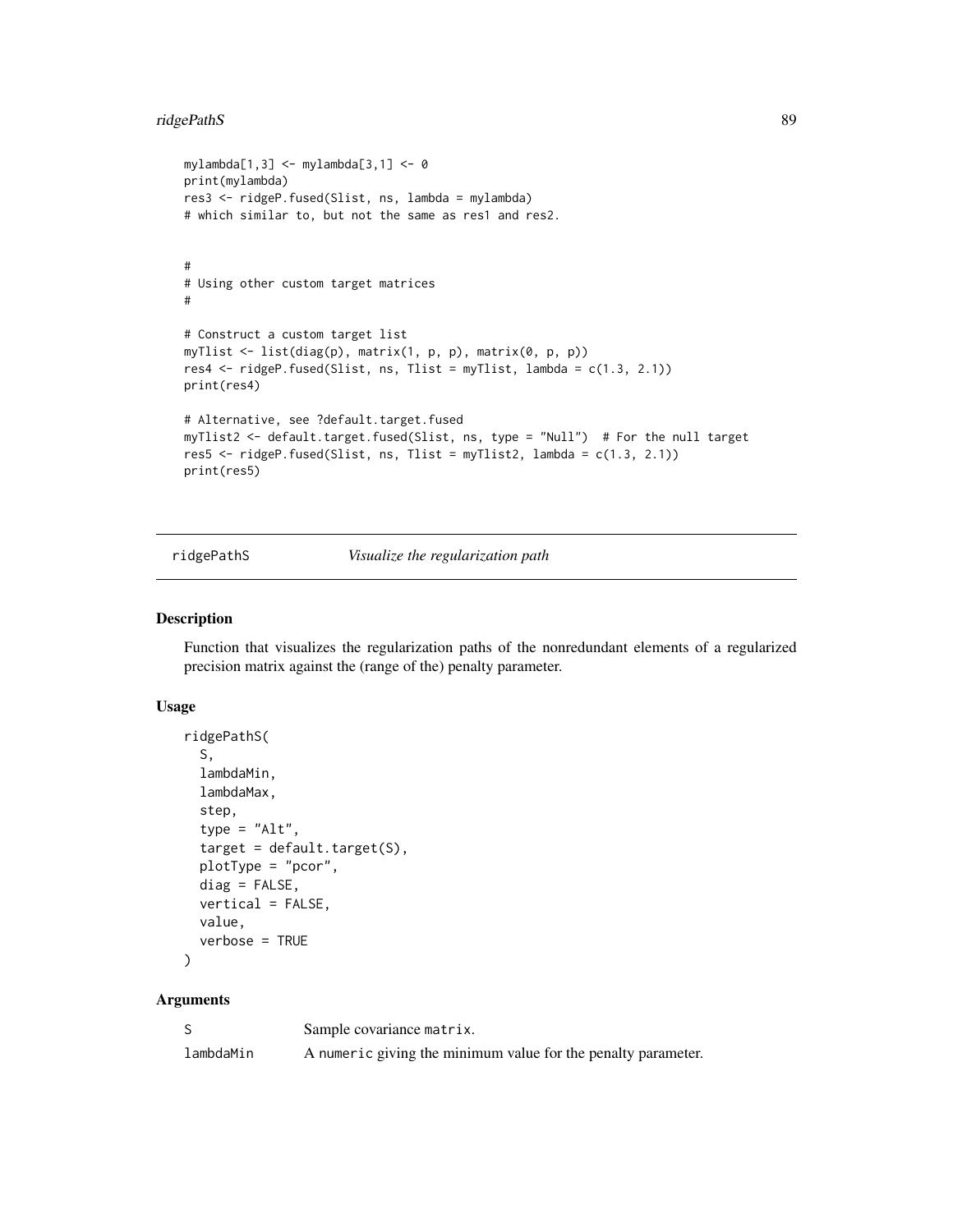```
mylambda[1,3] <- mylambda[3,1] <- 0
print(mylambda)
res3 <- ridgeP.fused(Slist, ns, lambda = mylambda)
# which similar to, but not the same as res1 and res2.


#
# Using other custom target matrices
#

# Construct a custom target list
myTlist <- list(diag(p), matrix(1, p, p), matrix(0, p, p))
res4 <- ridgeP.fused(Slist, ns, Tlist = myTlist, lambda = c(1.3, 2.1))
print(res4)

# Alternative, see ?default.target.fused
myTlist2 <- default.target.fused(Slist, ns, type = "Null")  # For the null target
res5 <- ridgeP.fused(Slist, ns, Tlist = myTlist2, lambda = c(1.3, 2.1))
print(res5)
```

---

## ridgePathS — *Visualize the regularization path*

---

### Description

Function that visualizes the regularization paths of the nonredundant elements of a regularized precision matrix against the (range of the) penalty parameter.

### Usage

```
ridgePathS(
  S,
  lambdaMin,
  lambdaMax,
  step,
  type = "Alt",
  target = default.target(S),
  plotType = "pcor",
  diag = FALSE,
  vertical = FALSE,
  value,
  verbose = TRUE
)
```

### Arguments

| | |
|---|---|
| `S` | Sample covariance `matrix`. |
| `lambdaMin` | A `numeric` giving the minimum value for the penalty parameter. |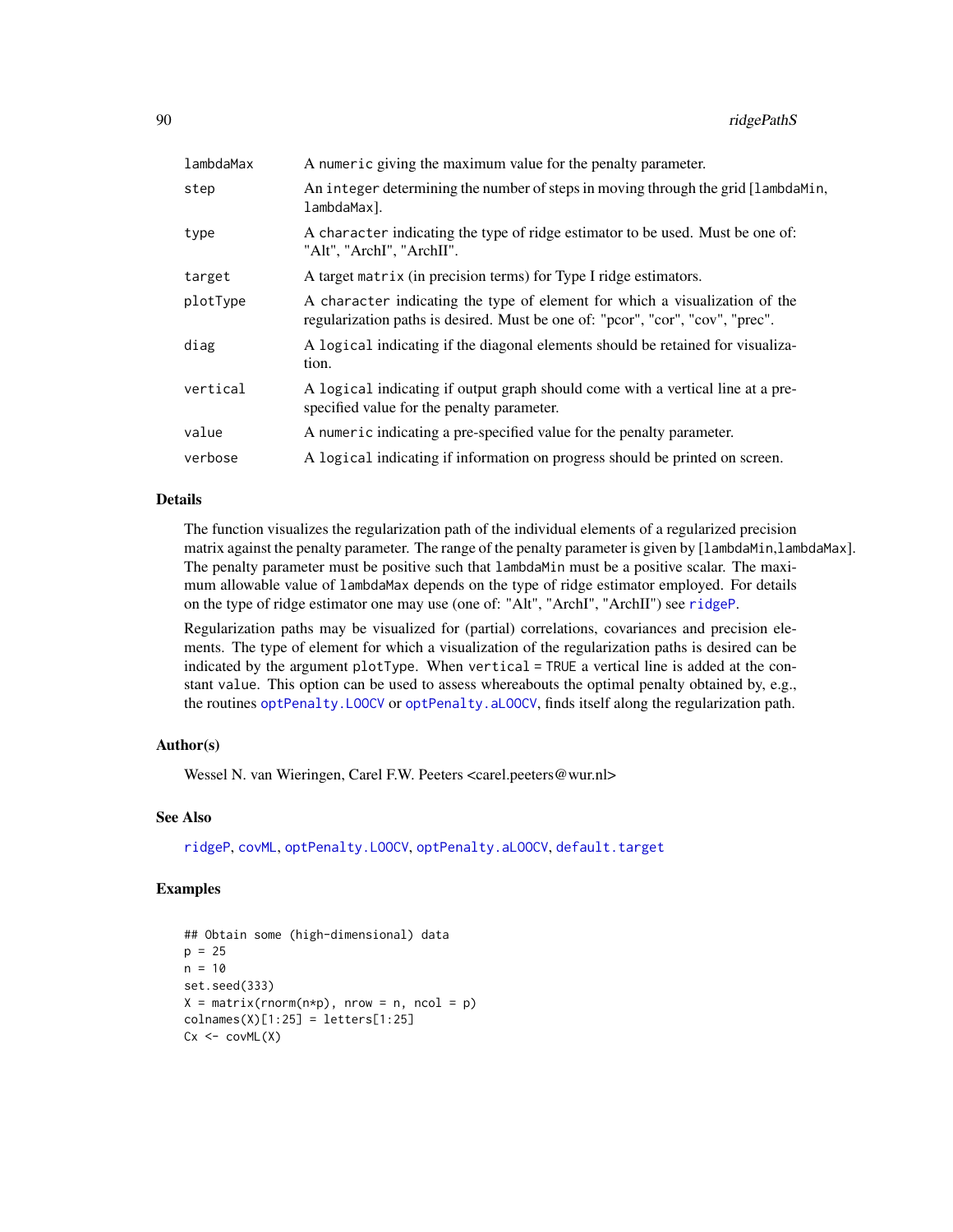| | |
|---|---|
| lambdaMax | A numeric giving the maximum value for the penalty parameter. |
| step | An integer determining the number of steps in moving through the grid [lambdaMin, lambdaMax]. |
| type | A character indicating the type of ridge estimator to be used. Must be one of: "Alt", "ArchI", "ArchII". |
| target | A target matrix (in precision terms) for Type I ridge estimators. |
| plotType | A character indicating the type of element for which a visualization of the regularization paths is desired. Must be one of: "pcor", "cor", "cov", "prec". |
| diag | A logical indicating if the diagonal elements should be retained for visualization. |
| vertical | A logical indicating if output graph should come with a vertical line at a pre-specified value for the penalty parameter. |
| value | A numeric indicating a pre-specified value for the penalty parameter. |
| verbose | A logical indicating if information on progress should be printed on screen. |

## Details

The function visualizes the regularization path of the individual elements of a regularized precision matrix against the penalty parameter. The range of the penalty parameter is given by [lambdaMin,lambdaMax]. The penalty parameter must be positive such that lambdaMin must be a positive scalar. The maximum allowable value of lambdaMax depends on the type of ridge estimator employed. For details on the type of ridge estimator one may use (one of: "Alt", "ArchI", "ArchII") see ridgeP.

Regularization paths may be visualized for (partial) correlations, covariances and precision elements. The type of element for which a visualization of the regularization paths is desired can be indicated by the argument plotType. When vertical = TRUE a vertical line is added at the constant value. This option can be used to assess whereabouts the optimal penalty obtained by, e.g., the routines optPenalty.LOOCV or optPenalty.aLOOCV, finds itself along the regularization path.

## Author(s)

Wessel N. van Wieringen, Carel F.W. Peeters <carel.peeters@wur.nl>

## See Also

ridgeP, covML, optPenalty.LOOCV, optPenalty.aLOOCV, default.target

## Examples

```
## Obtain some (high-dimensional) data
p = 25
n = 10
set.seed(333)
X = matrix(rnorm(n*p), nrow = n, ncol = p)
colnames(X)[1:25] = letters[1:25]
Cx <- covML(X)
```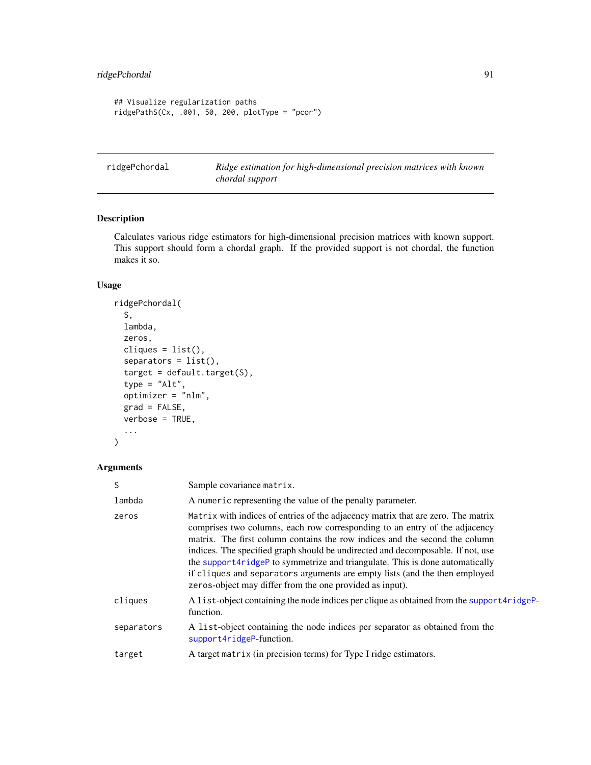```
## Visualize regularization paths
ridgePathS(Cx, .001, 50, 200, plotType = "pcor")
```

## ridgePchordal — *Ridge estimation for high-dimensional precision matrices with known chordal support*

### Description

Calculates various ridge estimators for high-dimensional precision matrices with known support. This support should form a chordal graph. If the provided support is not chordal, the function makes it so.

### Usage

```
ridgePchordal(
  S,
  lambda,
  zeros,
  cliques = list(),
  separators = list(),
  target = default.target(S),
  type = "Alt",
  optimizer = "nlm",
  grad = FALSE,
  verbose = TRUE,
  ...
)
```

### Arguments

| | |
|---|---|
| `S` | Sample covariance `matrix`. |
| `lambda` | A `numeric` representing the value of the penalty parameter. |
| `zeros` | `Matrix` with indices of entries of the adjacency matrix that are zero. The matrix comprises two columns, each row corresponding to an entry of the adjacency matrix. The first column contains the row indices and the second the column indices. The specified graph should be undirected and decomposable. If not, use the `support4ridgeP` to symmetrize and triangulate. This is done automatically if `cliques` and `separators` arguments are empty lists (and the then employed `zeros`-object may differ from the one provided as input). |
| `cliques` | A `list`-object containing the node indices per clique as obtained from the `support4ridgeP`-function. |
| `separators` | A `list`-object containing the node indices per separator as obtained from the `support4ridgeP`-function. |
| `target` | A target `matrix` (in precision terms) for Type I ridge estimators. |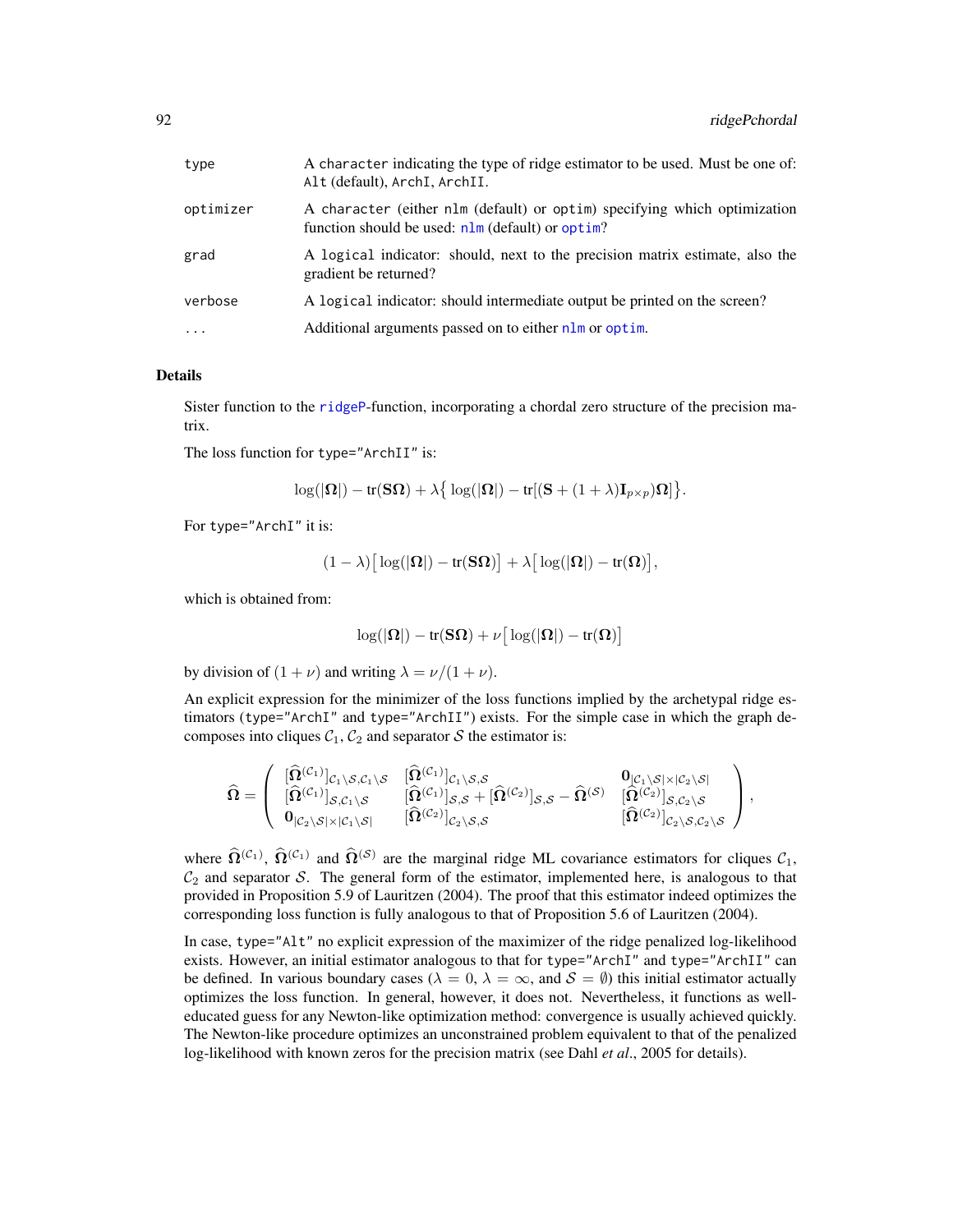| | |
|---|---|
| type | A character indicating the type of ridge estimator to be used. Must be one of: Alt (default), ArchI, ArchII. |
| optimizer | A character (either nlm (default) or optim) specifying which optimization function should be used: nlm (default) or optim? |
| grad | A logical indicator: should, next to the precision matrix estimate, also the gradient be returned? |
| verbose | A logical indicator: should intermediate output be printed on the screen? |
| ... | Additional arguments passed on to either nlm or optim. |

## Details

Sister function to the ridgeP-function, incorporating a chordal zero structure of the precision matrix.

The loss function for type="ArchII" is:

$$\log(|\mathbf{\Omega}|) - \text{tr}(\mathbf{S}\mathbf{\Omega}) + \lambda\big\{\log(|\mathbf{\Omega}|) - \text{tr}[(\mathbf{S} + (1+\lambda)\mathbf{I}_{p\times p})\mathbf{\Omega}]\big\}.$$

For type="ArchI" it is:

$$(1-\lambda)\big[\log(|\mathbf{\Omega}|) - \text{tr}(\mathbf{S}\mathbf{\Omega})\big] + \lambda\big[\log(|\mathbf{\Omega}|) - \text{tr}(\mathbf{\Omega})\big],$$

which is obtained from:

$$\log(|\mathbf{\Omega}|) - \text{tr}(\mathbf{S}\mathbf{\Omega}) + \nu\big[\log(|\mathbf{\Omega}|) - \text{tr}(\mathbf{\Omega})\big]$$

by division of $(1+\nu)$ and writing $\lambda = \nu/(1+\nu)$.

An explicit expression for the minimizer of the loss functions implied by the archetypal ridge estimators (type="ArchI" and type="ArchII") exists. For the simple case in which the graph decomposes into cliques $\mathcal{C}_1$, $\mathcal{C}_2$ and separator $\mathcal{S}$ the estimator is:

$$\widehat{\mathbf{\Omega}} = \left( \begin{array}{lll} [\widehat{\mathbf{\Omega}}^{(\mathcal{C}_1)}]_{\mathcal{C}_1 \setminus \mathcal{S}, \mathcal{C}_1 \setminus \mathcal{S}} & [\widehat{\mathbf{\Omega}}^{(\mathcal{C}_1)}]_{\mathcal{C}_1 \setminus \mathcal{S}, \mathcal{S}} & \mathbf{0}_{|\mathcal{C}_1 \setminus \mathcal{S}| \times |\mathcal{C}_2 \setminus \mathcal{S}|} \\ [\widehat{\mathbf{\Omega}}^{(\mathcal{C}_1)}]_{\mathcal{S}, \mathcal{C}_1 \setminus \mathcal{S}} & [\widehat{\mathbf{\Omega}}^{(\mathcal{C}_1)}]_{\mathcal{S}, \mathcal{S}} + [\widehat{\mathbf{\Omega}}^{(\mathcal{C}_2)}]_{\mathcal{S}, \mathcal{S}} - \widehat{\mathbf{\Omega}}^{(\mathcal{S})} & [\widehat{\mathbf{\Omega}}^{(\mathcal{C}_2)}]_{\mathcal{S}, \mathcal{C}_2 \setminus \mathcal{S}} \\ \mathbf{0}_{|\mathcal{C}_2 \setminus \mathcal{S}| \times |\mathcal{C}_1 \setminus \mathcal{S}|} & [\widehat{\mathbf{\Omega}}^{(\mathcal{C}_2)}]_{\mathcal{C}_2 \setminus \mathcal{S}, \mathcal{S}} & [\widehat{\mathbf{\Omega}}^{(\mathcal{C}_2)}]_{\mathcal{C}_2 \setminus \mathcal{S}, \mathcal{C}_2 \setminus \mathcal{S}} \end{array} \right),$$

where $\widehat{\mathbf{\Omega}}^{(\mathcal{C}_1)}$, $\widehat{\mathbf{\Omega}}^{(\mathcal{C}_1)}$ and $\widehat{\mathbf{\Omega}}^{(\mathcal{S})}$ are the marginal ridge ML covariance estimators for cliques $\mathcal{C}_1$, $\mathcal{C}_2$ and separator $\mathcal{S}$. The general form of the estimator, implemented here, is analogous to that provided in Proposition 5.9 of Lauritzen (2004). The proof that this estimator indeed optimizes the corresponding loss function is fully analogous to that of Proposition 5.6 of Lauritzen (2004).

In case, type="Alt" no explicit expression of the maximizer of the ridge penalized log-likelihood exists. However, an initial estimator analogous to that for type="ArchI" and type="ArchII" can be defined. In various boundary cases ($\lambda = 0$, $\lambda = \infty$, and $\mathcal{S} = \emptyset$) this initial estimator actually optimizes the loss function. In general, however, it does not. Nevertheless, it functions as well-educated guess for any Newton-like optimization method: convergence is usually achieved quickly. The Newton-like procedure optimizes an unconstrained problem equivalent to that of the penalized log-likelihood with known zeros for the precision matrix (see Dahl *et al*., 2005 for details).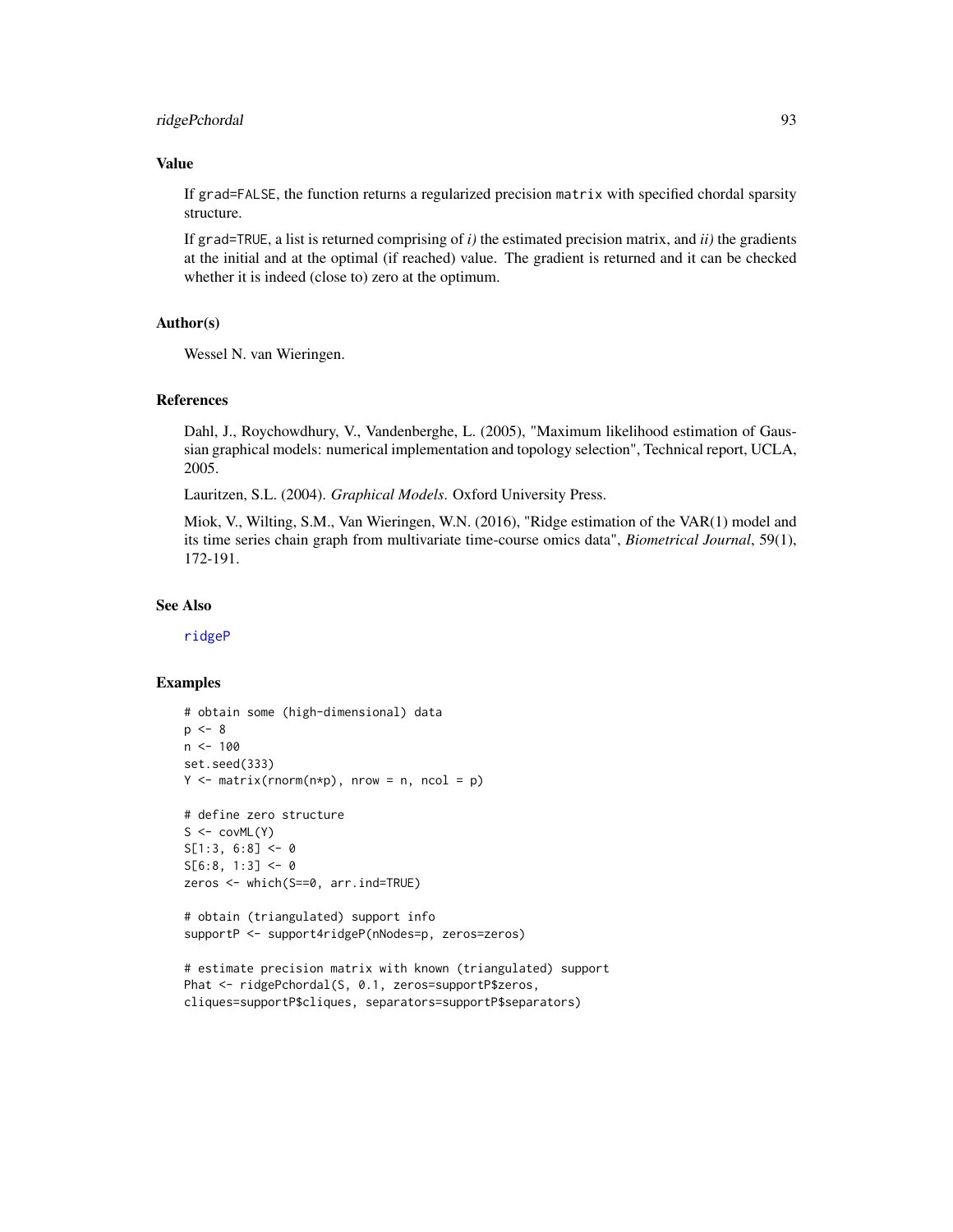## Value

If grad=FALSE, the function returns a regularized precision matrix with specified chordal sparsity structure.

If grad=TRUE, a list is returned comprising of *i)* the estimated precision matrix, and *ii)* the gradients at the initial and at the optimal (if reached) value. The gradient is returned and it can be checked whether it is indeed (close to) zero at the optimum.

## Author(s)

Wessel N. van Wieringen.

## References

Dahl, J., Roychowdhury, V., Vandenberghe, L. (2005), "Maximum likelihood estimation of Gaussian graphical models: numerical implementation and topology selection", Technical report, UCLA, 2005.

Lauritzen, S.L. (2004). *Graphical Models*. Oxford University Press.

Miok, V., Wilting, S.M., Van Wieringen, W.N. (2016), "Ridge estimation of the VAR(1) model and its time series chain graph from multivariate time-course omics data", *Biometrical Journal*, 59(1), 172-191.

## See Also

ridgeP

## Examples

```
# obtain some (high-dimensional) data
p <- 8
n <- 100
set.seed(333)
Y <- matrix(rnorm(n*p), nrow = n, ncol = p)

# define zero structure
S <- covML(Y)
S[1:3, 6:8] <- 0
S[6:8, 1:3] <- 0
zeros <- which(S==0, arr.ind=TRUE)

# obtain (triangulated) support info
supportP <- support4ridgeP(nNodes=p, zeros=zeros)

# estimate precision matrix with known (triangulated) support
Phat <- ridgePchordal(S, 0.1, zeros=supportP$zeros,
cliques=supportP$cliques, separators=supportP$separators)
```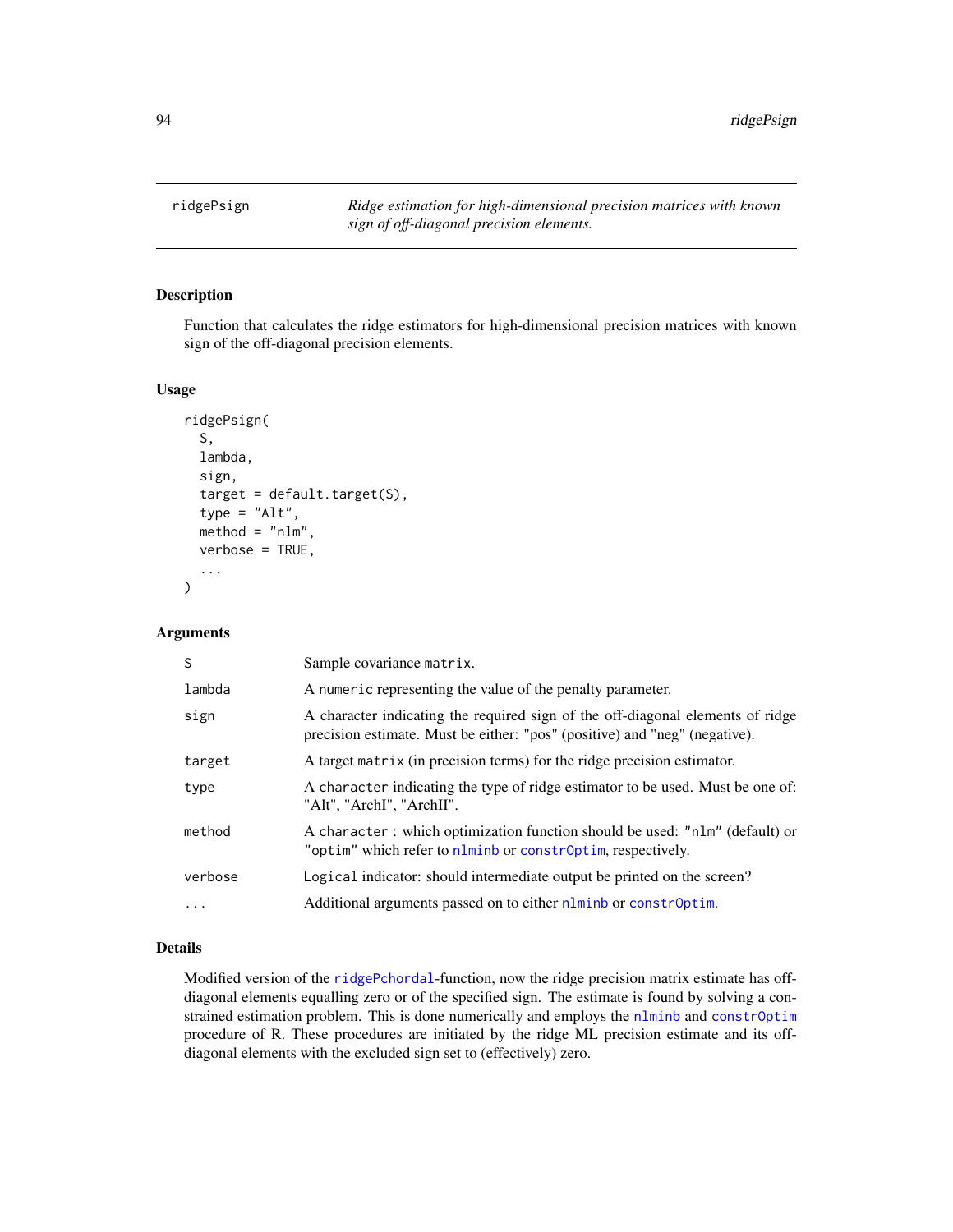# ridgePsign

*Ridge estimation for high-dimensional precision matrices with known sign of off-diagonal precision elements.*

## Description

Function that calculates the ridge estimators for high-dimensional precision matrices with known sign of the off-diagonal precision elements.

## Usage

```
ridgePsign(
  S,
  lambda,
  sign,
  target = default.target(S),
  type = "Alt",
  method = "nlm",
  verbose = TRUE,
  ...
)
```

## Arguments

| | |
|---|---|
| S | Sample covariance `matrix`. |
| lambda | A `numeric` representing the value of the penalty parameter. |
| sign | A character indicating the required sign of the off-diagonal elements of ridge precision estimate. Must be either: "pos" (positive) and "neg" (negative). |
| target | A target `matrix` (in precision terms) for the ridge precision estimator. |
| type | A `character` indicating the type of ridge estimator to be used. Must be one of: "Alt", "ArchI", "ArchII". |
| method | A `character` : which optimization function should be used: `"nlm"` (default) or `"optim"` which refer to `nlminb` or `constrOptim`, respectively. |
| verbose | `Logical` indicator: should intermediate output be printed on the screen? |
| ... | Additional arguments passed on to either `nlminb` or `constrOptim`. |

## Details

Modified version of the `ridgePchordal`-function, now the ridge precision matrix estimate has off-diagonal elements equalling zero or of the specified sign. The estimate is found by solving a constrained estimation problem. This is done numerically and employs the `nlminb` and `constrOptim` procedure of R. These procedures are initiated by the ridge ML precision estimate and its off-diagonal elements with the excluded sign set to (effectively) zero.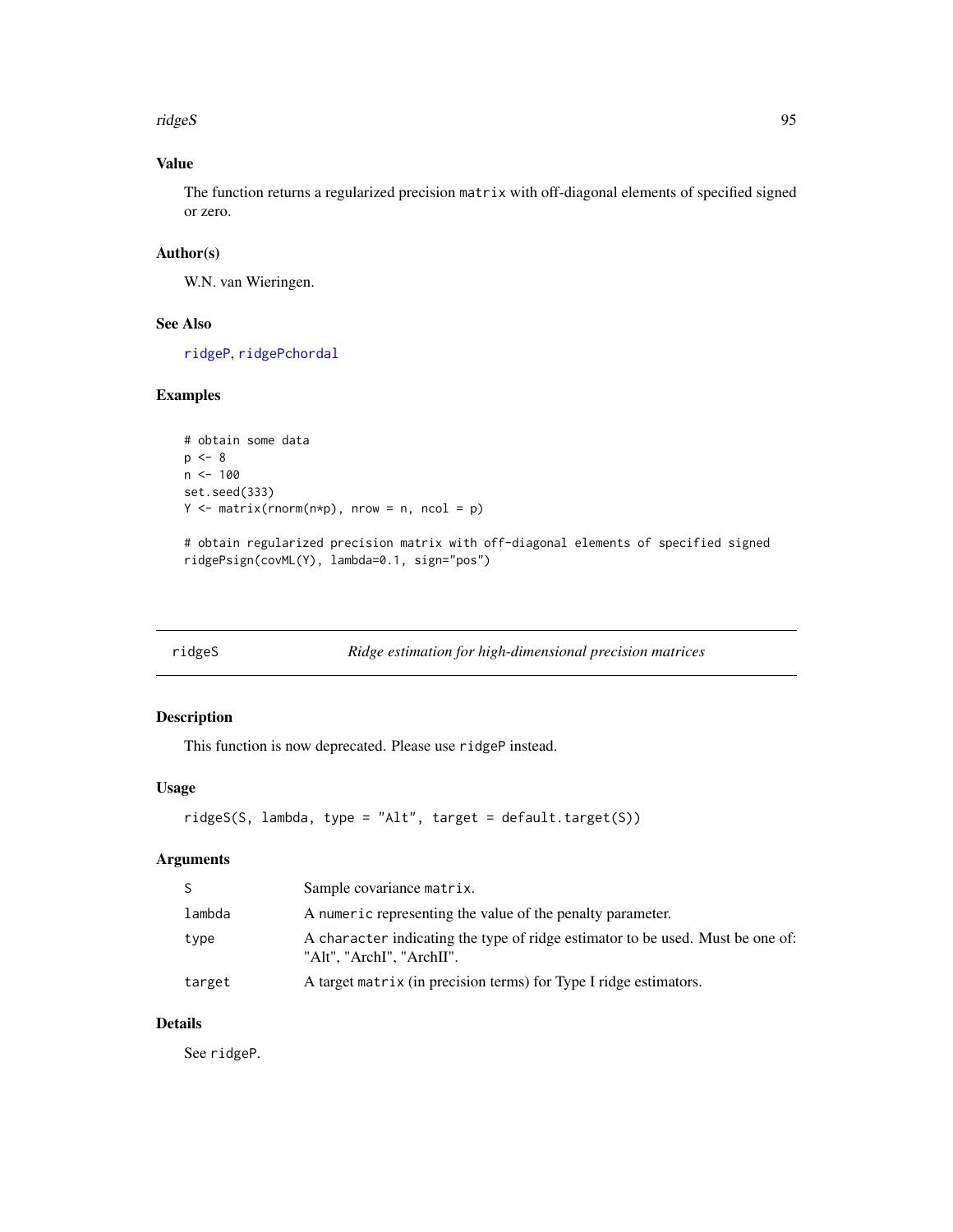## Value

The function returns a regularized precision matrix with off-diagonal elements of specified signed or zero.

## Author(s)

W.N. van Wieringen.

## See Also

ridgeP, ridgePchordal

## Examples

```
# obtain some data
p <- 8
n <- 100
set.seed(333)
Y <- matrix(rnorm(n*p), nrow = n, ncol = p)

# obtain regularized precision matrix with off-diagonal elements of specified signed
ridgePsign(covML(Y), lambda=0.1, sign="pos")
```

---

# ridgeS — *Ridge estimation for high-dimensional precision matrices*

## Description

This function is now deprecated. Please use ridgeP instead.

## Usage

```
ridgeS(S, lambda, type = "Alt", target = default.target(S))
```

## Arguments

| | |
|---|---|
| S | Sample covariance matrix. |
| lambda | A numeric representing the value of the penalty parameter. |
| type | A character indicating the type of ridge estimator to be used. Must be one of: "Alt", "ArchI", "ArchII". |
| target | A target matrix (in precision terms) for Type I ridge estimators. |

## Details

See ridgeP.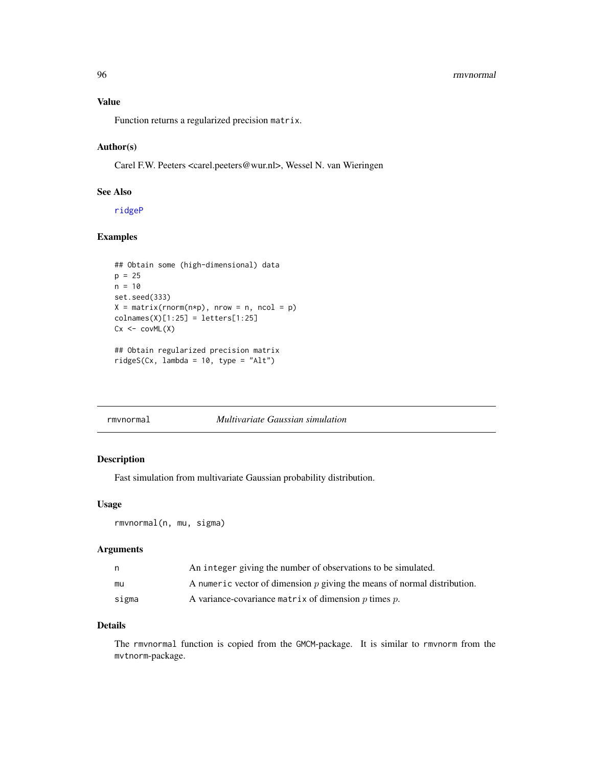### Value

Function returns a regularized precision matrix.

### Author(s)

Carel F.W. Peeters <carel.peeters@wur.nl>, Wessel N. van Wieringen

### See Also

ridgeP

### Examples

```
## Obtain some (high-dimensional) data
p = 25
n = 10
set.seed(333)
X = matrix(rnorm(n*p), nrow = n, ncol = p)
colnames(X)[1:25] = letters[1:25]
Cx <- covML(X)

## Obtain regularized precision matrix
ridgeS(Cx, lambda = 10, type = "Alt")
```

---

## rmvnormal — *Multivariate Gaussian simulation*

### Description

Fast simulation from multivariate Gaussian probability distribution.

### Usage

```
rmvnormal(n, mu, sigma)
```

### Arguments

| | |
|---|---|
| n | An integer giving the number of observations to be simulated. |
| mu | A numeric vector of dimension $p$ giving the means of normal distribution. |
| sigma | A variance-covariance matrix of dimension $p$ times $p$. |

### Details

The rmvnormal function is copied from the GMCM-package. It is similar to rmvnorm from the mvtnorm-package.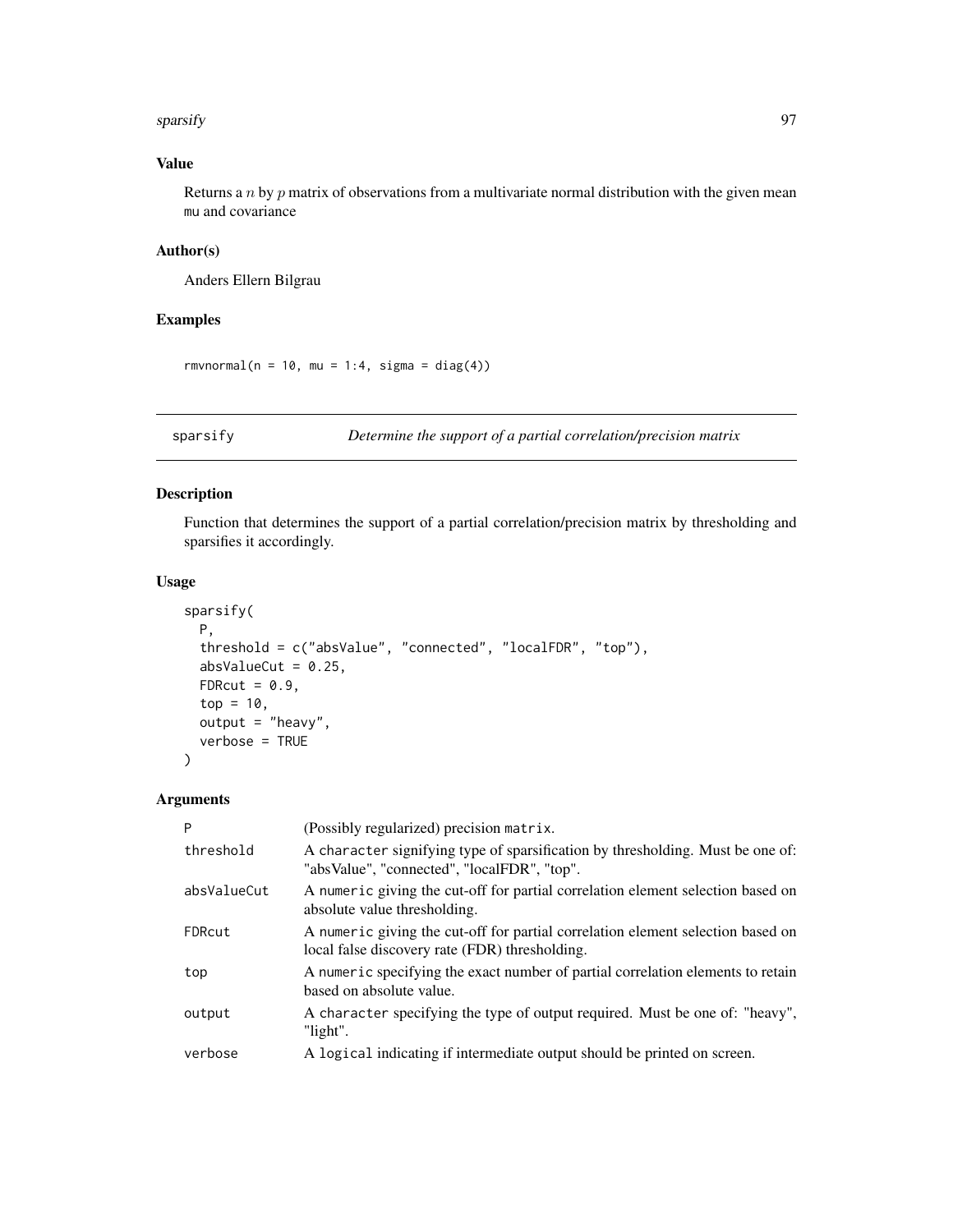## Value

Returns a $n$ by $p$ matrix of observations from a multivariate normal distribution with the given mean mu and covariance

## Author(s)

Anders Ellern Bilgrau

## Examples

```
rmvnormal(n = 10, mu = 1:4, sigma = diag(4))
```

---

# sparsify — *Determine the support of a partial correlation/precision matrix*

## Description

Function that determines the support of a partial correlation/precision matrix by thresholding and sparsifies it accordingly.

## Usage

```
sparsify(
  P,
  threshold = c("absValue", "connected", "localFDR", "top"),
  absValueCut = 0.25,
  FDRcut = 0.9,
  top = 10,
  output = "heavy",
  verbose = TRUE
)
```

## Arguments

| | |
|---|---|
| P | (Possibly regularized) precision matrix. |
| threshold | A character signifying type of sparsification by thresholding. Must be one of: "absValue", "connected", "localFDR", "top". |
| absValueCut | A numeric giving the cut-off for partial correlation element selection based on absolute value thresholding. |
| FDRcut | A numeric giving the cut-off for partial correlation element selection based on local false discovery rate (FDR) thresholding. |
| top | A numeric specifying the exact number of partial correlation elements to retain based on absolute value. |
| output | A character specifying the type of output required. Must be one of: "heavy", "light". |
| verbose | A logical indicating if intermediate output should be printed on screen. |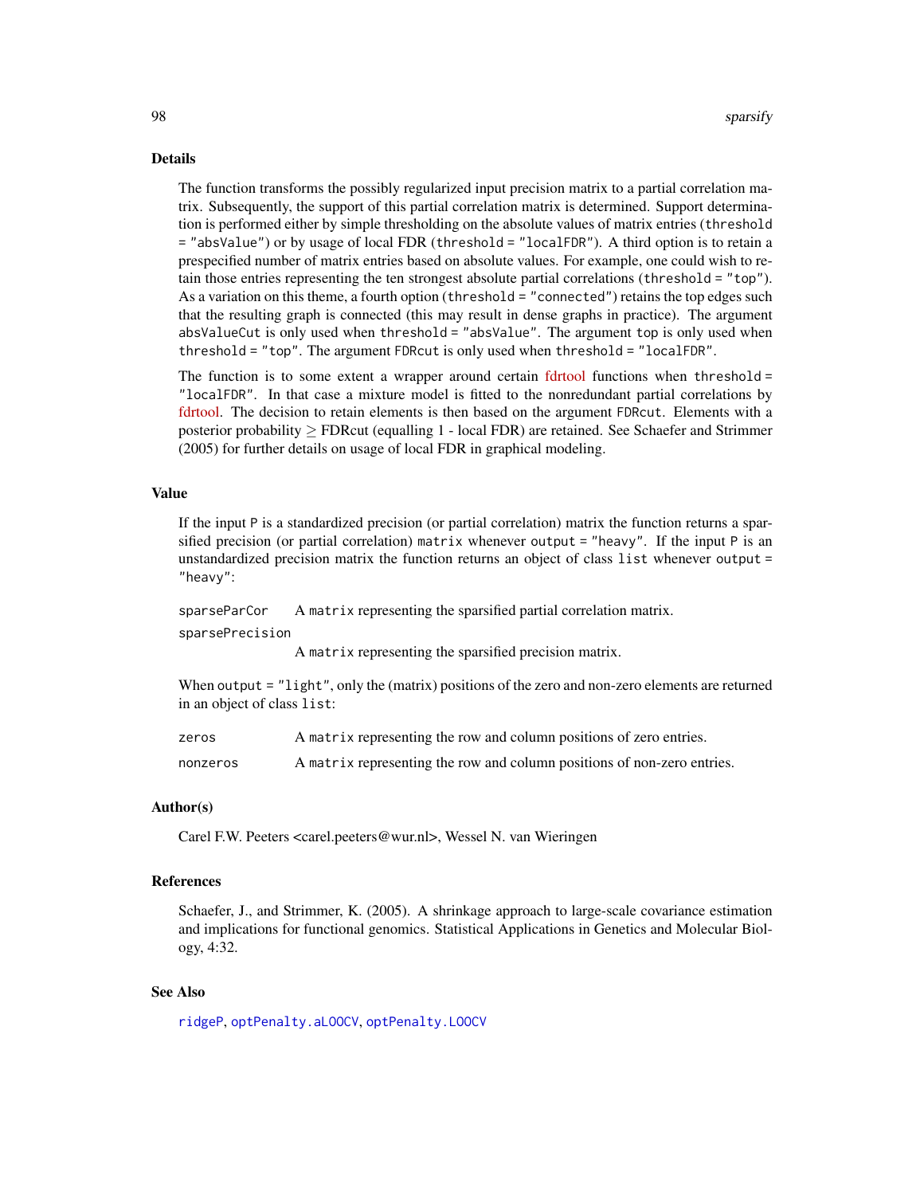## Details

The function transforms the possibly regularized input precision matrix to a partial correlation matrix. Subsequently, the support of this partial correlation matrix is determined. Support determination is performed either by simple thresholding on the absolute values of matrix entries (`threshold = "absValue"`) or by usage of local FDR (`threshold = "localFDR"`). A third option is to retain a prespecified number of matrix entries based on absolute values. For example, one could wish to retain those entries representing the ten strongest absolute partial correlations (`threshold = "top"`). As a variation on this theme, a fourth option (`threshold = "connected"`) retains the top edges such that the resulting graph is connected (this may result in dense graphs in practice). The argument `absValueCut` is only used when `threshold = "absValue"`. The argument `top` is only used when `threshold = "top"`. The argument `FDRcut` is only used when `threshold = "localFDR"`.

The function is to some extent a wrapper around certain fdrtool functions when `threshold = "localFDR"`. In that case a mixture model is fitted to the nonredundant partial correlations by fdrtool. The decision to retain elements is then based on the argument `FDRcut`. Elements with a posterior probability $\geq$ FDRcut (equalling 1 - local FDR) are retained. See Schaefer and Strimmer (2005) for further details on usage of local FDR in graphical modeling.

## Value

If the input `P` is a standardized precision (or partial correlation) matrix the function returns a sparsified precision (or partial correlation) `matrix` whenever `output = "heavy"`. If the input `P` is an unstandardized precision matrix the function returns an object of class `list` whenever `output = "heavy"`:

- `sparseParCor` A `matrix` representing the sparsified partial correlation matrix.
- `sparsePrecision` A `matrix` representing the sparsified precision matrix.

When `output = "light"`, only the (matrix) positions of the zero and non-zero elements are returned in an object of class `list`:

- `zeros` A `matrix` representing the row and column positions of zero entries.
- `nonzeros` A `matrix` representing the row and column positions of non-zero entries.

## Author(s)

Carel F.W. Peeters <carel.peeters@wur.nl>, Wessel N. van Wieringen

## References

Schaefer, J., and Strimmer, K. (2005). A shrinkage approach to large-scale covariance estimation and implications for functional genomics. Statistical Applications in Genetics and Molecular Biology, 4:32.

## See Also

`ridgeP`, `optPenalty.aLOOCV`, `optPenalty.LOOCV`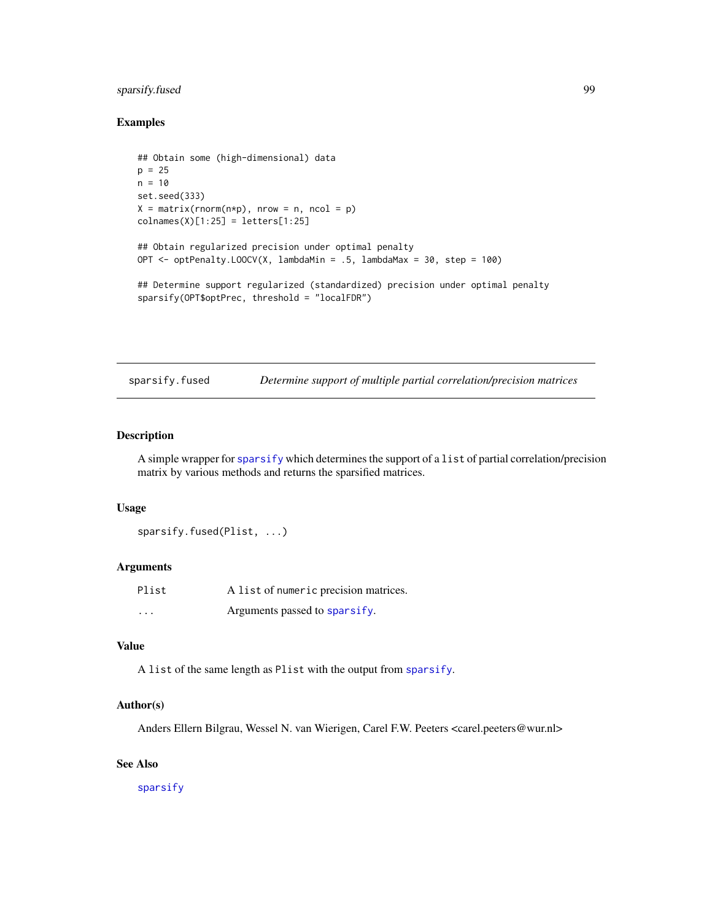## Examples

```
## Obtain some (high-dimensional) data
p = 25
n = 10
set.seed(333)
X = matrix(rnorm(n*p), nrow = n, ncol = p)
colnames(X)[1:25] = letters[1:25]

## Obtain regularized precision under optimal penalty
OPT <- optPenalty.LOOCV(X, lambdaMin = .5, lambdaMax = 30, step = 100)

## Determine support regularized (standardized) precision under optimal penalty
sparsify(OPT$optPrec, threshold = "localFDR")
```

---

# sparsify.fused — *Determine support of multiple partial correlation/precision matrices*

## Description

A simple wrapper for `sparsify` which determines the support of a `list` of partial correlation/precision matrix by various methods and returns the sparsified matrices.

## Usage

```
sparsify.fused(Plist, ...)
```

## Arguments

| | |
|---|---|
| `Plist` | A `list` of `numeric` precision matrices. |
| `...` | Arguments passed to `sparsify`. |

## Value

A `list` of the same length as `Plist` with the output from `sparsify`.

## Author(s)

Anders Ellern Bilgrau, Wessel N. van Wierigen, Carel F.W. Peeters <carel.peeters@wur.nl>

## See Also

`sparsify`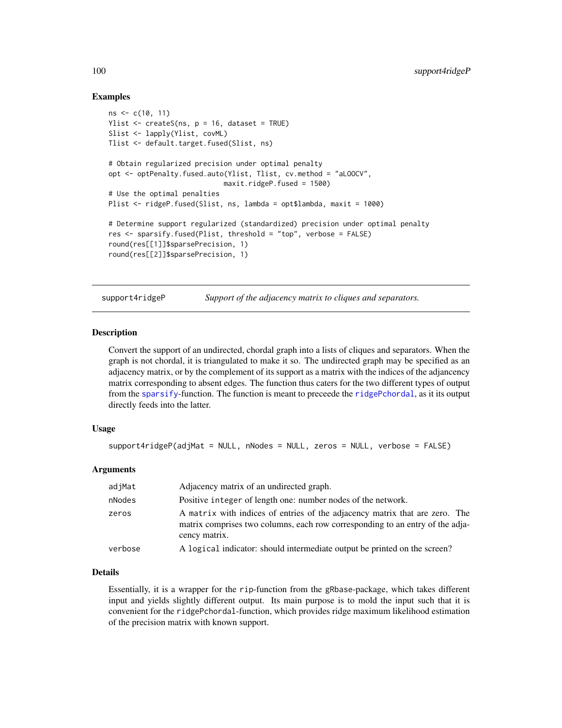## Examples

```
ns <- c(10, 11)
Ylist <- createS(ns, p = 16, dataset = TRUE)
Slist <- lapply(Ylist, covML)
Tlist <- default.target.fused(Slist, ns)

# Obtain regularized precision under optimal penalty
opt <- optPenalty.fused.auto(Ylist, Tlist, cv.method = "aLOOCV",
                             maxit.ridgeP.fused = 1500)
# Use the optimal penalties
Plist <- ridgeP.fused(Slist, ns, lambda = opt$lambda, maxit = 1000)

# Determine support regularized (standardized) precision under optimal penalty
res <- sparsify.fused(Plist, threshold = "top", verbose = FALSE)
round(res[[1]]$sparsePrecision, 1)
round(res[[2]]$sparsePrecision, 1)
```

---

# support4ridgeP — *Support of the adjacency matrix to cliques and separators.*

## Description

Convert the support of an undirected, chordal graph into a lists of cliques and separators. When the graph is not chordal, it is triangulated to make it so. The undirected graph may be specified as an adjacency matrix, or by the complement of its support as a matrix with the indices of the adjacency matrix corresponding to absent edges. The function thus caters for the two different types of output from the sparsify-function. The function is meant to preceede the ridgePchordal, as it its output directly feeds into the latter.

## Usage

```
support4ridgeP(adjMat = NULL, nNodes = NULL, zeros = NULL, verbose = FALSE)
```

## Arguments

| | |
|---|---|
| adjMat | Adjacency matrix of an undirected graph. |
| nNodes | Positive `integer` of length one: number nodes of the network. |
| zeros | A `matrix` with indices of entries of the adjacency matrix that are zero. The matrix comprises two columns, each row corresponding to an entry of the adjacency matrix. |
| verbose | A `logical` indicator: should intermediate output be printed on the screen? |

## Details

Essentially, it is a wrapper for the `rip`-function from the `gRbase`-package, which takes different input and yields slightly different output. Its main purpose is to mold the input such that it is convenient for the `ridgePchordal`-function, which provides ridge maximum likelihood estimation of the precision matrix with known support.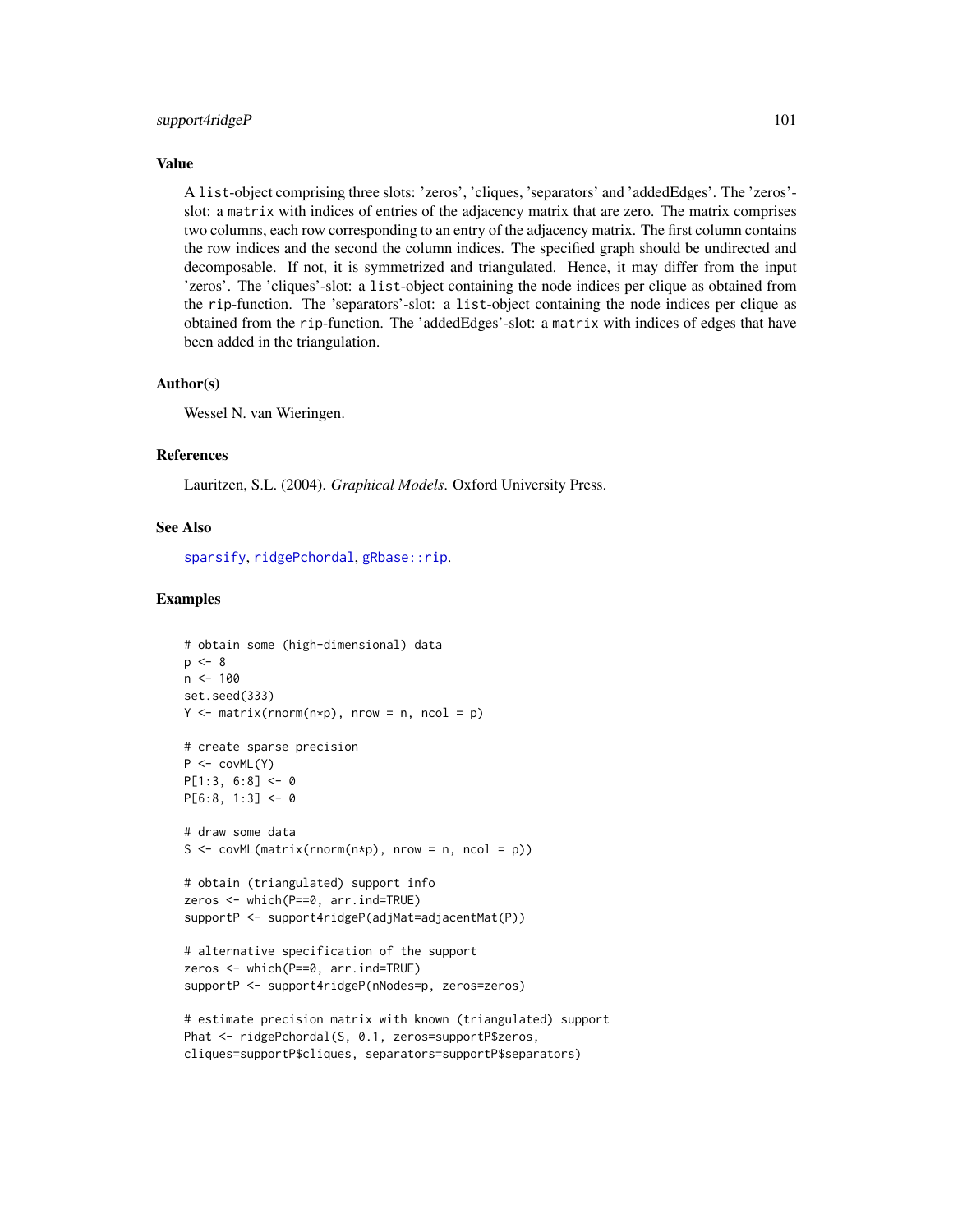## Value

A `list`-object comprising three slots: 'zeros', 'cliques, 'separators' and 'addedEdges'. The 'zeros'-slot: a `matrix` with indices of entries of the adjacency matrix that are zero. The matrix comprises two columns, each row corresponding to an entry of the adjacency matrix. The first column contains the row indices and the second the column indices. The specified graph should be undirected and decomposable. If not, it is symmetrized and triangulated. Hence, it may differ from the input 'zeros'. The 'cliques'-slot: a `list`-object containing the node indices per clique as obtained from the `rip`-function. The 'separators'-slot: a `list`-object containing the node indices per clique as obtained from the `rip`-function. The 'addedEdges'-slot: a `matrix` with indices of edges that have been added in the triangulation.

## Author(s)

Wessel N. van Wieringen.

## References

Lauritzen, S.L. (2004). *Graphical Models*. Oxford University Press.

## See Also

sparsify, ridgePchordal, gRbase::rip.

## Examples

```
# obtain some (high-dimensional) data
p <- 8
n <- 100
set.seed(333)
Y <- matrix(rnorm(n*p), nrow = n, ncol = p)

# create sparse precision
P <- covML(Y)
P[1:3, 6:8] <- 0
P[6:8, 1:3] <- 0

# draw some data
S <- covML(matrix(rnorm(n*p), nrow = n, ncol = p))

# obtain (triangulated) support info
zeros <- which(P==0, arr.ind=TRUE)
supportP <- support4ridgeP(adjMat=adjacentMat(P))

# alternative specification of the support
zeros <- which(P==0, arr.ind=TRUE)
supportP <- support4ridgeP(nNodes=p, zeros=zeros)

# estimate precision matrix with known (triangulated) support
Phat <- ridgePchordal(S, 0.1, zeros=supportP$zeros,
cliques=supportP$cliques, separators=supportP$separators)
```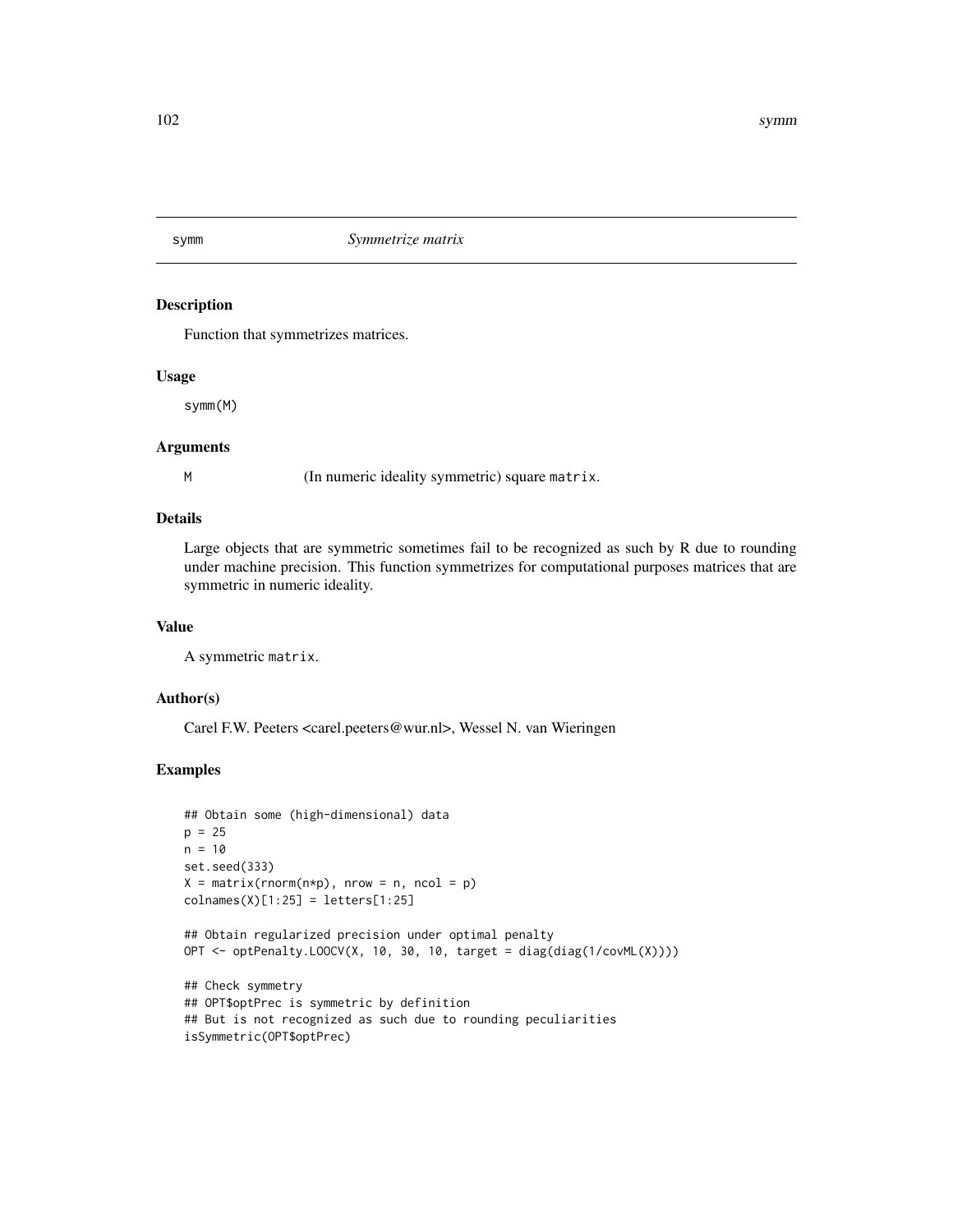symm *Symmetrize matrix*

## Description

Function that symmetrizes matrices.

## Usage

```
symm(M)
```

## Arguments

M (In numeric ideality symmetric) square `matrix`.

## Details

Large objects that are symmetric sometimes fail to be recognized as such by R due to rounding under machine precision. This function symmetrizes for computational purposes matrices that are symmetric in numeric ideality.

## Value

A symmetric `matrix`.

## Author(s)

Carel F.W. Peeters <carel.peeters@wur.nl>, Wessel N. van Wieringen

## Examples

```
## Obtain some (high-dimensional) data
p = 25
n = 10
set.seed(333)
X = matrix(rnorm(n*p), nrow = n, ncol = p)
colnames(X)[1:25] = letters[1:25]

## Obtain regularized precision under optimal penalty
OPT <- optPenalty.LOOCV(X, 10, 30, 10, target = diag(diag(1/covML(X))))

## Check symmetry
## OPT$optPrec is symmetric by definition
## But is not recognized as such due to rounding peculiarities
isSymmetric(OPT$optPrec)
```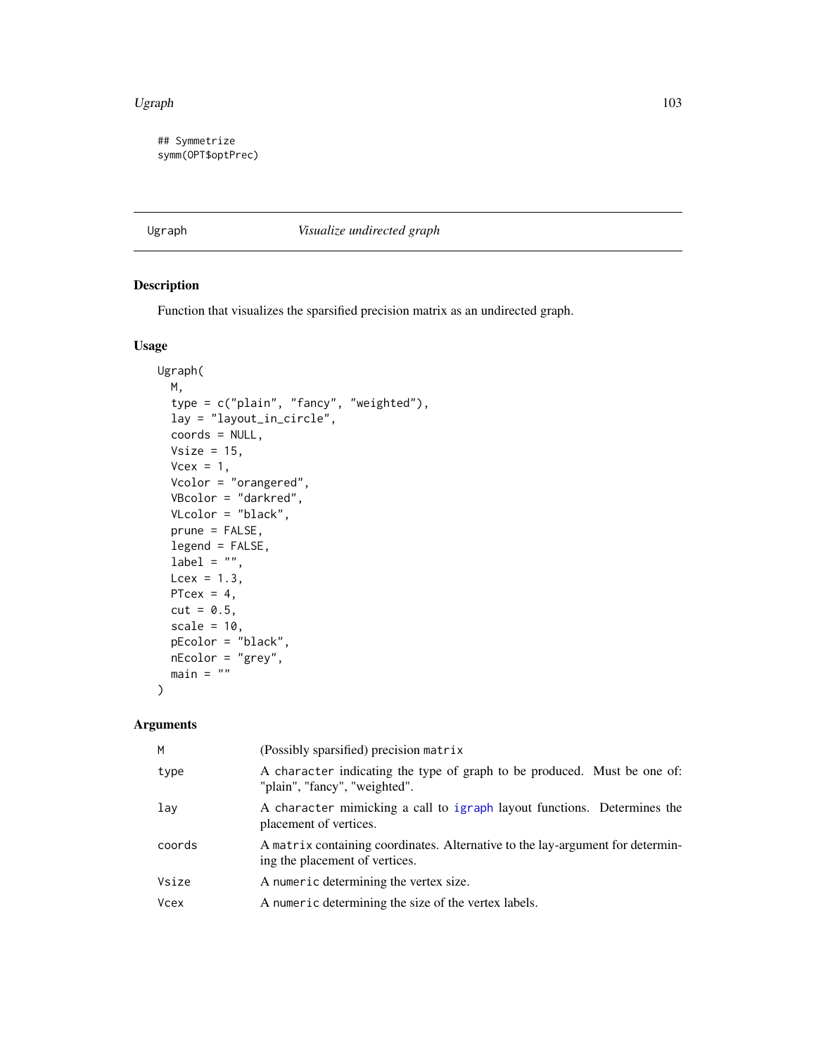```
## Symmetrize
symm(OPT$optPrec)
```

## Ugraph *Visualize undirected graph*

### Description

Function that visualizes the sparsified precision matrix as an undirected graph.

### Usage

```
Ugraph(
  M,
  type = c("plain", "fancy", "weighted"),
  lay = "layout_in_circle",
  coords = NULL,
  Vsize = 15,
  Vcex = 1,
  Vcolor = "orangered",
  VBcolor = "darkred",
  VLcolor = "black",
  prune = FALSE,
  legend = FALSE,
  label = "",
  Lcex = 1.3,
  PTcex = 4,
  cut = 0.5,
  scale = 10,
  pEcolor = "black",
  nEcolor = "grey",
  main = ""
)
```

### Arguments

| | |
|---|---|
| `M` | (Possibly sparsified) precision `matrix` |
| `type` | A `character` indicating the type of graph to be produced. Must be one of: "plain", "fancy", "weighted". |
| `lay` | A `character` mimicking a call to `igraph` layout functions. Determines the placement of vertices. |
| `coords` | A `matrix` containing coordinates. Alternative to the lay-argument for determining the placement of vertices. |
| `Vsize` | A `numeric` determining the vertex size. |
| `Vcex` | A `numeric` determining the size of the vertex labels. |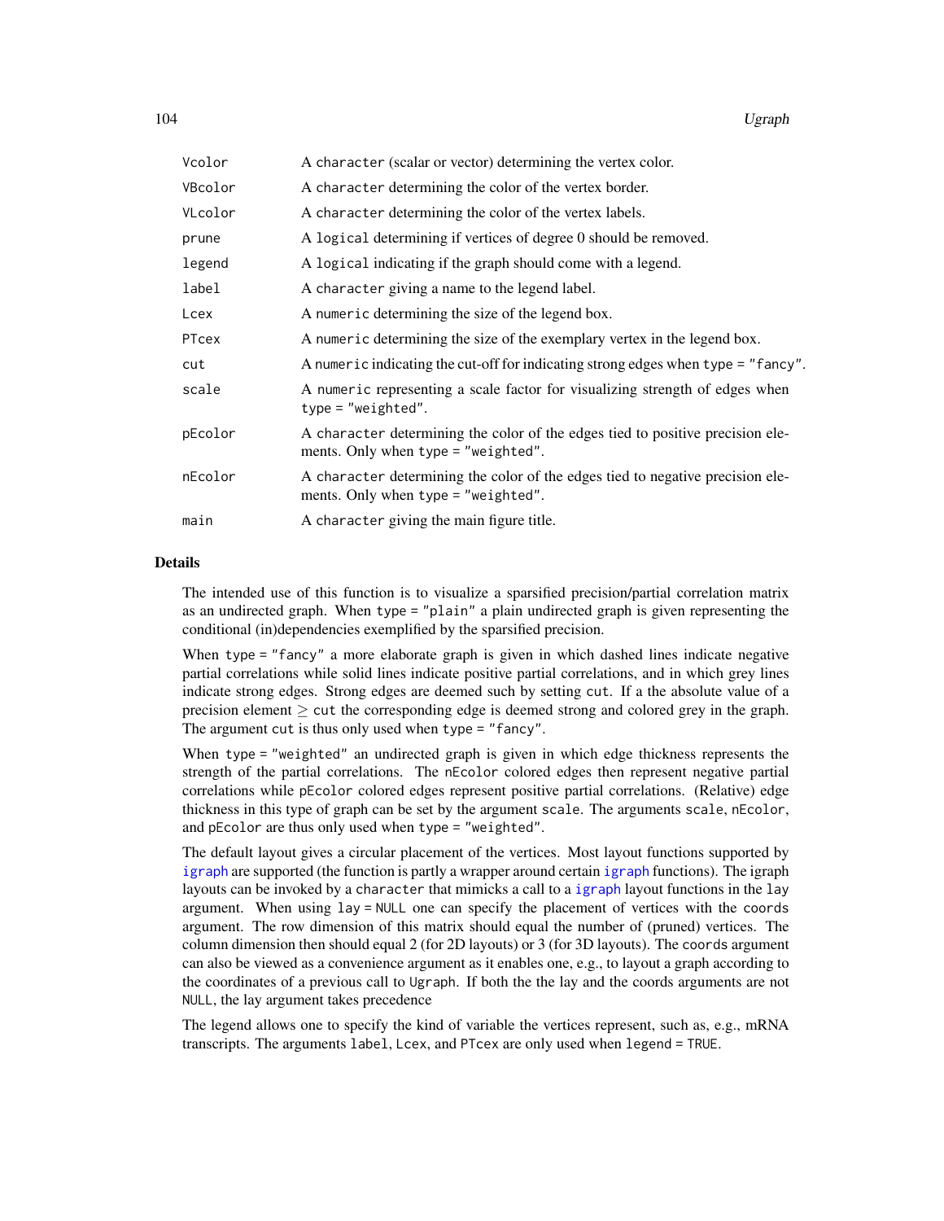| | |
|---|---|
| Vcolor | A character (scalar or vector) determining the vertex color. |
| VBcolor | A character determining the color of the vertex border. |
| VLcolor | A character determining the color of the vertex labels. |
| prune | A logical determining if vertices of degree 0 should be removed. |
| legend | A logical indicating if the graph should come with a legend. |
| label | A character giving a name to the legend label. |
| Lcex | A numeric determining the size of the legend box. |
| PTcex | A numeric determining the size of the exemplary vertex in the legend box. |
| cut | A numeric indicating the cut-off for indicating strong edges when type = "fancy". |
| scale | A numeric representing a scale factor for visualizing strength of edges when type = "weighted". |
| pEcolor | A character determining the color of the edges tied to positive precision elements. Only when type = "weighted". |
| nEcolor | A character determining the color of the edges tied to negative precision elements. Only when type = "weighted". |
| main | A character giving the main figure title. |

## Details

The intended use of this function is to visualize a sparsified precision/partial correlation matrix as an undirected graph. When type = "plain" a plain undirected graph is given representing the conditional (in)dependencies exemplified by the sparsified precision.

When type = "fancy" a more elaborate graph is given in which dashed lines indicate negative partial correlations while solid lines indicate positive partial correlations, and in which grey lines indicate strong edges. Strong edges are deemed such by setting cut. If a the absolute value of a precision element $\geq$ cut the corresponding edge is deemed strong and colored grey in the graph. The argument cut is thus only used when type = "fancy".

When type = "weighted" an undirected graph is given in which edge thickness represents the strength of the partial correlations. The nEcolor colored edges then represent negative partial correlations while pEcolor colored edges represent positive partial correlations. (Relative) edge thickness in this type of graph can be set by the argument scale. The arguments scale, nEcolor, and pEcolor are thus only used when type = "weighted".

The default layout gives a circular placement of the vertices. Most layout functions supported by igraph are supported (the function is partly a wrapper around certain igraph functions). The igraph layouts can be invoked by a character that mimicks a call to a igraph layout functions in the lay argument. When using lay = NULL one can specify the placement of vertices with the coords argument. The row dimension of this matrix should equal the number of (pruned) vertices. The column dimension then should equal 2 (for 2D layouts) or 3 (for 3D layouts). The coords argument can also be viewed as a convenience argument as it enables one, e.g., to layout a graph according to the coordinates of a previous call to Ugraph. If both the the lay and the coords arguments are not NULL, the lay argument takes precedence

The legend allows one to specify the kind of variable the vertices represent, such as, e.g., mRNA transcripts. The arguments label, Lcex, and PTcex are only used when legend = TRUE.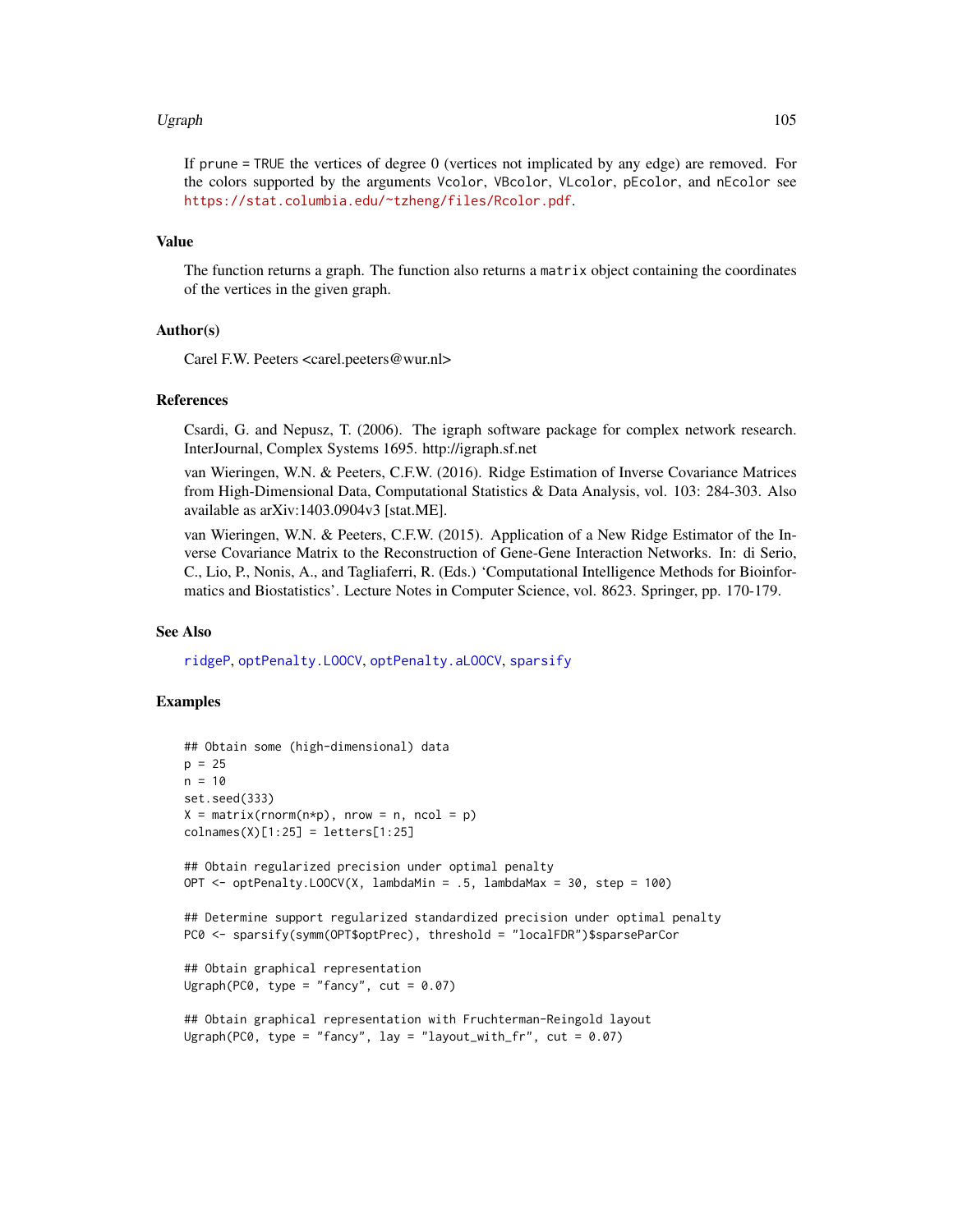If prune = TRUE the vertices of degree 0 (vertices not implicated by any edge) are removed. For the colors supported by the arguments Vcolor, VBcolor, VLcolor, pEcolor, and nEcolor see https://stat.columbia.edu/~tzheng/files/Rcolor.pdf.

## Value

The function returns a graph. The function also returns a matrix object containing the coordinates of the vertices in the given graph.

## Author(s)

Carel F.W. Peeters <carel.peeters@wur.nl>

## References

Csardi, G. and Nepusz, T. (2006). The igraph software package for complex network research. InterJournal, Complex Systems 1695. http://igraph.sf.net

van Wieringen, W.N. & Peeters, C.F.W. (2016). Ridge Estimation of Inverse Covariance Matrices from High-Dimensional Data, Computational Statistics & Data Analysis, vol. 103: 284-303. Also available as arXiv:1403.0904v3 [stat.ME].

van Wieringen, W.N. & Peeters, C.F.W. (2015). Application of a New Ridge Estimator of the Inverse Covariance Matrix to the Reconstruction of Gene-Gene Interaction Networks. In: di Serio, C., Lio, P., Nonis, A., and Tagliaferri, R. (Eds.) 'Computational Intelligence Methods for Bioinformatics and Biostatistics'. Lecture Notes in Computer Science, vol. 8623. Springer, pp. 170-179.

## See Also

ridgeP, optPenalty.LOOCV, optPenalty.aLOOCV, sparsify

## Examples

```
## Obtain some (high-dimensional) data
p = 25
n = 10
set.seed(333)
X = matrix(rnorm(n*p), nrow = n, ncol = p)
colnames(X)[1:25] = letters[1:25]

## Obtain regularized precision under optimal penalty
OPT <- optPenalty.LOOCV(X, lambdaMin = .5, lambdaMax = 30, step = 100)

## Determine support regularized standardized precision under optimal penalty
PC0 <- sparsify(symm(OPT$optPrec), threshold = "localFDR")$sparseParCor

## Obtain graphical representation
Ugraph(PC0, type = "fancy", cut = 0.07)

## Obtain graphical representation with Fruchterman-Reingold layout
Ugraph(PC0, type = "fancy", lay = "layout_with_fr", cut = 0.07)
```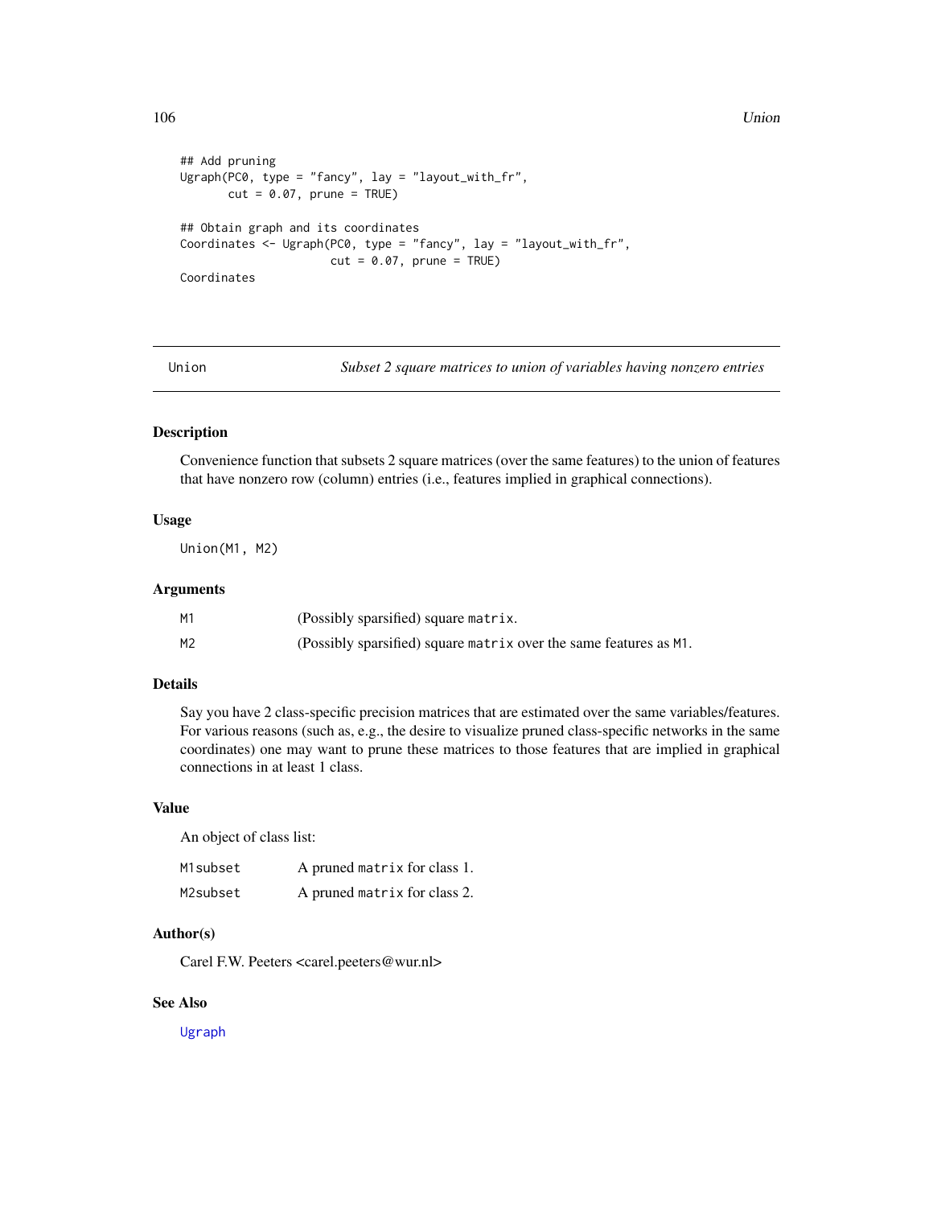```
## Add pruning
Ugraph(PC0, type = "fancy", lay = "layout_with_fr",
       cut = 0.07, prune = TRUE)

## Obtain graph and its coordinates
Coordinates <- Ugraph(PC0, type = "fancy", lay = "layout_with_fr",
                      cut = 0.07, prune = TRUE)
Coordinates
```

---

Union — *Subset 2 square matrices to union of variables having nonzero entries*

---

## Description

Convenience function that subsets 2 square matrices (over the same features) to the union of features that have nonzero row (column) entries (i.e., features implied in graphical connections).

## Usage

```
Union(M1, M2)
```

## Arguments

| | |
|---|---|
| M1 | (Possibly sparsified) square `matrix`. |
| M2 | (Possibly sparsified) square `matrix` over the same features as M1. |

## Details

Say you have 2 class-specific precision matrices that are estimated over the same variables/features. For various reasons (such as, e.g., the desire to visualize pruned class-specific networks in the same coordinates) one may want to prune these matrices to those features that are implied in graphical connections in at least 1 class.

## Value

An object of class list:

| | |
|---|---|
| M1subset | A pruned `matrix` for class 1. |
| M2subset | A pruned `matrix` for class 2. |

## Author(s)

Carel F.W. Peeters <carel.peeters@wur.nl>

## See Also

Ugraph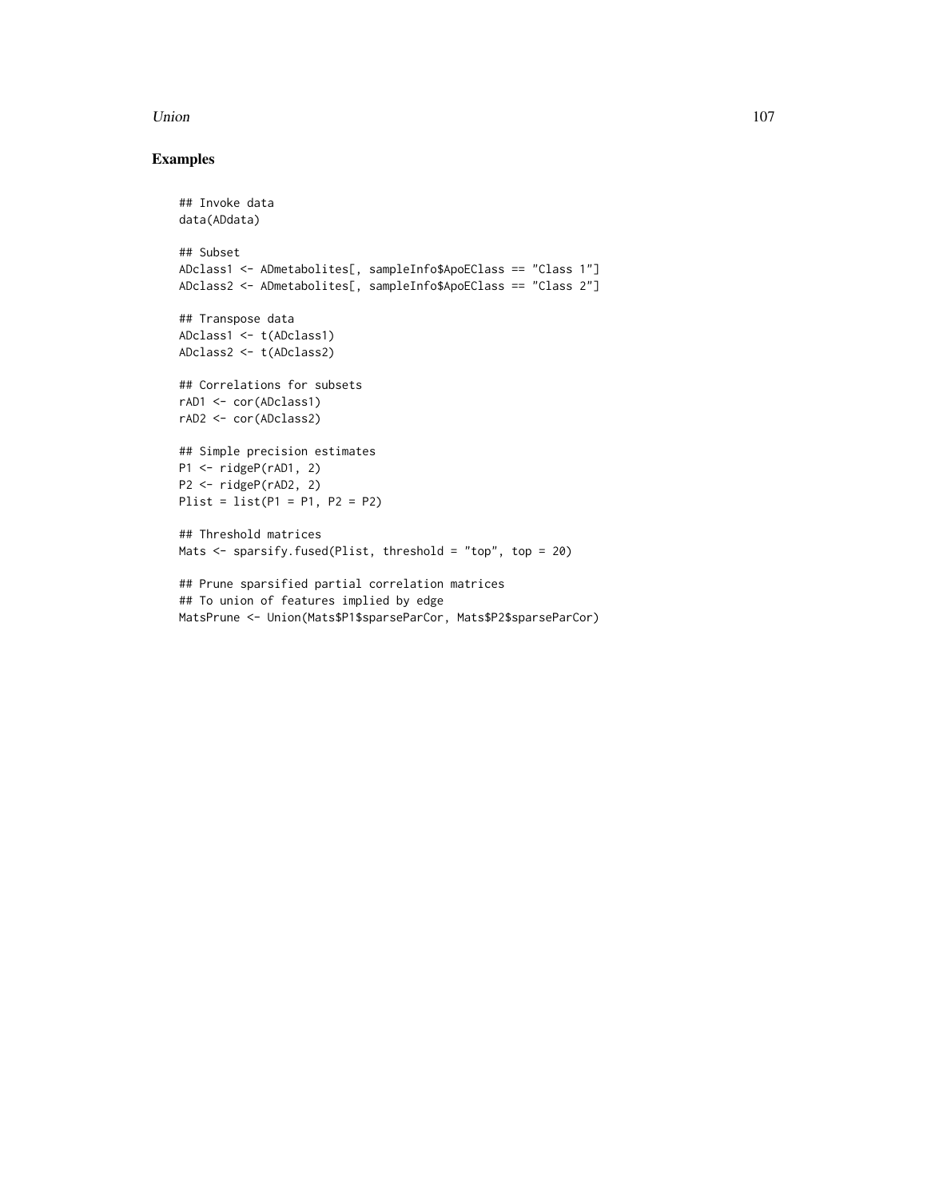## Examples

```
## Invoke data
data(ADdata)

## Subset
ADclass1 <- ADmetabolites[, sampleInfo$ApoEClass == "Class 1"]
ADclass2 <- ADmetabolites[, sampleInfo$ApoEClass == "Class 2"]

## Transpose data
ADclass1 <- t(ADclass1)
ADclass2 <- t(ADclass2)

## Correlations for subsets
rAD1 <- cor(ADclass1)
rAD2 <- cor(ADclass2)

## Simple precision estimates
P1 <- ridgeP(rAD1, 2)
P2 <- ridgeP(rAD2, 2)
Plist = list(P1 = P1, P2 = P2)

## Threshold matrices
Mats <- sparsify.fused(Plist, threshold = "top", top = 20)

## Prune sparsified partial correlation matrices
## To union of features implied by edge
MatsPrune <- Union(Mats$P1$sparseParCor, Mats$P2$sparseParCor)
```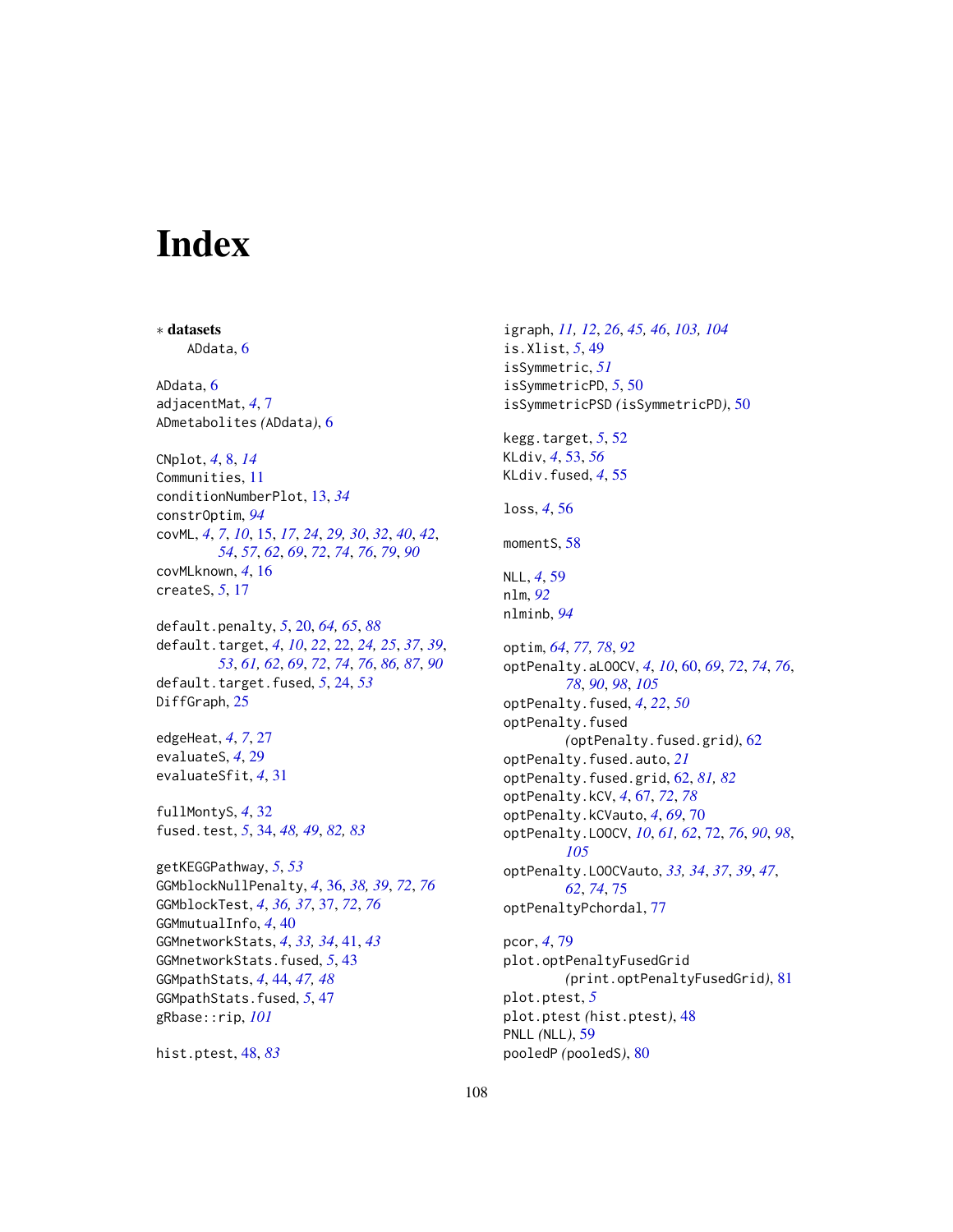# Index

∗ **datasets**
  ADdata, 6

ADdata, 6
adjacentMat, *4*, 7
ADmetabolites *(*ADdata*)*, 6

CNplot, *4*, 8, *14*
Communities, 11
conditionNumberPlot, 13, *34*
constrOptim, *94*
covML, *4*, *7*, *10*, 15, *17*, *24*, *29, 30*, *32*, *40*, *42*, *54*, *57*, *62*, *69*, *72*, *74*, *76*, *79*, *90*
covMLknown, *4*, 16
createS, *5*, 17

default.penalty, *5*, 20, *64, 65*, *88*
default.target, *4*, *10*, *22*, 22, *24, 25*, *37*, *39*, *53*, *61, 62*, *69*, *72*, *74*, *76*, *86, 87*, *90*
default.target.fused, *5*, 24, *53*
DiffGraph, 25

edgeHeat, *4*, *7*, 27
evaluateS, *4*, 29
evaluateSfit, *4*, 31

fullMontyS, *4*, 32
fused.test, *5*, 34, *48, 49*, *82, 83*

getKEGGPathway, *5*, *53*
GGMblockNullPenalty, *4*, 36, *38, 39*, *72*, *76*
GGMblockTest, *4*, *36, 37*, 37, *72*, *76*
GGMmutualInfo, *4*, 40
GGMnetworkStats, *4*, *33, 34*, 41, *43*
GGMnetworkStats.fused, *5*, 43
GGMpathStats, *4*, 44, *47, 48*
GGMpathStats.fused, *5*, 47
gRbase::rip, *101*

hist.ptest, 48, *83*

igraph, *11, 12*, *26*, *45, 46*, *103, 104*
is.Xlist, *5*, 49
isSymmetric, *51*
isSymmetricPD, *5*, 50
isSymmetricPSD *(*isSymmetricPD*)*, 50

kegg.target, *5*, 52
KLdiv, *4*, 53, *56*
KLdiv.fused, *4*, 55

loss, *4*, 56

momentS, 58

NLL, *4*, 59
nlm, *92*
nlminb, *94*

optim, *64*, *77, 78*, *92*
optPenalty.aLOOCV, *4*, *10*, 60, *69*, *72*, *74*, *76*, *78*, *90*, *98*, *105*
optPenalty.fused, *4*, *22*, *50*
optPenalty.fused *(*optPenalty.fused.grid*)*, 62
optPenalty.fused.auto, *21*
optPenalty.fused.grid, 62, *81, 82*
optPenalty.kCV, *4*, 67, *72*, *78*
optPenalty.kCVauto, *4*, *69*, 70
optPenalty.LOOCV, *10*, *61, 62*, 72, *76*, *90*, *98*, *105*
optPenalty.LOOCVauto, *33, 34*, *37*, *39*, *47*, *62*, *74*, 75
optPenaltyPchordal, 77

pcor, *4*, 79
plot.optPenaltyFusedGrid *(*print.optPenaltyFusedGrid*)*, 81
plot.ptest, *5*
plot.ptest *(*hist.ptest*)*, 48
PNLL *(*NLL*)*, 59
pooledP *(*pooledS*)*, 80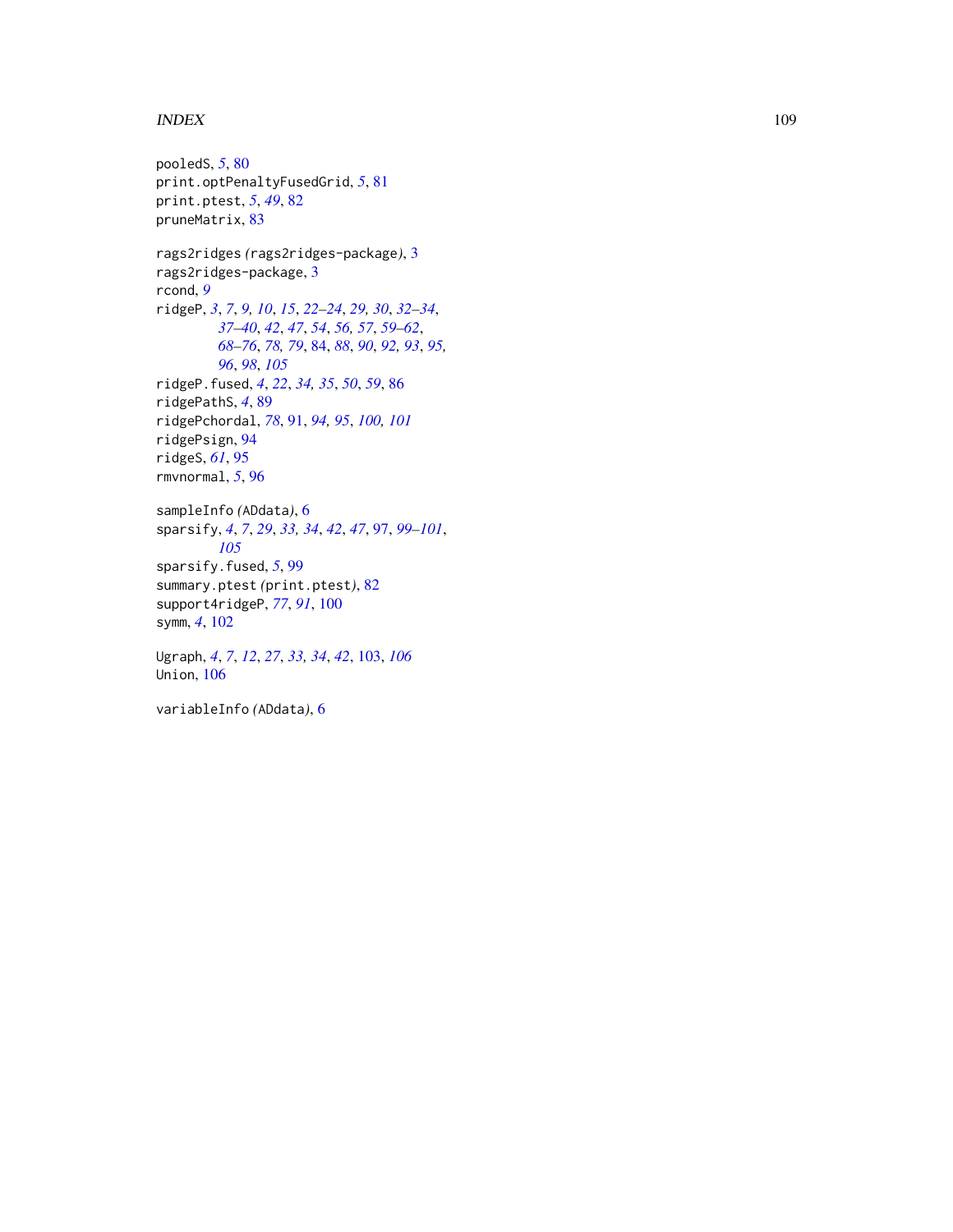pooledS, *5*, 80
print.optPenaltyFusedGrid, *5*, 81
print.ptest, *5*, *49*, 82
pruneMatrix, 83

rags2ridges (rags2ridges-package), 3
rags2ridges-package, 3
rcond, *9*
ridgeP, *3*, *7*, *9, 10*, *15*, *22–24*, *29, 30*, *32–34*, *37–40*, *42*, *47*, *54*, *56, 57*, *59–62*, *68–76*, *78, 79*, 84, *88*, *90*, *92, 93*, *95, 96*, *98*, *105*
ridgeP.fused, *4*, *22*, *34, 35*, *50*, *59*, 86
ridgePathS, *4*, 89
ridgePchordal, *78*, 91, *94, 95*, *100, 101*
ridgePsign, 94
ridgeS, *61*, 95
rmvnormal, *5*, 96

sampleInfo (ADdata), 6
sparsify, *4*, *7*, *29*, *33, 34*, *42*, *47*, 97, *99–101*, *105*
sparsify.fused, *5*, 99
summary.ptest (print.ptest), 82
support4ridgeP, *77*, *91*, 100
symm, *4*, 102

Ugraph, *4*, *7*, *12*, *27*, *33, 34*, *42*, 103, *106*
Union, 106

variableInfo (ADdata), 6